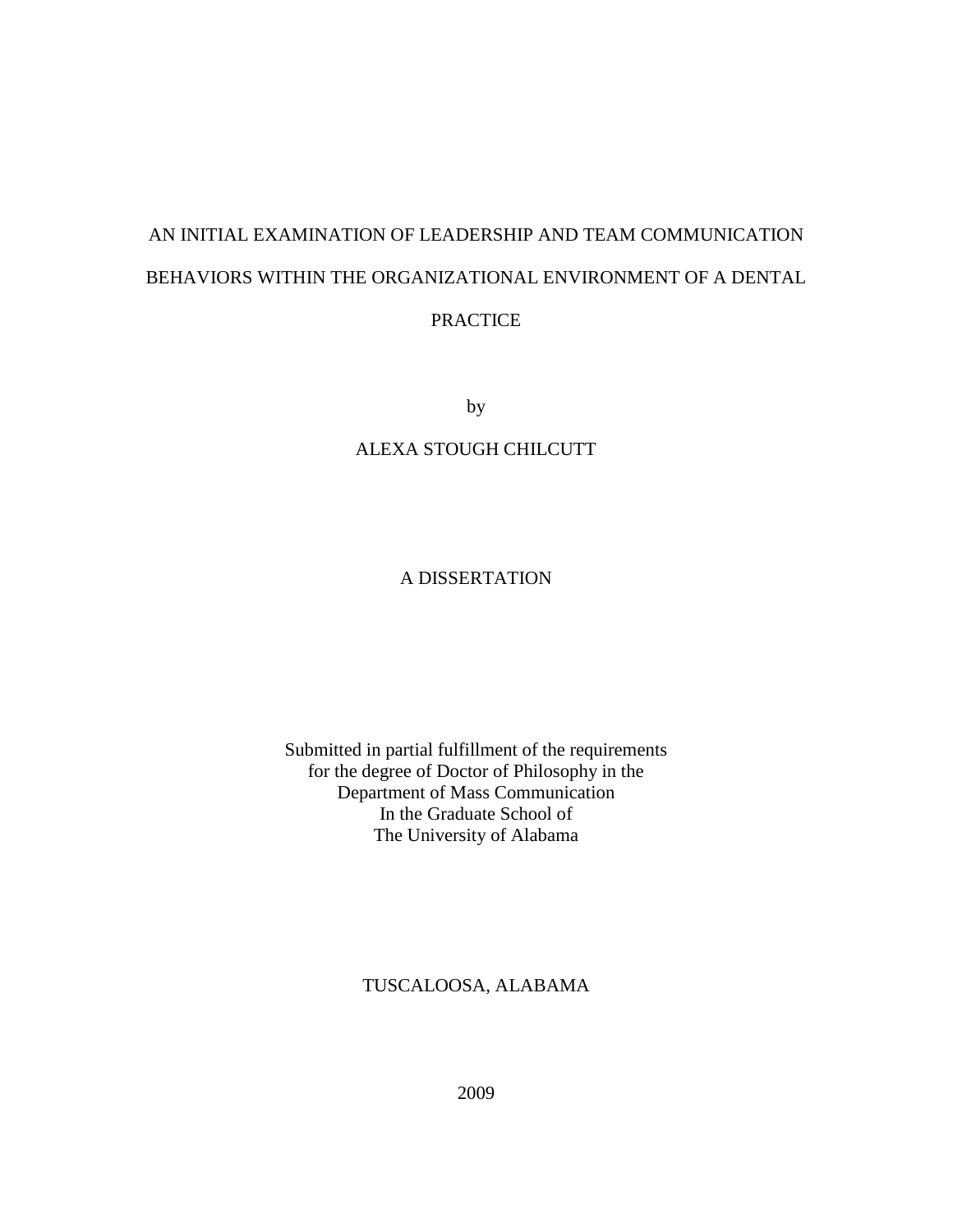# AN INITIAL EXAMINATION OF LEADERSHIP AND TEAM COMMUNICATION BEHAVIORS WITHIN THE ORGANIZATIONAL ENVIRONMENT OF A DENTAL PRACTICE

by

ALEXA STOUGH CHILCUTT

A DISSERTATION

Submitted in partial fulfillment of the requirements
for the degree of Doctor of Philosophy in the
Department of Mass Communication
In the Graduate School of
The University of Alabama

TUSCALOOSA, ALABAMA

2009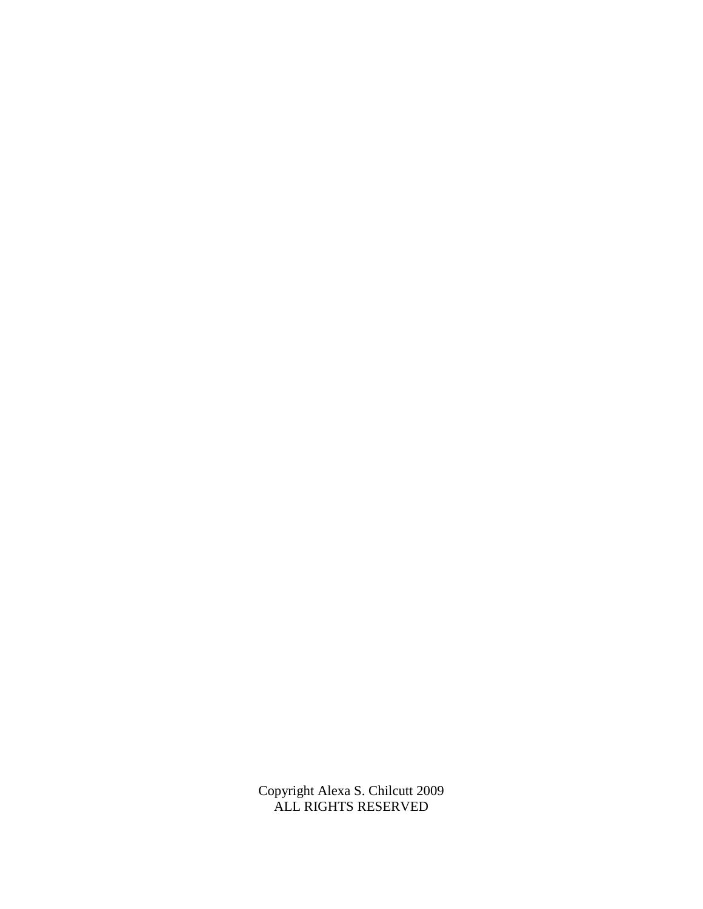Copyright Alexa S. Chilcutt 2009
ALL RIGHTS RESERVED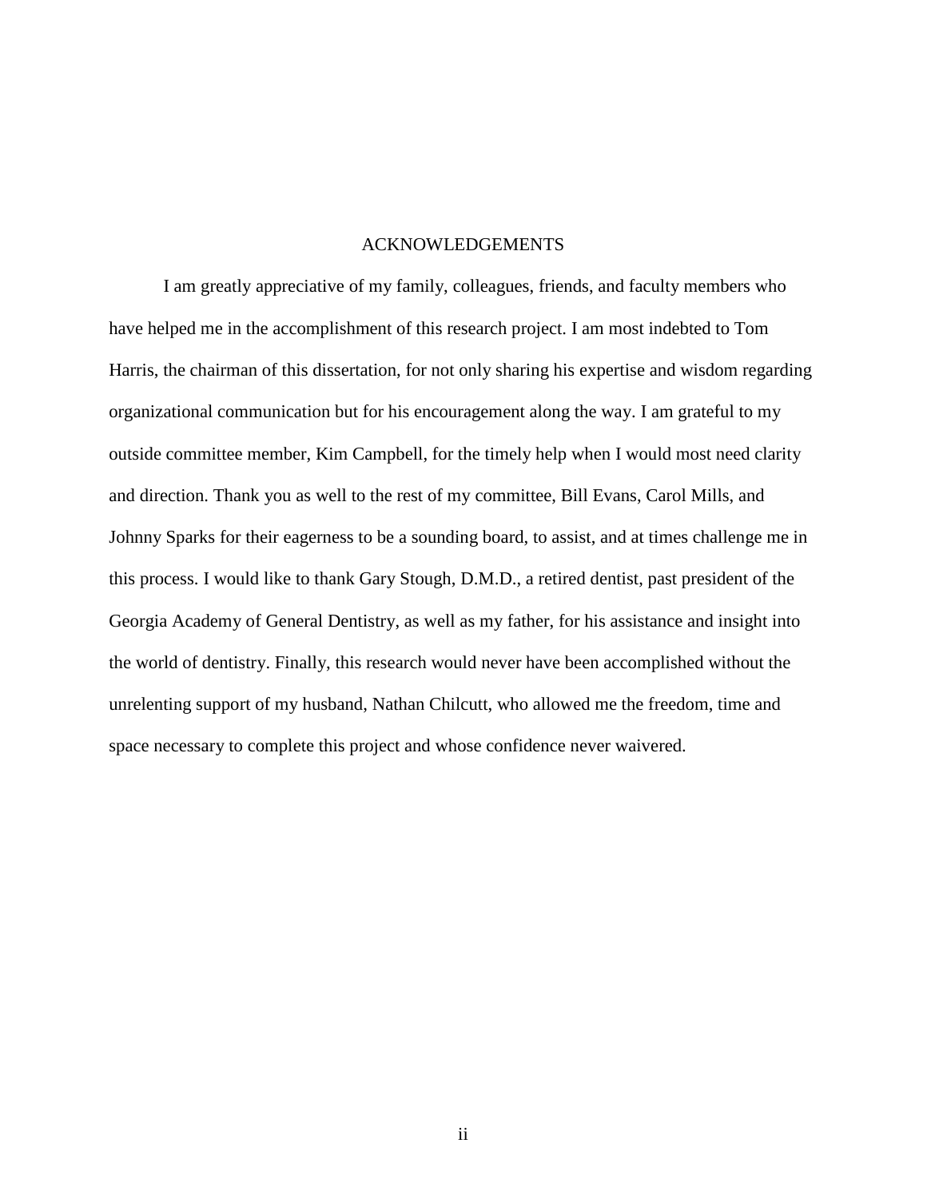# ACKNOWLEDGEMENTS

I am greatly appreciative of my family, colleagues, friends, and faculty members who have helped me in the accomplishment of this research project. I am most indebted to Tom Harris, the chairman of this dissertation, for not only sharing his expertise and wisdom regarding organizational communication but for his encouragement along the way. I am grateful to my outside committee member, Kim Campbell, for the timely help when I would most need clarity and direction. Thank you as well to the rest of my committee, Bill Evans, Carol Mills, and Johnny Sparks for their eagerness to be a sounding board, to assist, and at times challenge me in this process. I would like to thank Gary Stough, D.M.D., a retired dentist, past president of the Georgia Academy of General Dentistry, as well as my father, for his assistance and insight into the world of dentistry. Finally, this research would never have been accomplished without the unrelenting support of my husband, Nathan Chilcutt, who allowed me the freedom, time and space necessary to complete this project and whose confidence never waivered.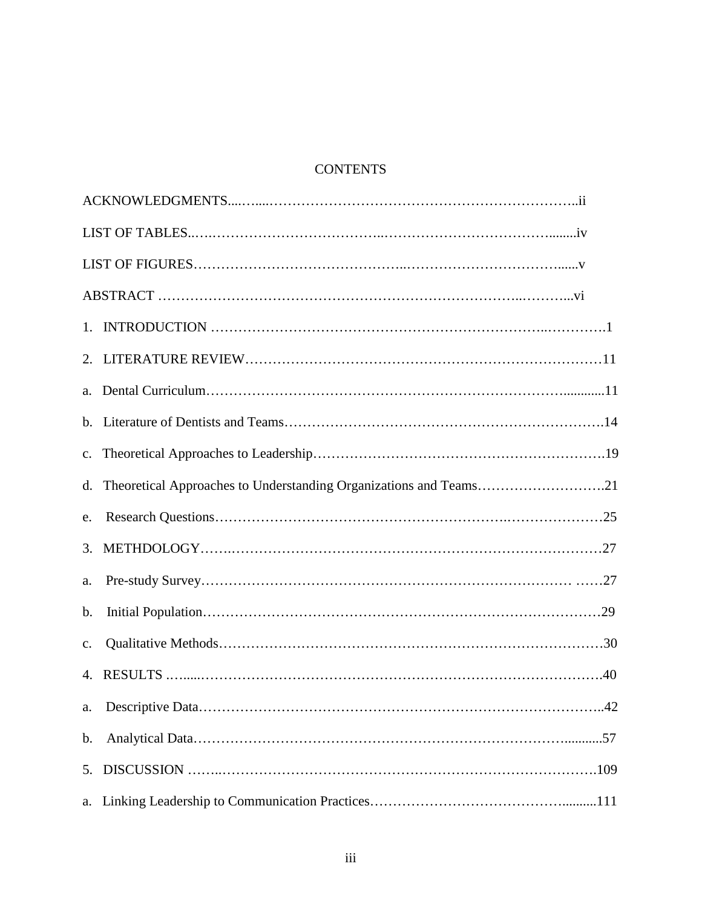# CONTENTS

ACKNOWLEDGMENTS ..... ii

LIST OF TABLES ..... iv

LIST OF FIGURES ..... v

ABSTRACT ..... vi

1. INTRODUCTION ..... 1

2. LITERATURE REVIEW ..... 11

a. Dental Curriculum ..... 11

b. Literature of Dentists and Teams ..... 14

c. Theoretical Approaches to Leadership ..... 19

d. Theoretical Approaches to Understanding Organizations and Teams ..... 21

e. Research Questions ..... 25

3. METHDOLOGY ..... 27

a. Pre-study Survey ..... 27

b. Initial Population ..... 29

c. Qualitative Methods ..... 30

4. RESULTS ..... 40

a. Descriptive Data ..... 42

b. Analytical Data ..... 57

5. DISCUSSION ..... 109

a. Linking Leadership to Communication Practices ..... 111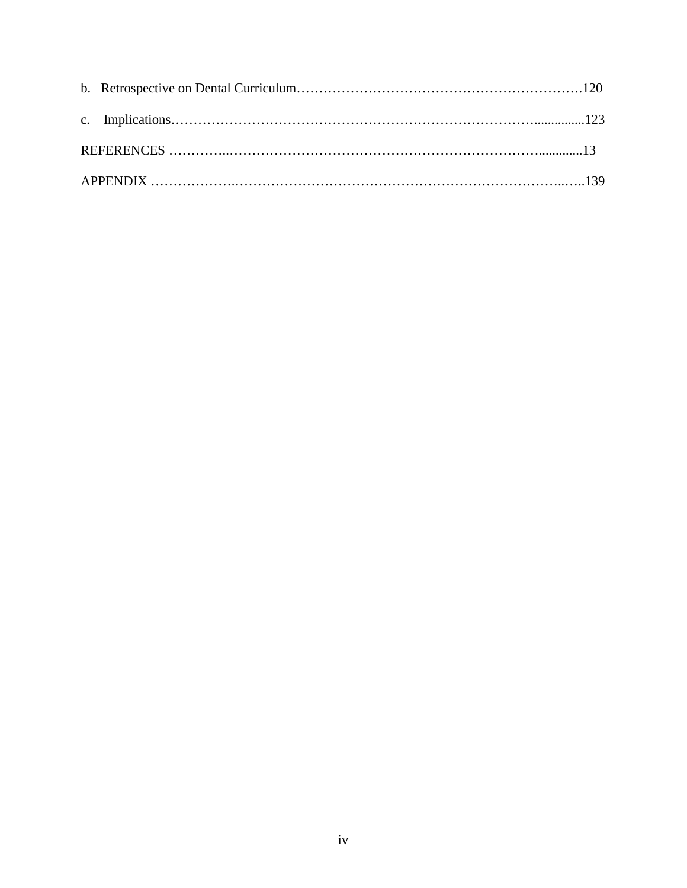b. Retrospective on Dental Curriculum……………………………………………………….120

c. Implications………………………………………………………………………...............123

REFERENCES …………..……………………………………………………………….............13

APPENDIX ……………….…………………………………………………………………..…..139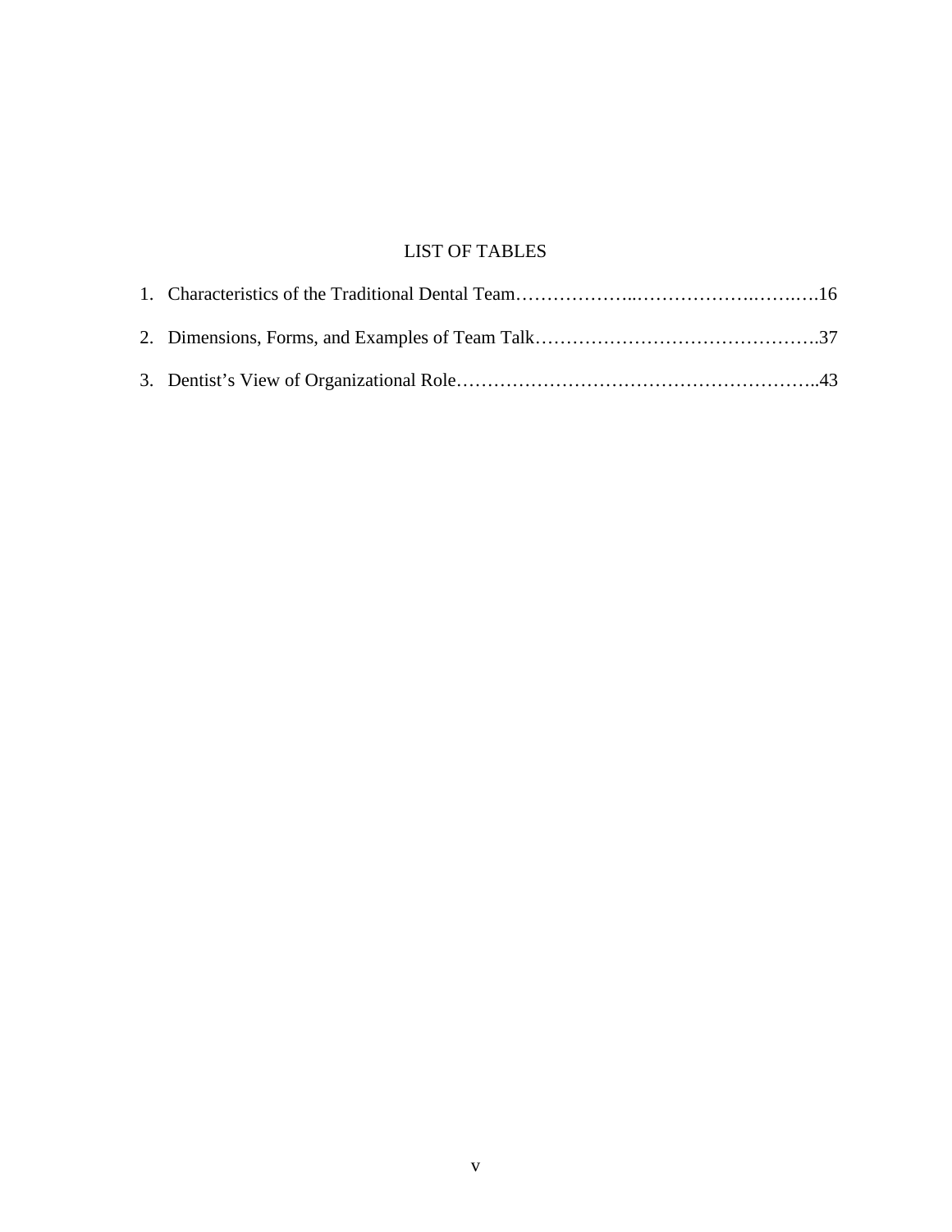# LIST OF TABLES

1. Characteristics of the Traditional Dental Team……………….……………….…….….16
2. Dimensions, Forms, and Examples of Team Talk……………………………………….37
3. Dentist's View of Organizational Role………………………………………………..43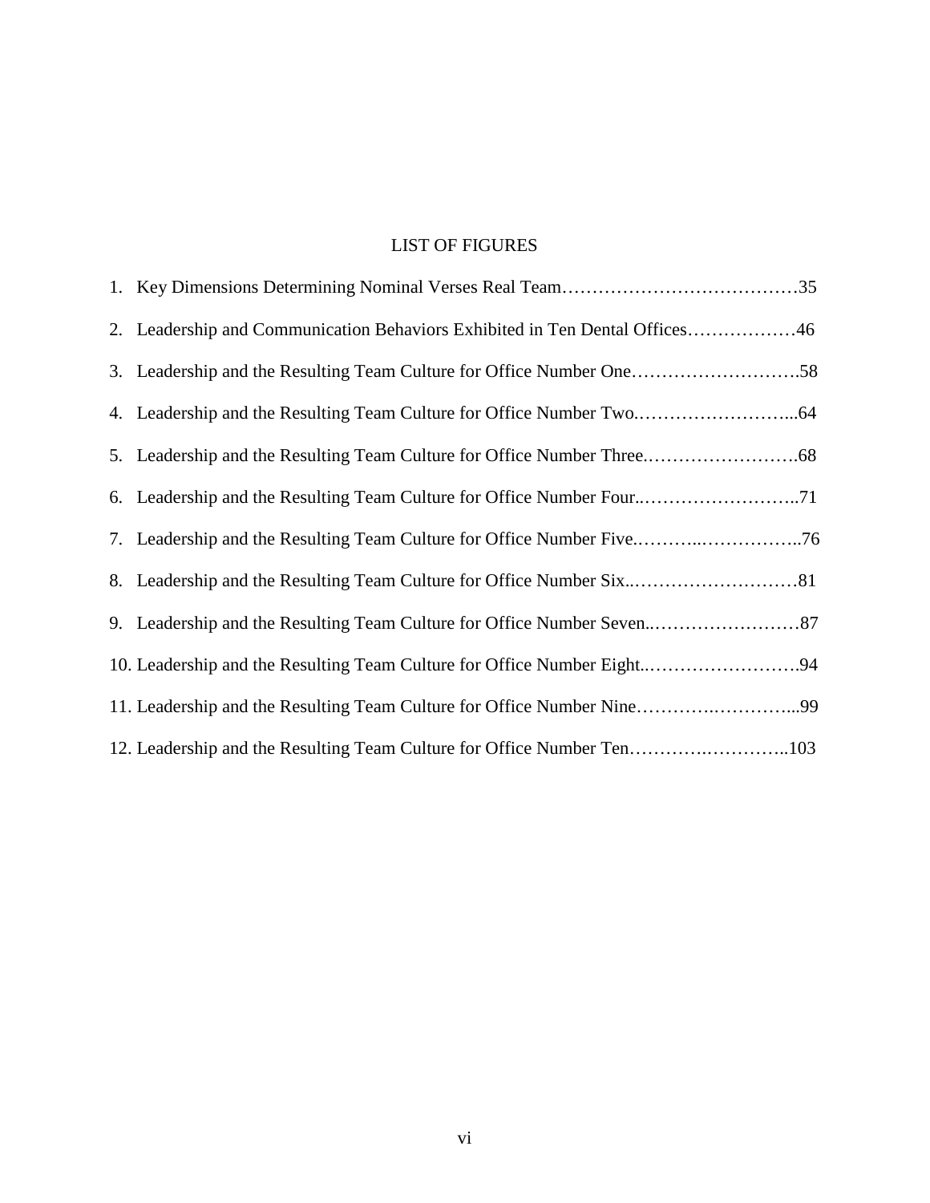# LIST OF FIGURES

1. Key Dimensions Determining Nominal Verses Real Team…………………………………35
2. Leadership and Communication Behaviors Exhibited in Ten Dental Offices………………46
3. Leadership and the Resulting Team Culture for Office Number One……………………….58
4. Leadership and the Resulting Team Culture for Office Number Two.……………………...64
5. Leadership and the Resulting Team Culture for Office Number Three.…………………….68
6. Leadership and the Resulting Team Culture for Office Number Four..……………………..71
7. Leadership and the Resulting Team Culture for Office Number Five.………..……………..76
8. Leadership and the Resulting Team Culture for Office Number Six..………………………81
9. Leadership and the Resulting Team Culture for Office Number Seven..……………………87
10. Leadership and the Resulting Team Culture for Office Number Eight..…………………….94
11. Leadership and the Resulting Team Culture for Office Number Nine………….…………...99
12. Leadership and the Resulting Team Culture for Office Number Ten………….…………..103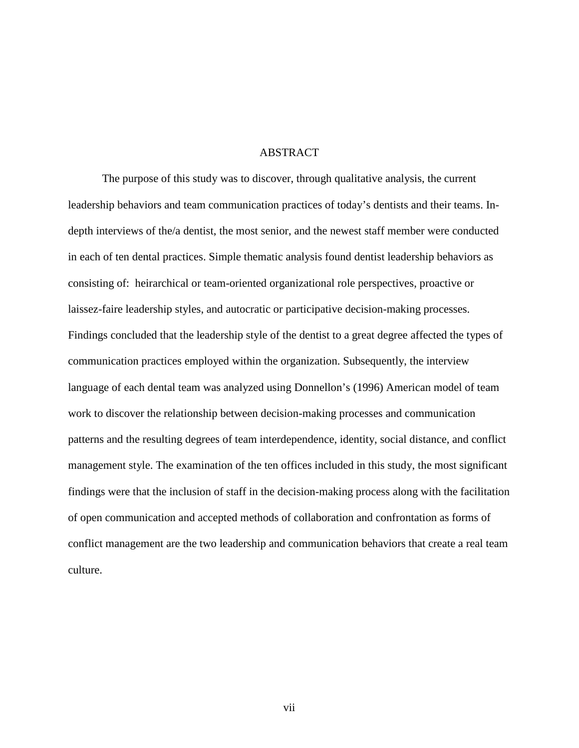# ABSTRACT

The purpose of this study was to discover, through qualitative analysis, the current leadership behaviors and team communication practices of today's dentists and their teams. In-depth interviews of the/a dentist, the most senior, and the newest staff member were conducted in each of ten dental practices. Simple thematic analysis found dentist leadership behaviors as consisting of: heirarchical or team-oriented organizational role perspectives, proactive or laissez-faire leadership styles, and autocratic or participative decision-making processes. Findings concluded that the leadership style of the dentist to a great degree affected the types of communication practices employed within the organization. Subsequently, the interview language of each dental team was analyzed using Donnellon's (1996) American model of team work to discover the relationship between decision-making processes and communication patterns and the resulting degrees of team interdependence, identity, social distance, and conflict management style. The examination of the ten offices included in this study, the most significant findings were that the inclusion of staff in the decision-making process along with the facilitation of open communication and accepted methods of collaboration and confrontation as forms of conflict management are the two leadership and communication behaviors that create a real team culture.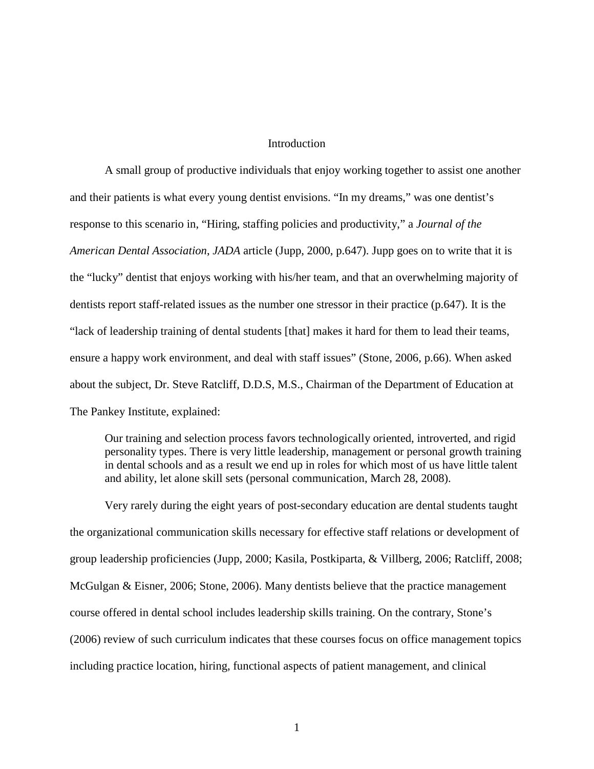# Introduction

A small group of productive individuals that enjoy working together to assist one another and their patients is what every young dentist envisions. “In my dreams,” was one dentist’s response to this scenario in, “Hiring, staffing policies and productivity,” a *Journal of the American Dental Association, JADA* article (Jupp, 2000, p.647). Jupp goes on to write that it is the “lucky” dentist that enjoys working with his/her team, and that an overwhelming majority of dentists report staff-related issues as the number one stressor in their practice (p.647). It is the “lack of leadership training of dental students [that] makes it hard for them to lead their teams, ensure a happy work environment, and deal with staff issues” (Stone, 2006, p.66). When asked about the subject, Dr. Steve Ratcliff, D.D.S, M.S., Chairman of the Department of Education at The Pankey Institute, explained:

> Our training and selection process favors technologically oriented, introverted, and rigid personality types. There is very little leadership, management or personal growth training in dental schools and as a result we end up in roles for which most of us have little talent and ability, let alone skill sets (personal communication, March 28, 2008).

Very rarely during the eight years of post-secondary education are dental students taught the organizational communication skills necessary for effective staff relations or development of group leadership proficiencies (Jupp, 2000; Kasila, Postkiparta, & Villberg, 2006; Ratcliff, 2008; McGulgan & Eisner, 2006; Stone, 2006). Many dentists believe that the practice management course offered in dental school includes leadership skills training. On the contrary, Stone’s (2006) review of such curriculum indicates that these courses focus on office management topics including practice location, hiring, functional aspects of patient management, and clinical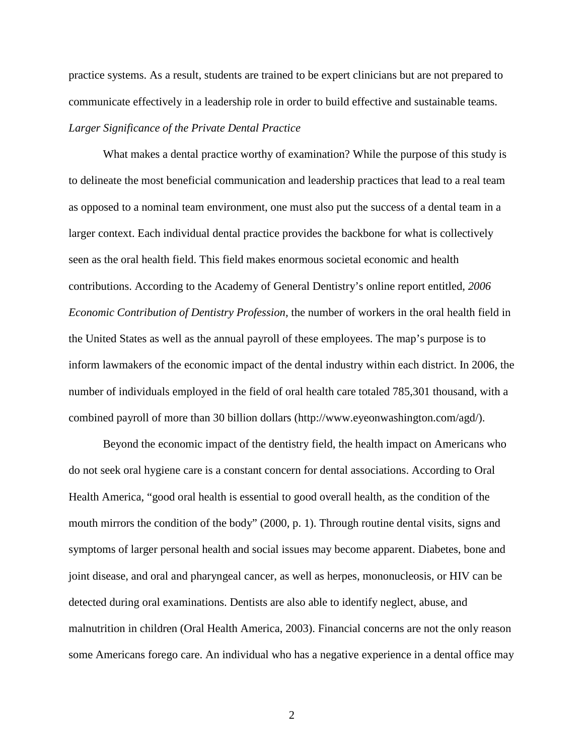practice systems. As a result, students are trained to be expert clinicians but are not prepared to communicate effectively in a leadership role in order to build effective and sustainable teams.

*Larger Significance of the Private Dental Practice*

What makes a dental practice worthy of examination? While the purpose of this study is to delineate the most beneficial communication and leadership practices that lead to a real team as opposed to a nominal team environment, one must also put the success of a dental team in a larger context. Each individual dental practice provides the backbone for what is collectively seen as the oral health field. This field makes enormous societal economic and health contributions. According to the Academy of General Dentistry's online report entitled, *2006 Economic Contribution of Dentistry Profession,* the number of workers in the oral health field in the United States as well as the annual payroll of these employees. The map's purpose is to inform lawmakers of the economic impact of the dental industry within each district. In 2006, the number of individuals employed in the field of oral health care totaled 785,301 thousand, with a combined payroll of more than 30 billion dollars (http://www.eyeonwashington.com/agd/).

Beyond the economic impact of the dentistry field, the health impact on Americans who do not seek oral hygiene care is a constant concern for dental associations. According to Oral Health America, "good oral health is essential to good overall health, as the condition of the mouth mirrors the condition of the body" (2000, p. 1). Through routine dental visits, signs and symptoms of larger personal health and social issues may become apparent. Diabetes, bone and joint disease, and oral and pharyngeal cancer, as well as herpes, mononucleosis, or HIV can be detected during oral examinations. Dentists are also able to identify neglect, abuse, and malnutrition in children (Oral Health America, 2003). Financial concerns are not the only reason some Americans forego care. An individual who has a negative experience in a dental office may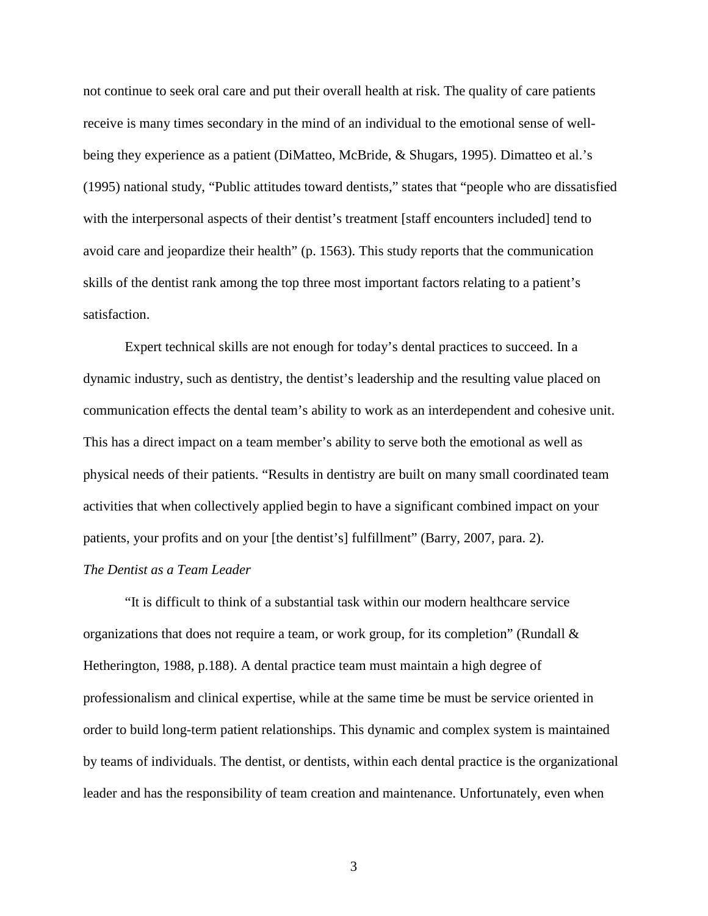not continue to seek oral care and put their overall health at risk. The quality of care patients receive is many times secondary in the mind of an individual to the emotional sense of well-being they experience as a patient (DiMatteo, McBride, & Shugars, 1995). Dimatteo et al.'s (1995) national study, "Public attitudes toward dentists," states that "people who are dissatisfied with the interpersonal aspects of their dentist's treatment [staff encounters included] tend to avoid care and jeopardize their health" (p. 1563). This study reports that the communication skills of the dentist rank among the top three most important factors relating to a patient's satisfaction.

Expert technical skills are not enough for today's dental practices to succeed. In a dynamic industry, such as dentistry, the dentist's leadership and the resulting value placed on communication effects the dental team's ability to work as an interdependent and cohesive unit. This has a direct impact on a team member's ability to serve both the emotional as well as physical needs of their patients. "Results in dentistry are built on many small coordinated team activities that when collectively applied begin to have a significant combined impact on your patients, your profits and on your [the dentist's] fulfillment" (Barry, 2007, para. 2).

*The Dentist as a Team Leader*

"It is difficult to think of a substantial task within our modern healthcare service organizations that does not require a team, or work group, for its completion" (Rundall & Hetherington, 1988, p.188). A dental practice team must maintain a high degree of professionalism and clinical expertise, while at the same time be must be service oriented in order to build long-term patient relationships. This dynamic and complex system is maintained by teams of individuals. The dentist, or dentists, within each dental practice is the organizational leader and has the responsibility of team creation and maintenance. Unfortunately, even when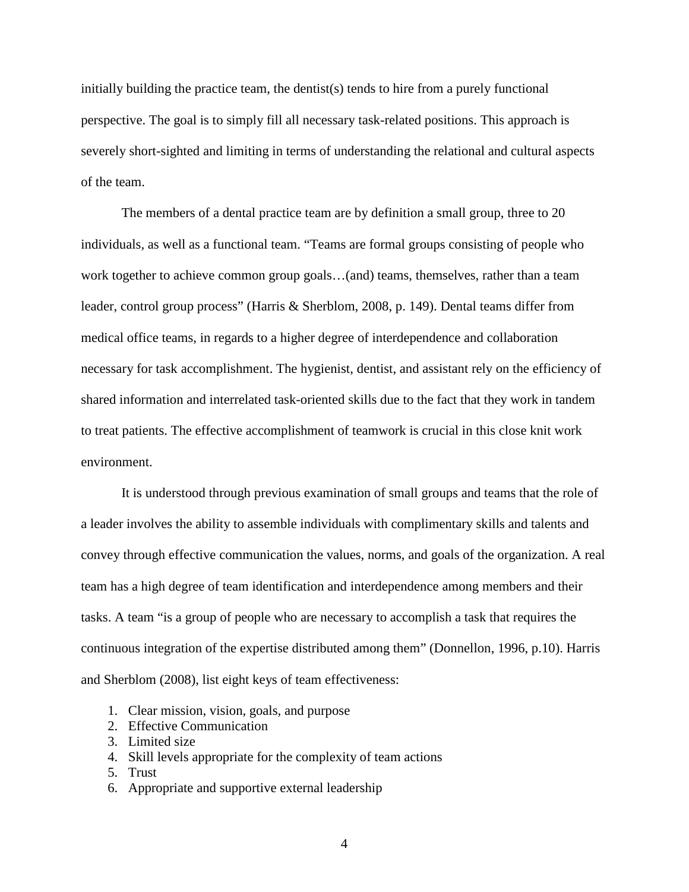initially building the practice team, the dentist(s) tends to hire from a purely functional perspective. The goal is to simply fill all necessary task-related positions. This approach is severely short-sighted and limiting in terms of understanding the relational and cultural aspects of the team.

The members of a dental practice team are by definition a small group, three to 20 individuals, as well as a functional team. "Teams are formal groups consisting of people who work together to achieve common group goals…(and) teams, themselves, rather than a team leader, control group process" (Harris & Sherblom, 2008, p. 149). Dental teams differ from medical office teams, in regards to a higher degree of interdependence and collaboration necessary for task accomplishment. The hygienist, dentist, and assistant rely on the efficiency of shared information and interrelated task-oriented skills due to the fact that they work in tandem to treat patients. The effective accomplishment of teamwork is crucial in this close knit work environment.

It is understood through previous examination of small groups and teams that the role of a leader involves the ability to assemble individuals with complimentary skills and talents and convey through effective communication the values, norms, and goals of the organization. A real team has a high degree of team identification and interdependence among members and their tasks. A team "is a group of people who are necessary to accomplish a task that requires the continuous integration of the expertise distributed among them" (Donnellon, 1996, p.10). Harris and Sherblom (2008), list eight keys of team effectiveness:

1. Clear mission, vision, goals, and purpose
2. Effective Communication
3. Limited size
4. Skill levels appropriate for the complexity of team actions
5. Trust
6. Appropriate and supportive external leadership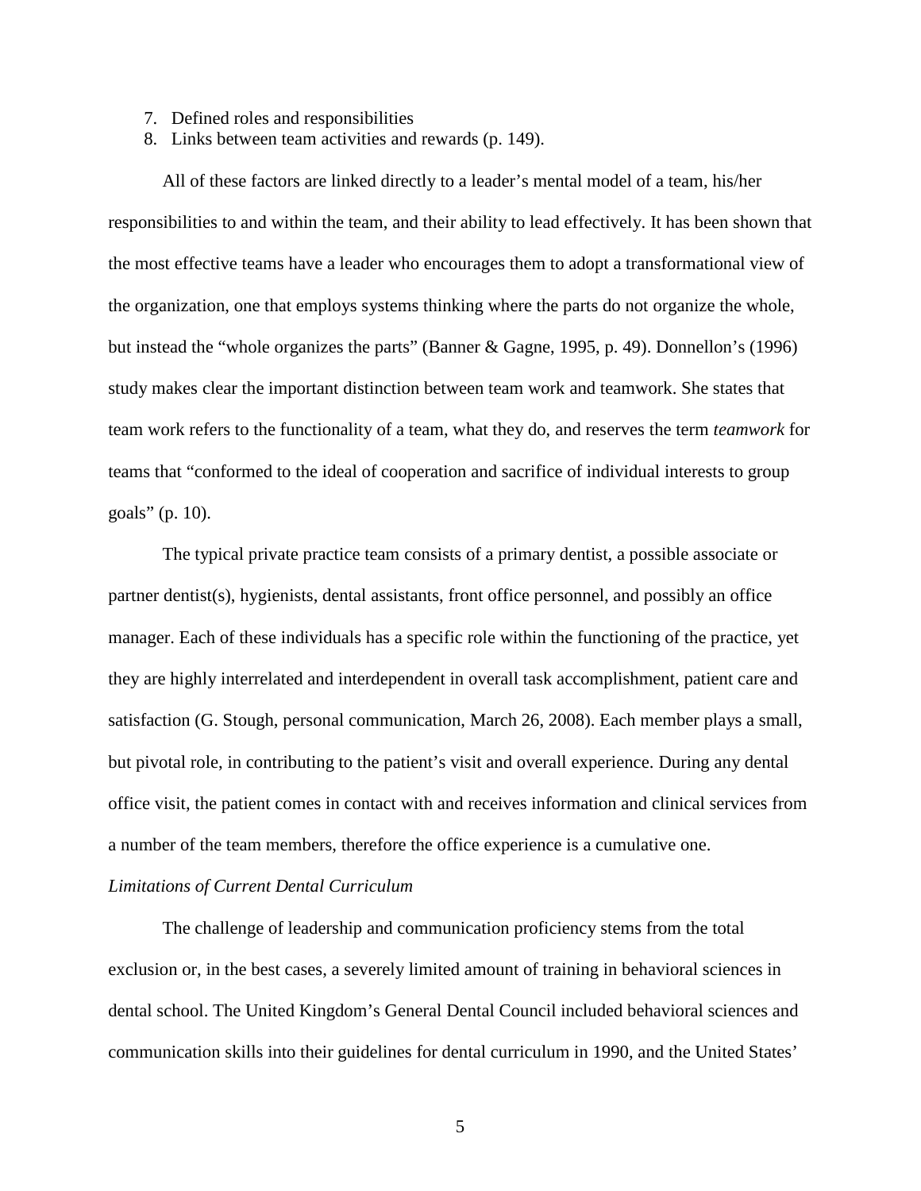7. Defined roles and responsibilities
8. Links between team activities and rewards (p. 149).

All of these factors are linked directly to a leader's mental model of a team, his/her responsibilities to and within the team, and their ability to lead effectively. It has been shown that the most effective teams have a leader who encourages them to adopt a transformational view of the organization, one that employs systems thinking where the parts do not organize the whole, but instead the "whole organizes the parts" (Banner & Gagne, 1995, p. 49). Donnellon's (1996) study makes clear the important distinction between team work and teamwork. She states that team work refers to the functionality of a team, what they do, and reserves the term *teamwork* for teams that "conformed to the ideal of cooperation and sacrifice of individual interests to group goals" (p. 10).

The typical private practice team consists of a primary dentist, a possible associate or partner dentist(s), hygienists, dental assistants, front office personnel, and possibly an office manager. Each of these individuals has a specific role within the functioning of the practice, yet they are highly interrelated and interdependent in overall task accomplishment, patient care and satisfaction (G. Stough, personal communication, March 26, 2008). Each member plays a small, but pivotal role, in contributing to the patient's visit and overall experience. During any dental office visit, the patient comes in contact with and receives information and clinical services from a number of the team members, therefore the office experience is a cumulative one.

*Limitations of Current Dental Curriculum*

The challenge of leadership and communication proficiency stems from the total exclusion or, in the best cases, a severely limited amount of training in behavioral sciences in dental school. The United Kingdom's General Dental Council included behavioral sciences and communication skills into their guidelines for dental curriculum in 1990, and the United States'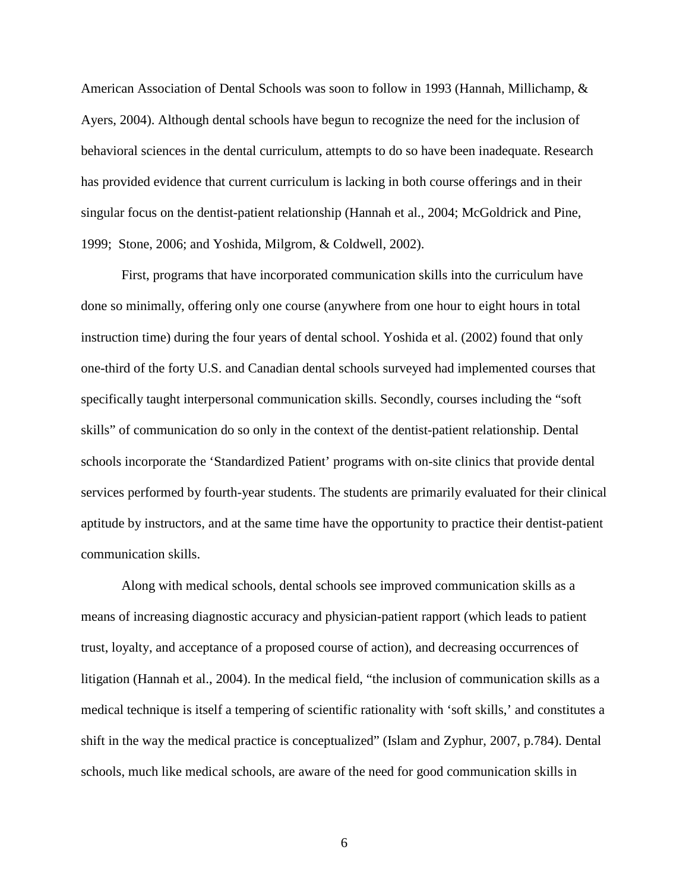American Association of Dental Schools was soon to follow in 1993 (Hannah, Millichamp, & Ayers, 2004). Although dental schools have begun to recognize the need for the inclusion of behavioral sciences in the dental curriculum, attempts to do so have been inadequate. Research has provided evidence that current curriculum is lacking in both course offerings and in their singular focus on the dentist-patient relationship (Hannah et al., 2004; McGoldrick and Pine, 1999; Stone, 2006; and Yoshida, Milgrom, & Coldwell, 2002).

First, programs that have incorporated communication skills into the curriculum have done so minimally, offering only one course (anywhere from one hour to eight hours in total instruction time) during the four years of dental school. Yoshida et al. (2002) found that only one-third of the forty U.S. and Canadian dental schools surveyed had implemented courses that specifically taught interpersonal communication skills. Secondly, courses including the "soft skills" of communication do so only in the context of the dentist-patient relationship. Dental schools incorporate the 'Standardized Patient' programs with on-site clinics that provide dental services performed by fourth-year students. The students are primarily evaluated for their clinical aptitude by instructors, and at the same time have the opportunity to practice their dentist-patient communication skills.

Along with medical schools, dental schools see improved communication skills as a means of increasing diagnostic accuracy and physician-patient rapport (which leads to patient trust, loyalty, and acceptance of a proposed course of action), and decreasing occurrences of litigation (Hannah et al., 2004). In the medical field, "the inclusion of communication skills as a medical technique is itself a tempering of scientific rationality with 'soft skills,' and constitutes a shift in the way the medical practice is conceptualized" (Islam and Zyphur, 2007, p.784). Dental schools, much like medical schools, are aware of the need for good communication skills in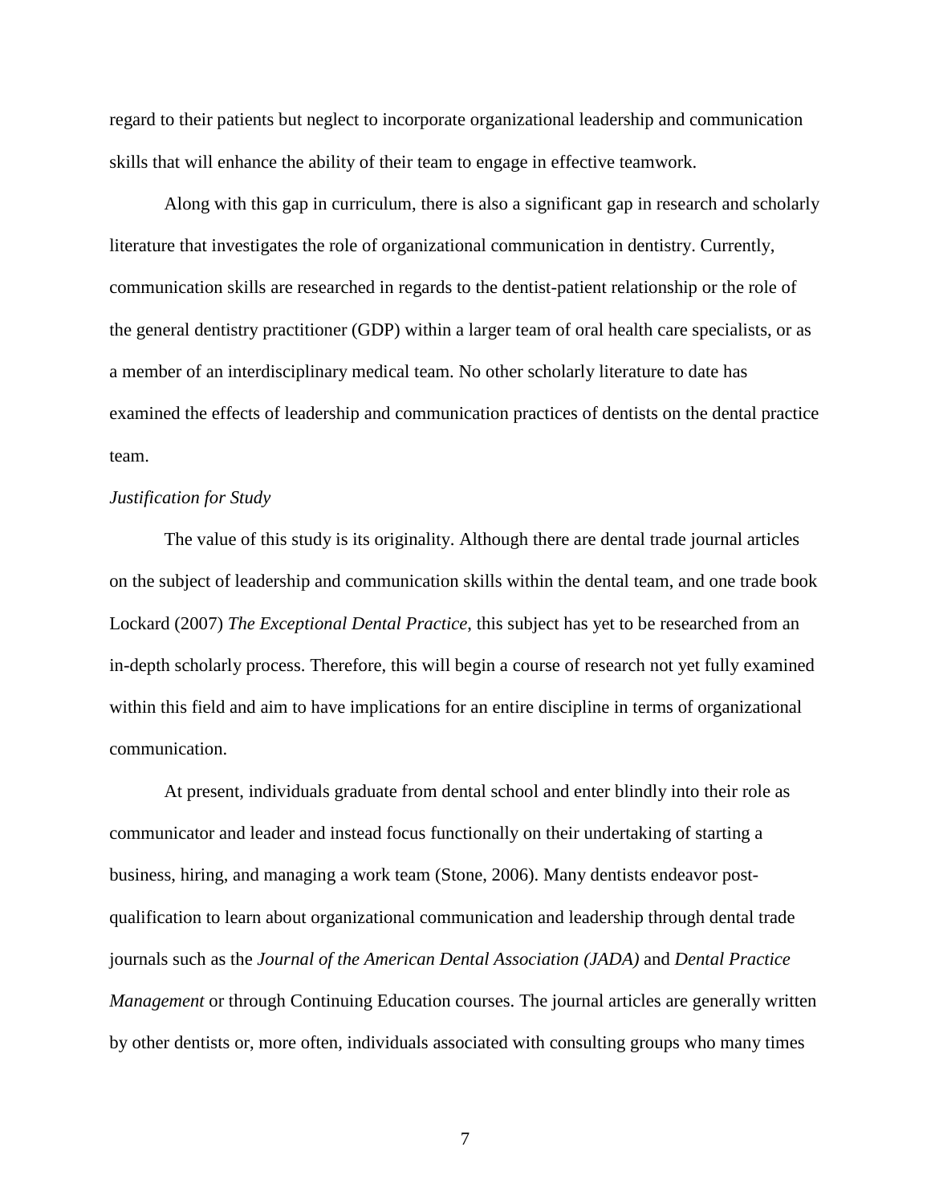regard to their patients but neglect to incorporate organizational leadership and communication skills that will enhance the ability of their team to engage in effective teamwork.

Along with this gap in curriculum, there is also a significant gap in research and scholarly literature that investigates the role of organizational communication in dentistry. Currently, communication skills are researched in regards to the dentist-patient relationship or the role of the general dentistry practitioner (GDP) within a larger team of oral health care specialists, or as a member of an interdisciplinary medical team. No other scholarly literature to date has examined the effects of leadership and communication practices of dentists on the dental practice team.

*Justification for Study*

The value of this study is its originality. Although there are dental trade journal articles on the subject of leadership and communication skills within the dental team, and one trade book Lockard (2007) *The Exceptional Dental Practice*, this subject has yet to be researched from an in-depth scholarly process. Therefore, this will begin a course of research not yet fully examined within this field and aim to have implications for an entire discipline in terms of organizational communication.

At present, individuals graduate from dental school and enter blindly into their role as communicator and leader and instead focus functionally on their undertaking of starting a business, hiring, and managing a work team (Stone, 2006). Many dentists endeavor post-qualification to learn about organizational communication and leadership through dental trade journals such as the *Journal of the American Dental Association (JADA)* and *Dental Practice Management* or through Continuing Education courses. The journal articles are generally written by other dentists or, more often, individuals associated with consulting groups who many times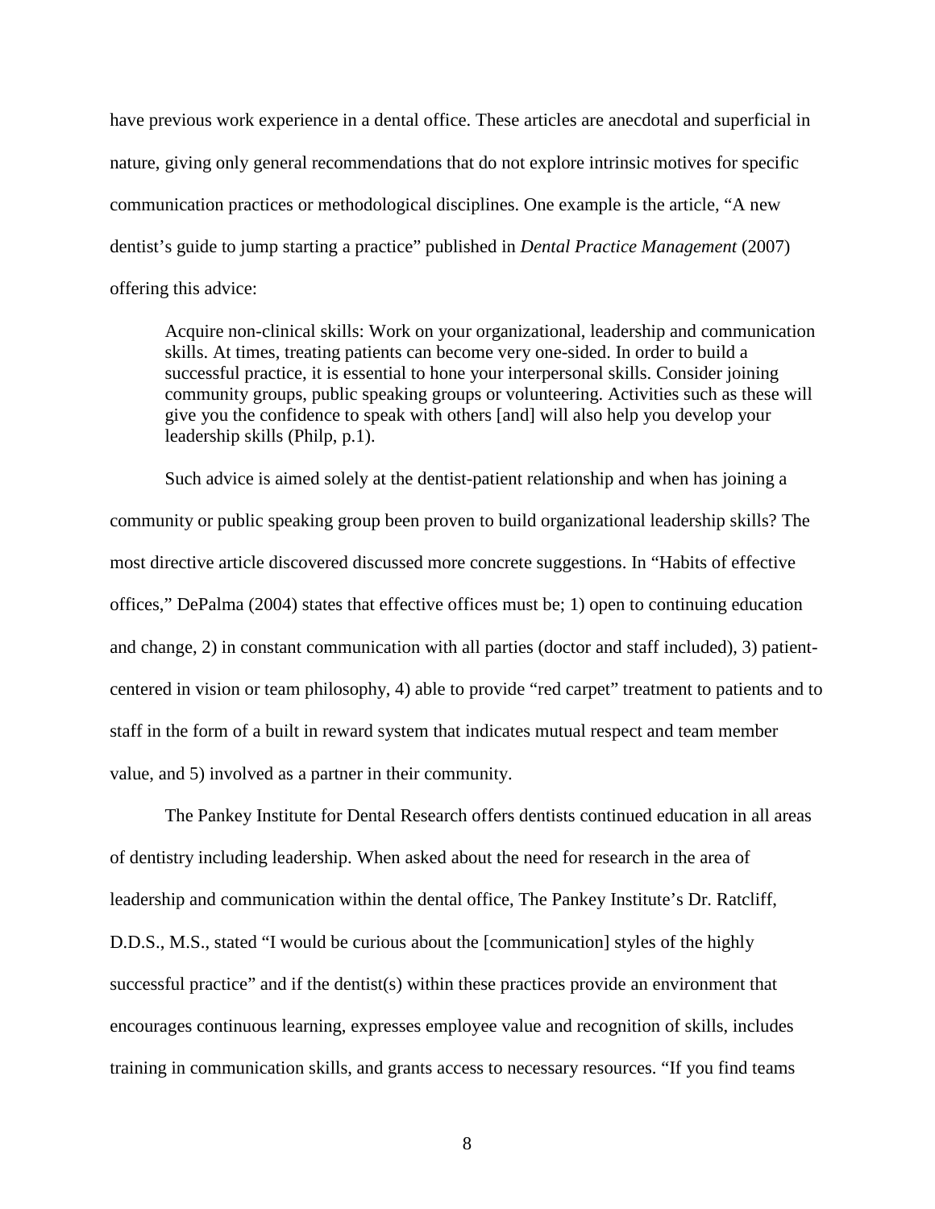have previous work experience in a dental office. These articles are anecdotal and superficial in nature, giving only general recommendations that do not explore intrinsic motives for specific communication practices or methodological disciplines. One example is the article, "A new dentist's guide to jump starting a practice" published in *Dental Practice Management* (2007) offering this advice:

> Acquire non-clinical skills: Work on your organizational, leadership and communication skills. At times, treating patients can become very one-sided. In order to build a successful practice, it is essential to hone your interpersonal skills. Consider joining community groups, public speaking groups or volunteering. Activities such as these will give you the confidence to speak with others [and] will also help you develop your leadership skills (Philp, p.1).

Such advice is aimed solely at the dentist-patient relationship and when has joining a community or public speaking group been proven to build organizational leadership skills? The most directive article discovered discussed more concrete suggestions. In "Habits of effective offices," DePalma (2004) states that effective offices must be; 1) open to continuing education and change, 2) in constant communication with all parties (doctor and staff included), 3) patient-centered in vision or team philosophy, 4) able to provide "red carpet" treatment to patients and to staff in the form of a built in reward system that indicates mutual respect and team member value, and 5) involved as a partner in their community.

The Pankey Institute for Dental Research offers dentists continued education in all areas of dentistry including leadership. When asked about the need for research in the area of leadership and communication within the dental office, The Pankey Institute's Dr. Ratcliff, D.D.S., M.S., stated "I would be curious about the [communication] styles of the highly successful practice" and if the dentist(s) within these practices provide an environment that encourages continuous learning, expresses employee value and recognition of skills, includes training in communication skills, and grants access to necessary resources. "If you find teams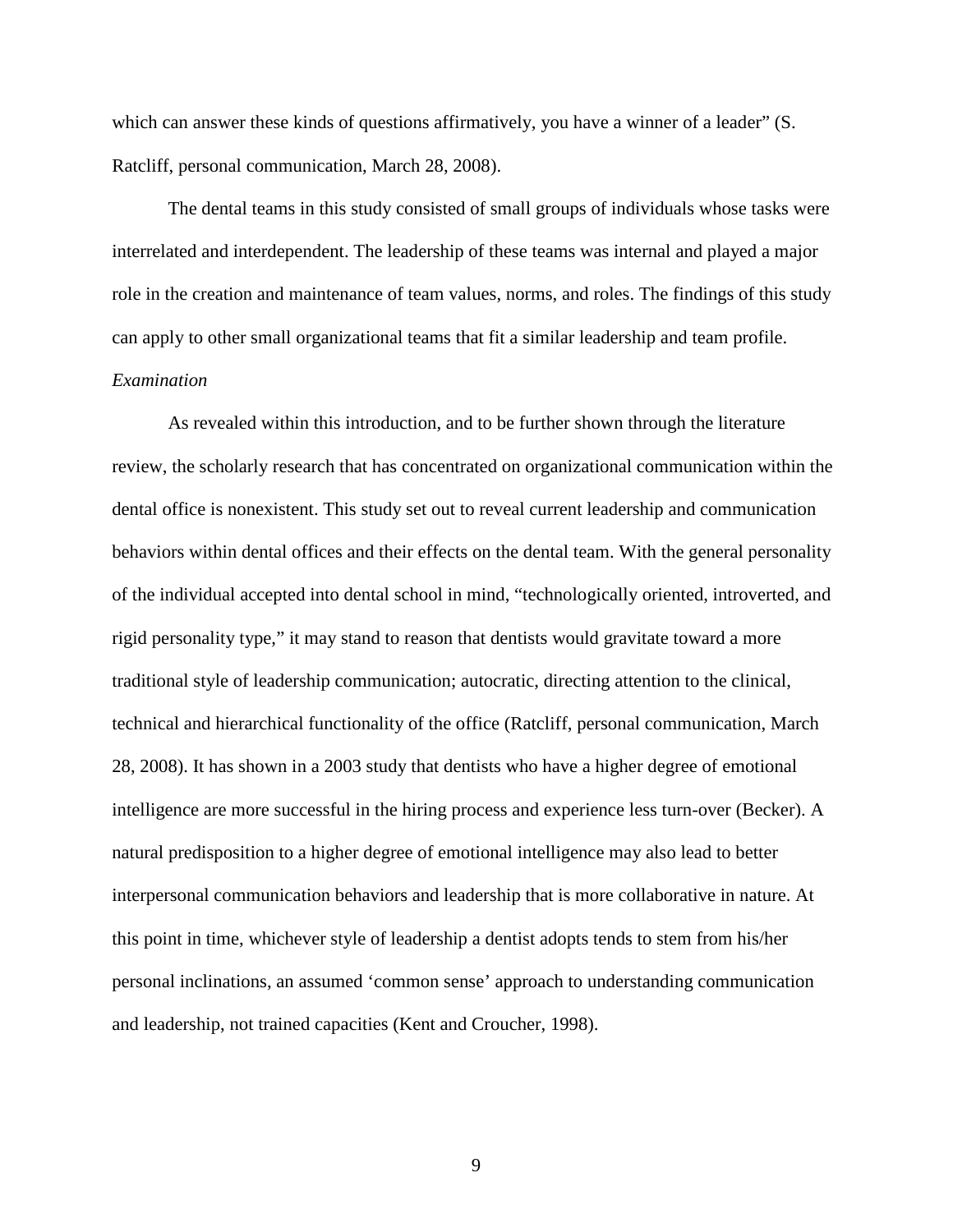which can answer these kinds of questions affirmatively, you have a winner of a leader" (S. Ratcliff, personal communication, March 28, 2008).

The dental teams in this study consisted of small groups of individuals whose tasks were interrelated and interdependent. The leadership of these teams was internal and played a major role in the creation and maintenance of team values, norms, and roles. The findings of this study can apply to other small organizational teams that fit a similar leadership and team profile.

*Examination*

As revealed within this introduction, and to be further shown through the literature review, the scholarly research that has concentrated on organizational communication within the dental office is nonexistent. This study set out to reveal current leadership and communication behaviors within dental offices and their effects on the dental team. With the general personality of the individual accepted into dental school in mind, "technologically oriented, introverted, and rigid personality type," it may stand to reason that dentists would gravitate toward a more traditional style of leadership communication; autocratic, directing attention to the clinical, technical and hierarchical functionality of the office (Ratcliff, personal communication, March 28, 2008). It has shown in a 2003 study that dentists who have a higher degree of emotional intelligence are more successful in the hiring process and experience less turn-over (Becker). A natural predisposition to a higher degree of emotional intelligence may also lead to better interpersonal communication behaviors and leadership that is more collaborative in nature. At this point in time, whichever style of leadership a dentist adopts tends to stem from his/her personal inclinations, an assumed 'common sense' approach to understanding communication and leadership, not trained capacities (Kent and Croucher, 1998).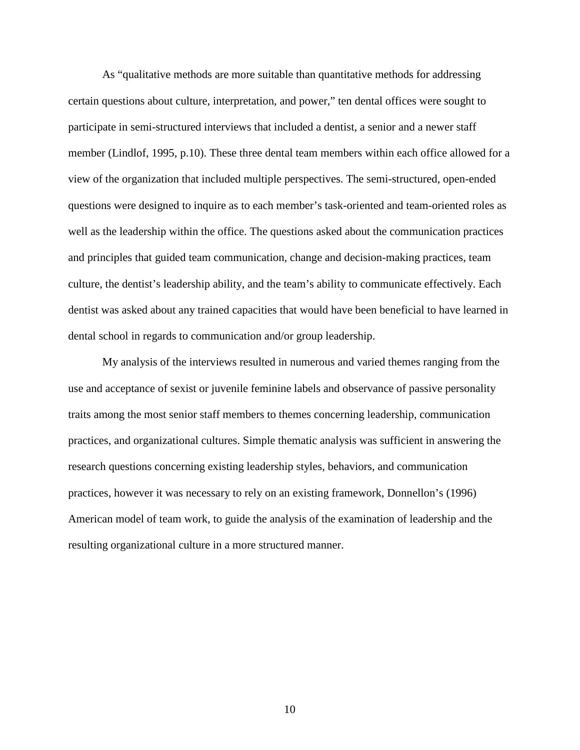As "qualitative methods are more suitable than quantitative methods for addressing certain questions about culture, interpretation, and power," ten dental offices were sought to participate in semi-structured interviews that included a dentist, a senior and a newer staff member (Lindlof, 1995, p.10). These three dental team members within each office allowed for a view of the organization that included multiple perspectives. The semi-structured, open-ended questions were designed to inquire as to each member's task-oriented and team-oriented roles as well as the leadership within the office. The questions asked about the communication practices and principles that guided team communication, change and decision-making practices, team culture, the dentist's leadership ability, and the team's ability to communicate effectively. Each dentist was asked about any trained capacities that would have been beneficial to have learned in dental school in regards to communication and/or group leadership.

My analysis of the interviews resulted in numerous and varied themes ranging from the use and acceptance of sexist or juvenile feminine labels and observance of passive personality traits among the most senior staff members to themes concerning leadership, communication practices, and organizational cultures. Simple thematic analysis was sufficient in answering the research questions concerning existing leadership styles, behaviors, and communication practices, however it was necessary to rely on an existing framework, Donnellon's (1996) American model of team work, to guide the analysis of the examination of leadership and the resulting organizational culture in a more structured manner.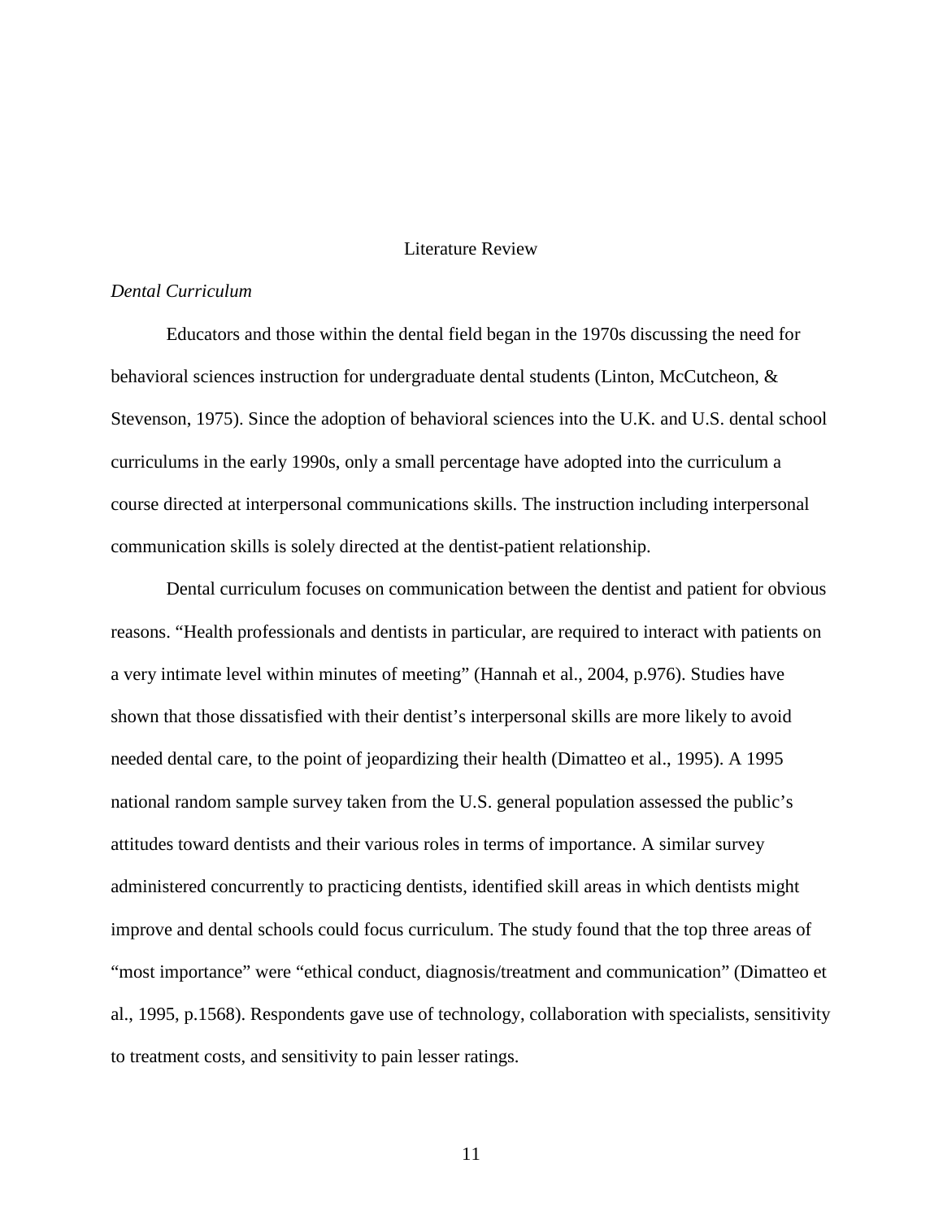# Literature Review

*Dental Curriculum*

Educators and those within the dental field began in the 1970s discussing the need for behavioral sciences instruction for undergraduate dental students (Linton, McCutcheon, & Stevenson, 1975). Since the adoption of behavioral sciences into the U.K. and U.S. dental school curriculums in the early 1990s, only a small percentage have adopted into the curriculum a course directed at interpersonal communications skills. The instruction including interpersonal communication skills is solely directed at the dentist-patient relationship.

Dental curriculum focuses on communication between the dentist and patient for obvious reasons. "Health professionals and dentists in particular, are required to interact with patients on a very intimate level within minutes of meeting" (Hannah et al., 2004, p.976). Studies have shown that those dissatisfied with their dentist's interpersonal skills are more likely to avoid needed dental care, to the point of jeopardizing their health (Dimatteo et al., 1995). A 1995 national random sample survey taken from the U.S. general population assessed the public's attitudes toward dentists and their various roles in terms of importance. A similar survey administered concurrently to practicing dentists, identified skill areas in which dentists might improve and dental schools could focus curriculum. The study found that the top three areas of "most importance" were "ethical conduct, diagnosis/treatment and communication" (Dimatteo et al., 1995, p.1568). Respondents gave use of technology, collaboration with specialists, sensitivity to treatment costs, and sensitivity to pain lesser ratings.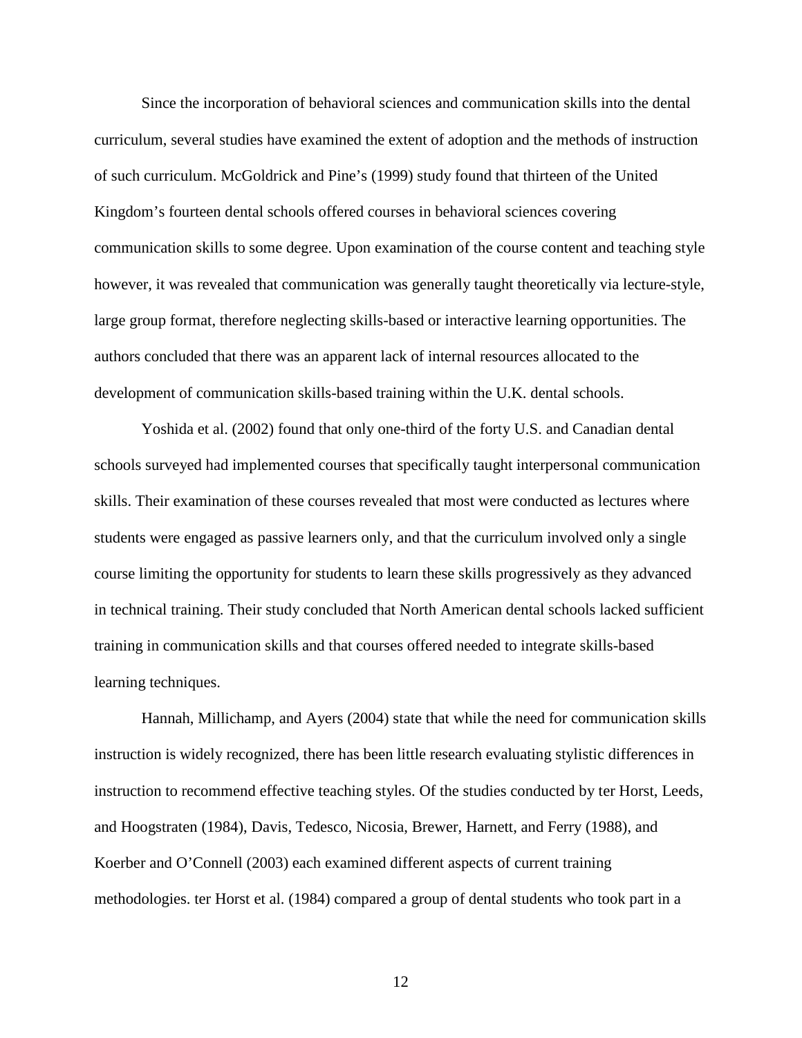Since the incorporation of behavioral sciences and communication skills into the dental curriculum, several studies have examined the extent of adoption and the methods of instruction of such curriculum. McGoldrick and Pine's (1999) study found that thirteen of the United Kingdom's fourteen dental schools offered courses in behavioral sciences covering communication skills to some degree. Upon examination of the course content and teaching style however, it was revealed that communication was generally taught theoretically via lecture-style, large group format, therefore neglecting skills-based or interactive learning opportunities. The authors concluded that there was an apparent lack of internal resources allocated to the development of communication skills-based training within the U.K. dental schools.

Yoshida et al. (2002) found that only one-third of the forty U.S. and Canadian dental schools surveyed had implemented courses that specifically taught interpersonal communication skills. Their examination of these courses revealed that most were conducted as lectures where students were engaged as passive learners only, and that the curriculum involved only a single course limiting the opportunity for students to learn these skills progressively as they advanced in technical training. Their study concluded that North American dental schools lacked sufficient training in communication skills and that courses offered needed to integrate skills-based learning techniques.

Hannah, Millichamp, and Ayers (2004) state that while the need for communication skills instruction is widely recognized, there has been little research evaluating stylistic differences in instruction to recommend effective teaching styles. Of the studies conducted by ter Horst, Leeds, and Hoogstraten (1984), Davis, Tedesco, Nicosia, Brewer, Harnett, and Ferry (1988), and Koerber and O'Connell (2003) each examined different aspects of current training methodologies. ter Horst et al. (1984) compared a group of dental students who took part in a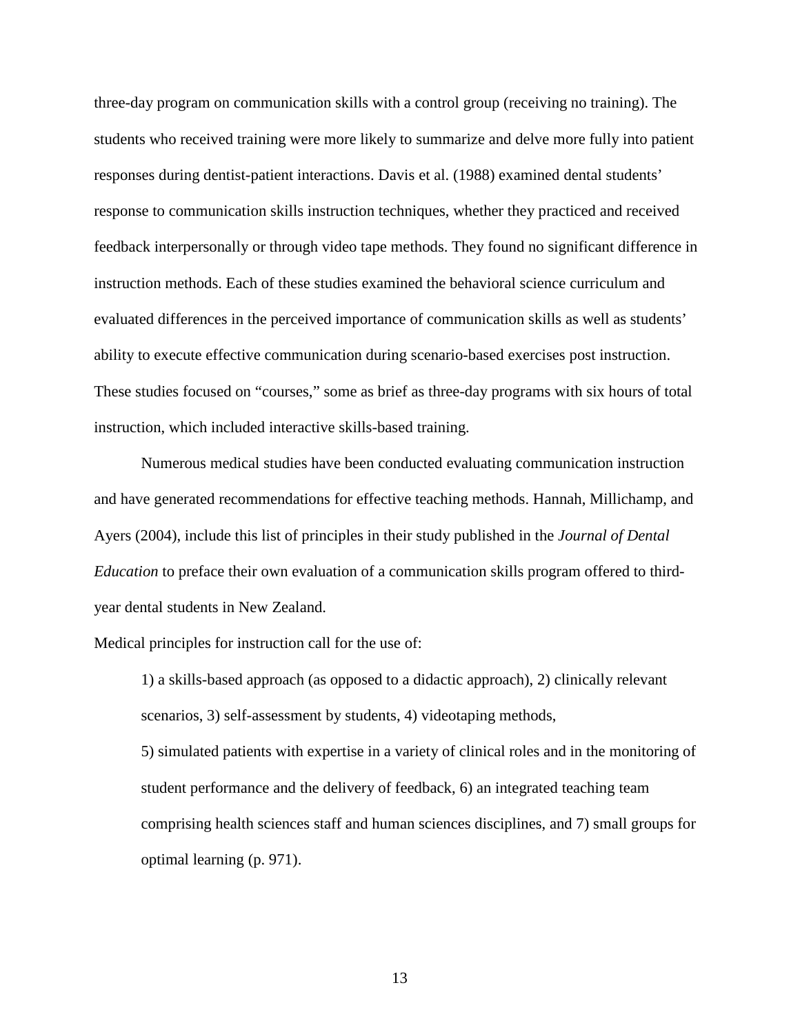three-day program on communication skills with a control group (receiving no training). The students who received training were more likely to summarize and delve more fully into patient responses during dentist-patient interactions. Davis et al. (1988) examined dental students' response to communication skills instruction techniques, whether they practiced and received feedback interpersonally or through video tape methods. They found no significant difference in instruction methods. Each of these studies examined the behavioral science curriculum and evaluated differences in the perceived importance of communication skills as well as students' ability to execute effective communication during scenario-based exercises post instruction. These studies focused on "courses," some as brief as three-day programs with six hours of total instruction, which included interactive skills-based training.

Numerous medical studies have been conducted evaluating communication instruction and have generated recommendations for effective teaching methods. Hannah, Millichamp, and Ayers (2004), include this list of principles in their study published in the *Journal of Dental Education* to preface their own evaluation of a communication skills program offered to third-year dental students in New Zealand.

Medical principles for instruction call for the use of:

> 1) a skills-based approach (as opposed to a didactic approach), 2) clinically relevant scenarios, 3) self-assessment by students, 4) videotaping methods,
>
> 5) simulated patients with expertise in a variety of clinical roles and in the monitoring of student performance and the delivery of feedback, 6) an integrated teaching team comprising health sciences staff and human sciences disciplines, and 7) small groups for optimal learning (p. 971).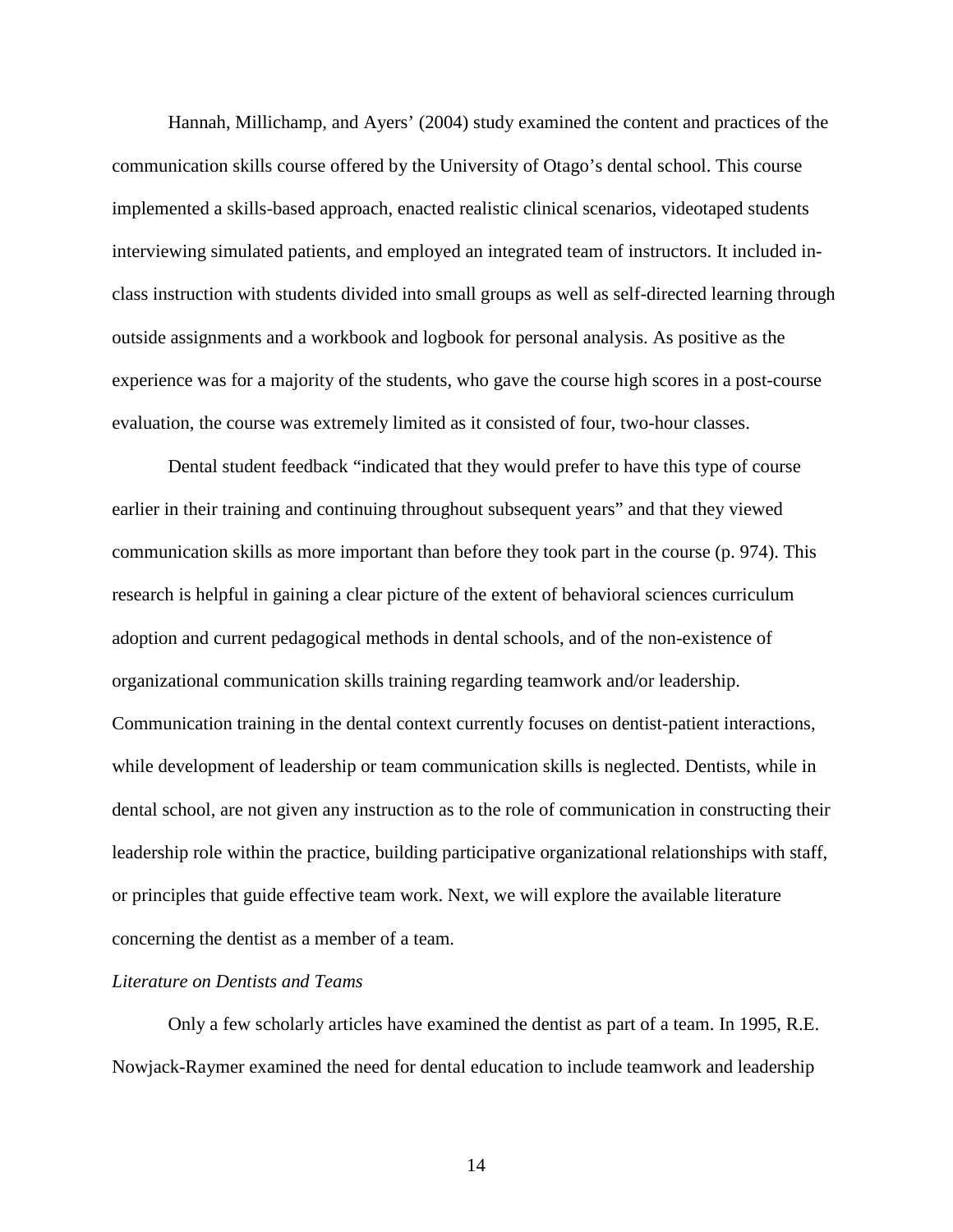Hannah, Millichamp, and Ayers' (2004) study examined the content and practices of the communication skills course offered by the University of Otago's dental school. This course implemented a skills-based approach, enacted realistic clinical scenarios, videotaped students interviewing simulated patients, and employed an integrated team of instructors. It included in-class instruction with students divided into small groups as well as self-directed learning through outside assignments and a workbook and logbook for personal analysis. As positive as the experience was for a majority of the students, who gave the course high scores in a post-course evaluation, the course was extremely limited as it consisted of four, two-hour classes.

Dental student feedback "indicated that they would prefer to have this type of course earlier in their training and continuing throughout subsequent years" and that they viewed communication skills as more important than before they took part in the course (p. 974). This research is helpful in gaining a clear picture of the extent of behavioral sciences curriculum adoption and current pedagogical methods in dental schools, and of the non-existence of organizational communication skills training regarding teamwork and/or leadership. Communication training in the dental context currently focuses on dentist-patient interactions, while development of leadership or team communication skills is neglected. Dentists, while in dental school, are not given any instruction as to the role of communication in constructing their leadership role within the practice, building participative organizational relationships with staff, or principles that guide effective team work. Next, we will explore the available literature concerning the dentist as a member of a team.

*Literature on Dentists and Teams*

Only a few scholarly articles have examined the dentist as part of a team. In 1995, R.E. Nowjack-Raymer examined the need for dental education to include teamwork and leadership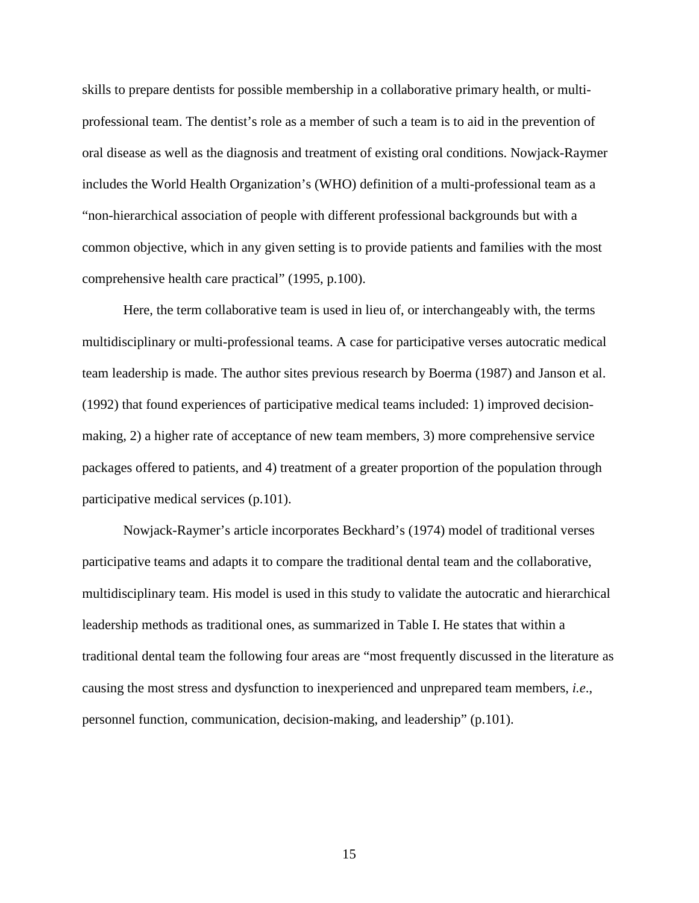skills to prepare dentists for possible membership in a collaborative primary health, or multi-professional team. The dentist's role as a member of such a team is to aid in the prevention of oral disease as well as the diagnosis and treatment of existing oral conditions. Nowjack-Raymer includes the World Health Organization's (WHO) definition of a multi-professional team as a "non-hierarchical association of people with different professional backgrounds but with a common objective, which in any given setting is to provide patients and families with the most comprehensive health care practical" (1995, p.100).

Here, the term collaborative team is used in lieu of, or interchangeably with, the terms multidisciplinary or multi-professional teams. A case for participative verses autocratic medical team leadership is made. The author sites previous research by Boerma (1987) and Janson et al. (1992) that found experiences of participative medical teams included: 1) improved decision-making, 2) a higher rate of acceptance of new team members, 3) more comprehensive service packages offered to patients, and 4) treatment of a greater proportion of the population through participative medical services (p.101).

Nowjack-Raymer's article incorporates Beckhard's (1974) model of traditional verses participative teams and adapts it to compare the traditional dental team and the collaborative, multidisciplinary team. His model is used in this study to validate the autocratic and hierarchical leadership methods as traditional ones, as summarized in Table I. He states that within a traditional dental team the following four areas are "most frequently discussed in the literature as causing the most stress and dysfunction to inexperienced and unprepared team members, *i.e*., personnel function, communication, decision-making, and leadership" (p.101).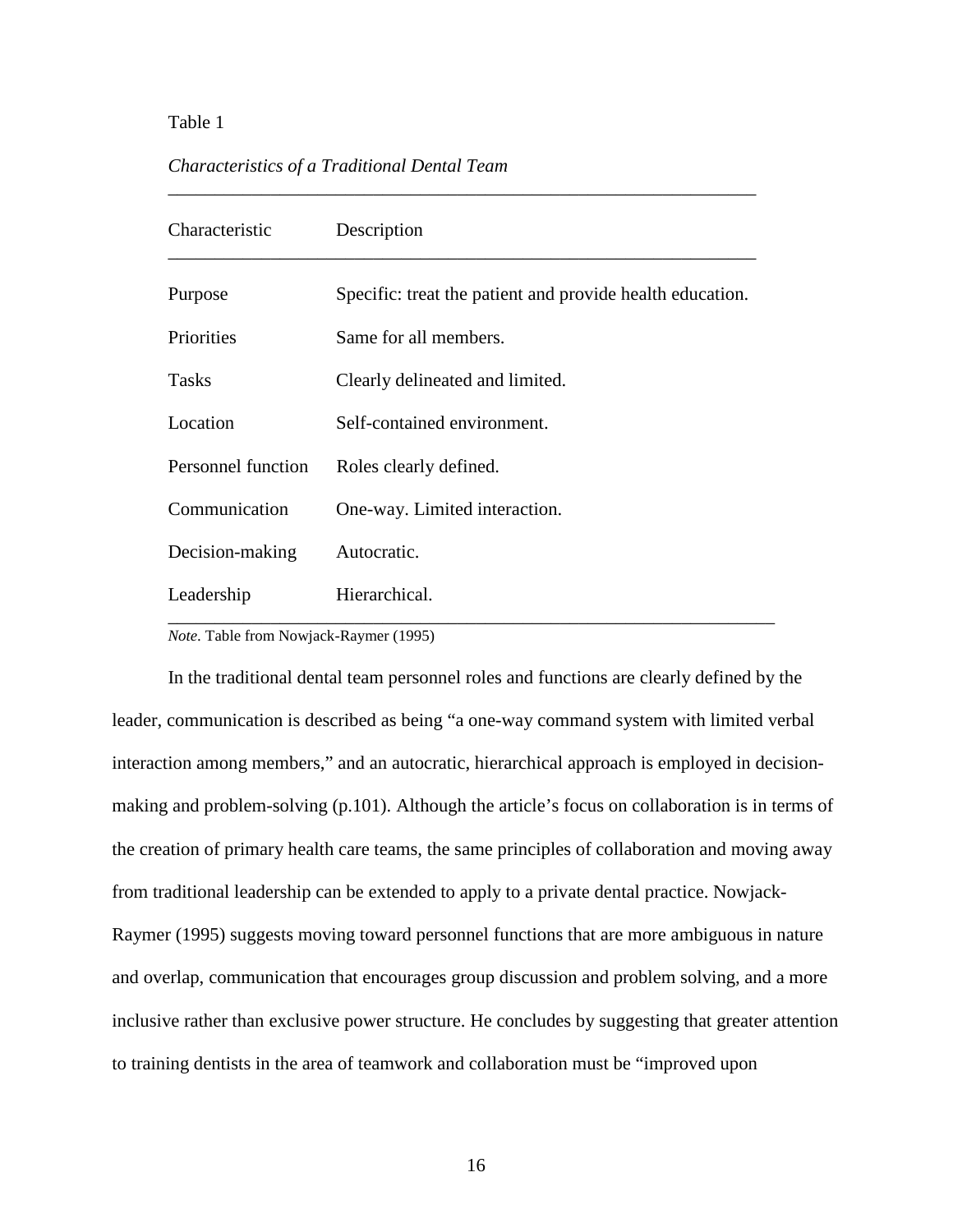Table 1

*Characteristics of a Traditional Dental Team*

| Characteristic | Description |
|---|---|
| Purpose | Specific: treat the patient and provide health education. |
| Priorities | Same for all members. |
| Tasks | Clearly delineated and limited. |
| Location | Self-contained environment. |
| Personnel function | Roles clearly defined. |
| Communication | One-way. Limited interaction. |
| Decision-making | Autocratic. |
| Leadership | Hierarchical. |

*Note*. Table from Nowjack-Raymer (1995)

In the traditional dental team personnel roles and functions are clearly defined by the leader, communication is described as being "a one-way command system with limited verbal interaction among members," and an autocratic, hierarchical approach is employed in decision-making and problem-solving (p.101). Although the article's focus on collaboration is in terms of the creation of primary health care teams, the same principles of collaboration and moving away from traditional leadership can be extended to apply to a private dental practice. Nowjack-Raymer (1995) suggests moving toward personnel functions that are more ambiguous in nature and overlap, communication that encourages group discussion and problem solving, and a more inclusive rather than exclusive power structure. He concludes by suggesting that greater attention to training dentists in the area of teamwork and collaboration must be "improved upon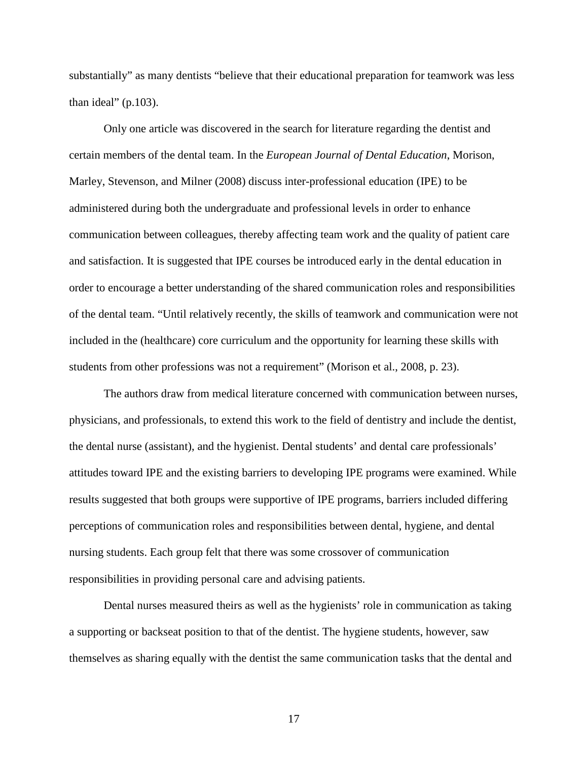substantially" as many dentists "believe that their educational preparation for teamwork was less than ideal" (p.103).

Only one article was discovered in the search for literature regarding the dentist and certain members of the dental team. In the *European Journal of Dental Education*, Morison, Marley, Stevenson, and Milner (2008) discuss inter-professional education (IPE) to be administered during both the undergraduate and professional levels in order to enhance communication between colleagues, thereby affecting team work and the quality of patient care and satisfaction. It is suggested that IPE courses be introduced early in the dental education in order to encourage a better understanding of the shared communication roles and responsibilities of the dental team. "Until relatively recently, the skills of teamwork and communication were not included in the (healthcare) core curriculum and the opportunity for learning these skills with students from other professions was not a requirement" (Morison et al., 2008, p. 23).

The authors draw from medical literature concerned with communication between nurses, physicians, and professionals, to extend this work to the field of dentistry and include the dentist, the dental nurse (assistant), and the hygienist. Dental students' and dental care professionals' attitudes toward IPE and the existing barriers to developing IPE programs were examined. While results suggested that both groups were supportive of IPE programs, barriers included differing perceptions of communication roles and responsibilities between dental, hygiene, and dental nursing students. Each group felt that there was some crossover of communication responsibilities in providing personal care and advising patients.

Dental nurses measured theirs as well as the hygienists' role in communication as taking a supporting or backseat position to that of the dentist. The hygiene students, however, saw themselves as sharing equally with the dentist the same communication tasks that the dental and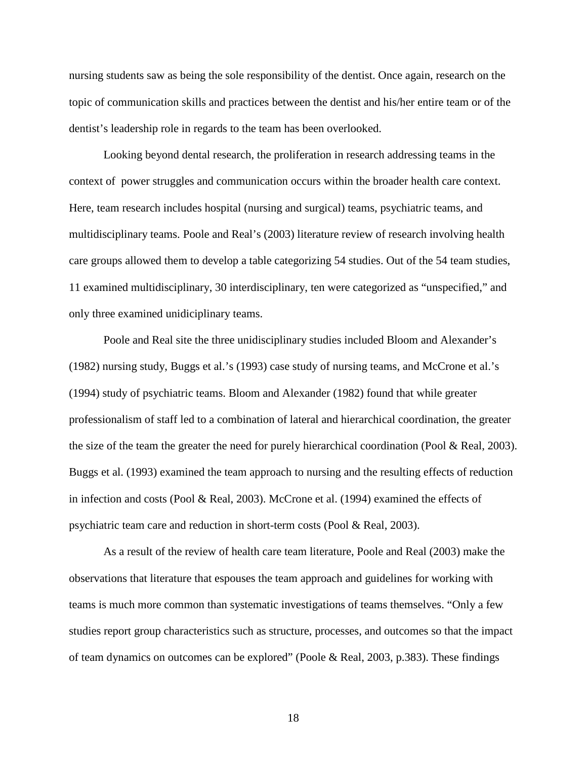nursing students saw as being the sole responsibility of the dentist. Once again, research on the topic of communication skills and practices between the dentist and his/her entire team or of the dentist's leadership role in regards to the team has been overlooked.

Looking beyond dental research, the proliferation in research addressing teams in the context of power struggles and communication occurs within the broader health care context. Here, team research includes hospital (nursing and surgical) teams, psychiatric teams, and multidisciplinary teams. Poole and Real's (2003) literature review of research involving health care groups allowed them to develop a table categorizing 54 studies. Out of the 54 team studies, 11 examined multidisciplinary, 30 interdisciplinary, ten were categorized as "unspecified," and only three examined unidiciplinary teams.

Poole and Real site the three unidisciplinary studies included Bloom and Alexander's (1982) nursing study, Buggs et al.'s (1993) case study of nursing teams, and McCrone et al.'s (1994) study of psychiatric teams. Bloom and Alexander (1982) found that while greater professionalism of staff led to a combination of lateral and hierarchical coordination, the greater the size of the team the greater the need for purely hierarchical coordination (Pool & Real, 2003). Buggs et al. (1993) examined the team approach to nursing and the resulting effects of reduction in infection and costs (Pool & Real, 2003). McCrone et al. (1994) examined the effects of psychiatric team care and reduction in short-term costs (Pool & Real, 2003).

As a result of the review of health care team literature, Poole and Real (2003) make the observations that literature that espouses the team approach and guidelines for working with teams is much more common than systematic investigations of teams themselves. "Only a few studies report group characteristics such as structure, processes, and outcomes so that the impact of team dynamics on outcomes can be explored" (Poole & Real, 2003, p.383). These findings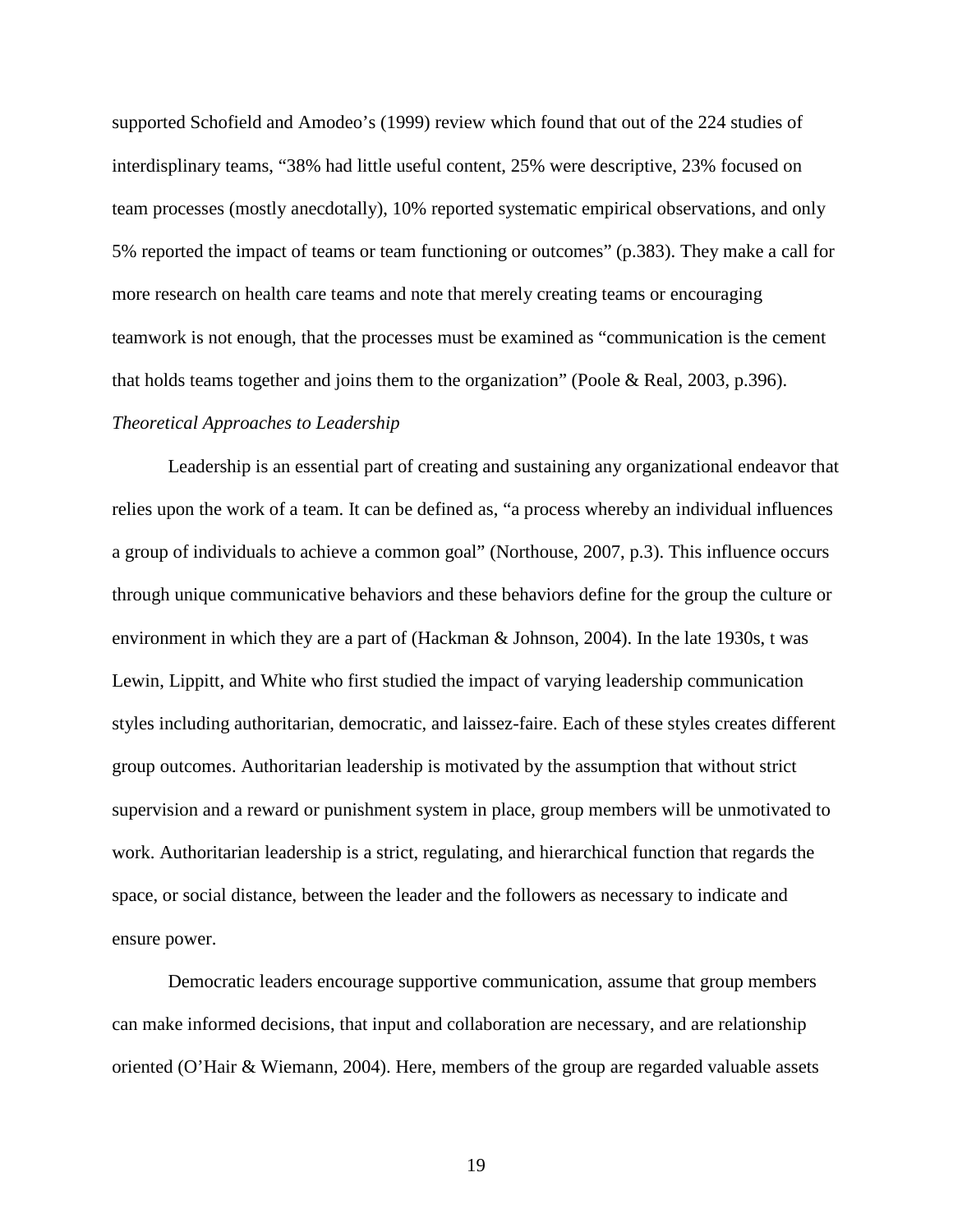supported Schofield and Amodeo's (1999) review which found that out of the 224 studies of interdisplinary teams, "38% had little useful content, 25% were descriptive, 23% focused on team processes (mostly anecdotally), 10% reported systematic empirical observations, and only 5% reported the impact of teams or team functioning or outcomes" (p.383). They make a call for more research on health care teams and note that merely creating teams or encouraging teamwork is not enough, that the processes must be examined as "communication is the cement that holds teams together and joins them to the organization" (Poole & Real, 2003, p.396).

### *Theoretical Approaches to Leadership*

Leadership is an essential part of creating and sustaining any organizational endeavor that relies upon the work of a team. It can be defined as, "a process whereby an individual influences a group of individuals to achieve a common goal" (Northouse, 2007, p.3). This influence occurs through unique communicative behaviors and these behaviors define for the group the culture or environment in which they are a part of (Hackman & Johnson, 2004). In the late 1930s, t was Lewin, Lippitt, and White who first studied the impact of varying leadership communication styles including authoritarian, democratic, and laissez-faire. Each of these styles creates different group outcomes. Authoritarian leadership is motivated by the assumption that without strict supervision and a reward or punishment system in place, group members will be unmotivated to work. Authoritarian leadership is a strict, regulating, and hierarchical function that regards the space, or social distance, between the leader and the followers as necessary to indicate and ensure power.

Democratic leaders encourage supportive communication, assume that group members can make informed decisions, that input and collaboration are necessary, and are relationship oriented (O'Hair & Wiemann, 2004). Here, members of the group are regarded valuable assets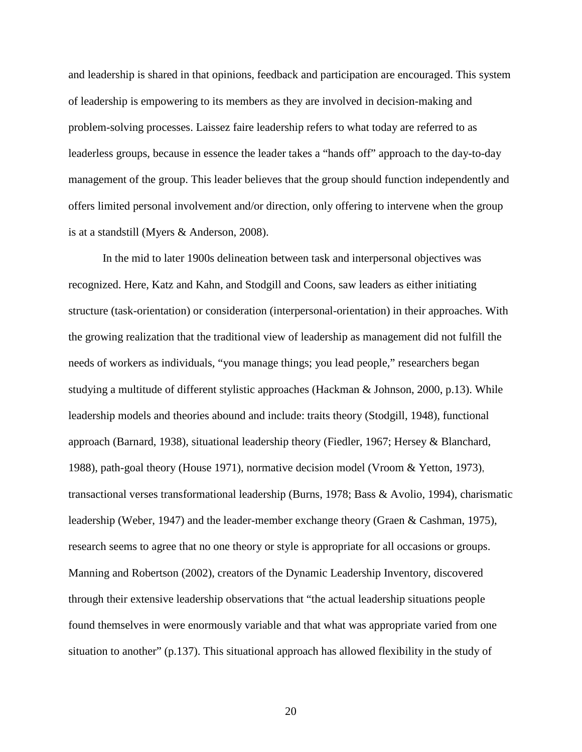and leadership is shared in that opinions, feedback and participation are encouraged. This system of leadership is empowering to its members as they are involved in decision-making and problem-solving processes. Laissez faire leadership refers to what today are referred to as leaderless groups, because in essence the leader takes a "hands off" approach to the day-to-day management of the group. This leader believes that the group should function independently and offers limited personal involvement and/or direction, only offering to intervene when the group is at a standstill (Myers & Anderson, 2008).

In the mid to later 1900s delineation between task and interpersonal objectives was recognized. Here, Katz and Kahn, and Stodgill and Coons, saw leaders as either initiating structure (task-orientation) or consideration (interpersonal-orientation) in their approaches. With the growing realization that the traditional view of leadership as management did not fulfill the needs of workers as individuals, "you manage things; you lead people," researchers began studying a multitude of different stylistic approaches (Hackman & Johnson, 2000, p.13). While leadership models and theories abound and include: traits theory (Stodgill, 1948), functional approach (Barnard, 1938), situational leadership theory (Fiedler, 1967; Hersey & Blanchard, 1988), path-goal theory (House 1971), normative decision model (Vroom & Yetton, 1973), transactional verses transformational leadership (Burns, 1978; Bass & Avolio, 1994), charismatic leadership (Weber, 1947) and the leader-member exchange theory (Graen & Cashman, 1975), research seems to agree that no one theory or style is appropriate for all occasions or groups. Manning and Robertson (2002), creators of the Dynamic Leadership Inventory, discovered through their extensive leadership observations that "the actual leadership situations people found themselves in were enormously variable and that what was appropriate varied from one situation to another" (p.137). This situational approach has allowed flexibility in the study of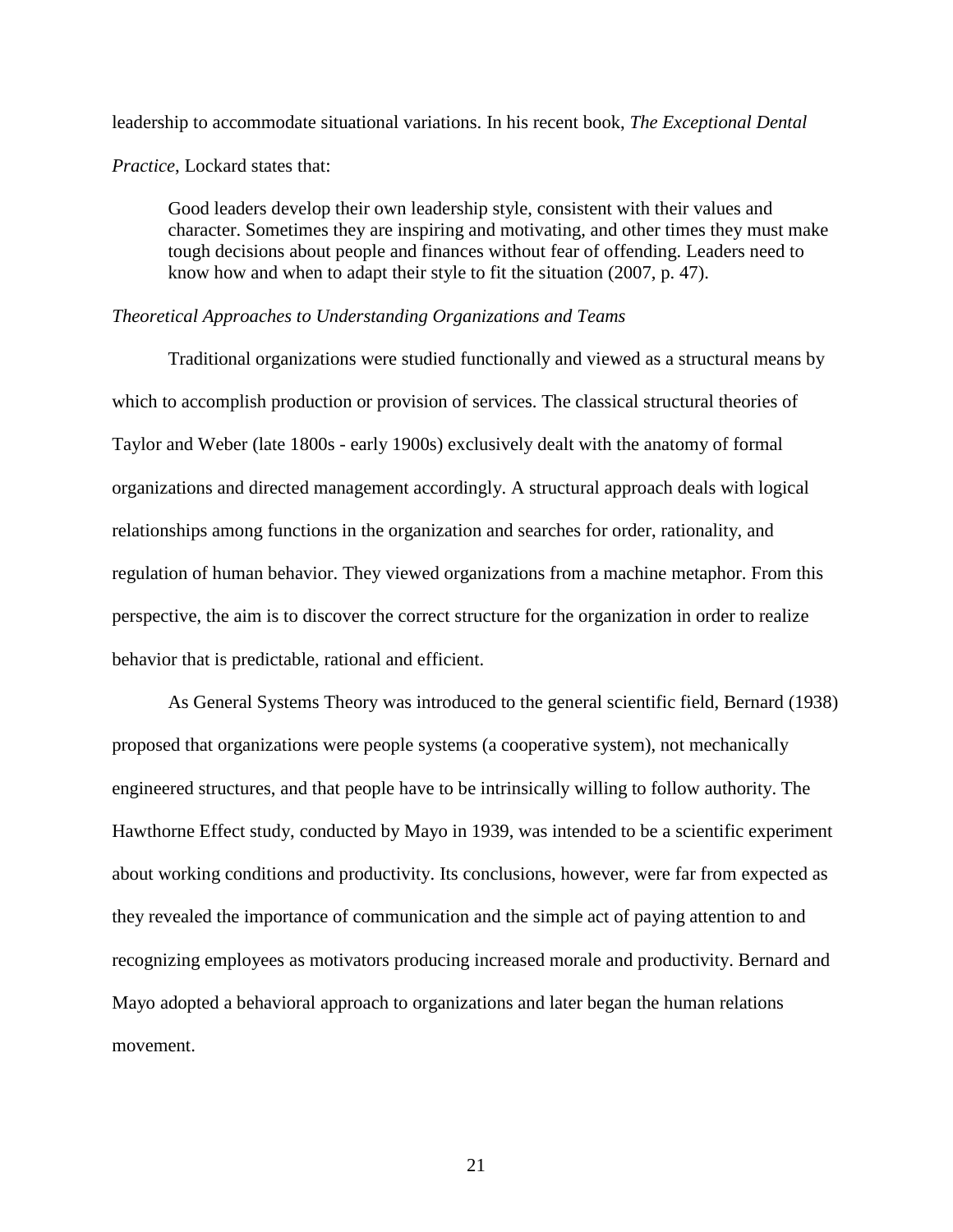leadership to accommodate situational variations. In his recent book, *The Exceptional Dental Practice*, Lockard states that:

> Good leaders develop their own leadership style, consistent with their values and character. Sometimes they are inspiring and motivating, and other times they must make tough decisions about people and finances without fear of offending. Leaders need to know how and when to adapt their style to fit the situation (2007, p. 47).

*Theoretical Approaches to Understanding Organizations and Teams*

Traditional organizations were studied functionally and viewed as a structural means by which to accomplish production or provision of services. The classical structural theories of Taylor and Weber (late 1800s - early 1900s) exclusively dealt with the anatomy of formal organizations and directed management accordingly. A structural approach deals with logical relationships among functions in the organization and searches for order, rationality, and regulation of human behavior. They viewed organizations from a machine metaphor. From this perspective, the aim is to discover the correct structure for the organization in order to realize behavior that is predictable, rational and efficient.

As General Systems Theory was introduced to the general scientific field, Bernard (1938) proposed that organizations were people systems (a cooperative system), not mechanically engineered structures, and that people have to be intrinsically willing to follow authority. The Hawthorne Effect study, conducted by Mayo in 1939, was intended to be a scientific experiment about working conditions and productivity. Its conclusions, however, were far from expected as they revealed the importance of communication and the simple act of paying attention to and recognizing employees as motivators producing increased morale and productivity. Bernard and Mayo adopted a behavioral approach to organizations and later began the human relations movement.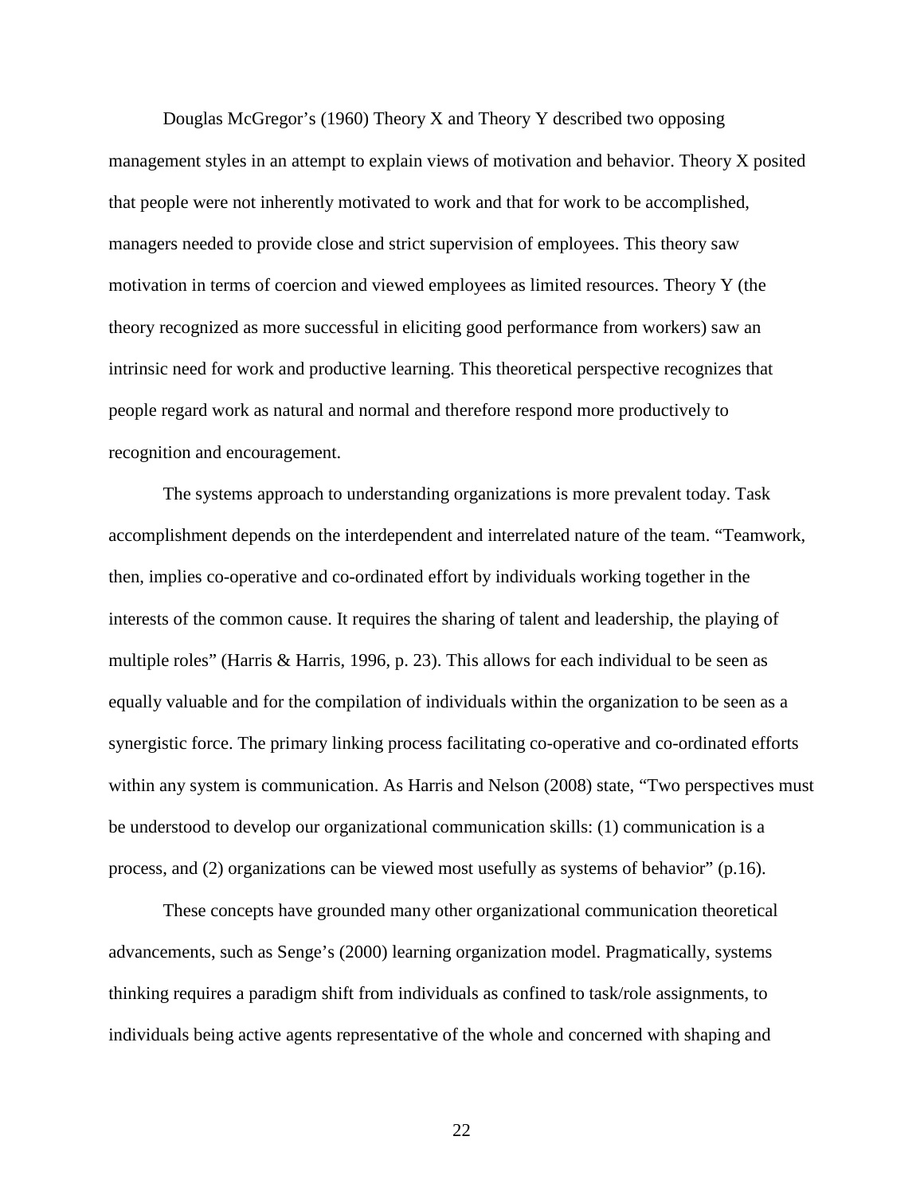Douglas McGregor's (1960) Theory X and Theory Y described two opposing management styles in an attempt to explain views of motivation and behavior. Theory X posited that people were not inherently motivated to work and that for work to be accomplished, managers needed to provide close and strict supervision of employees. This theory saw motivation in terms of coercion and viewed employees as limited resources. Theory Y (the theory recognized as more successful in eliciting good performance from workers) saw an intrinsic need for work and productive learning. This theoretical perspective recognizes that people regard work as natural and normal and therefore respond more productively to recognition and encouragement.

The systems approach to understanding organizations is more prevalent today. Task accomplishment depends on the interdependent and interrelated nature of the team. "Teamwork, then, implies co-operative and co-ordinated effort by individuals working together in the interests of the common cause. It requires the sharing of talent and leadership, the playing of multiple roles" (Harris & Harris, 1996, p. 23). This allows for each individual to be seen as equally valuable and for the compilation of individuals within the organization to be seen as a synergistic force. The primary linking process facilitating co-operative and co-ordinated efforts within any system is communication. As Harris and Nelson (2008) state, "Two perspectives must be understood to develop our organizational communication skills: (1) communication is a process, and (2) organizations can be viewed most usefully as systems of behavior" (p.16).

These concepts have grounded many other organizational communication theoretical advancements, such as Senge's (2000) learning organization model. Pragmatically, systems thinking requires a paradigm shift from individuals as confined to task/role assignments, to individuals being active agents representative of the whole and concerned with shaping and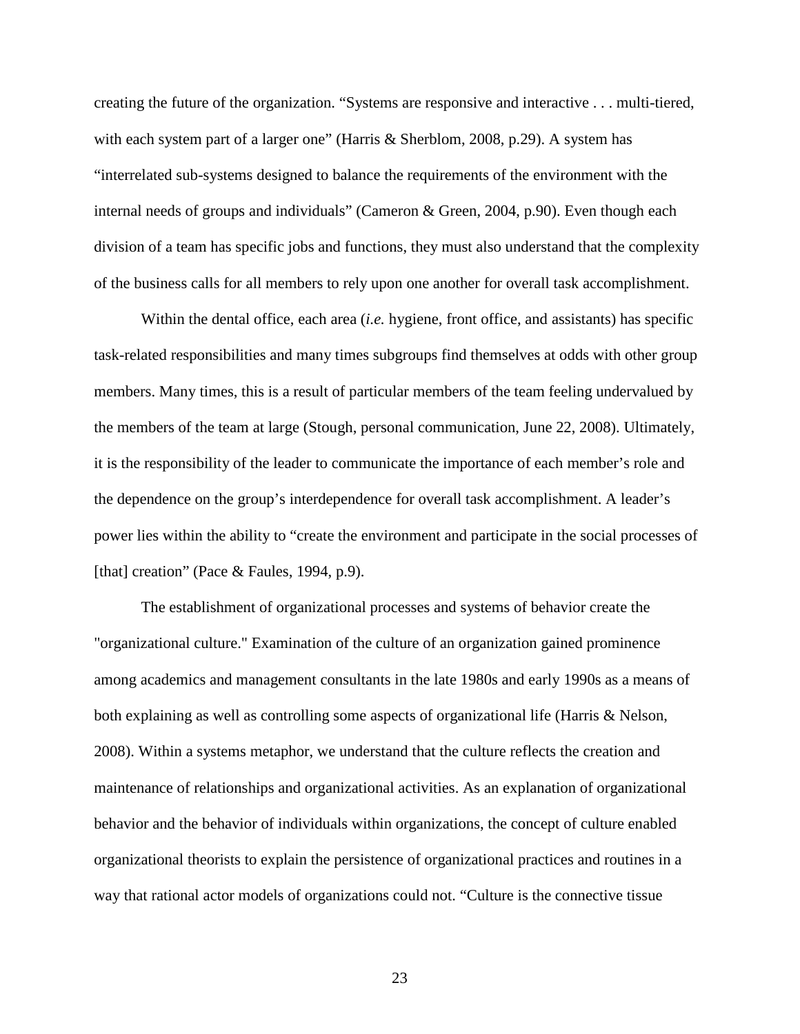creating the future of the organization. “Systems are responsive and interactive . . . multi-tiered, with each system part of a larger one” (Harris & Sherblom, 2008, p.29). A system has “interrelated sub-systems designed to balance the requirements of the environment with the internal needs of groups and individuals” (Cameron & Green, 2004, p.90). Even though each division of a team has specific jobs and functions, they must also understand that the complexity of the business calls for all members to rely upon one another for overall task accomplishment.

Within the dental office, each area (*i.e.* hygiene, front office, and assistants) has specific task-related responsibilities and many times subgroups find themselves at odds with other group members. Many times, this is a result of particular members of the team feeling undervalued by the members of the team at large (Stough, personal communication, June 22, 2008). Ultimately, it is the responsibility of the leader to communicate the importance of each member’s role and the dependence on the group’s interdependence for overall task accomplishment. A leader’s power lies within the ability to “create the environment and participate in the social processes of [that] creation” (Pace & Faules, 1994, p.9).

The establishment of organizational processes and systems of behavior create the "organizational culture." Examination of the culture of an organization gained prominence among academics and management consultants in the late 1980s and early 1990s as a means of both explaining as well as controlling some aspects of organizational life (Harris & Nelson, 2008). Within a systems metaphor, we understand that the culture reflects the creation and maintenance of relationships and organizational activities. As an explanation of organizational behavior and the behavior of individuals within organizations, the concept of culture enabled organizational theorists to explain the persistence of organizational practices and routines in a way that rational actor models of organizations could not. “Culture is the connective tissue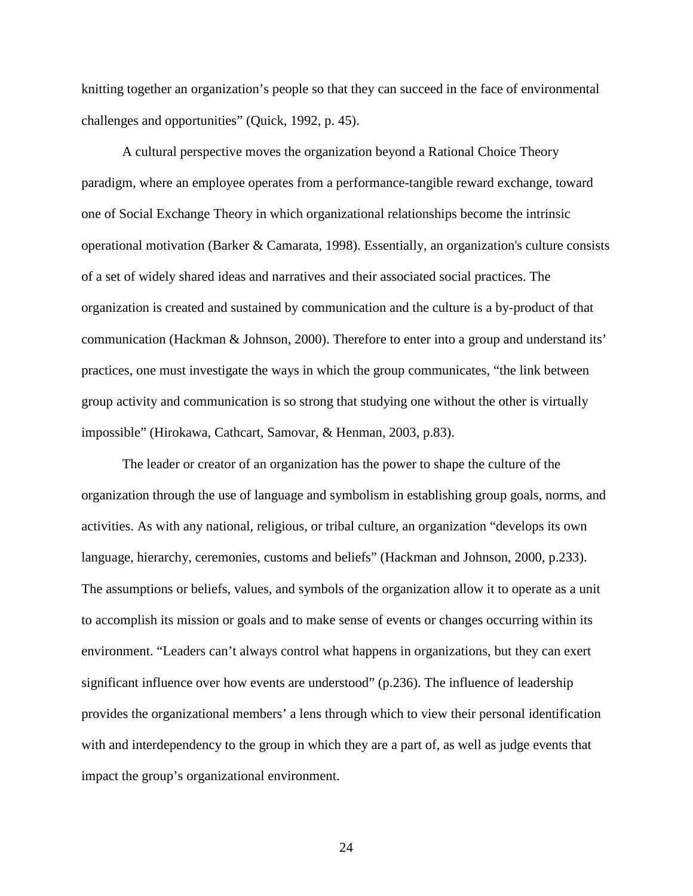knitting together an organization's people so that they can succeed in the face of environmental challenges and opportunities" (Quick, 1992, p. 45).

A cultural perspective moves the organization beyond a Rational Choice Theory paradigm, where an employee operates from a performance-tangible reward exchange, toward one of Social Exchange Theory in which organizational relationships become the intrinsic operational motivation (Barker & Camarata, 1998). Essentially, an organization's culture consists of a set of widely shared ideas and narratives and their associated social practices. The organization is created and sustained by communication and the culture is a by-product of that communication (Hackman & Johnson, 2000). Therefore to enter into a group and understand its' practices, one must investigate the ways in which the group communicates, "the link between group activity and communication is so strong that studying one without the other is virtually impossible" (Hirokawa, Cathcart, Samovar, & Henman, 2003, p.83).

The leader or creator of an organization has the power to shape the culture of the organization through the use of language and symbolism in establishing group goals, norms, and activities. As with any national, religious, or tribal culture, an organization "develops its own language, hierarchy, ceremonies, customs and beliefs" (Hackman and Johnson, 2000, p.233). The assumptions or beliefs, values, and symbols of the organization allow it to operate as a unit to accomplish its mission or goals and to make sense of events or changes occurring within its environment. "Leaders can't always control what happens in organizations, but they can exert significant influence over how events are understood" (p.236). The influence of leadership provides the organizational members' a lens through which to view their personal identification with and interdependency to the group in which they are a part of, as well as judge events that impact the group's organizational environment.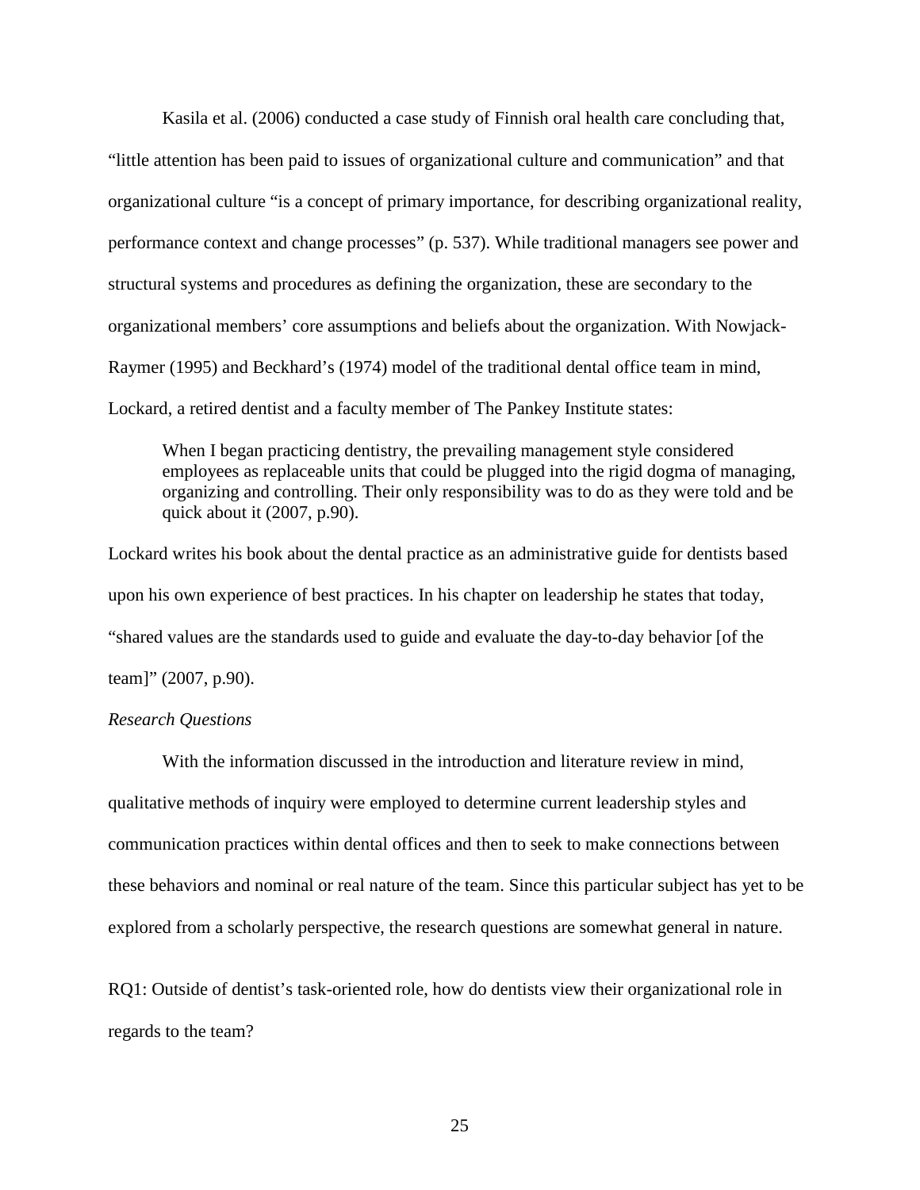Kasila et al. (2006) conducted a case study of Finnish oral health care concluding that, "little attention has been paid to issues of organizational culture and communication" and that organizational culture "is a concept of primary importance, for describing organizational reality, performance context and change processes" (p. 537). While traditional managers see power and structural systems and procedures as defining the organization, these are secondary to the organizational members' core assumptions and beliefs about the organization. With Nowjack-Raymer (1995) and Beckhard's (1974) model of the traditional dental office team in mind, Lockard, a retired dentist and a faculty member of The Pankey Institute states:

> When I began practicing dentistry, the prevailing management style considered employees as replaceable units that could be plugged into the rigid dogma of managing, organizing and controlling. Their only responsibility was to do as they were told and be quick about it (2007, p.90).

Lockard writes his book about the dental practice as an administrative guide for dentists based upon his own experience of best practices. In his chapter on leadership he states that today, "shared values are the standards used to guide and evaluate the day-to-day behavior [of the team]" (2007, p.90).

*Research Questions*

With the information discussed in the introduction and literature review in mind, qualitative methods of inquiry were employed to determine current leadership styles and communication practices within dental offices and then to seek to make connections between these behaviors and nominal or real nature of the team. Since this particular subject has yet to be explored from a scholarly perspective, the research questions are somewhat general in nature.

RQ1: Outside of dentist's task-oriented role, how do dentists view their organizational role in regards to the team?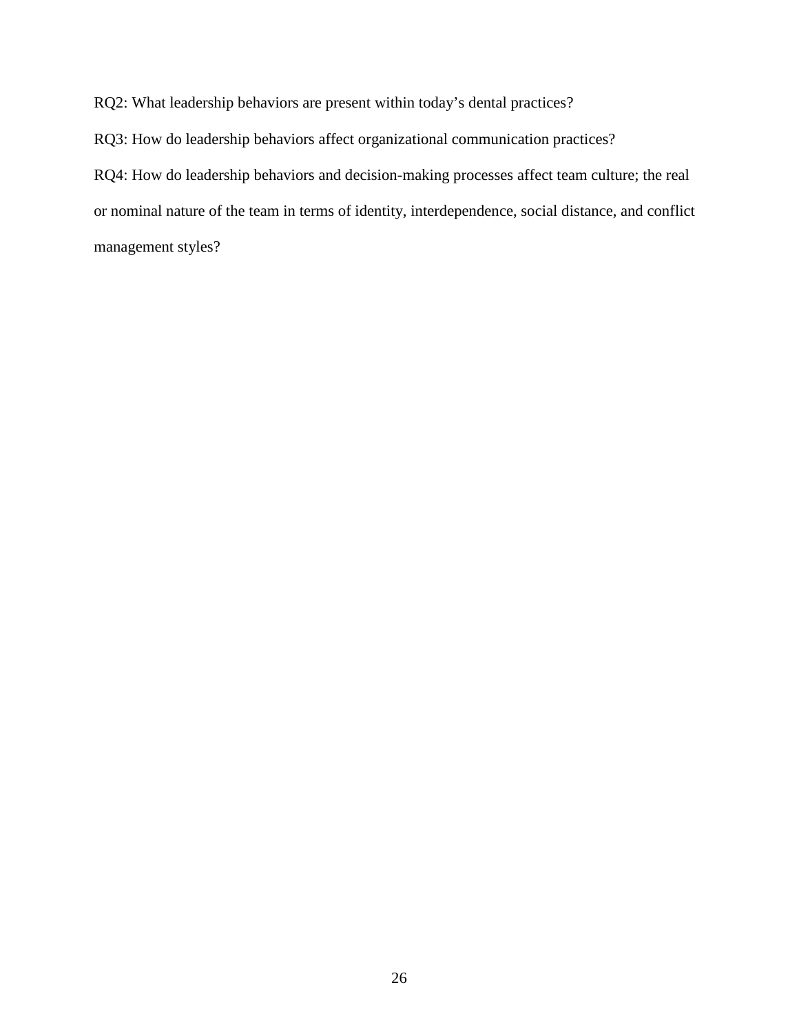RQ2: What leadership behaviors are present within today's dental practices?

RQ3: How do leadership behaviors affect organizational communication practices?

RQ4: How do leadership behaviors and decision-making processes affect team culture; the real or nominal nature of the team in terms of identity, interdependence, social distance, and conflict management styles?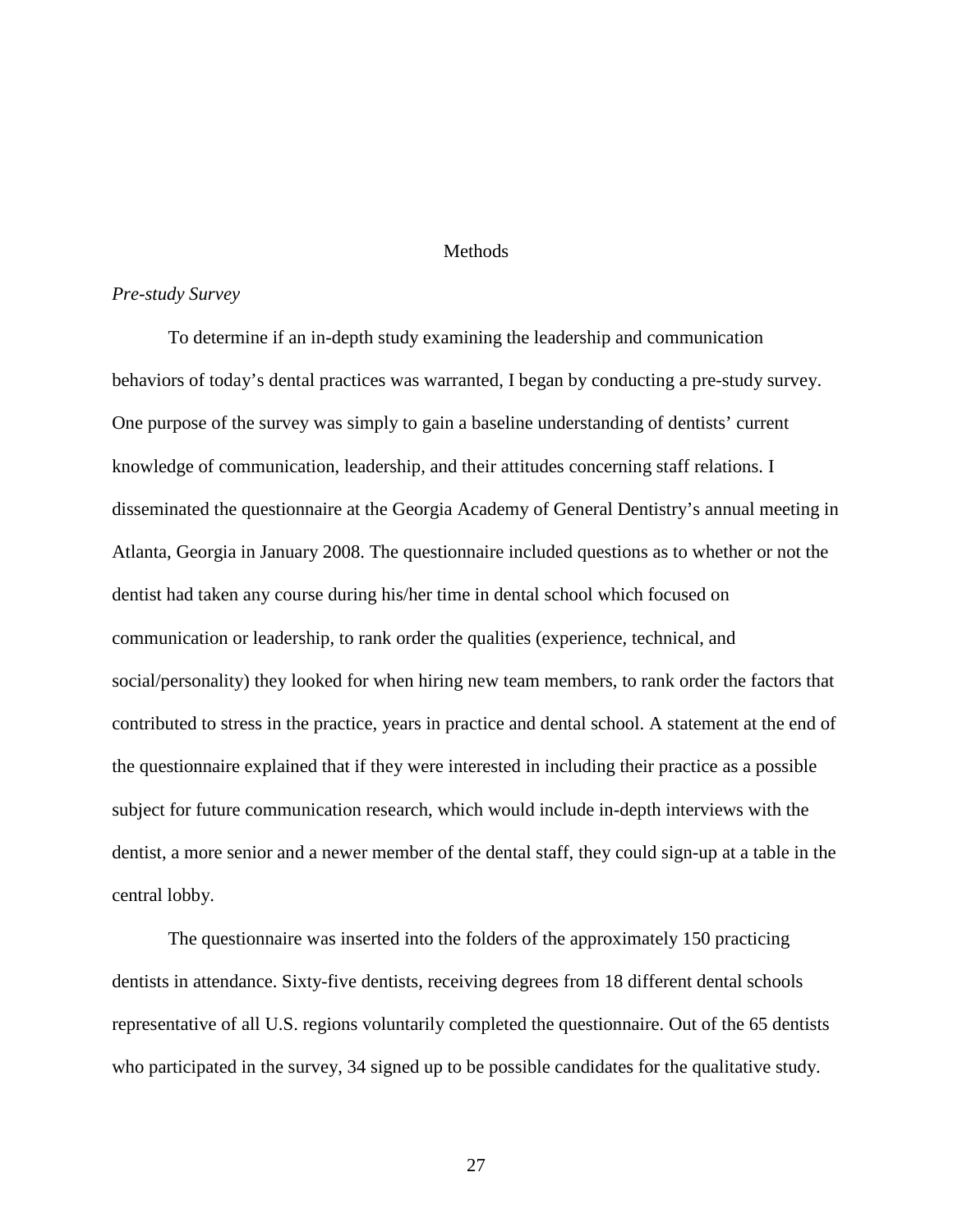# Methods

### *Pre-study Survey*

To determine if an in-depth study examining the leadership and communication behaviors of today's dental practices was warranted, I began by conducting a pre-study survey. One purpose of the survey was simply to gain a baseline understanding of dentists' current knowledge of communication, leadership, and their attitudes concerning staff relations. I disseminated the questionnaire at the Georgia Academy of General Dentistry's annual meeting in Atlanta, Georgia in January 2008. The questionnaire included questions as to whether or not the dentist had taken any course during his/her time in dental school which focused on communication or leadership, to rank order the qualities (experience, technical, and social/personality) they looked for when hiring new team members, to rank order the factors that contributed to stress in the practice, years in practice and dental school. A statement at the end of the questionnaire explained that if they were interested in including their practice as a possible subject for future communication research, which would include in-depth interviews with the dentist, a more senior and a newer member of the dental staff, they could sign-up at a table in the central lobby.

The questionnaire was inserted into the folders of the approximately 150 practicing dentists in attendance. Sixty-five dentists, receiving degrees from 18 different dental schools representative of all U.S. regions voluntarily completed the questionnaire. Out of the 65 dentists who participated in the survey, 34 signed up to be possible candidates for the qualitative study.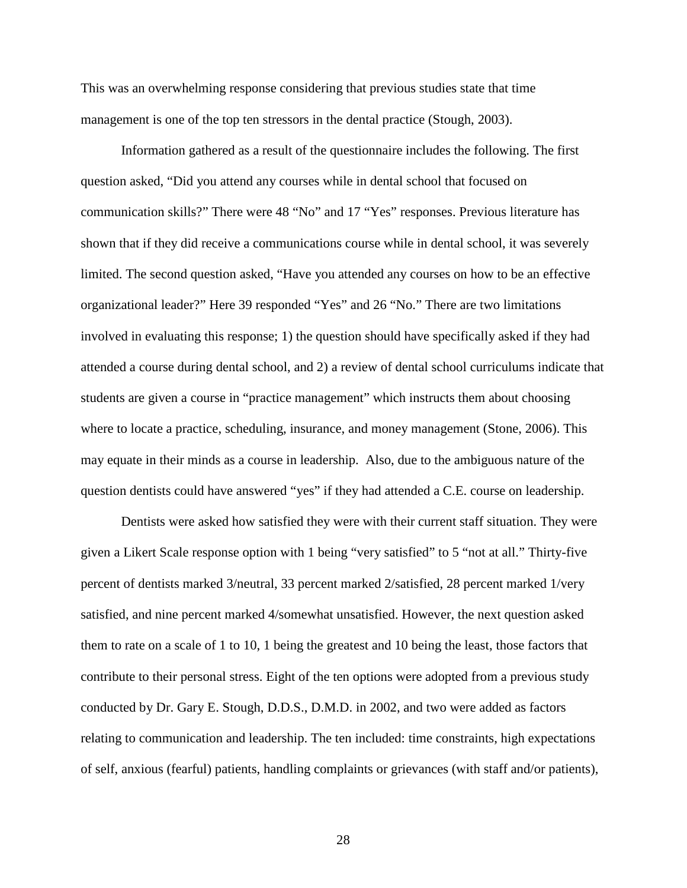This was an overwhelming response considering that previous studies state that time management is one of the top ten stressors in the dental practice (Stough, 2003).

Information gathered as a result of the questionnaire includes the following. The first question asked, "Did you attend any courses while in dental school that focused on communication skills?" There were 48 "No" and 17 "Yes" responses. Previous literature has shown that if they did receive a communications course while in dental school, it was severely limited. The second question asked, "Have you attended any courses on how to be an effective organizational leader?" Here 39 responded "Yes" and 26 "No." There are two limitations involved in evaluating this response; 1) the question should have specifically asked if they had attended a course during dental school, and 2) a review of dental school curriculums indicate that students are given a course in "practice management" which instructs them about choosing where to locate a practice, scheduling, insurance, and money management (Stone, 2006). This may equate in their minds as a course in leadership. Also, due to the ambiguous nature of the question dentists could have answered "yes" if they had attended a C.E. course on leadership.

Dentists were asked how satisfied they were with their current staff situation. They were given a Likert Scale response option with 1 being "very satisfied" to 5 "not at all." Thirty-five percent of dentists marked 3/neutral, 33 percent marked 2/satisfied, 28 percent marked 1/very satisfied, and nine percent marked 4/somewhat unsatisfied. However, the next question asked them to rate on a scale of 1 to 10, 1 being the greatest and 10 being the least, those factors that contribute to their personal stress. Eight of the ten options were adopted from a previous study conducted by Dr. Gary E. Stough, D.D.S., D.M.D. in 2002, and two were added as factors relating to communication and leadership. The ten included: time constraints, high expectations of self, anxious (fearful) patients, handling complaints or grievances (with staff and/or patients),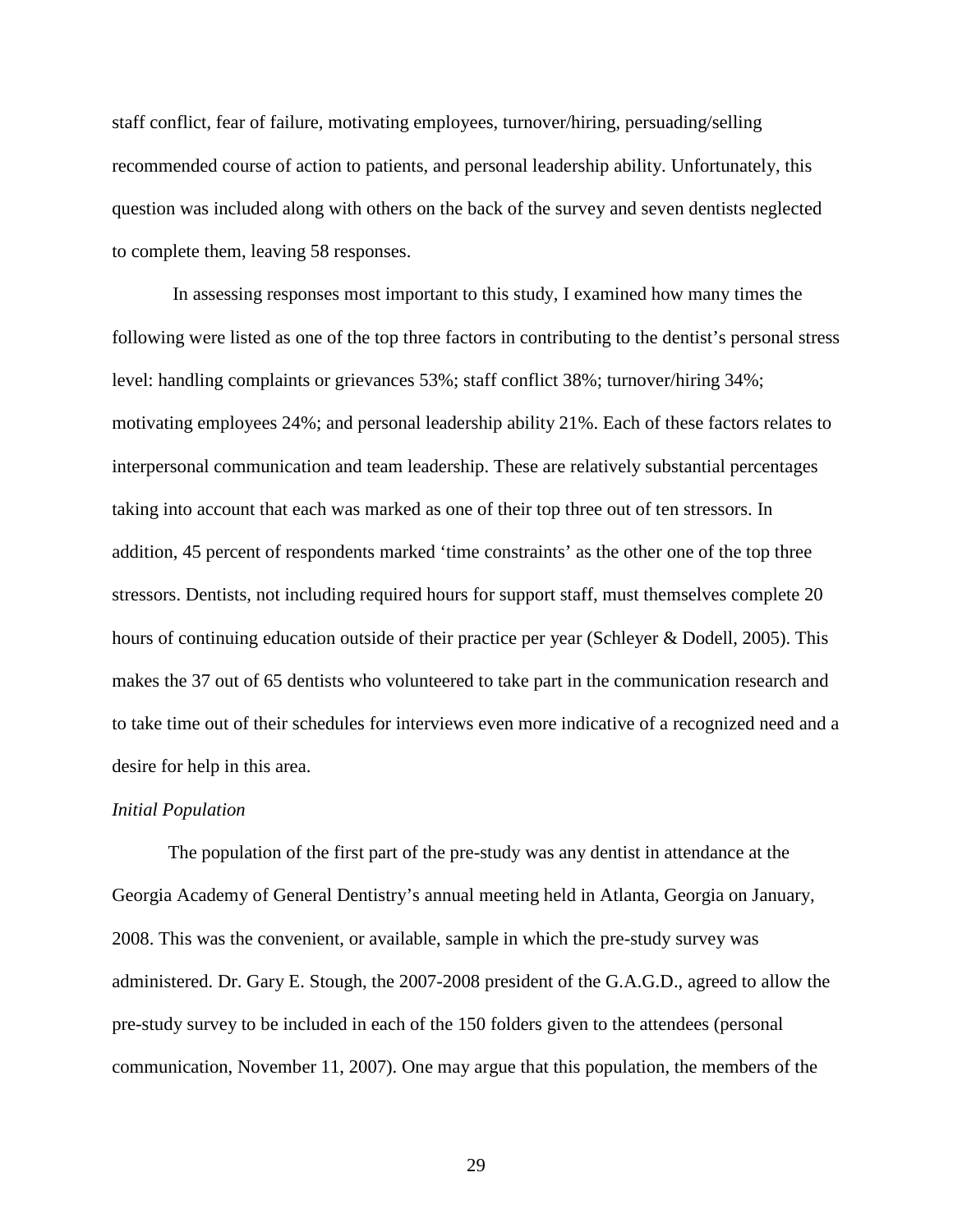staff conflict, fear of failure, motivating employees, turnover/hiring, persuading/selling recommended course of action to patients, and personal leadership ability. Unfortunately, this question was included along with others on the back of the survey and seven dentists neglected to complete them, leaving 58 responses.

In assessing responses most important to this study, I examined how many times the following were listed as one of the top three factors in contributing to the dentist's personal stress level: handling complaints or grievances 53%; staff conflict 38%; turnover/hiring 34%; motivating employees 24%; and personal leadership ability 21%. Each of these factors relates to interpersonal communication and team leadership. These are relatively substantial percentages taking into account that each was marked as one of their top three out of ten stressors. In addition, 45 percent of respondents marked 'time constraints' as the other one of the top three stressors. Dentists, not including required hours for support staff, must themselves complete 20 hours of continuing education outside of their practice per year (Schleyer & Dodell, 2005). This makes the 37 out of 65 dentists who volunteered to take part in the communication research and to take time out of their schedules for interviews even more indicative of a recognized need and a desire for help in this area.

*Initial Population*

The population of the first part of the pre-study was any dentist in attendance at the Georgia Academy of General Dentistry's annual meeting held in Atlanta, Georgia on January, 2008. This was the convenient, or available, sample in which the pre-study survey was administered. Dr. Gary E. Stough, the 2007-2008 president of the G.A.G.D., agreed to allow the pre-study survey to be included in each of the 150 folders given to the attendees (personal communication, November 11, 2007). One may argue that this population, the members of the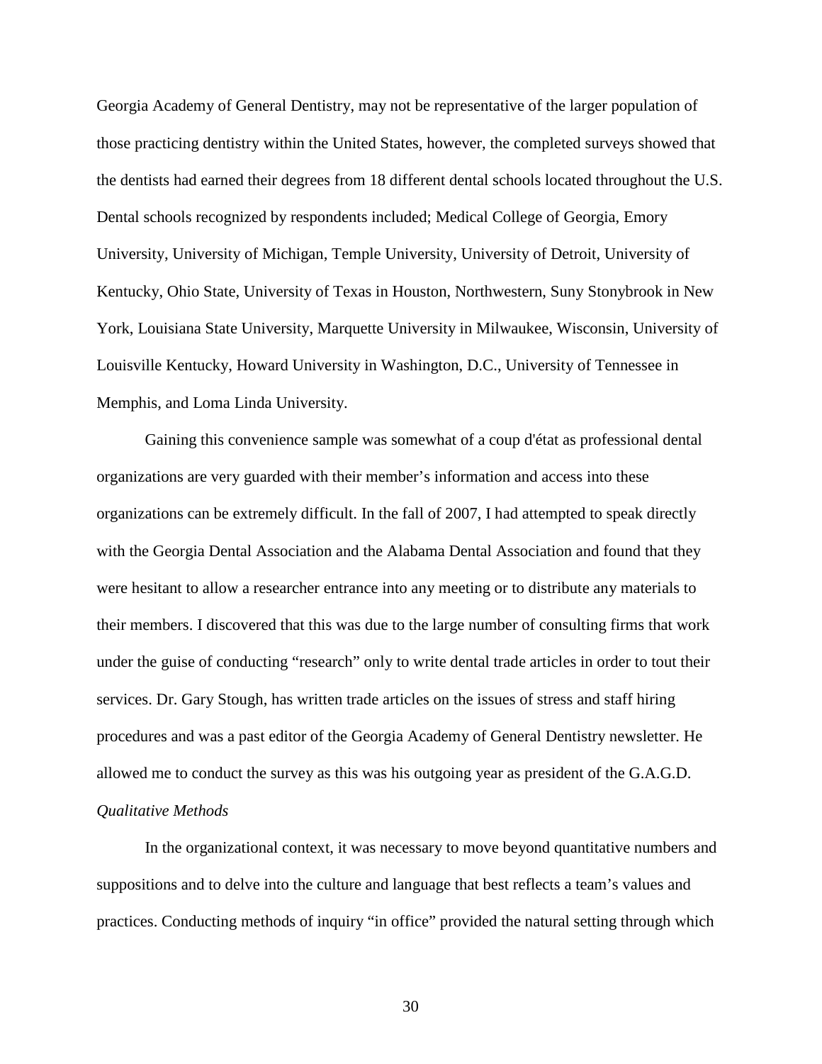Georgia Academy of General Dentistry, may not be representative of the larger population of those practicing dentistry within the United States, however, the completed surveys showed that the dentists had earned their degrees from 18 different dental schools located throughout the U.S. Dental schools recognized by respondents included; Medical College of Georgia, Emory University, University of Michigan, Temple University, University of Detroit, University of Kentucky, Ohio State, University of Texas in Houston, Northwestern, Suny Stonybrook in New York, Louisiana State University, Marquette University in Milwaukee, Wisconsin, University of Louisville Kentucky, Howard University in Washington, D.C., University of Tennessee in Memphis, and Loma Linda University.

Gaining this convenience sample was somewhat of a coup d'état as professional dental organizations are very guarded with their member's information and access into these organizations can be extremely difficult. In the fall of 2007, I had attempted to speak directly with the Georgia Dental Association and the Alabama Dental Association and found that they were hesitant to allow a researcher entrance into any meeting or to distribute any materials to their members. I discovered that this was due to the large number of consulting firms that work under the guise of conducting "research" only to write dental trade articles in order to tout their services. Dr. Gary Stough, has written trade articles on the issues of stress and staff hiring procedures and was a past editor of the Georgia Academy of General Dentistry newsletter. He allowed me to conduct the survey as this was his outgoing year as president of the G.A.G.D.

*Qualitative Methods*

In the organizational context, it was necessary to move beyond quantitative numbers and suppositions and to delve into the culture and language that best reflects a team's values and practices. Conducting methods of inquiry "in office" provided the natural setting through which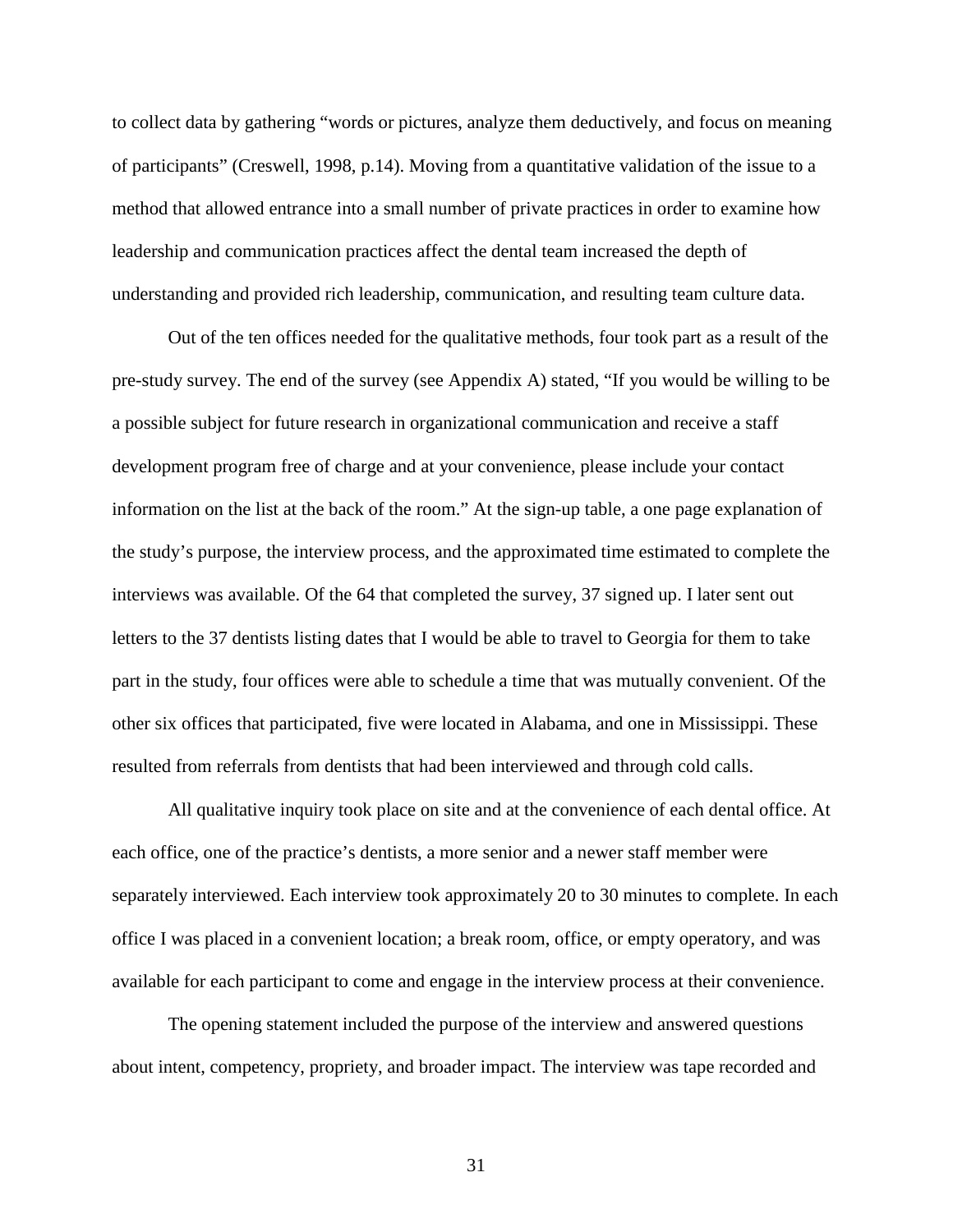to collect data by gathering "words or pictures, analyze them deductively, and focus on meaning of participants" (Creswell, 1998, p.14). Moving from a quantitative validation of the issue to a method that allowed entrance into a small number of private practices in order to examine how leadership and communication practices affect the dental team increased the depth of understanding and provided rich leadership, communication, and resulting team culture data.

Out of the ten offices needed for the qualitative methods, four took part as a result of the pre-study survey. The end of the survey (see Appendix A) stated, "If you would be willing to be a possible subject for future research in organizational communication and receive a staff development program free of charge and at your convenience, please include your contact information on the list at the back of the room." At the sign-up table, a one page explanation of the study's purpose, the interview process, and the approximated time estimated to complete the interviews was available. Of the 64 that completed the survey, 37 signed up. I later sent out letters to the 37 dentists listing dates that I would be able to travel to Georgia for them to take part in the study, four offices were able to schedule a time that was mutually convenient. Of the other six offices that participated, five were located in Alabama, and one in Mississippi. These resulted from referrals from dentists that had been interviewed and through cold calls.

All qualitative inquiry took place on site and at the convenience of each dental office. At each office, one of the practice's dentists, a more senior and a newer staff member were separately interviewed. Each interview took approximately 20 to 30 minutes to complete. In each office I was placed in a convenient location; a break room, office, or empty operatory, and was available for each participant to come and engage in the interview process at their convenience.

The opening statement included the purpose of the interview and answered questions about intent, competency, propriety, and broader impact. The interview was tape recorded and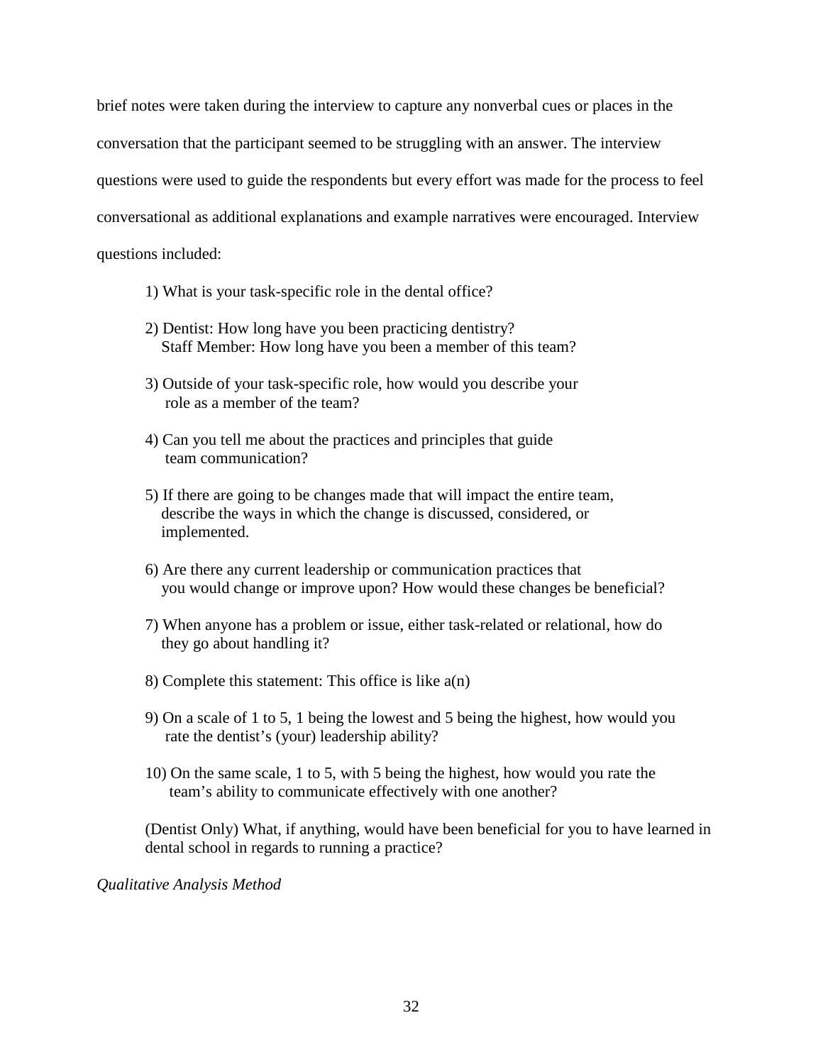brief notes were taken during the interview to capture any nonverbal cues or places in the conversation that the participant seemed to be struggling with an answer. The interview questions were used to guide the respondents but every effort was made for the process to feel conversational as additional explanations and example narratives were encouraged. Interview questions included:

1) What is your task-specific role in the dental office?

2) Dentist: How long have you been practicing dentistry?
   Staff Member: How long have you been a member of this team?

3) Outside of your task-specific role, how would you describe your role as a member of the team?

4) Can you tell me about the practices and principles that guide team communication?

5) If there are going to be changes made that will impact the entire team, describe the ways in which the change is discussed, considered, or implemented.

6) Are there any current leadership or communication practices that you would change or improve upon? How would these changes be beneficial?

7) When anyone has a problem or issue, either task-related or relational, how do they go about handling it?

8) Complete this statement: This office is like a(n)

9) On a scale of 1 to 5, 1 being the lowest and 5 being the highest, how would you rate the dentist's (your) leadership ability?

10) On the same scale, 1 to 5, with 5 being the highest, how would you rate the team's ability to communicate effectively with one another?

(Dentist Only) What, if anything, would have been beneficial for you to have learned in dental school in regards to running a practice?

*Qualitative Analysis Method*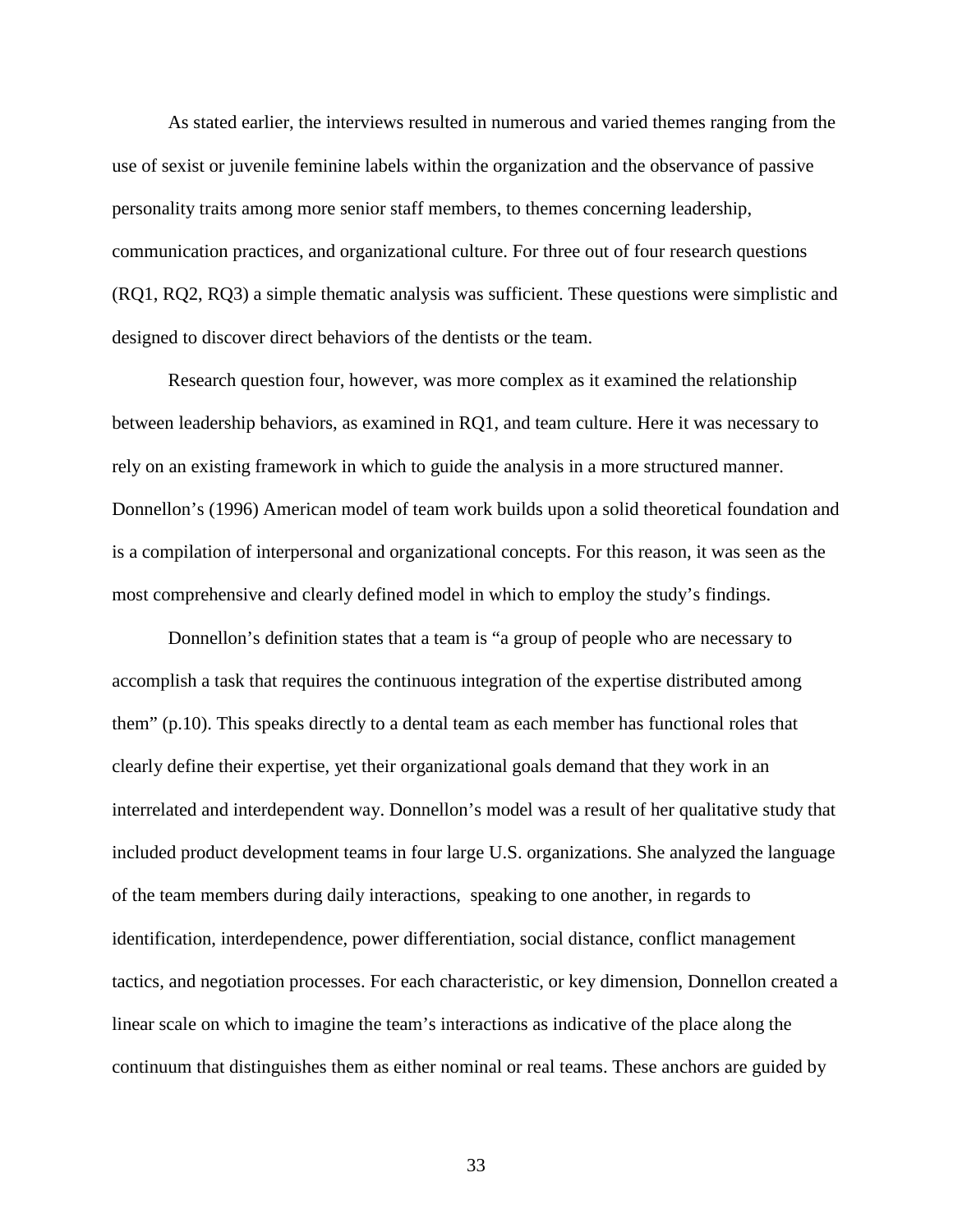As stated earlier, the interviews resulted in numerous and varied themes ranging from the use of sexist or juvenile feminine labels within the organization and the observance of passive personality traits among more senior staff members, to themes concerning leadership, communication practices, and organizational culture. For three out of four research questions (RQ1, RQ2, RQ3) a simple thematic analysis was sufficient. These questions were simplistic and designed to discover direct behaviors of the dentists or the team.

Research question four, however, was more complex as it examined the relationship between leadership behaviors, as examined in RQ1, and team culture. Here it was necessary to rely on an existing framework in which to guide the analysis in a more structured manner. Donnellon's (1996) American model of team work builds upon a solid theoretical foundation and is a compilation of interpersonal and organizational concepts. For this reason, it was seen as the most comprehensive and clearly defined model in which to employ the study's findings.

Donnellon's definition states that a team is "a group of people who are necessary to accomplish a task that requires the continuous integration of the expertise distributed among them" (p.10). This speaks directly to a dental team as each member has functional roles that clearly define their expertise, yet their organizational goals demand that they work in an interrelated and interdependent way. Donnellon's model was a result of her qualitative study that included product development teams in four large U.S. organizations. She analyzed the language of the team members during daily interactions, speaking to one another, in regards to identification, interdependence, power differentiation, social distance, conflict management tactics, and negotiation processes. For each characteristic, or key dimension, Donnellon created a linear scale on which to imagine the team's interactions as indicative of the place along the continuum that distinguishes them as either nominal or real teams. These anchors are guided by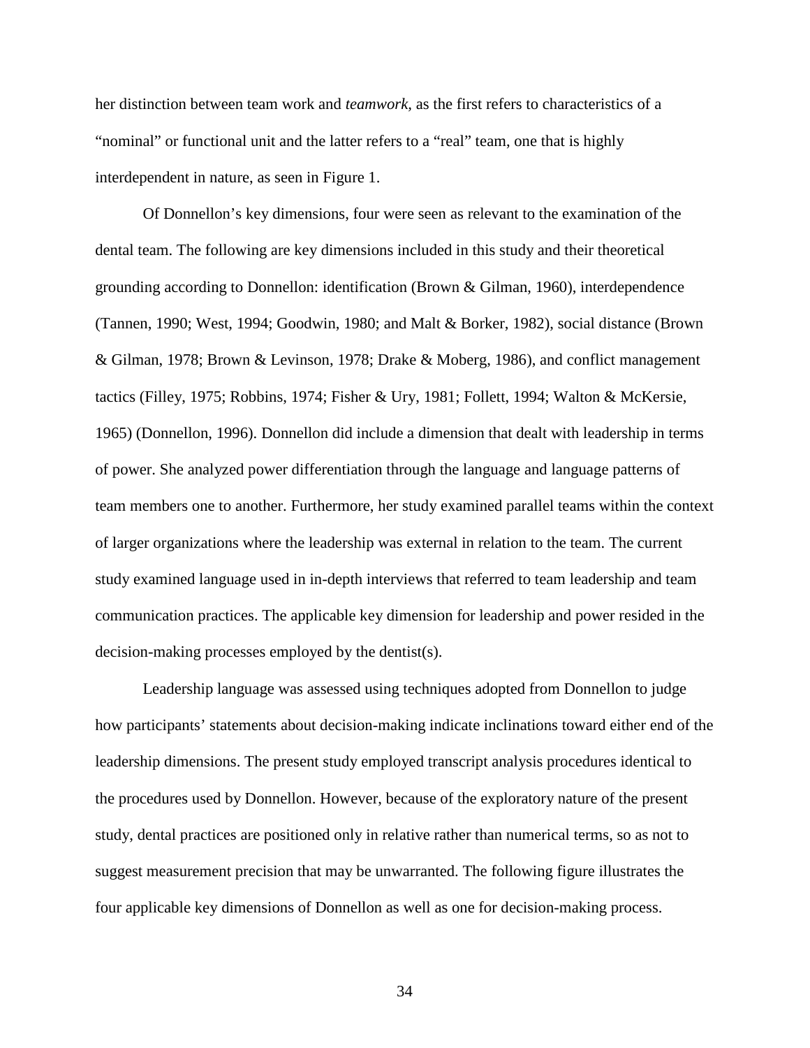her distinction between team work and *teamwork*, as the first refers to characteristics of a "nominal" or functional unit and the latter refers to a "real" team, one that is highly interdependent in nature, as seen in Figure 1.

Of Donnellon's key dimensions, four were seen as relevant to the examination of the dental team. The following are key dimensions included in this study and their theoretical grounding according to Donnellon: identification (Brown & Gilman, 1960), interdependence (Tannen, 1990; West, 1994; Goodwin, 1980; and Malt & Borker, 1982), social distance (Brown & Gilman, 1978; Brown & Levinson, 1978; Drake & Moberg, 1986), and conflict management tactics (Filley, 1975; Robbins, 1974; Fisher & Ury, 1981; Follett, 1994; Walton & McKersie, 1965) (Donnellon, 1996). Donnellon did include a dimension that dealt with leadership in terms of power. She analyzed power differentiation through the language and language patterns of team members one to another. Furthermore, her study examined parallel teams within the context of larger organizations where the leadership was external in relation to the team. The current study examined language used in in-depth interviews that referred to team leadership and team communication practices. The applicable key dimension for leadership and power resided in the decision-making processes employed by the dentist(s).

Leadership language was assessed using techniques adopted from Donnellon to judge how participants' statements about decision-making indicate inclinations toward either end of the leadership dimensions. The present study employed transcript analysis procedures identical to the procedures used by Donnellon. However, because of the exploratory nature of the present study, dental practices are positioned only in relative rather than numerical terms, so as not to suggest measurement precision that may be unwarranted. The following figure illustrates the four applicable key dimensions of Donnellon as well as one for decision-making process.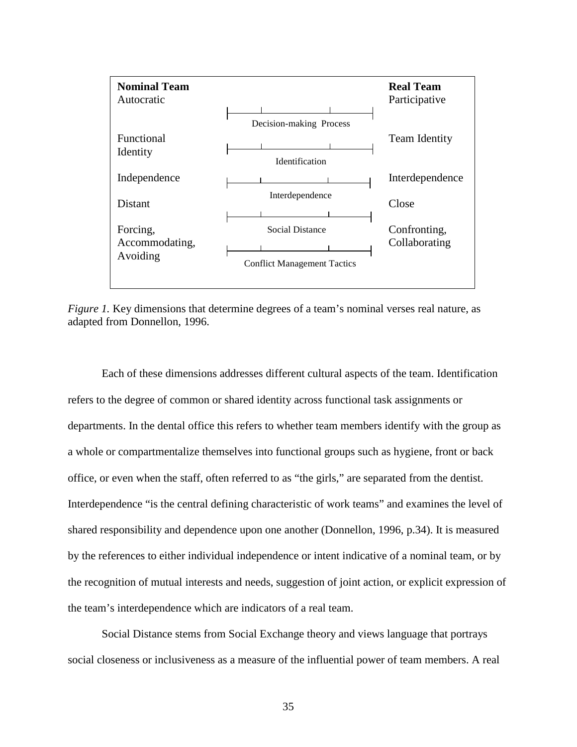| **Nominal Team** | | **Real Team** |
|---|---|---|
| Autocratic | Decision-making Process | Participative |
| Functional Identity | Identification | Team Identity |
| Independence | Interdependence | Interdependence |
| Distant | Social Distance | Close |
| Forcing, Accommodating, Avoiding | Conflict Management Tactics | Confronting, Collaborating |

*Figure 1.* Key dimensions that determine degrees of a team's nominal verses real nature, as adapted from Donnellon, 1996.

Each of these dimensions addresses different cultural aspects of the team. Identification refers to the degree of common or shared identity across functional task assignments or departments. In the dental office this refers to whether team members identify with the group as a whole or compartmentalize themselves into functional groups such as hygiene, front or back office, or even when the staff, often referred to as "the girls," are separated from the dentist. Interdependence "is the central defining characteristic of work teams" and examines the level of shared responsibility and dependence upon one another (Donnellon, 1996, p.34). It is measured by the references to either individual independence or intent indicative of a nominal team, or by the recognition of mutual interests and needs, suggestion of joint action, or explicit expression of the team's interdependence which are indicators of a real team.

Social Distance stems from Social Exchange theory and views language that portrays social closeness or inclusiveness as a measure of the influential power of team members. A real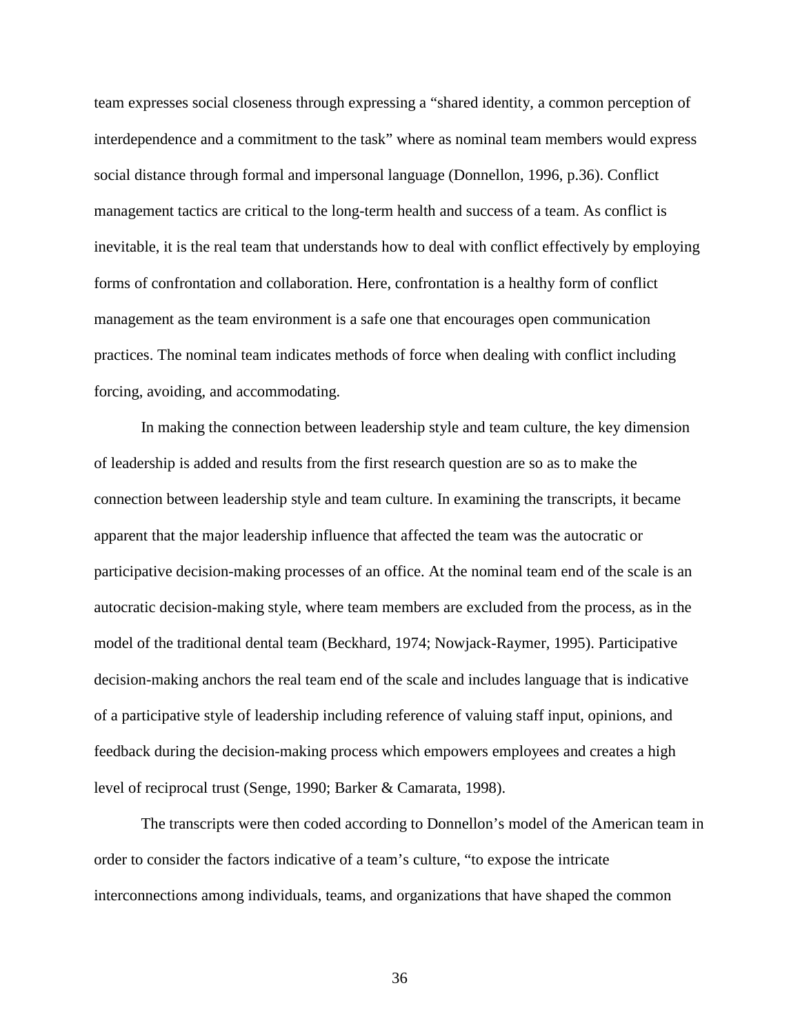team expresses social closeness through expressing a "shared identity, a common perception of interdependence and a commitment to the task" where as nominal team members would express social distance through formal and impersonal language (Donnellon, 1996, p.36). Conflict management tactics are critical to the long-term health and success of a team. As conflict is inevitable, it is the real team that understands how to deal with conflict effectively by employing forms of confrontation and collaboration. Here, confrontation is a healthy form of conflict management as the team environment is a safe one that encourages open communication practices. The nominal team indicates methods of force when dealing with conflict including forcing, avoiding, and accommodating.

In making the connection between leadership style and team culture, the key dimension of leadership is added and results from the first research question are so as to make the connection between leadership style and team culture. In examining the transcripts, it became apparent that the major leadership influence that affected the team was the autocratic or participative decision-making processes of an office. At the nominal team end of the scale is an autocratic decision-making style, where team members are excluded from the process, as in the model of the traditional dental team (Beckhard, 1974; Nowjack-Raymer, 1995). Participative decision-making anchors the real team end of the scale and includes language that is indicative of a participative style of leadership including reference of valuing staff input, opinions, and feedback during the decision-making process which empowers employees and creates a high level of reciprocal trust (Senge, 1990; Barker & Camarata, 1998).

The transcripts were then coded according to Donnellon's model of the American team in order to consider the factors indicative of a team's culture, "to expose the intricate interconnections among individuals, teams, and organizations that have shaped the common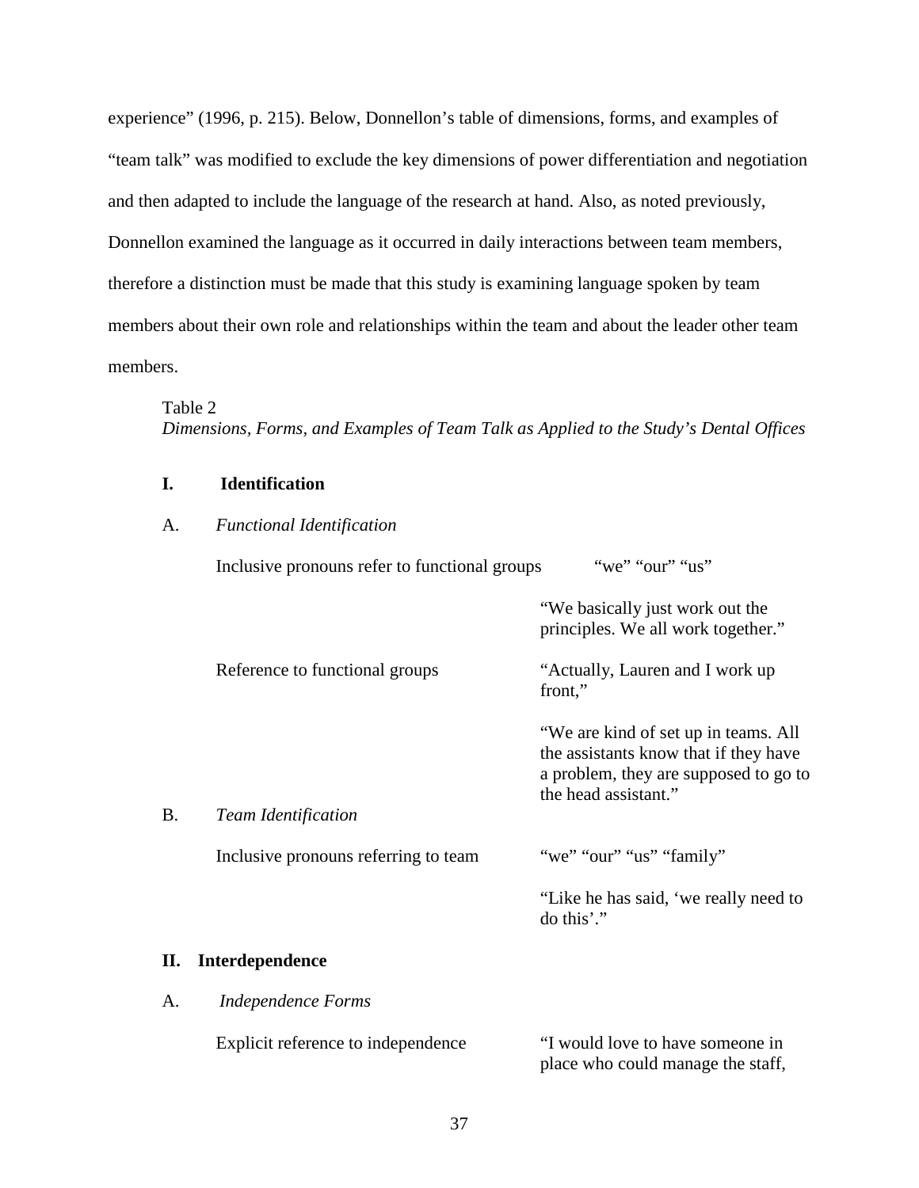experience" (1996, p. 215). Below, Donnellon's table of dimensions, forms, and examples of "team talk" was modified to exclude the key dimensions of power differentiation and negotiation and then adapted to include the language of the research at hand. Also, as noted previously, Donnellon examined the language as it occurred in daily interactions between team members, therefore a distinction must be made that this study is examining language spoken by team members about their own role and relationships within the team and about the leader other team members.

Table 2
*Dimensions, Forms, and Examples of Team Talk as Applied to the Study's Dental Offices*

| | Form | Example |
|---|---|---|
| **I. Identification** | | |
| A. *Functional Identification* | | |
| | Inclusive pronouns refer to functional groups | "we" "our" "us" |
| | | "We basically just work out the principles. We all work together." |
| | Reference to functional groups | "Actually, Lauren and I work up front," |
| | | "We are kind of set up in teams. All the assistants know that if they have a problem, they are supposed to go to the head assistant." |
| B. *Team Identification* | | |
| | Inclusive pronouns referring to team | "we" "our" "us" "family" |
| | | "Like he has said, 'we really need to do this'." |
| **II. Interdependence** | | |
| A. *Independence Forms* | | |
| | Explicit reference to independence | "I would love to have someone in place who could manage the staff, |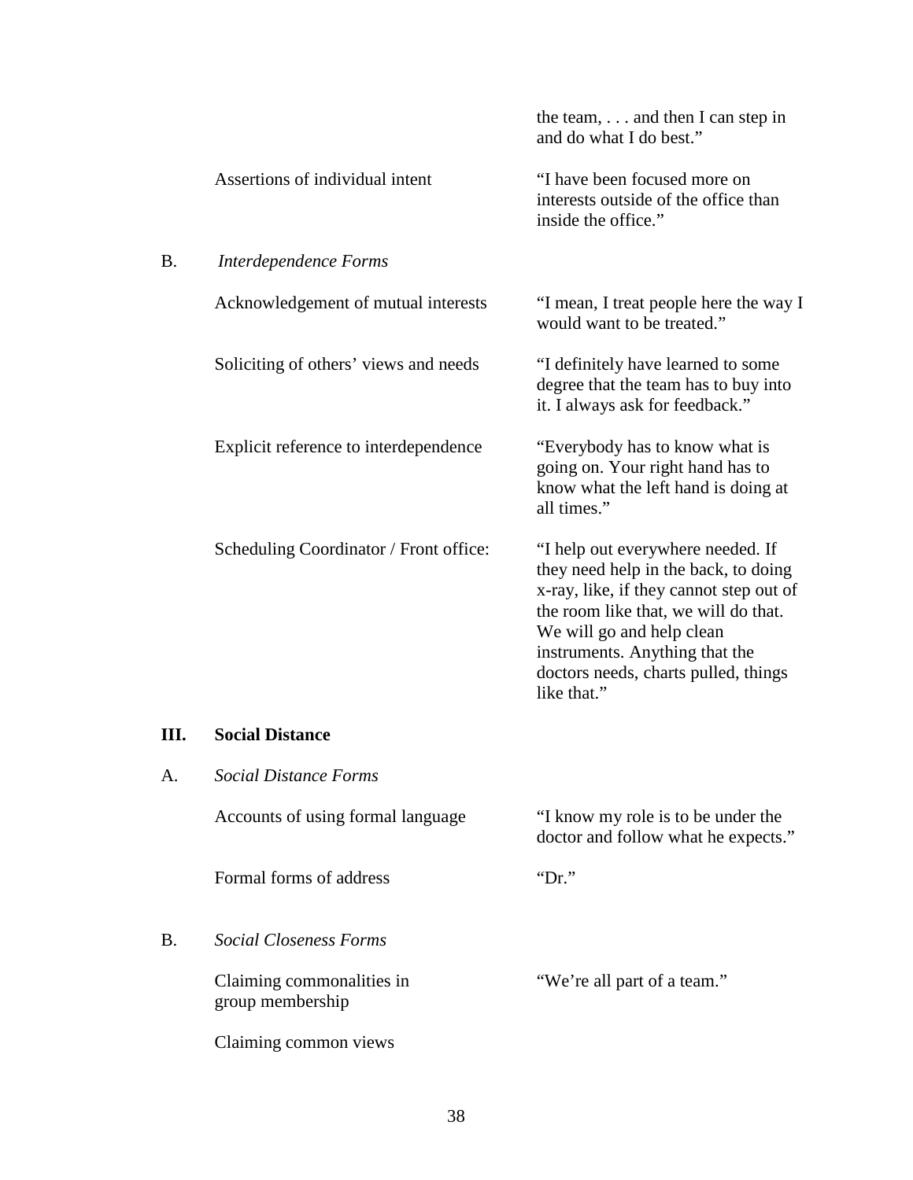| | | |
|---|---|---|
| | | the team, . . . and then I can step in and do what I do best.” |
| | Assertions of individual intent | “I have been focused more on interests outside of the office than inside the office.” |
| B. | *Interdependence Forms* | |
| | Acknowledgement of mutual interests | “I mean, I treat people here the way I would want to be treated.” |
| | Soliciting of others’ views and needs | “I definitely have learned to some degree that the team has to buy into it. I always ask for feedback.” |
| | Explicit reference to interdependence | “Everybody has to know what is going on. Your right hand has to know what the left hand is doing at all times.” |
| | Scheduling Coordinator / Front office: | “I help out everywhere needed. If they need help in the back, to doing x-ray, like, if they cannot step out of the room like that, we will do that. We will go and help clean instruments. Anything that the doctors needs, charts pulled, things like that.” |
| **III.** | **Social Distance** | |
| A. | *Social Distance Forms* | |
| | Accounts of using formal language | “I know my role is to be under the doctor and follow what he expects.” |
| | Formal forms of address | “Dr.” |
| B. | *Social Closeness Forms* | |
| | Claiming commonalities in group membership | “We’re all part of a team.” |
| | Claiming common views | |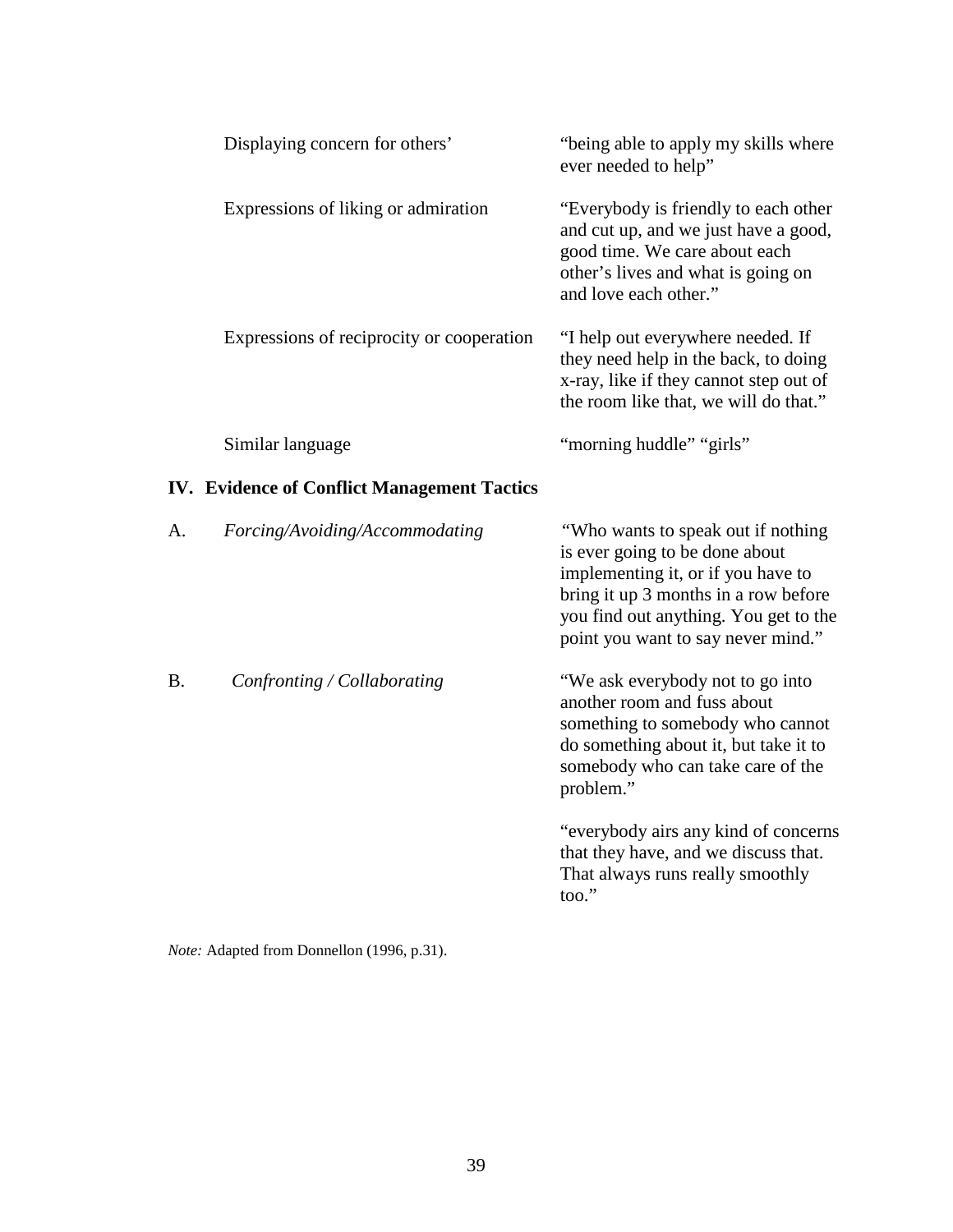| | |
|---|---|
| Displaying concern for others' | "being able to apply my skills where ever needed to help" |
| Expressions of liking or admiration | "Everybody is friendly to each other and cut up, and we just have a good, good time. We care about each other's lives and what is going on and love each other." |
| Expressions of reciprocity or cooperation | "I help out everywhere needed. If they need help in the back, to doing x-ray, like if they cannot step out of the room like that, we will do that." |
| Similar language | "morning huddle" "girls" |
| **IV. Evidence of Conflict Management Tactics** | |
| A. *Forcing/Avoiding/Accommodating* | "Who wants to speak out if nothing is ever going to be done about implementing it, or if you have to bring it up 3 months in a row before you find out anything. You get to the point you want to say never mind." |
| B. *Confronting / Collaborating* | "We ask everybody not to go into another room and fuss about something to somebody who cannot do something about it, but take it to somebody who can take care of the problem." |
| | "everybody airs any kind of concerns that they have, and we discuss that. That always runs really smoothly too." |

*Note:* Adapted from Donnellon (1996, p.31).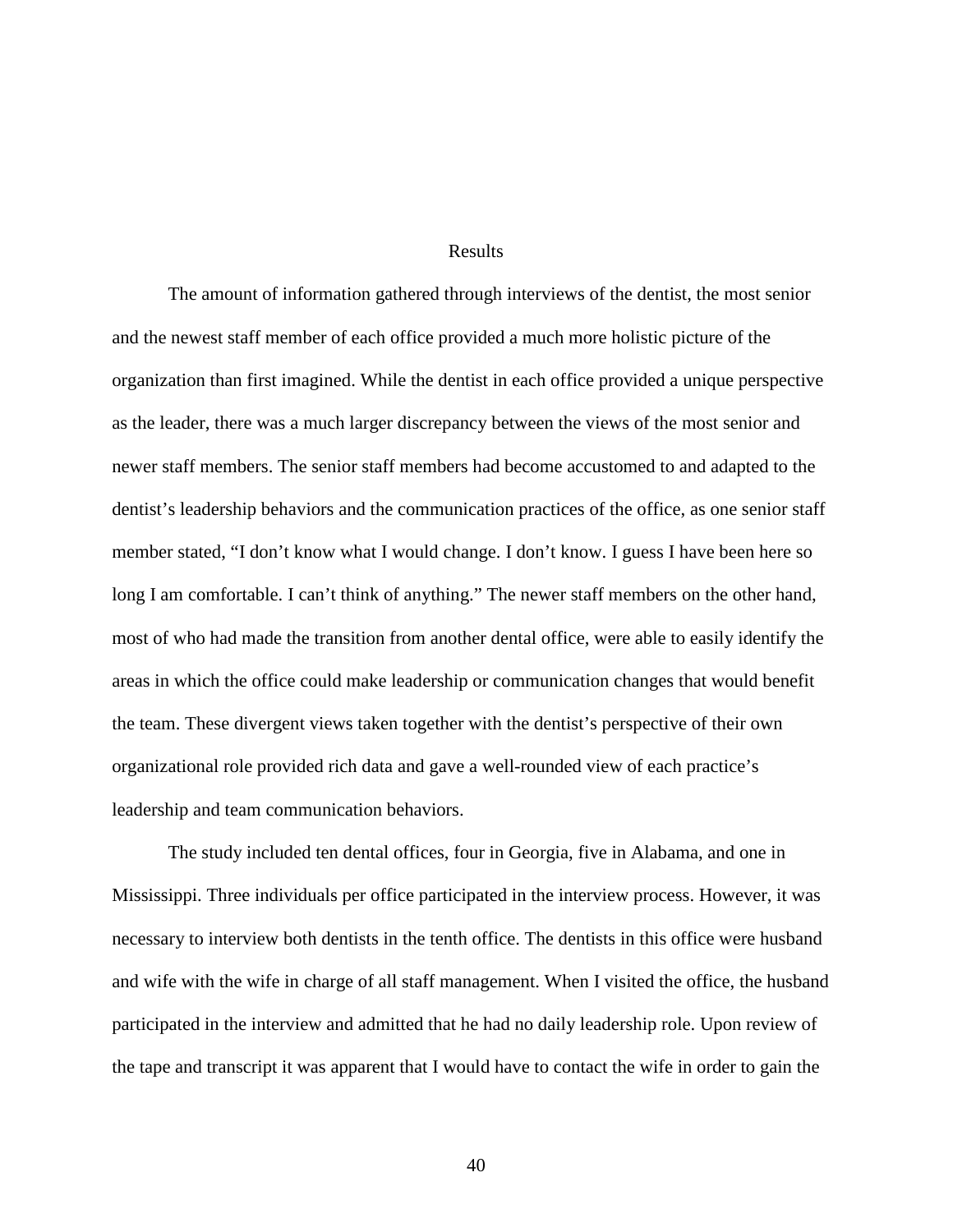# Results

The amount of information gathered through interviews of the dentist, the most senior and the newest staff member of each office provided a much more holistic picture of the organization than first imagined. While the dentist in each office provided a unique perspective as the leader, there was a much larger discrepancy between the views of the most senior and newer staff members. The senior staff members had become accustomed to and adapted to the dentist's leadership behaviors and the communication practices of the office, as one senior staff member stated, "I don't know what I would change. I don't know. I guess I have been here so long I am comfortable. I can't think of anything." The newer staff members on the other hand, most of who had made the transition from another dental office, were able to easily identify the areas in which the office could make leadership or communication changes that would benefit the team. These divergent views taken together with the dentist's perspective of their own organizational role provided rich data and gave a well-rounded view of each practice's leadership and team communication behaviors.

The study included ten dental offices, four in Georgia, five in Alabama, and one in Mississippi. Three individuals per office participated in the interview process. However, it was necessary to interview both dentists in the tenth office. The dentists in this office were husband and wife with the wife in charge of all staff management. When I visited the office, the husband participated in the interview and admitted that he had no daily leadership role. Upon review of the tape and transcript it was apparent that I would have to contact the wife in order to gain the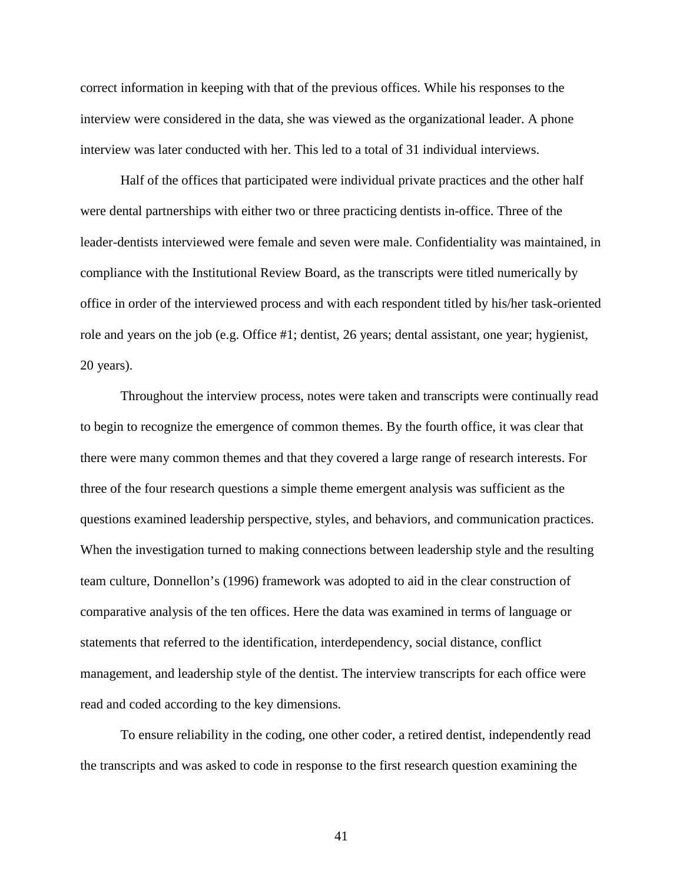correct information in keeping with that of the previous offices. While his responses to the interview were considered in the data, she was viewed as the organizational leader. A phone interview was later conducted with her. This led to a total of 31 individual interviews.

Half of the offices that participated were individual private practices and the other half were dental partnerships with either two or three practicing dentists in-office. Three of the leader-dentists interviewed were female and seven were male. Confidentiality was maintained, in compliance with the Institutional Review Board, as the transcripts were titled numerically by office in order of the interviewed process and with each respondent titled by his/her task-oriented role and years on the job (e.g. Office #1; dentist, 26 years; dental assistant, one year; hygienist, 20 years).

Throughout the interview process, notes were taken and transcripts were continually read to begin to recognize the emergence of common themes. By the fourth office, it was clear that there were many common themes and that they covered a large range of research interests. For three of the four research questions a simple theme emergent analysis was sufficient as the questions examined leadership perspective, styles, and behaviors, and communication practices. When the investigation turned to making connections between leadership style and the resulting team culture, Donnellon's (1996) framework was adopted to aid in the clear construction of comparative analysis of the ten offices. Here the data was examined in terms of language or statements that referred to the identification, interdependency, social distance, conflict management, and leadership style of the dentist. The interview transcripts for each office were read and coded according to the key dimensions.

To ensure reliability in the coding, one other coder, a retired dentist, independently read the transcripts and was asked to code in response to the first research question examining the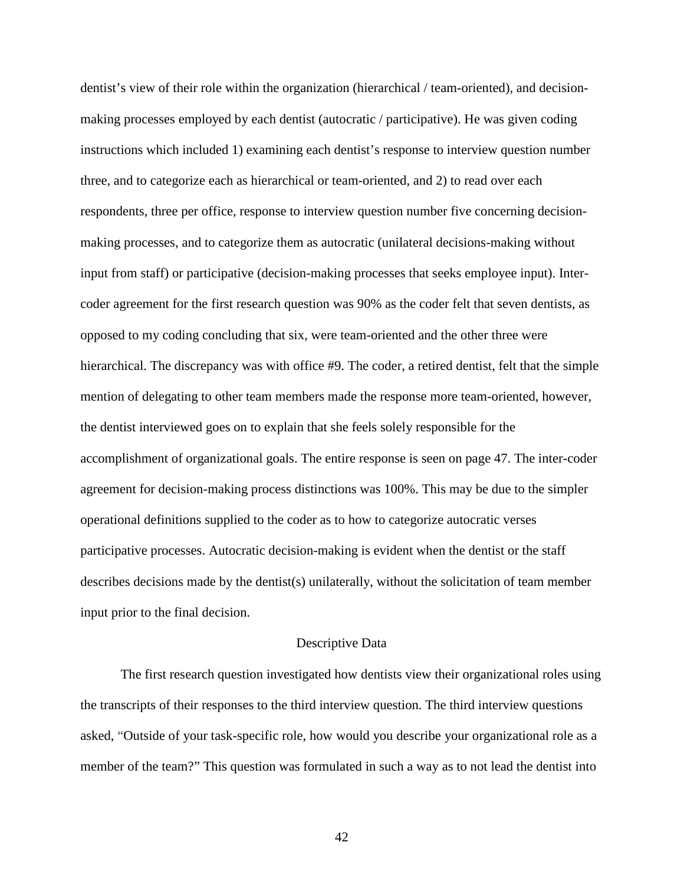dentist's view of their role within the organization (hierarchical / team-oriented), and decision-making processes employed by each dentist (autocratic / participative). He was given coding instructions which included 1) examining each dentist's response to interview question number three, and to categorize each as hierarchical or team-oriented, and 2) to read over each respondents, three per office, response to interview question number five concerning decision-making processes, and to categorize them as autocratic (unilateral decisions-making without input from staff) or participative (decision-making processes that seeks employee input). Inter-coder agreement for the first research question was 90% as the coder felt that seven dentists, as opposed to my coding concluding that six, were team-oriented and the other three were hierarchical. The discrepancy was with office #9. The coder, a retired dentist, felt that the simple mention of delegating to other team members made the response more team-oriented, however, the dentist interviewed goes on to explain that she feels solely responsible for the accomplishment of organizational goals. The entire response is seen on page 47. The inter-coder agreement for decision-making process distinctions was 100%. This may be due to the simpler operational definitions supplied to the coder as to how to categorize autocratic verses participative processes. Autocratic decision-making is evident when the dentist or the staff describes decisions made by the dentist(s) unilaterally, without the solicitation of team member input prior to the final decision.

## Descriptive Data

The first research question investigated how dentists view their organizational roles using the transcripts of their responses to the third interview question. The third interview questions asked, "Outside of your task-specific role, how would you describe your organizational role as a member of the team?" This question was formulated in such a way as to not lead the dentist into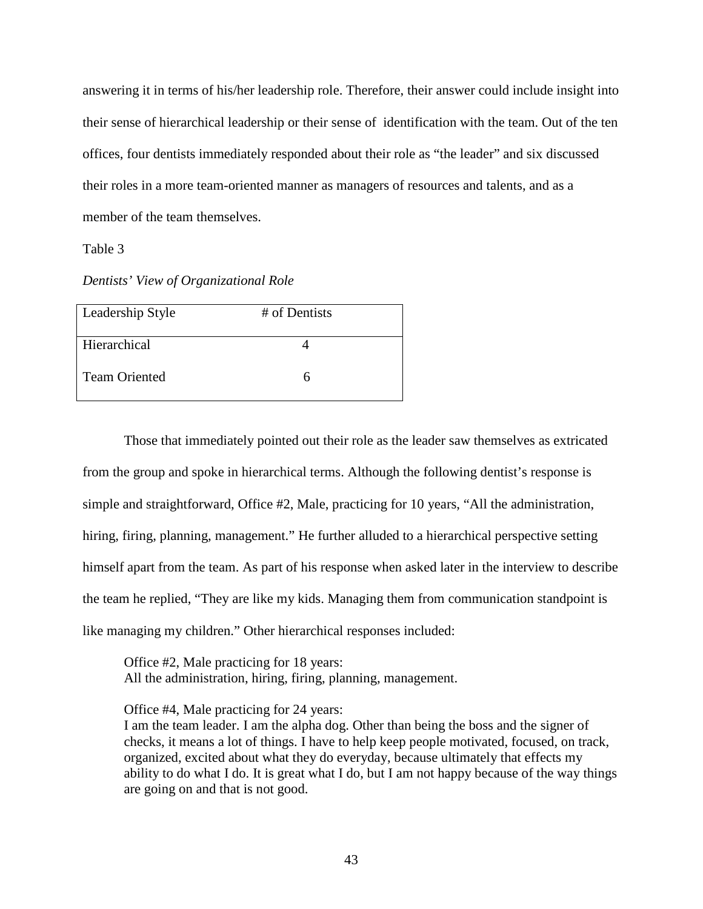answering it in terms of his/her leadership role. Therefore, their answer could include insight into their sense of hierarchical leadership or their sense of identification with the team. Out of the ten offices, four dentists immediately responded about their role as "the leader" and six discussed their roles in a more team-oriented manner as managers of resources and talents, and as a member of the team themselves.

Table 3

*Dentists' View of Organizational Role*

| Leadership Style | # of Dentists |
|---|---|
| Hierarchical | 4 |
| Team Oriented | 6 |

Those that immediately pointed out their role as the leader saw themselves as extricated from the group and spoke in hierarchical terms. Although the following dentist's response is simple and straightforward, Office #2, Male, practicing for 10 years, "All the administration, hiring, firing, planning, management." He further alluded to a hierarchical perspective setting himself apart from the team. As part of his response when asked later in the interview to describe the team he replied, "They are like my kids. Managing them from communication standpoint is like managing my children." Other hierarchical responses included:

> Office #2, Male practicing for 18 years:
> All the administration, hiring, firing, planning, management.
>
> Office #4, Male practicing for 24 years:
> I am the team leader. I am the alpha dog. Other than being the boss and the signer of checks, it means a lot of things. I have to help keep people motivated, focused, on track, organized, excited about what they do everyday, because ultimately that effects my ability to do what I do. It is great what I do, but I am not happy because of the way things are going on and that is not good.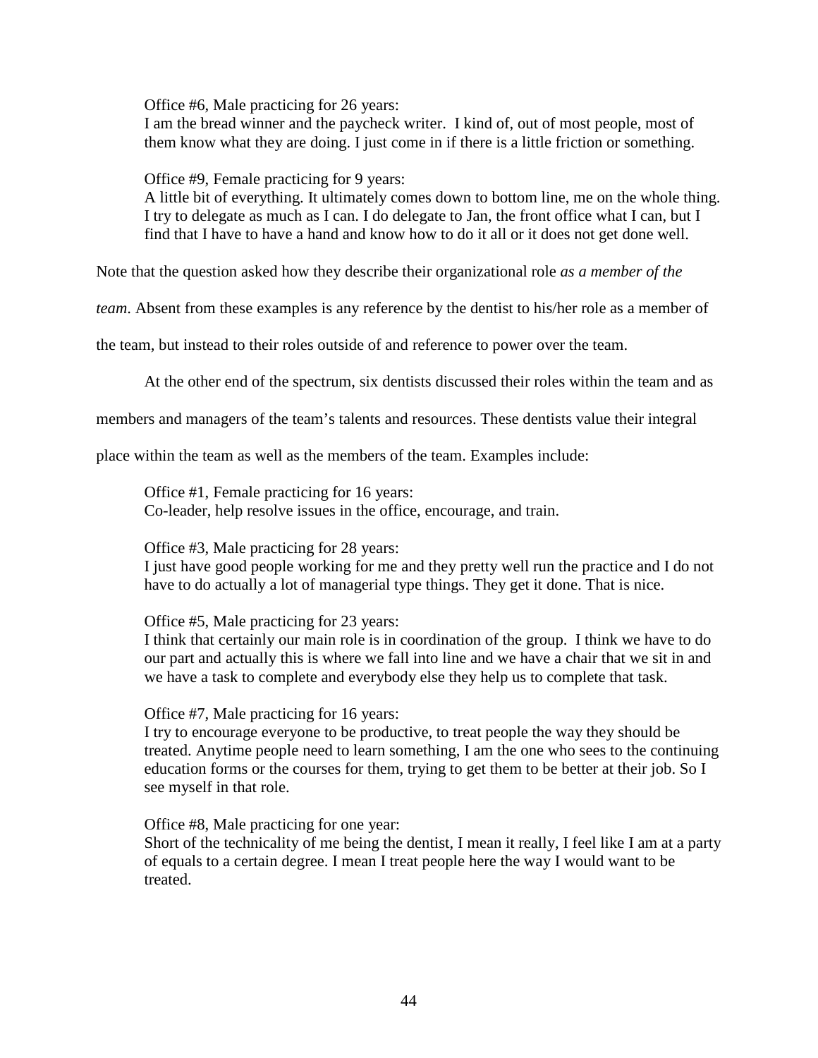> Office #6, Male practicing for 26 years:
> I am the bread winner and the paycheck writer. I kind of, out of most people, most of them know what they are doing. I just come in if there is a little friction or something.

> Office #9, Female practicing for 9 years:
> A little bit of everything. It ultimately comes down to bottom line, me on the whole thing. I try to delegate as much as I can. I do delegate to Jan, the front office what I can, but I find that I have to have a hand and know how to do it all or it does not get done well.

Note that the question asked how they describe their organizational role *as a member of the team*. Absent from these examples is any reference by the dentist to his/her role as a member of the team, but instead to their roles outside of and reference to power over the team.

At the other end of the spectrum, six dentists discussed their roles within the team and as members and managers of the team's talents and resources. These dentists value their integral place within the team as well as the members of the team. Examples include:

> Office #1, Female practicing for 16 years:
> Co-leader, help resolve issues in the office, encourage, and train.

> Office #3, Male practicing for 28 years:
> I just have good people working for me and they pretty well run the practice and I do not have to do actually a lot of managerial type things. They get it done. That is nice.

> Office #5, Male practicing for 23 years:
> I think that certainly our main role is in coordination of the group. I think we have to do our part and actually this is where we fall into line and we have a chair that we sit in and we have a task to complete and everybody else they help us to complete that task.

> Office #7, Male practicing for 16 years:
> I try to encourage everyone to be productive, to treat people the way they should be treated. Anytime people need to learn something, I am the one who sees to the continuing education forms or the courses for them, trying to get them to be better at their job. So I see myself in that role.

> Office #8, Male practicing for one year:
> Short of the technicality of me being the dentist, I mean it really, I feel like I am at a party of equals to a certain degree. I mean I treat people here the way I would want to be treated.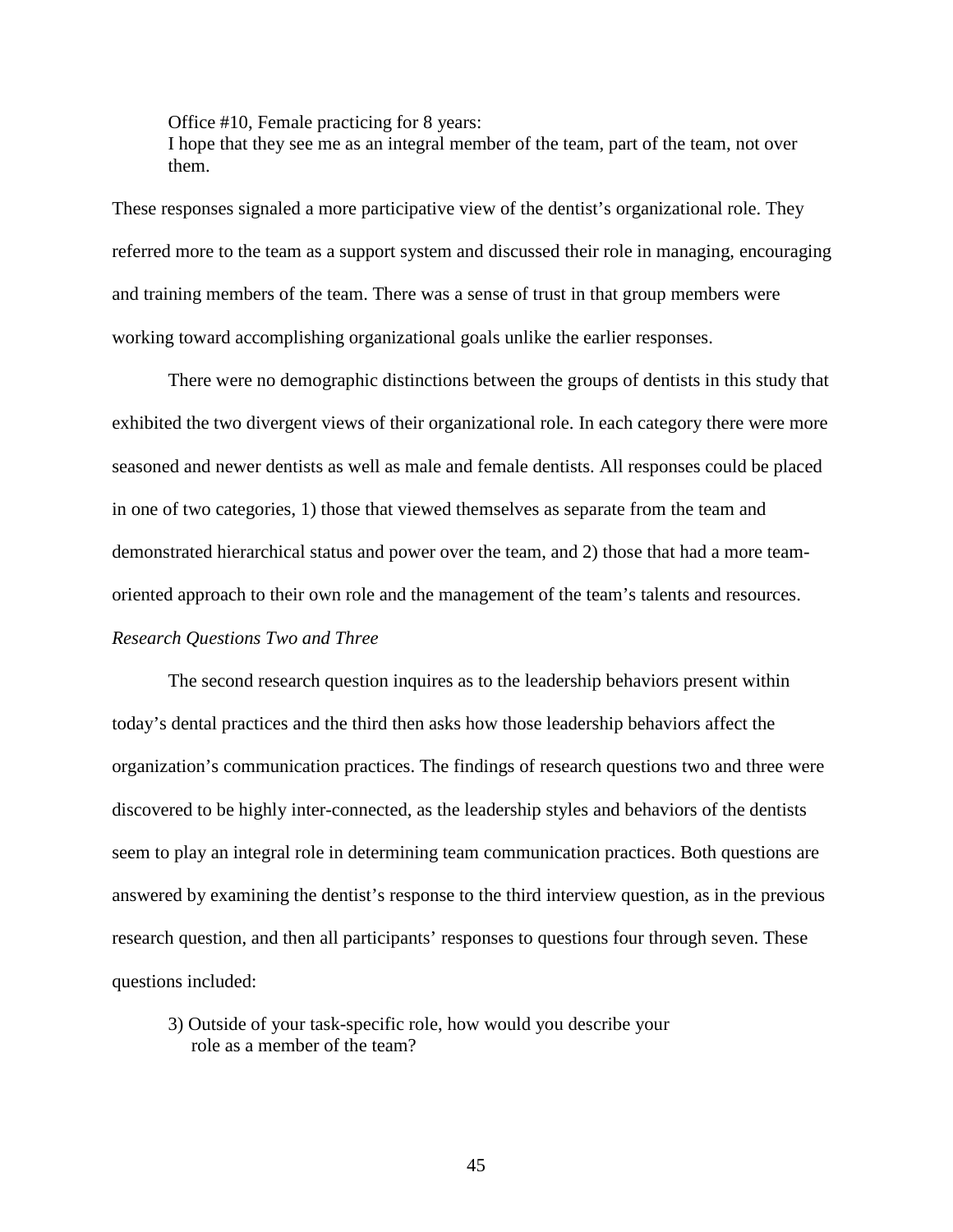> Office #10, Female practicing for 8 years:
> I hope that they see me as an integral member of the team, part of the team, not over them.

These responses signaled a more participative view of the dentist's organizational role. They referred more to the team as a support system and discussed their role in managing, encouraging and training members of the team. There was a sense of trust in that group members were working toward accomplishing organizational goals unlike the earlier responses.

There were no demographic distinctions between the groups of dentists in this study that exhibited the two divergent views of their organizational role. In each category there were more seasoned and newer dentists as well as male and female dentists. All responses could be placed in one of two categories, 1) those that viewed themselves as separate from the team and demonstrated hierarchical status and power over the team, and 2) those that had a more team-oriented approach to their own role and the management of the team's talents and resources.

*Research Questions Two and Three*

The second research question inquires as to the leadership behaviors present within today's dental practices and the third then asks how those leadership behaviors affect the organization's communication practices. The findings of research questions two and three were discovered to be highly inter-connected, as the leadership styles and behaviors of the dentists seem to play an integral role in determining team communication practices. Both questions are answered by examining the dentist's response to the third interview question, as in the previous research question, and then all participants' responses to questions four through seven. These questions included:

> 3) Outside of your task-specific role, how would you describe your role as a member of the team?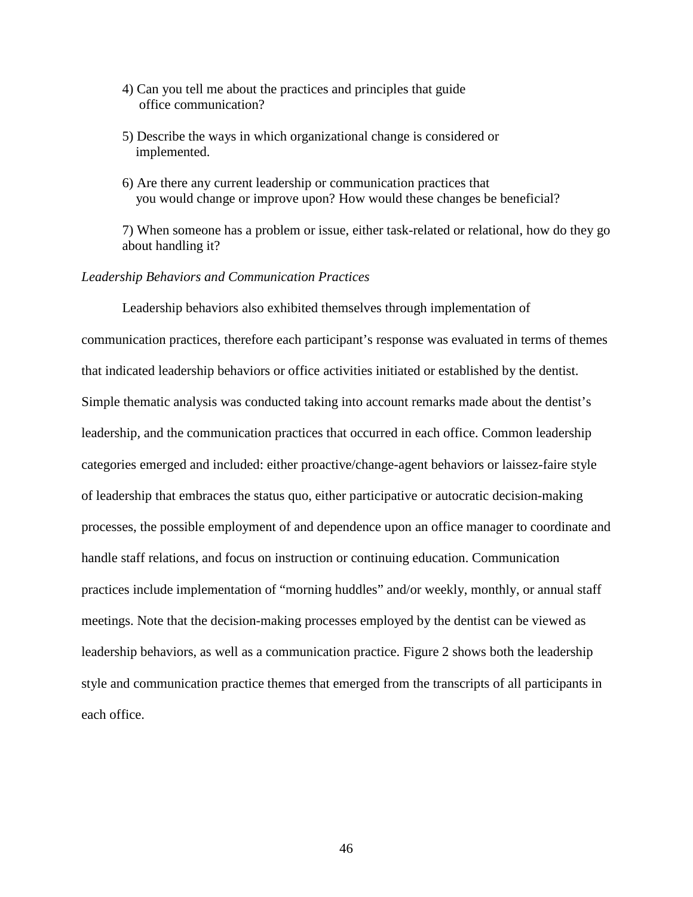4) Can you tell me about the practices and principles that guide office communication?

5) Describe the ways in which organizational change is considered or implemented.

6) Are there any current leadership or communication practices that you would change or improve upon? How would these changes be beneficial?

7) When someone has a problem or issue, either task-related or relational, how do they go about handling it?

*Leadership Behaviors and Communication Practices*

Leadership behaviors also exhibited themselves through implementation of communication practices, therefore each participant's response was evaluated in terms of themes that indicated leadership behaviors or office activities initiated or established by the dentist. Simple thematic analysis was conducted taking into account remarks made about the dentist's leadership, and the communication practices that occurred in each office. Common leadership categories emerged and included: either proactive/change-agent behaviors or laissez-faire style of leadership that embraces the status quo, either participative or autocratic decision-making processes, the possible employment of and dependence upon an office manager to coordinate and handle staff relations, and focus on instruction or continuing education. Communication practices include implementation of "morning huddles" and/or weekly, monthly, or annual staff meetings. Note that the decision-making processes employed by the dentist can be viewed as leadership behaviors, as well as a communication practice. Figure 2 shows both the leadership style and communication practice themes that emerged from the transcripts of all participants in each office.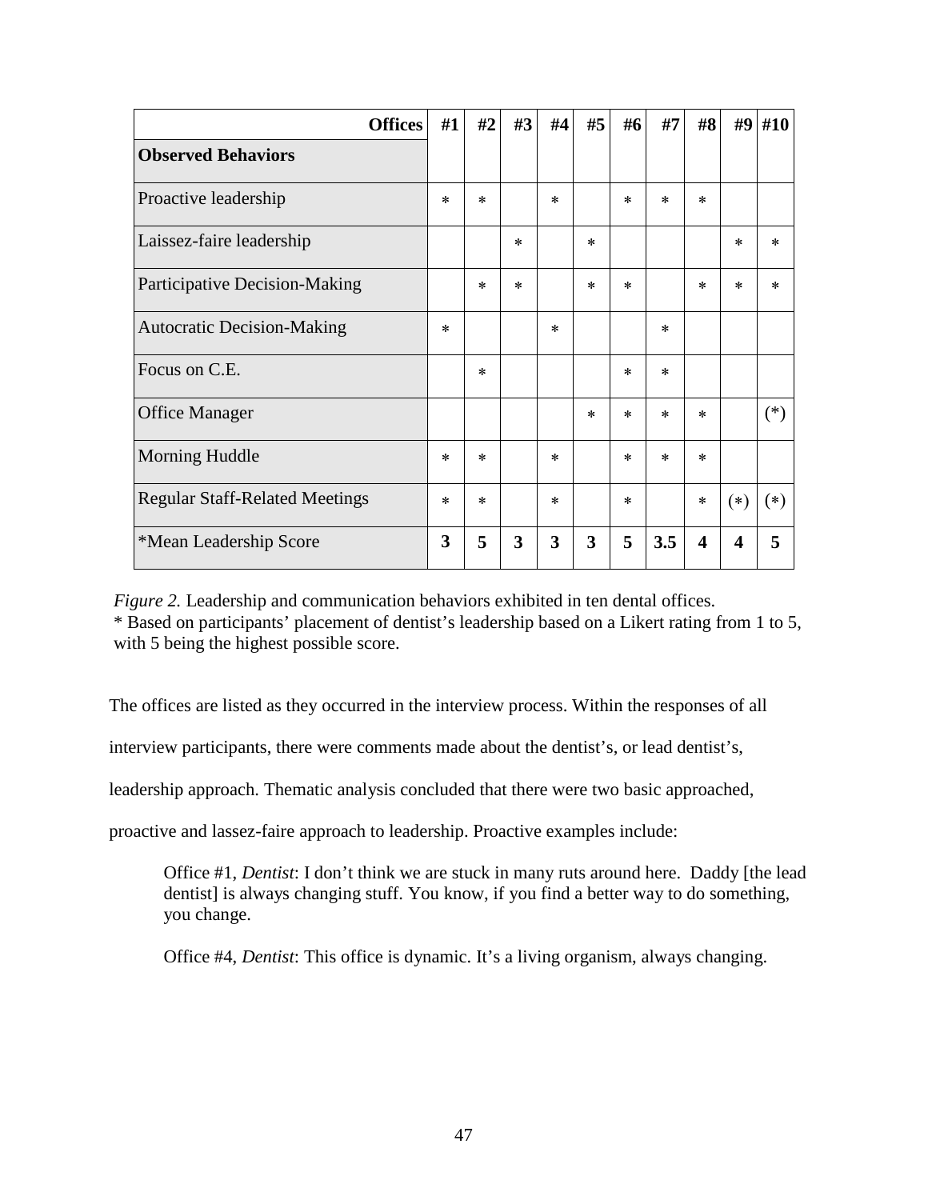| Offices | #1 | #2 | #3 | #4 | #5 | #6 | #7 | #8 | #9 | #10 |
|---|---|---|---|---|---|---|---|---|---|---|
| **Observed Behaviors** | | | | | | | | | | |
| Proactive leadership | * | * | | * | | * | * | * | | |
| Laissez-faire leadership | | | * | | * | | | | * | * |
| Participative Decision-Making | | * | * | | * | * | | * | * | * |
| Autocratic Decision-Making | * | | | * | | | * | | | |
| Focus on C.E. | | * | | | | * | * | | | |
| Office Manager | | | | | * | * | * | * | | (*) |
| Morning Huddle | * | * | | * | | * | * | * | | |
| Regular Staff-Related Meetings | * | * | | * | | * | | * | (*) | (*) |
| *Mean Leadership Score | **3** | **5** | **3** | **3** | **3** | **5** | **3.5** | **4** | **4** | **5** |

*Figure 2.* Leadership and communication behaviors exhibited in ten dental offices.
* Based on participants' placement of dentist's leadership based on a Likert rating from 1 to 5, with 5 being the highest possible score.

The offices are listed as they occurred in the interview process. Within the responses of all interview participants, there were comments made about the dentist's, or lead dentist's, leadership approach. Thematic analysis concluded that there were two basic approached, proactive and lassez-faire approach to leadership. Proactive examples include:

> Office #1, *Dentist*: I don't think we are stuck in many ruts around here. Daddy [the lead dentist] is always changing stuff. You know, if you find a better way to do something, you change.
>
> Office #4, *Dentist*: This office is dynamic. It's a living organism, always changing.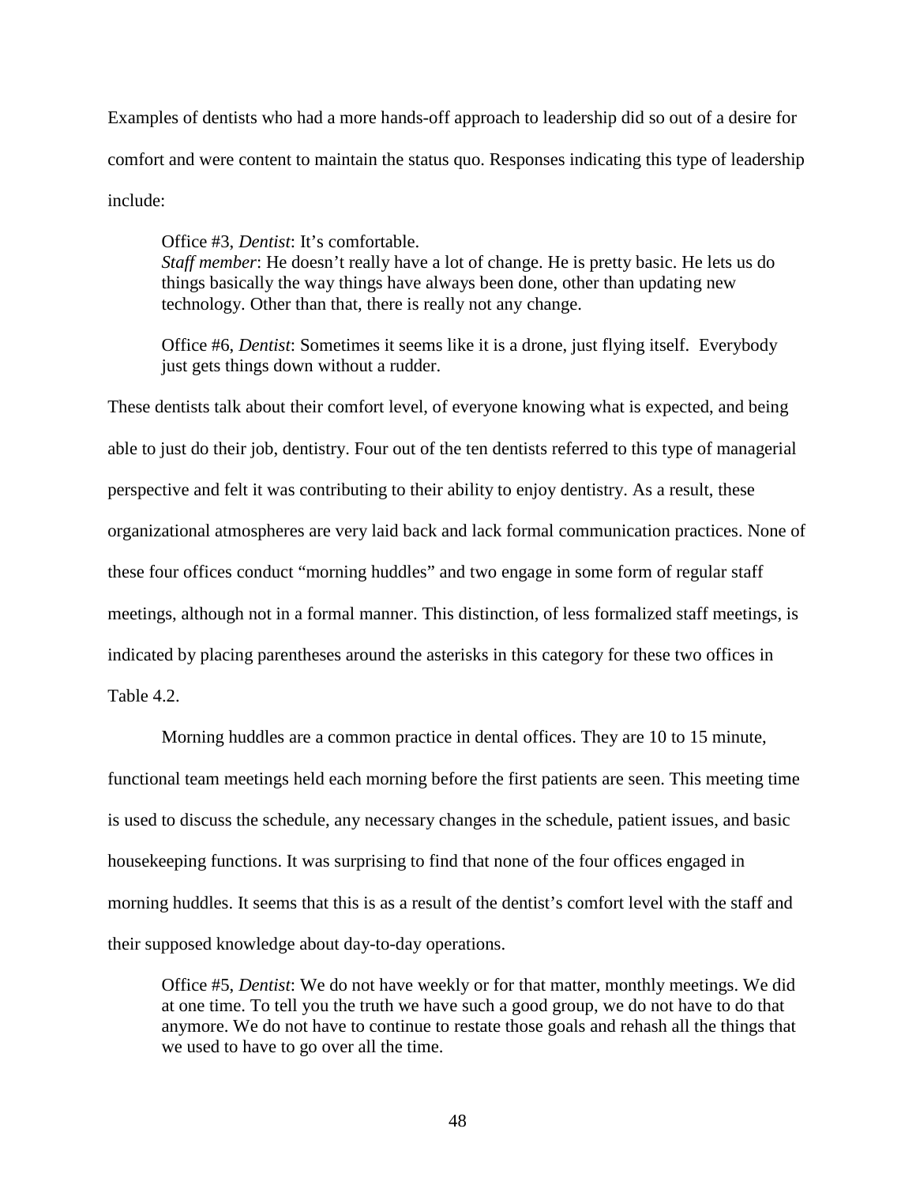Examples of dentists who had a more hands-off approach to leadership did so out of a desire for comfort and were content to maintain the status quo. Responses indicating this type of leadership include:

> Office #3, *Dentist*: It's comfortable.
> *Staff member*: He doesn't really have a lot of change. He is pretty basic. He lets us do things basically the way things have always been done, other than updating new technology. Other than that, there is really not any change.

> Office #6, *Dentist*: Sometimes it seems like it is a drone, just flying itself. Everybody just gets things down without a rudder.

These dentists talk about their comfort level, of everyone knowing what is expected, and being able to just do their job, dentistry. Four out of the ten dentists referred to this type of managerial perspective and felt it was contributing to their ability to enjoy dentistry. As a result, these organizational atmospheres are very laid back and lack formal communication practices. None of these four offices conduct "morning huddles" and two engage in some form of regular staff meetings, although not in a formal manner. This distinction, of less formalized staff meetings, is indicated by placing parentheses around the asterisks in this category for these two offices in Table 4.2.

Morning huddles are a common practice in dental offices. They are 10 to 15 minute, functional team meetings held each morning before the first patients are seen. This meeting time is used to discuss the schedule, any necessary changes in the schedule, patient issues, and basic housekeeping functions. It was surprising to find that none of the four offices engaged in morning huddles. It seems that this is as a result of the dentist's comfort level with the staff and their supposed knowledge about day-to-day operations.

> Office #5, *Dentist*: We do not have weekly or for that matter, monthly meetings. We did at one time. To tell you the truth we have such a good group, we do not have to do that anymore. We do not have to continue to restate those goals and rehash all the things that we used to have to go over all the time.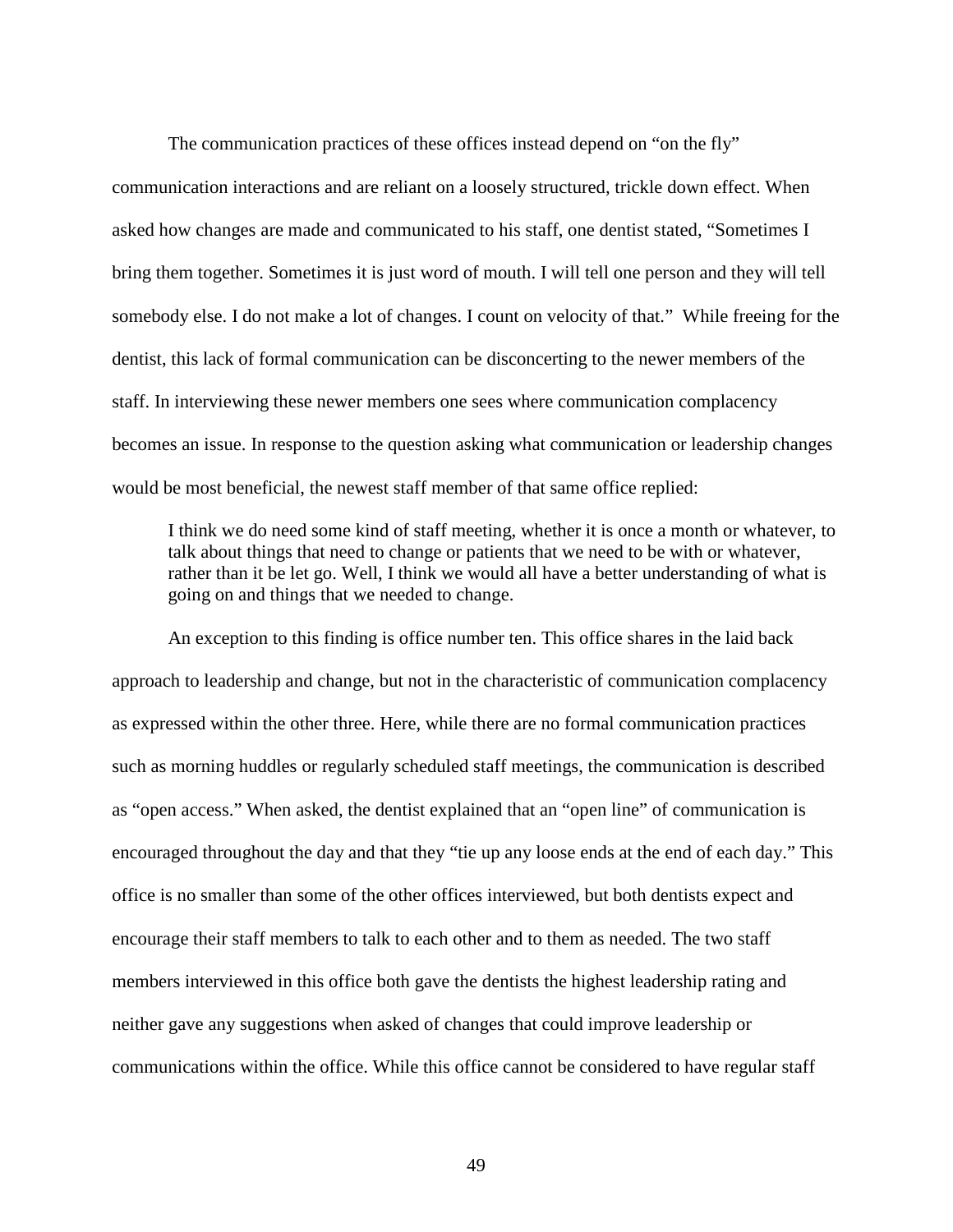The communication practices of these offices instead depend on "on the fly" communication interactions and are reliant on a loosely structured, trickle down effect. When asked how changes are made and communicated to his staff, one dentist stated, "Sometimes I bring them together. Sometimes it is just word of mouth. I will tell one person and they will tell somebody else. I do not make a lot of changes. I count on velocity of that." While freeing for the dentist, this lack of formal communication can be disconcerting to the newer members of the staff. In interviewing these newer members one sees where communication complacency becomes an issue. In response to the question asking what communication or leadership changes would be most beneficial, the newest staff member of that same office replied:

> I think we do need some kind of staff meeting, whether it is once a month or whatever, to talk about things that need to change or patients that we need to be with or whatever, rather than it be let go. Well, I think we would all have a better understanding of what is going on and things that we needed to change.

An exception to this finding is office number ten. This office shares in the laid back approach to leadership and change, but not in the characteristic of communication complacency as expressed within the other three. Here, while there are no formal communication practices such as morning huddles or regularly scheduled staff meetings, the communication is described as "open access." When asked, the dentist explained that an "open line" of communication is encouraged throughout the day and that they "tie up any loose ends at the end of each day." This office is no smaller than some of the other offices interviewed, but both dentists expect and encourage their staff members to talk to each other and to them as needed. The two staff members interviewed in this office both gave the dentists the highest leadership rating and neither gave any suggestions when asked of changes that could improve leadership or communications within the office. While this office cannot be considered to have regular staff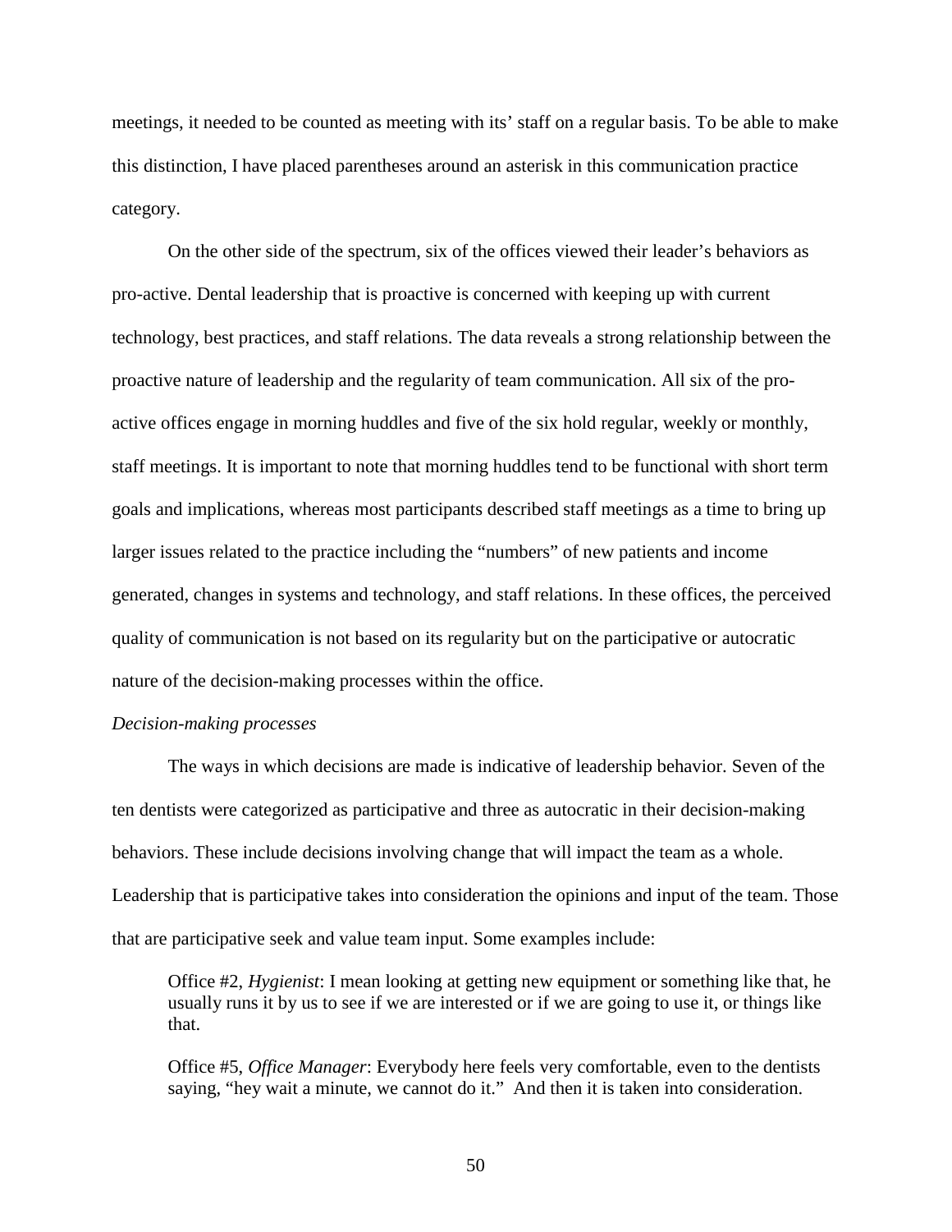meetings, it needed to be counted as meeting with its' staff on a regular basis. To be able to make this distinction, I have placed parentheses around an asterisk in this communication practice category.

On the other side of the spectrum, six of the offices viewed their leader's behaviors as pro-active. Dental leadership that is proactive is concerned with keeping up with current technology, best practices, and staff relations. The data reveals a strong relationship between the proactive nature of leadership and the regularity of team communication. All six of the pro-active offices engage in morning huddles and five of the six hold regular, weekly or monthly, staff meetings. It is important to note that morning huddles tend to be functional with short term goals and implications, whereas most participants described staff meetings as a time to bring up larger issues related to the practice including the "numbers" of new patients and income generated, changes in systems and technology, and staff relations. In these offices, the perceived quality of communication is not based on its regularity but on the participative or autocratic nature of the decision-making processes within the office.

*Decision-making processes*

The ways in which decisions are made is indicative of leadership behavior. Seven of the ten dentists were categorized as participative and three as autocratic in their decision-making behaviors. These include decisions involving change that will impact the team as a whole. Leadership that is participative takes into consideration the opinions and input of the team. Those that are participative seek and value team input. Some examples include:

> Office #2, *Hygienist*: I mean looking at getting new equipment or something like that, he usually runs it by us to see if we are interested or if we are going to use it, or things like that.

> Office #5, *Office Manager*: Everybody here feels very comfortable, even to the dentists saying, "hey wait a minute, we cannot do it." And then it is taken into consideration.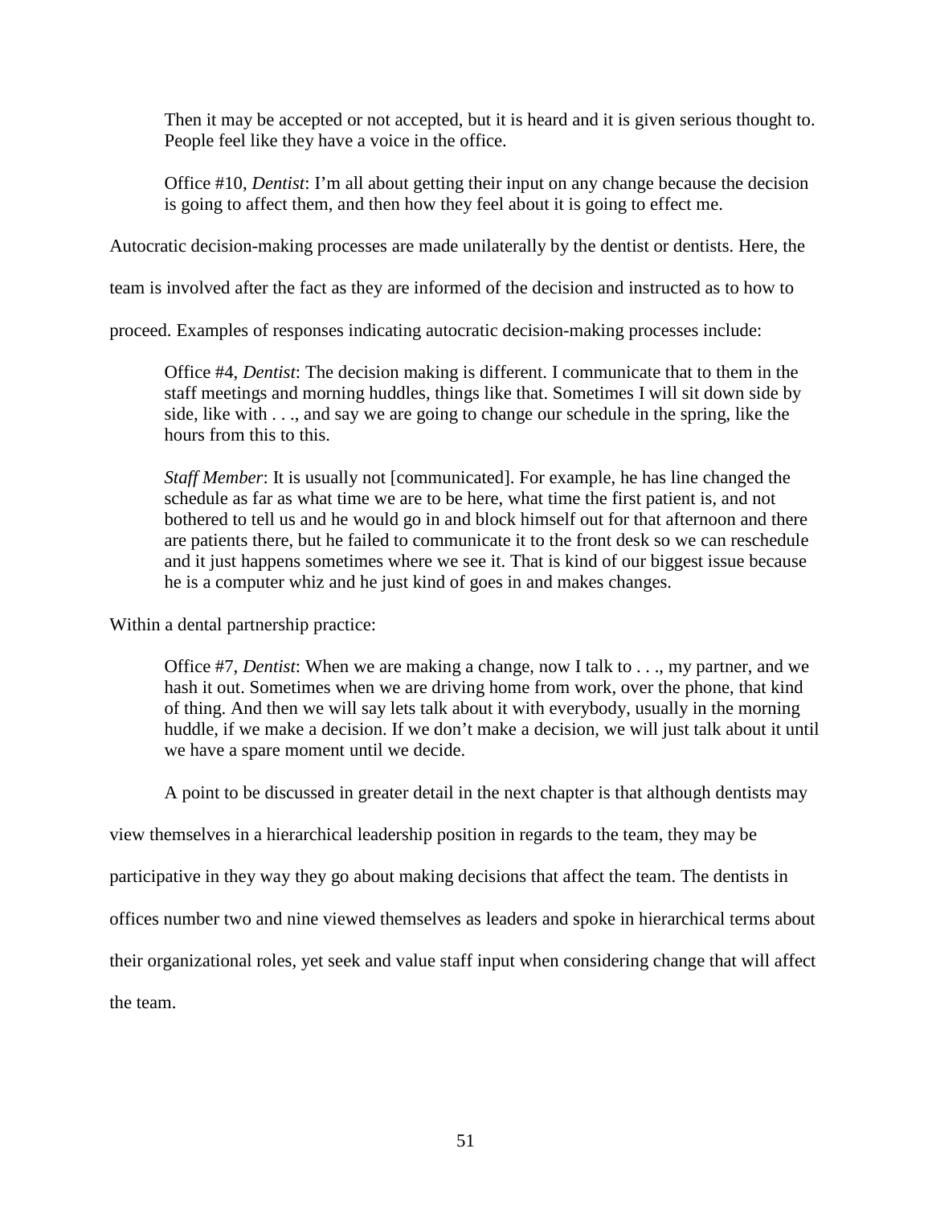> Then it may be accepted or not accepted, but it is heard and it is given serious thought to. People feel like they have a voice in the office.
>
> Office #10, *Dentist*: I'm all about getting their input on any change because the decision is going to affect them, and then how they feel about it is going to effect me.

Autocratic decision-making processes are made unilaterally by the dentist or dentists. Here, the team is involved after the fact as they are informed of the decision and instructed as to how to proceed. Examples of responses indicating autocratic decision-making processes include:

> Office #4, *Dentist*: The decision making is different. I communicate that to them in the staff meetings and morning huddles, things like that. Sometimes I will sit down side by side, like with . . ., and say we are going to change our schedule in the spring, like the hours from this to this.
>
> *Staff Member*: It is usually not [communicated]. For example, he has line changed the schedule as far as what time we are to be here, what time the first patient is, and not bothered to tell us and he would go in and block himself out for that afternoon and there are patients there, but he failed to communicate it to the front desk so we can reschedule and it just happens sometimes where we see it. That is kind of our biggest issue because he is a computer whiz and he just kind of goes in and makes changes.

Within a dental partnership practice:

> Office #7, *Dentist*: When we are making a change, now I talk to . . ., my partner, and we hash it out. Sometimes when we are driving home from work, over the phone, that kind of thing. And then we will say lets talk about it with everybody, usually in the morning huddle, if we make a decision. If we don't make a decision, we will just talk about it until we have a spare moment until we decide.

A point to be discussed in greater detail in the next chapter is that although dentists may view themselves in a hierarchical leadership position in regards to the team, they may be participative in they way they go about making decisions that affect the team. The dentists in offices number two and nine viewed themselves as leaders and spoke in hierarchical terms about their organizational roles, yet seek and value staff input when considering change that will affect the team.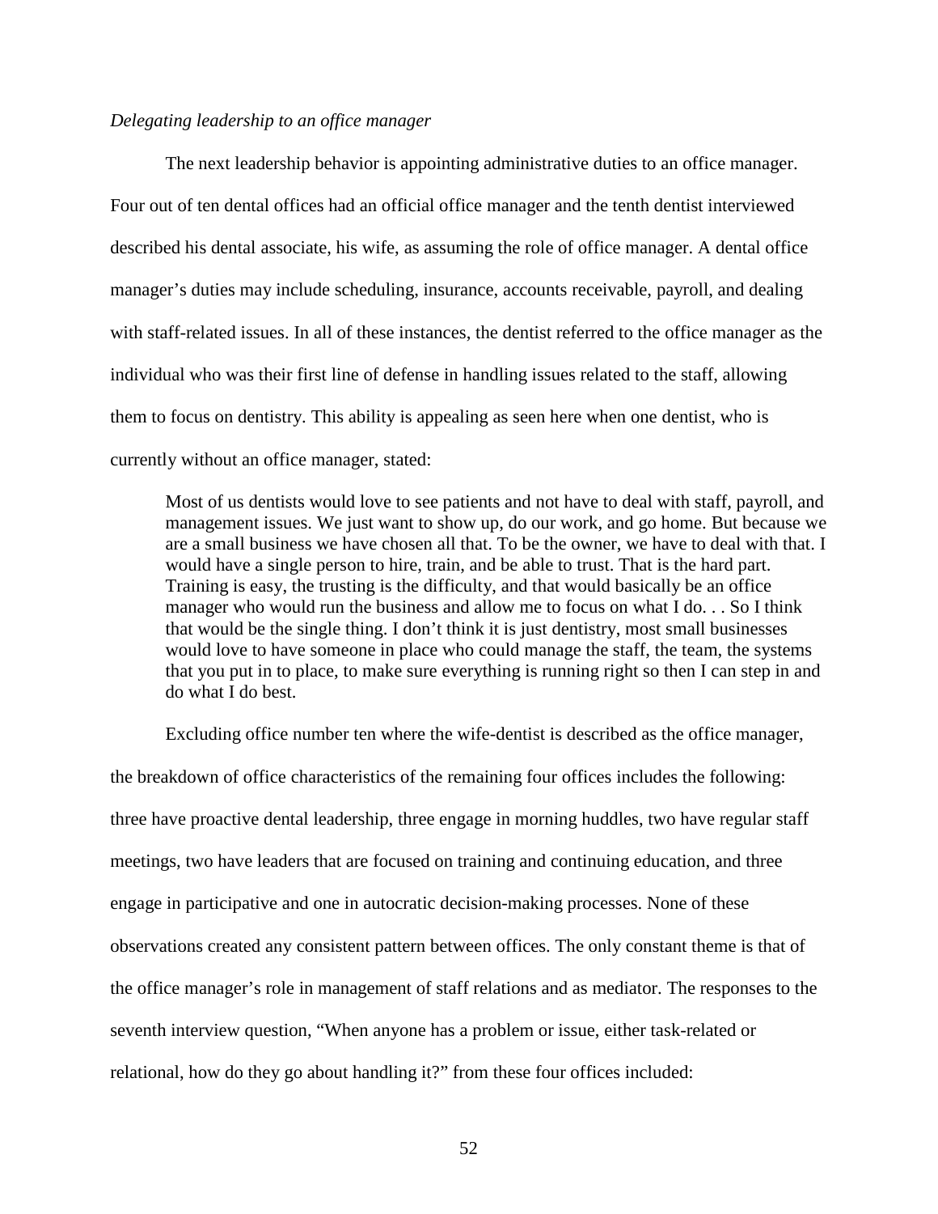*Delegating leadership to an office manager*

The next leadership behavior is appointing administrative duties to an office manager. Four out of ten dental offices had an official office manager and the tenth dentist interviewed described his dental associate, his wife, as assuming the role of office manager. A dental office manager's duties may include scheduling, insurance, accounts receivable, payroll, and dealing with staff-related issues. In all of these instances, the dentist referred to the office manager as the individual who was their first line of defense in handling issues related to the staff, allowing them to focus on dentistry. This ability is appealing as seen here when one dentist, who is currently without an office manager, stated:

> Most of us dentists would love to see patients and not have to deal with staff, payroll, and management issues. We just want to show up, do our work, and go home. But because we are a small business we have chosen all that. To be the owner, we have to deal with that. I would have a single person to hire, train, and be able to trust. That is the hard part. Training is easy, the trusting is the difficulty, and that would basically be an office manager who would run the business and allow me to focus on what I do. . . So I think that would be the single thing. I don't think it is just dentistry, most small businesses would love to have someone in place who could manage the staff, the team, the systems that you put in to place, to make sure everything is running right so then I can step in and do what I do best.

Excluding office number ten where the wife-dentist is described as the office manager, the breakdown of office characteristics of the remaining four offices includes the following: three have proactive dental leadership, three engage in morning huddles, two have regular staff meetings, two have leaders that are focused on training and continuing education, and three engage in participative and one in autocratic decision-making processes. None of these observations created any consistent pattern between offices. The only constant theme is that of the office manager's role in management of staff relations and as mediator. The responses to the seventh interview question, "When anyone has a problem or issue, either task-related or relational, how do they go about handling it?" from these four offices included: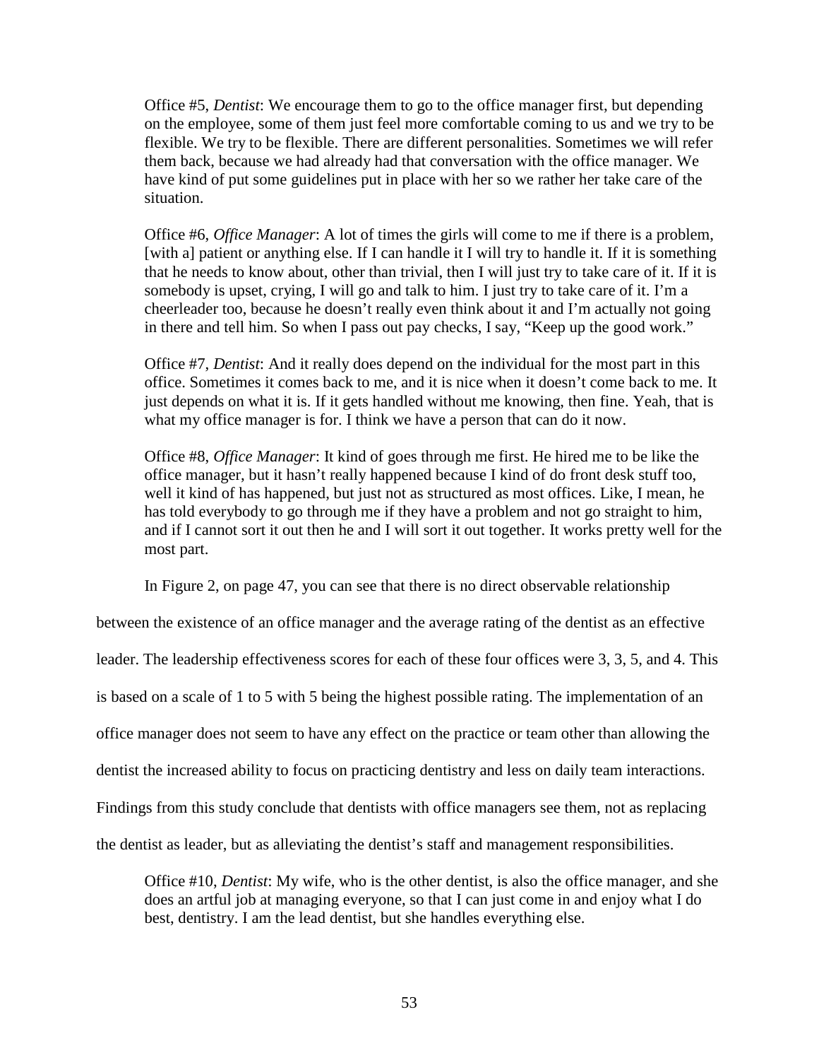Office #5, *Dentist*: We encourage them to go to the office manager first, but depending on the employee, some of them just feel more comfortable coming to us and we try to be flexible. We try to be flexible. There are different personalities. Sometimes we will refer them back, because we had already had that conversation with the office manager. We have kind of put some guidelines put in place with her so we rather her take care of the situation.

Office #6, *Office Manager*: A lot of times the girls will come to me if there is a problem, [with a] patient or anything else. If I can handle it I will try to handle it. If it is something that he needs to know about, other than trivial, then I will just try to take care of it. If it is somebody is upset, crying, I will go and talk to him. I just try to take care of it. I'm a cheerleader too, because he doesn't really even think about it and I'm actually not going in there and tell him. So when I pass out pay checks, I say, "Keep up the good work."

Office #7, *Dentist*: And it really does depend on the individual for the most part in this office. Sometimes it comes back to me, and it is nice when it doesn't come back to me. It just depends on what it is. If it gets handled without me knowing, then fine. Yeah, that is what my office manager is for. I think we have a person that can do it now.

Office #8, *Office Manager*: It kind of goes through me first. He hired me to be like the office manager, but it hasn't really happened because I kind of do front desk stuff too, well it kind of has happened, but just not as structured as most offices. Like, I mean, he has told everybody to go through me if they have a problem and not go straight to him, and if I cannot sort it out then he and I will sort it out together. It works pretty well for the most part.

In Figure 2, on page 47, you can see that there is no direct observable relationship between the existence of an office manager and the average rating of the dentist as an effective leader. The leadership effectiveness scores for each of these four offices were 3, 3, 5, and 4. This is based on a scale of 1 to 5 with 5 being the highest possible rating. The implementation of an office manager does not seem to have any effect on the practice or team other than allowing the dentist the increased ability to focus on practicing dentistry and less on daily team interactions. Findings from this study conclude that dentists with office managers see them, not as replacing the dentist as leader, but as alleviating the dentist's staff and management responsibilities.

Office #10, *Dentist*: My wife, who is the other dentist, is also the office manager, and she does an artful job at managing everyone, so that I can just come in and enjoy what I do best, dentistry. I am the lead dentist, but she handles everything else.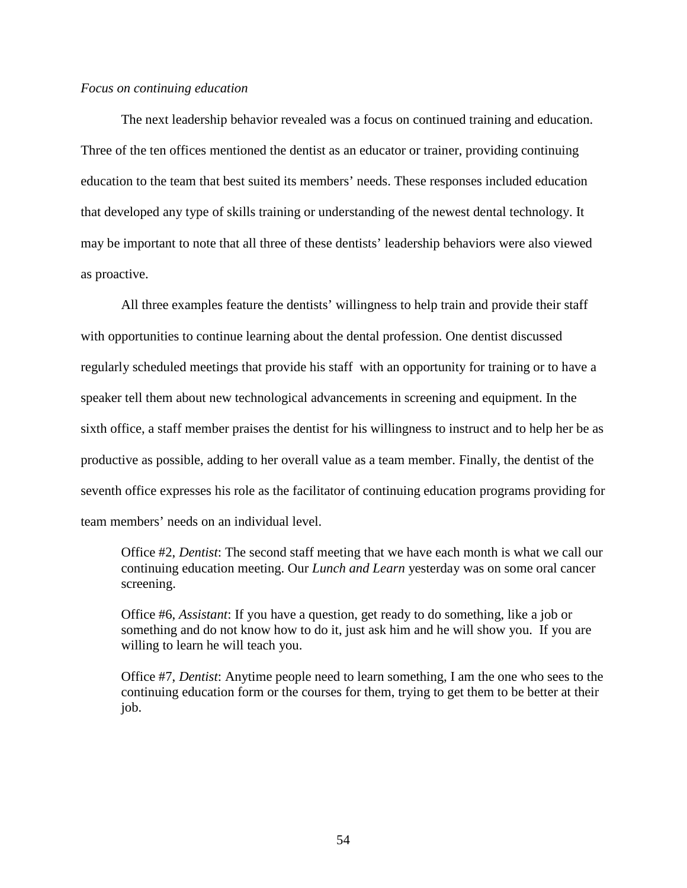*Focus on continuing education*

The next leadership behavior revealed was a focus on continued training and education. Three of the ten offices mentioned the dentist as an educator or trainer, providing continuing education to the team that best suited its members' needs. These responses included education that developed any type of skills training or understanding of the newest dental technology. It may be important to note that all three of these dentists' leadership behaviors were also viewed as proactive.

All three examples feature the dentists' willingness to help train and provide their staff with opportunities to continue learning about the dental profession. One dentist discussed regularly scheduled meetings that provide his staff with an opportunity for training or to have a speaker tell them about new technological advancements in screening and equipment. In the sixth office, a staff member praises the dentist for his willingness to instruct and to help her be as productive as possible, adding to her overall value as a team member. Finally, the dentist of the seventh office expresses his role as the facilitator of continuing education programs providing for team members' needs on an individual level.

> Office #2, *Dentist*: The second staff meeting that we have each month is what we call our continuing education meeting. Our *Lunch and Learn* yesterday was on some oral cancer screening.

> Office #6, *Assistant*: If you have a question, get ready to do something, like a job or something and do not know how to do it, just ask him and he will show you. If you are willing to learn he will teach you.

> Office #7, *Dentist*: Anytime people need to learn something, I am the one who sees to the continuing education form or the courses for them, trying to get them to be better at their job.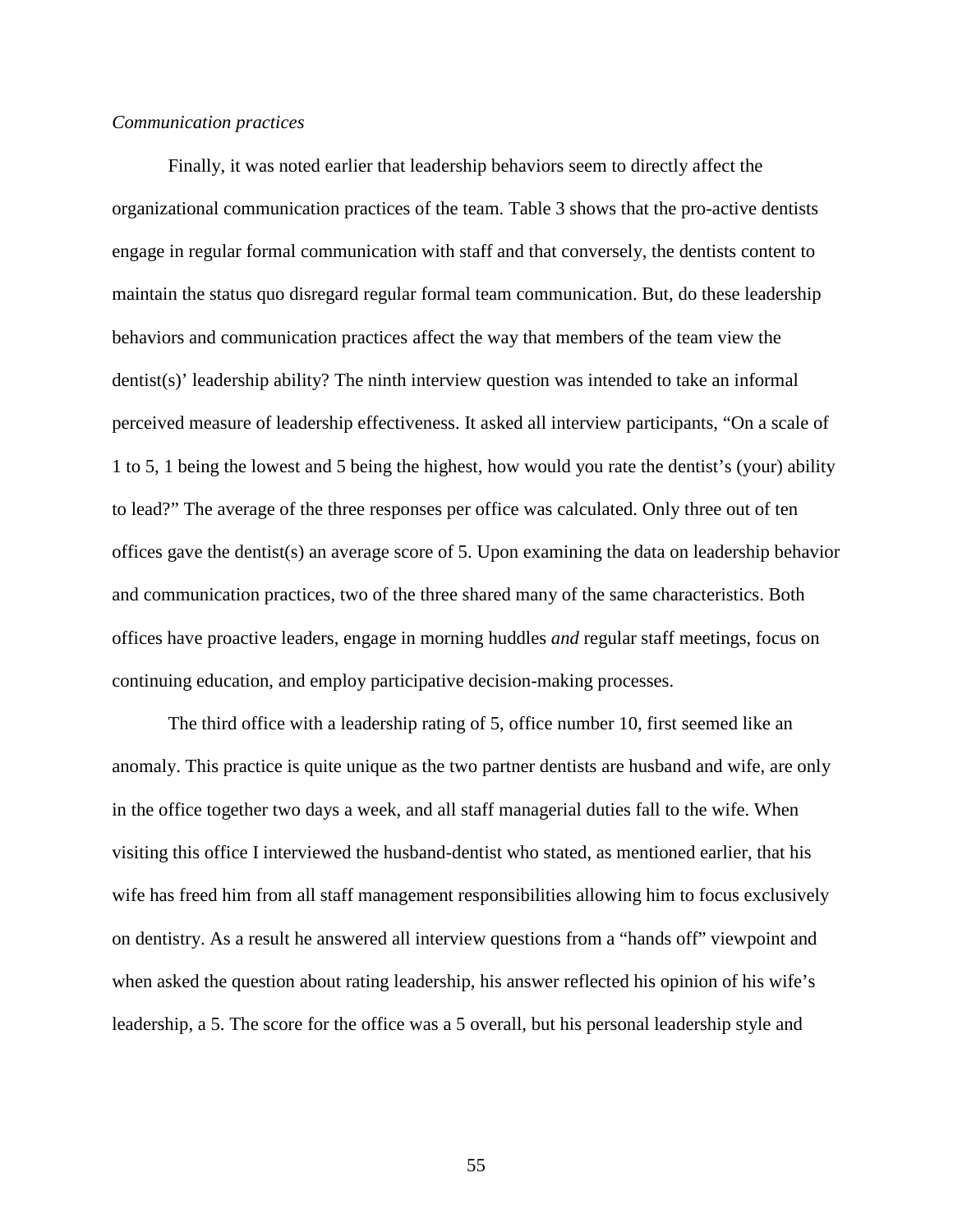*Communication practices*

Finally, it was noted earlier that leadership behaviors seem to directly affect the organizational communication practices of the team. Table 3 shows that the pro-active dentists engage in regular formal communication with staff and that conversely, the dentists content to maintain the status quo disregard regular formal team communication. But, do these leadership behaviors and communication practices affect the way that members of the team view the dentist(s)' leadership ability? The ninth interview question was intended to take an informal perceived measure of leadership effectiveness. It asked all interview participants, "On a scale of 1 to 5, 1 being the lowest and 5 being the highest, how would you rate the dentist's (your) ability to lead?" The average of the three responses per office was calculated. Only three out of ten offices gave the dentist(s) an average score of 5. Upon examining the data on leadership behavior and communication practices, two of the three shared many of the same characteristics. Both offices have proactive leaders, engage in morning huddles *and* regular staff meetings, focus on continuing education, and employ participative decision-making processes.

The third office with a leadership rating of 5, office number 10, first seemed like an anomaly. This practice is quite unique as the two partner dentists are husband and wife, are only in the office together two days a week, and all staff managerial duties fall to the wife. When visiting this office I interviewed the husband-dentist who stated, as mentioned earlier, that his wife has freed him from all staff management responsibilities allowing him to focus exclusively on dentistry. As a result he answered all interview questions from a "hands off" viewpoint and when asked the question about rating leadership, his answer reflected his opinion of his wife's leadership, a 5. The score for the office was a 5 overall, but his personal leadership style and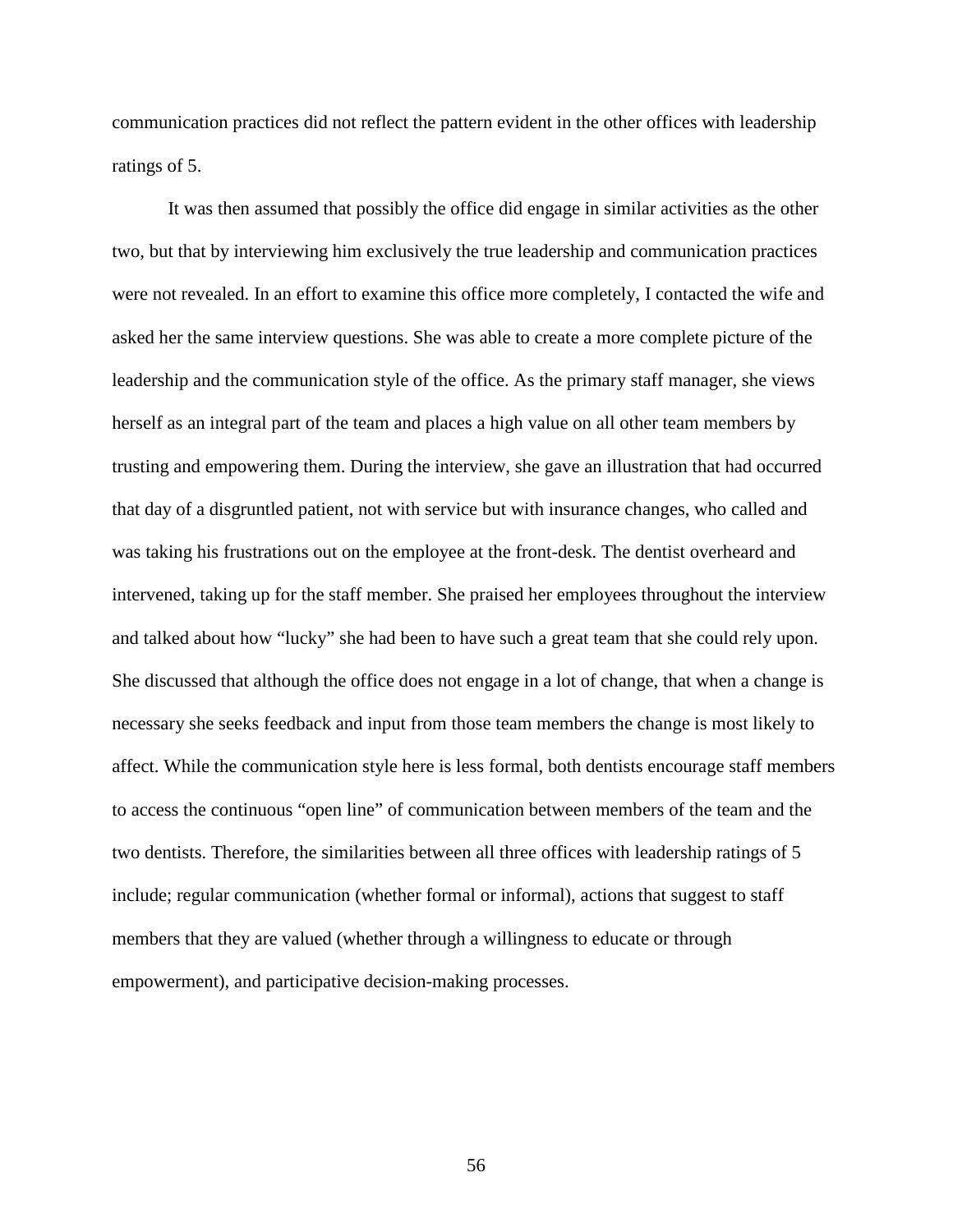communication practices did not reflect the pattern evident in the other offices with leadership ratings of 5.

It was then assumed that possibly the office did engage in similar activities as the other two, but that by interviewing him exclusively the true leadership and communication practices were not revealed. In an effort to examine this office more completely, I contacted the wife and asked her the same interview questions. She was able to create a more complete picture of the leadership and the communication style of the office. As the primary staff manager, she views herself as an integral part of the team and places a high value on all other team members by trusting and empowering them. During the interview, she gave an illustration that had occurred that day of a disgruntled patient, not with service but with insurance changes, who called and was taking his frustrations out on the employee at the front-desk. The dentist overheard and intervened, taking up for the staff member. She praised her employees throughout the interview and talked about how "lucky" she had been to have such a great team that she could rely upon. She discussed that although the office does not engage in a lot of change, that when a change is necessary she seeks feedback and input from those team members the change is most likely to affect. While the communication style here is less formal, both dentists encourage staff members to access the continuous "open line" of communication between members of the team and the two dentists. Therefore, the similarities between all three offices with leadership ratings of 5 include; regular communication (whether formal or informal), actions that suggest to staff members that they are valued (whether through a willingness to educate or through empowerment), and participative decision-making processes.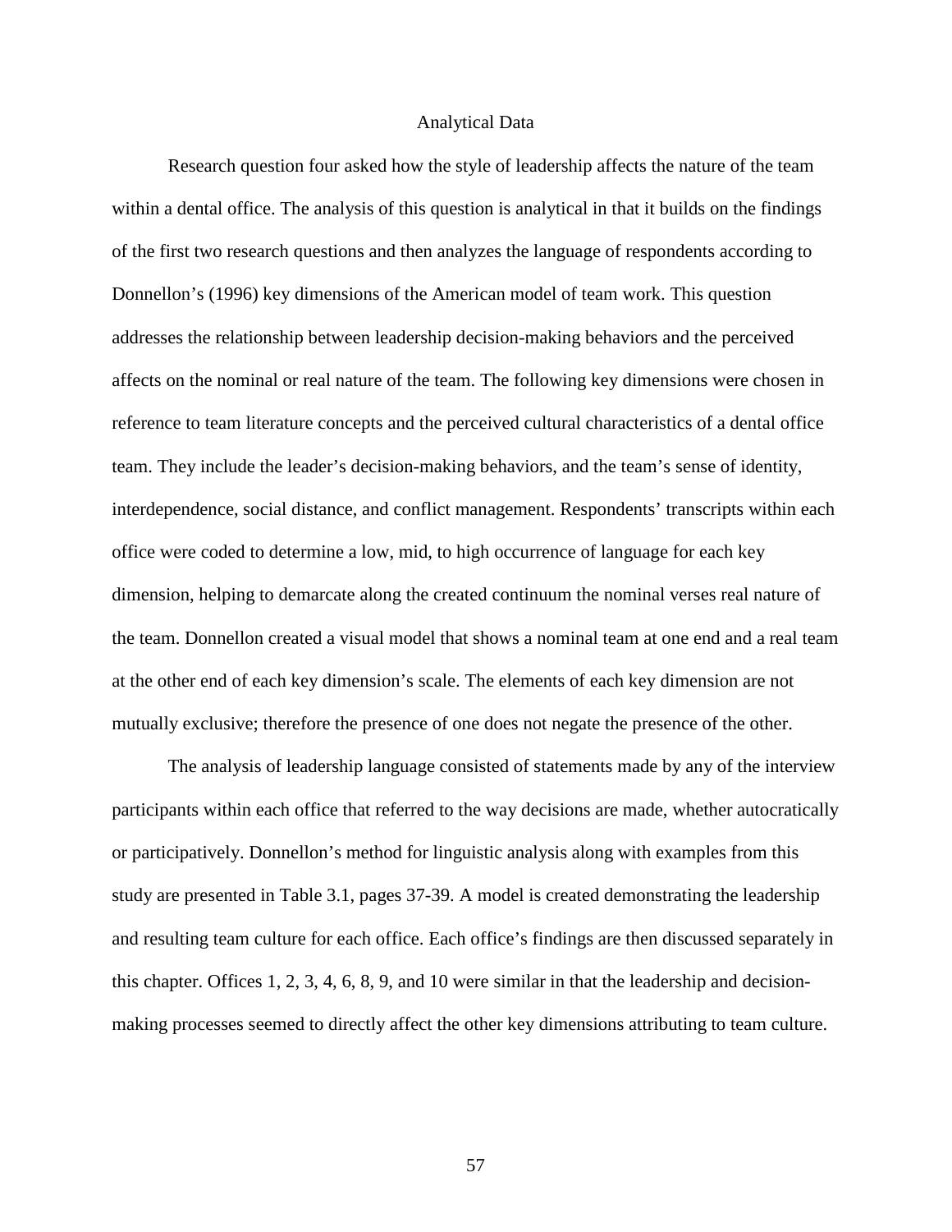## Analytical Data

Research question four asked how the style of leadership affects the nature of the team within a dental office. The analysis of this question is analytical in that it builds on the findings of the first two research questions and then analyzes the language of respondents according to Donnellon's (1996) key dimensions of the American model of team work. This question addresses the relationship between leadership decision-making behaviors and the perceived affects on the nominal or real nature of the team. The following key dimensions were chosen in reference to team literature concepts and the perceived cultural characteristics of a dental office team. They include the leader's decision-making behaviors, and the team's sense of identity, interdependence, social distance, and conflict management. Respondents' transcripts within each office were coded to determine a low, mid, to high occurrence of language for each key dimension, helping to demarcate along the created continuum the nominal verses real nature of the team. Donnellon created a visual model that shows a nominal team at one end and a real team at the other end of each key dimension's scale. The elements of each key dimension are not mutually exclusive; therefore the presence of one does not negate the presence of the other.

The analysis of leadership language consisted of statements made by any of the interview participants within each office that referred to the way decisions are made, whether autocratically or participatively. Donnellon's method for linguistic analysis along with examples from this study are presented in Table 3.1, pages 37-39. A model is created demonstrating the leadership and resulting team culture for each office. Each office's findings are then discussed separately in this chapter. Offices 1, 2, 3, 4, 6, 8, 9, and 10 were similar in that the leadership and decision-making processes seemed to directly affect the other key dimensions attributing to team culture.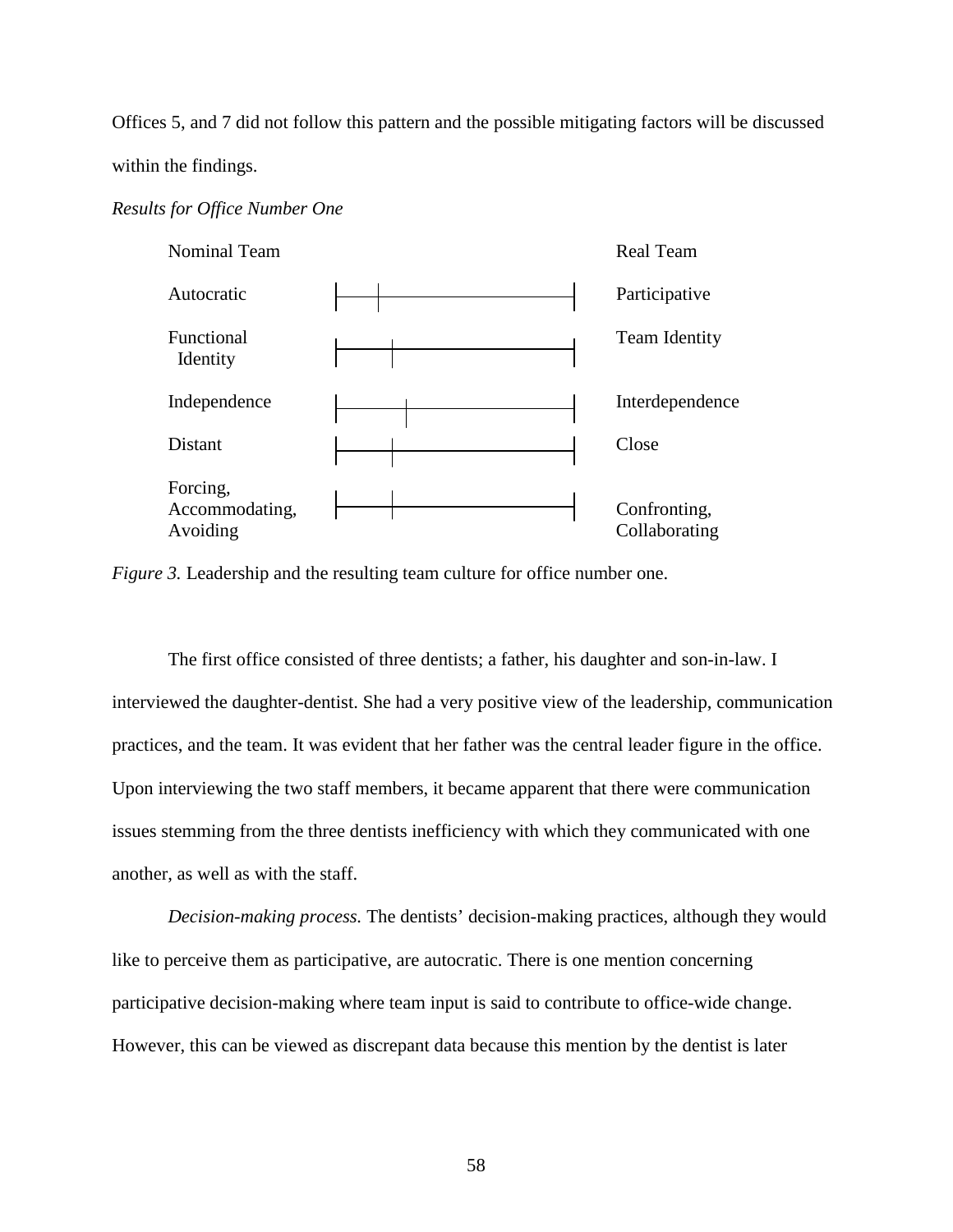Offices 5, and 7 did not follow this pattern and the possible mitigating factors will be discussed within the findings.

*Results for Office Number One*

| Nominal Team | | Real Team |
|---|---|---|
| Autocratic | | Participative |
| Functional Identity | | Team Identity |
| Independence | | Interdependence |
| Distant | | Close |
| Forcing, Accommodating, Avoiding | | Confronting, Collaborating |

*Figure 3.* Leadership and the resulting team culture for office number one.

The first office consisted of three dentists; a father, his daughter and son-in-law. I interviewed the daughter-dentist. She had a very positive view of the leadership, communication practices, and the team. It was evident that her father was the central leader figure in the office. Upon interviewing the two staff members, it became apparent that there were communication issues stemming from the three dentists inefficiency with which they communicated with one another, as well as with the staff.

*Decision-making process.* The dentists' decision-making practices, although they would like to perceive them as participative, are autocratic. There is one mention concerning participative decision-making where team input is said to contribute to office-wide change. However, this can be viewed as discrepant data because this mention by the dentist is later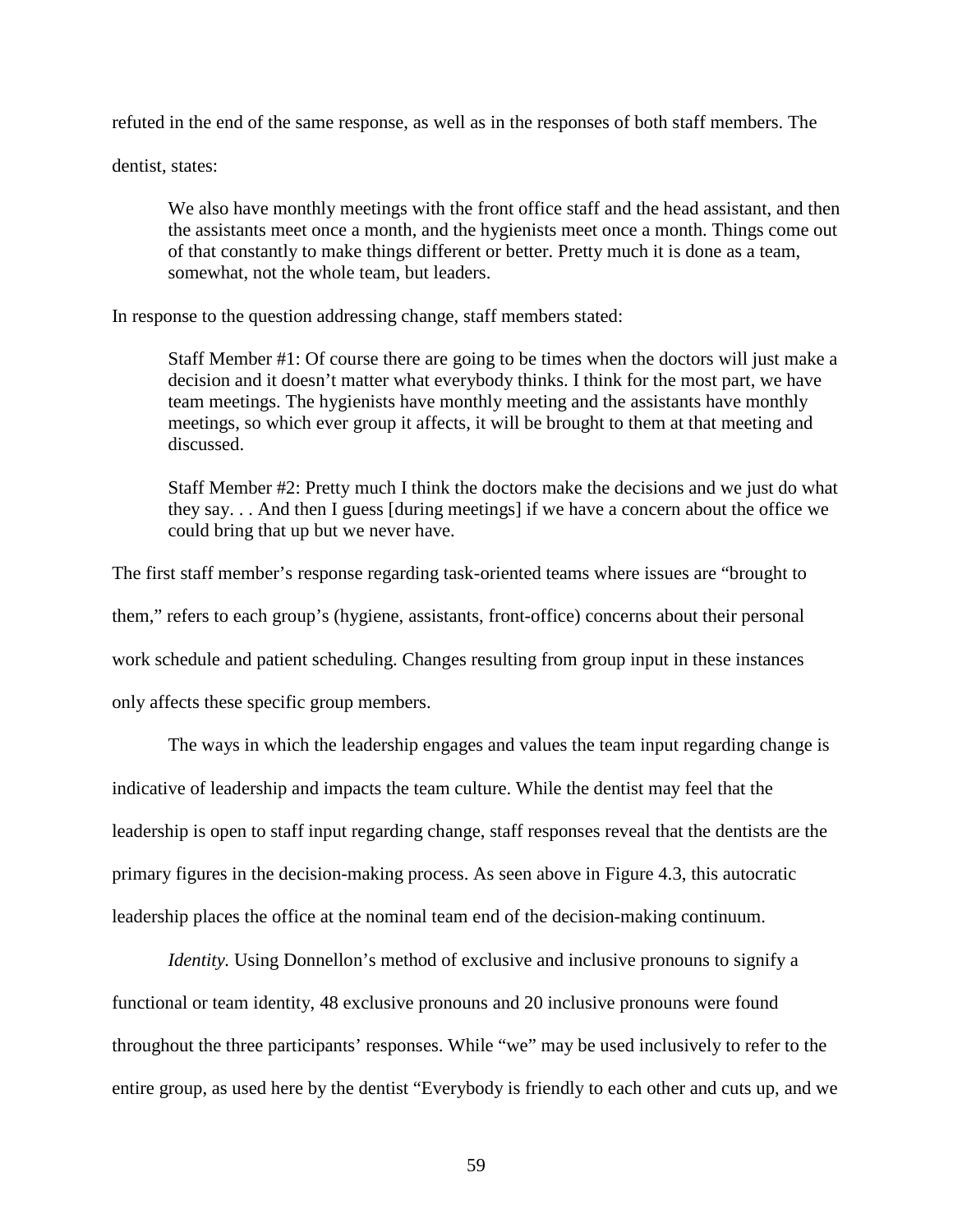refuted in the end of the same response, as well as in the responses of both staff members. The dentist, states:

> We also have monthly meetings with the front office staff and the head assistant, and then the assistants meet once a month, and the hygienists meet once a month. Things come out of that constantly to make things different or better. Pretty much it is done as a team, somewhat, not the whole team, but leaders.

In response to the question addressing change, staff members stated:

> Staff Member #1: Of course there are going to be times when the doctors will just make a decision and it doesn't matter what everybody thinks. I think for the most part, we have team meetings. The hygienists have monthly meeting and the assistants have monthly meetings, so which ever group it affects, it will be brought to them at that meeting and discussed.
>
> Staff Member #2: Pretty much I think the doctors make the decisions and we just do what they say. . . And then I guess [during meetings] if we have a concern about the office we could bring that up but we never have.

The first staff member's response regarding task-oriented teams where issues are "brought to them," refers to each group's (hygiene, assistants, front-office) concerns about their personal work schedule and patient scheduling. Changes resulting from group input in these instances only affects these specific group members.

The ways in which the leadership engages and values the team input regarding change is indicative of leadership and impacts the team culture. While the dentist may feel that the leadership is open to staff input regarding change, staff responses reveal that the dentists are the primary figures in the decision-making process. As seen above in Figure 4.3, this autocratic leadership places the office at the nominal team end of the decision-making continuum.

*Identity.* Using Donnellon's method of exclusive and inclusive pronouns to signify a functional or team identity, 48 exclusive pronouns and 20 inclusive pronouns were found throughout the three participants' responses. While "we" may be used inclusively to refer to the entire group, as used here by the dentist "Everybody is friendly to each other and cuts up, and we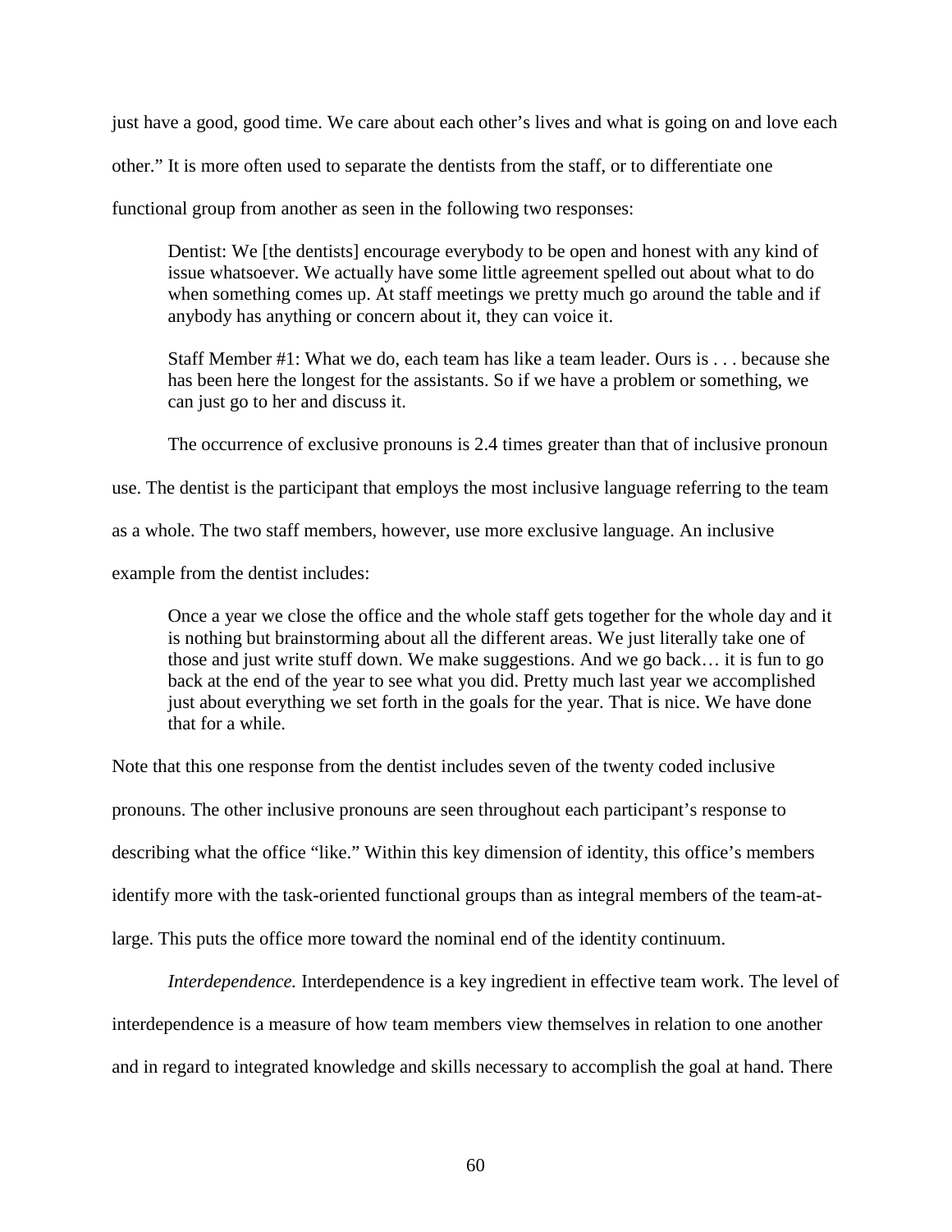just have a good, good time. We care about each other's lives and what is going on and love each other." It is more often used to separate the dentists from the staff, or to differentiate one functional group from another as seen in the following two responses:

> Dentist: We [the dentists] encourage everybody to be open and honest with any kind of issue whatsoever. We actually have some little agreement spelled out about what to do when something comes up. At staff meetings we pretty much go around the table and if anybody has anything or concern about it, they can voice it.
>
> Staff Member #1: What we do, each team has like a team leader. Ours is . . . because she has been here the longest for the assistants. So if we have a problem or something, we can just go to her and discuss it.

The occurrence of exclusive pronouns is 2.4 times greater than that of inclusive pronoun use. The dentist is the participant that employs the most inclusive language referring to the team as a whole. The two staff members, however, use more exclusive language. An inclusive example from the dentist includes:

> Once a year we close the office and the whole staff gets together for the whole day and it is nothing but brainstorming about all the different areas. We just literally take one of those and just write stuff down. We make suggestions. And we go back… it is fun to go back at the end of the year to see what you did. Pretty much last year we accomplished just about everything we set forth in the goals for the year. That is nice. We have done that for a while.

Note that this one response from the dentist includes seven of the twenty coded inclusive pronouns. The other inclusive pronouns are seen throughout each participant's response to describing what the office "like." Within this key dimension of identity, this office's members identify more with the task-oriented functional groups than as integral members of the team-at-large. This puts the office more toward the nominal end of the identity continuum.

*Interdependence.* Interdependence is a key ingredient in effective team work. The level of interdependence is a measure of how team members view themselves in relation to one another and in regard to integrated knowledge and skills necessary to accomplish the goal at hand. There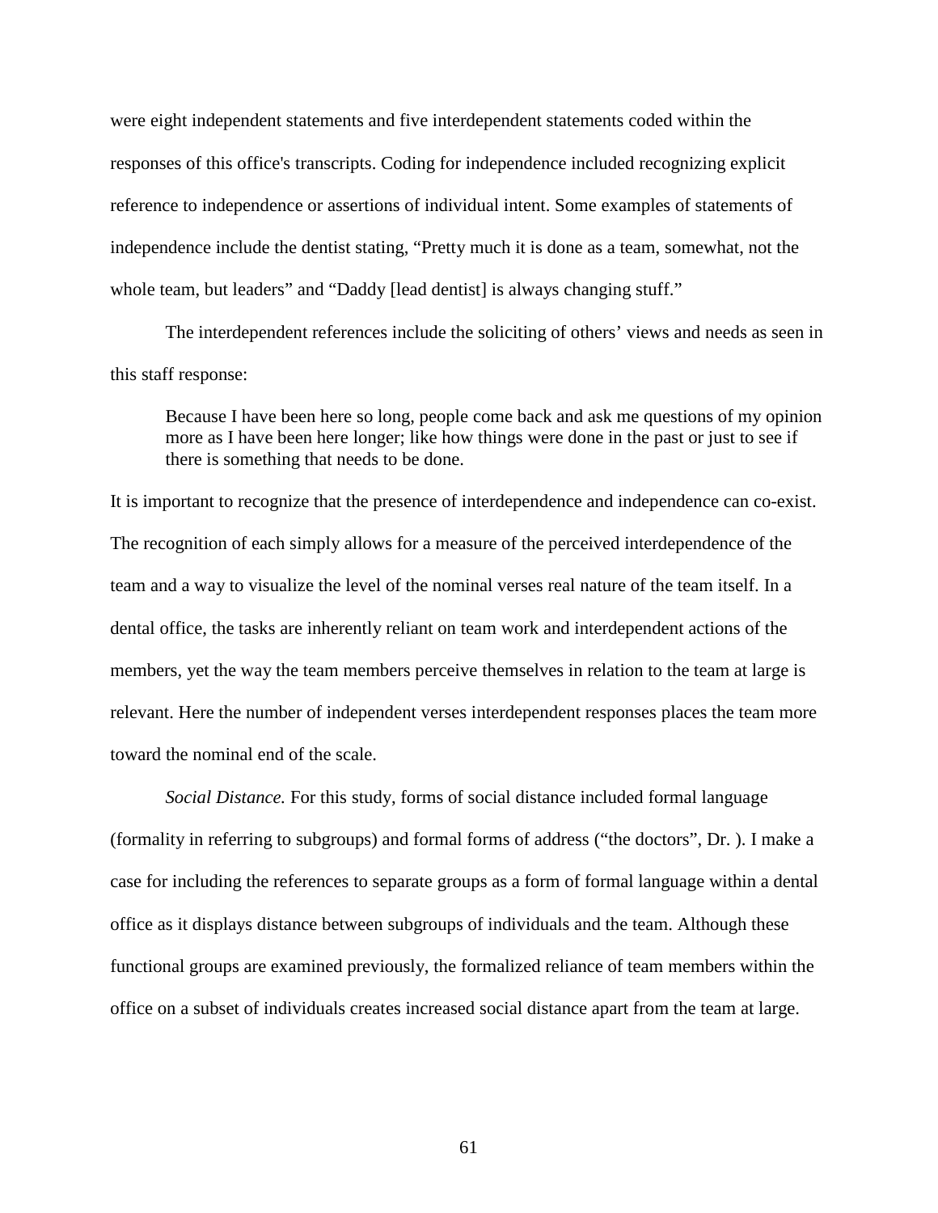were eight independent statements and five interdependent statements coded within the responses of this office's transcripts. Coding for independence included recognizing explicit reference to independence or assertions of individual intent. Some examples of statements of independence include the dentist stating, “Pretty much it is done as a team, somewhat, not the whole team, but leaders” and “Daddy [lead dentist] is always changing stuff.”

The interdependent references include the soliciting of others’ views and needs as seen in this staff response:

> Because I have been here so long, people come back and ask me questions of my opinion more as I have been here longer; like how things were done in the past or just to see if there is something that needs to be done.

It is important to recognize that the presence of interdependence and independence can co-exist. The recognition of each simply allows for a measure of the perceived interdependence of the team and a way to visualize the level of the nominal verses real nature of the team itself. In a dental office, the tasks are inherently reliant on team work and interdependent actions of the members, yet the way the team members perceive themselves in relation to the team at large is relevant. Here the number of independent verses interdependent responses places the team more toward the nominal end of the scale.

*Social Distance.* For this study, forms of social distance included formal language (formality in referring to subgroups) and formal forms of address (“the doctors”, Dr. ). I make a case for including the references to separate groups as a form of formal language within a dental office as it displays distance between subgroups of individuals and the team. Although these functional groups are examined previously, the formalized reliance of team members within the office on a subset of individuals creates increased social distance apart from the team at large.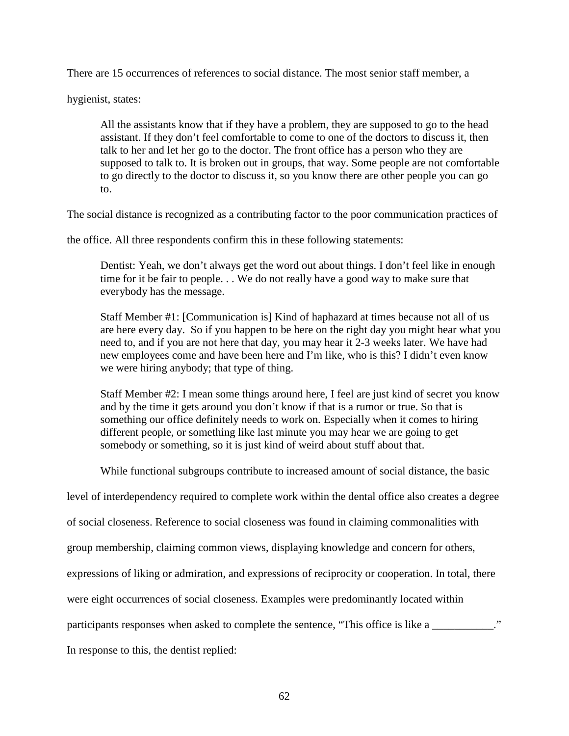There are 15 occurrences of references to social distance. The most senior staff member, a hygienist, states:

> All the assistants know that if they have a problem, they are supposed to go to the head assistant. If they don't feel comfortable to come to one of the doctors to discuss it, then talk to her and let her go to the doctor. The front office has a person who they are supposed to talk to. It is broken out in groups, that way. Some people are not comfortable to go directly to the doctor to discuss it, so you know there are other people you can go to.

The social distance is recognized as a contributing factor to the poor communication practices of the office. All three respondents confirm this in these following statements:

> Dentist: Yeah, we don't always get the word out about things. I don't feel like in enough time for it be fair to people. . . We do not really have a good way to make sure that everybody has the message.
>
> Staff Member #1: [Communication is] Kind of haphazard at times because not all of us are here every day. So if you happen to be here on the right day you might hear what you need to, and if you are not here that day, you may hear it 2-3 weeks later. We have had new employees come and have been here and I'm like, who is this? I didn't even know we were hiring anybody; that type of thing.
>
> Staff Member #2: I mean some things around here, I feel are just kind of secret you know and by the time it gets around you don't know if that is a rumor or true. So that is something our office definitely needs to work on. Especially when it comes to hiring different people, or something like last minute you may hear we are going to get somebody or something, so it is just kind of weird about stuff about that.

While functional subgroups contribute to increased amount of social distance, the basic level of interdependency required to complete work within the dental office also creates a degree of social closeness. Reference to social closeness was found in claiming commonalities with group membership, claiming common views, displaying knowledge and concern for others, expressions of liking or admiration, and expressions of reciprocity or cooperation. In total, there were eight occurrences of social closeness. Examples were predominantly located within participants responses when asked to complete the sentence, "This office is like a ___________." In response to this, the dentist replied: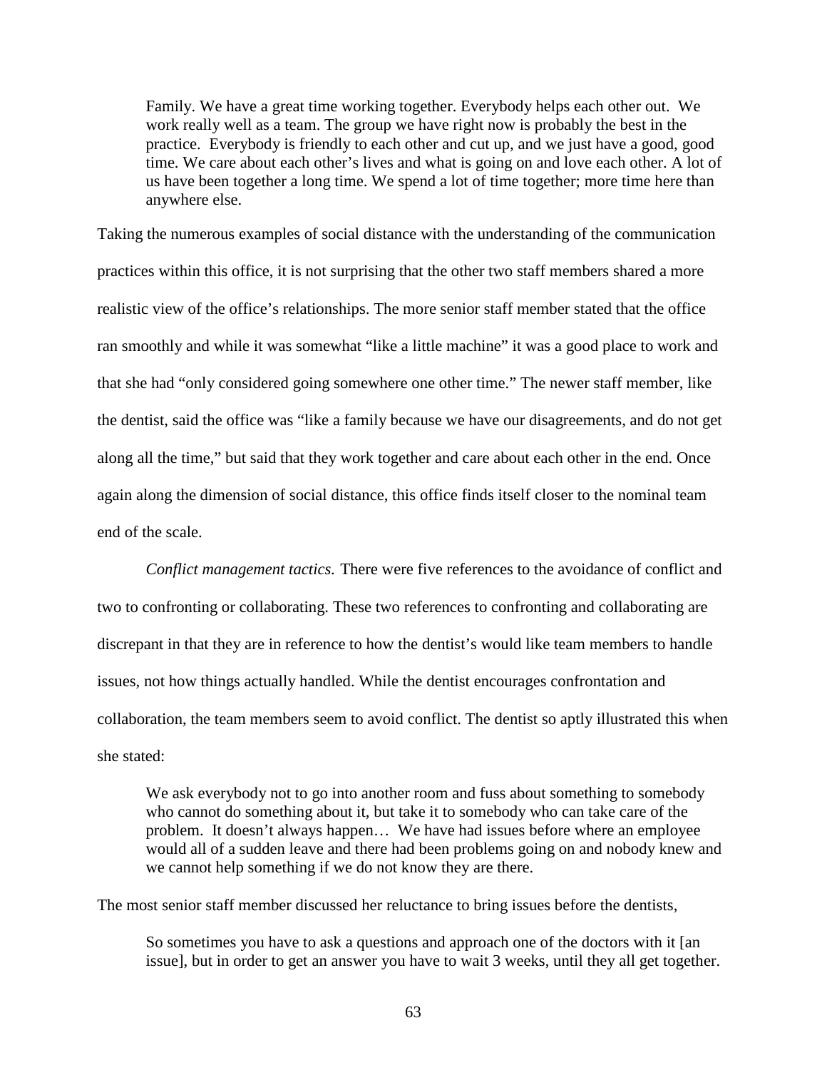> Family. We have a great time working together. Everybody helps each other out. We work really well as a team. The group we have right now is probably the best in the practice. Everybody is friendly to each other and cut up, and we just have a good, good time. We care about each other's lives and what is going on and love each other. A lot of us have been together a long time. We spend a lot of time together; more time here than anywhere else.

Taking the numerous examples of social distance with the understanding of the communication practices within this office, it is not surprising that the other two staff members shared a more realistic view of the office's relationships. The more senior staff member stated that the office ran smoothly and while it was somewhat "like a little machine" it was a good place to work and that she had "only considered going somewhere one other time." The newer staff member, like the dentist, said the office was "like a family because we have our disagreements, and do not get along all the time," but said that they work together and care about each other in the end. Once again along the dimension of social distance, this office finds itself closer to the nominal team end of the scale.

*Conflict management tactics.* There were five references to the avoidance of conflict and two to confronting or collaborating. These two references to confronting and collaborating are discrepant in that they are in reference to how the dentist's would like team members to handle issues, not how things actually handled. While the dentist encourages confrontation and collaboration, the team members seem to avoid conflict. The dentist so aptly illustrated this when she stated:

> We ask everybody not to go into another room and fuss about something to somebody who cannot do something about it, but take it to somebody who can take care of the problem. It doesn't always happen… We have had issues before where an employee would all of a sudden leave and there had been problems going on and nobody knew and we cannot help something if we do not know they are there.

The most senior staff member discussed her reluctance to bring issues before the dentists,

> So sometimes you have to ask a questions and approach one of the doctors with it [an issue], but in order to get an answer you have to wait 3 weeks, until they all get together.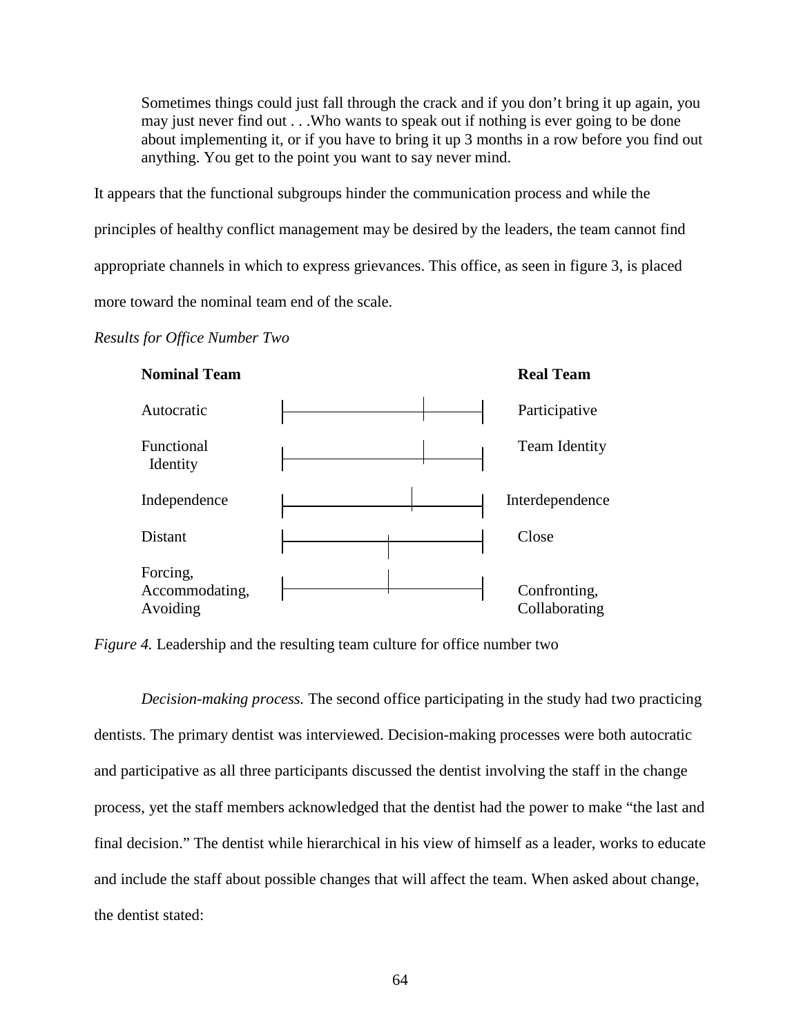> Sometimes things could just fall through the crack and if you don't bring it up again, you may just never find out . . .Who wants to speak out if nothing is ever going to be done about implementing it, or if you have to bring it up 3 months in a row before you find out anything. You get to the point you want to say never mind.

It appears that the functional subgroups hinder the communication process and while the principles of healthy conflict management may be desired by the leaders, the team cannot find appropriate channels in which to express grievances. This office, as seen in figure 3, is placed more toward the nominal team end of the scale.

*Results for Office Number Two*

| **Nominal Team** | | **Real Team** |
|---|---|---|
| Autocratic | ├──────────┼────┤ | Participative |
| Functional Identity | ├──────────┼────┤ | Team Identity |
| Independence | ├─────────┼─────┤ | Interdependence |
| Distant | ├───────┼───────┤ | Close |
| Forcing, Accommodating, Avoiding | ├───────┼───────┤ | Confronting, Collaborating |

*Figure 4.* Leadership and the resulting team culture for office number two

*Decision-making process.* The second office participating in the study had two practicing dentists. The primary dentist was interviewed. Decision-making processes were both autocratic and participative as all three participants discussed the dentist involving the staff in the change process, yet the staff members acknowledged that the dentist had the power to make "the last and final decision." The dentist while hierarchical in his view of himself as a leader, works to educate and include the staff about possible changes that will affect the team. When asked about change, the dentist stated: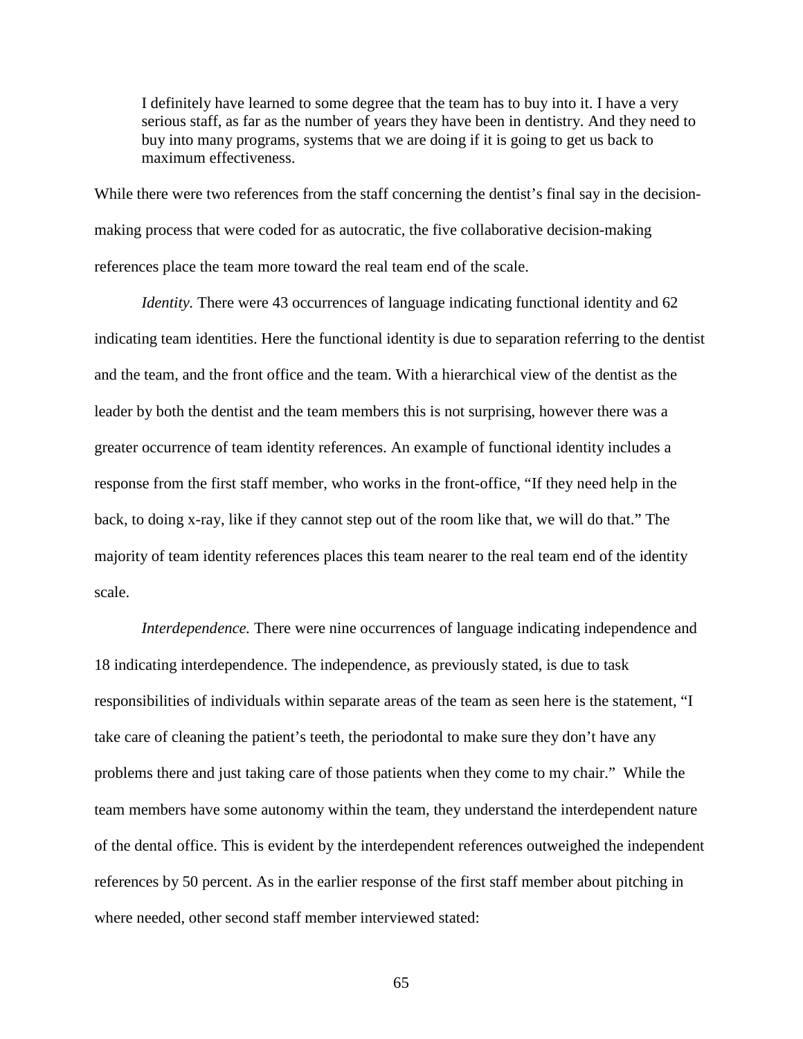> I definitely have learned to some degree that the team has to buy into it. I have a very serious staff, as far as the number of years they have been in dentistry. And they need to buy into many programs, systems that we are doing if it is going to get us back to maximum effectiveness.

While there were two references from the staff concerning the dentist's final say in the decision-making process that were coded for as autocratic, the five collaborative decision-making references place the team more toward the real team end of the scale.

*Identity.* There were 43 occurrences of language indicating functional identity and 62 indicating team identities. Here the functional identity is due to separation referring to the dentist and the team, and the front office and the team. With a hierarchical view of the dentist as the leader by both the dentist and the team members this is not surprising, however there was a greater occurrence of team identity references. An example of functional identity includes a response from the first staff member, who works in the front-office, "If they need help in the back, to doing x-ray, like if they cannot step out of the room like that, we will do that." The majority of team identity references places this team nearer to the real team end of the identity scale.

*Interdependence.* There were nine occurrences of language indicating independence and 18 indicating interdependence. The independence, as previously stated, is due to task responsibilities of individuals within separate areas of the team as seen here is the statement, "I take care of cleaning the patient's teeth, the periodontal to make sure they don't have any problems there and just taking care of those patients when they come to my chair." While the team members have some autonomy within the team, they understand the interdependent nature of the dental office. This is evident by the interdependent references outweighed the independent references by 50 percent. As in the earlier response of the first staff member about pitching in where needed, other second staff member interviewed stated: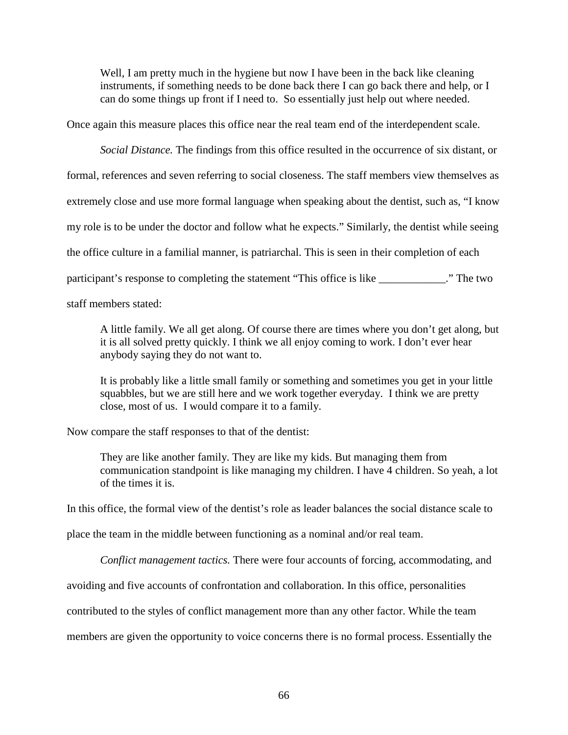> Well, I am pretty much in the hygiene but now I have been in the back like cleaning instruments, if something needs to be done back there I can go back there and help, or I can do some things up front if I need to. So essentially just help out where needed.

Once again this measure places this office near the real team end of the interdependent scale.

*Social Distance.* The findings from this office resulted in the occurrence of six distant, or formal, references and seven referring to social closeness. The staff members view themselves as extremely close and use more formal language when speaking about the dentist, such as, "I know my role is to be under the doctor and follow what he expects." Similarly, the dentist while seeing the office culture in a familial manner, is patriarchal. This is seen in their completion of each participant's response to completing the statement "This office is like ____________." The two staff members stated:

> A little family. We all get along. Of course there are times where you don't get along, but it is all solved pretty quickly. I think we all enjoy coming to work. I don't ever hear anybody saying they do not want to.
>
> It is probably like a little small family or something and sometimes you get in your little squabbles, but we are still here and we work together everyday. I think we are pretty close, most of us. I would compare it to a family.

Now compare the staff responses to that of the dentist:

> They are like another family. They are like my kids. But managing them from communication standpoint is like managing my children. I have 4 children. So yeah, a lot of the times it is.

In this office, the formal view of the dentist's role as leader balances the social distance scale to place the team in the middle between functioning as a nominal and/or real team.

*Conflict management tactics.* There were four accounts of forcing, accommodating, and avoiding and five accounts of confrontation and collaboration. In this office, personalities contributed to the styles of conflict management more than any other factor. While the team members are given the opportunity to voice concerns there is no formal process. Essentially the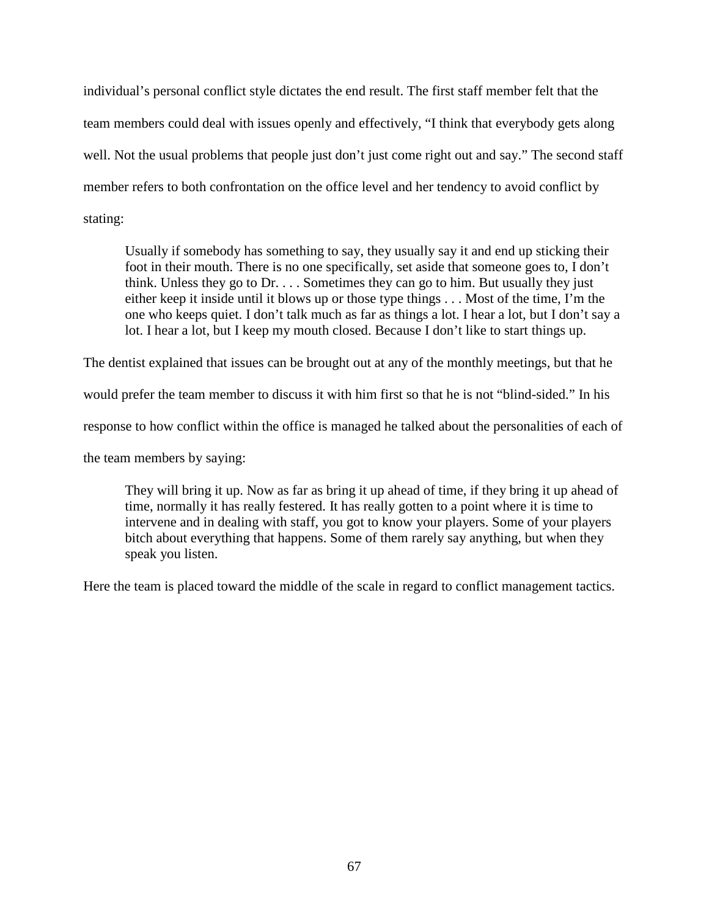individual's personal conflict style dictates the end result. The first staff member felt that the team members could deal with issues openly and effectively, "I think that everybody gets along well. Not the usual problems that people just don't just come right out and say." The second staff member refers to both confrontation on the office level and her tendency to avoid conflict by stating:

> Usually if somebody has something to say, they usually say it and end up sticking their foot in their mouth. There is no one specifically, set aside that someone goes to, I don't think. Unless they go to Dr. . . . Sometimes they can go to him. But usually they just either keep it inside until it blows up or those type things . . . Most of the time, I'm the one who keeps quiet. I don't talk much as far as things a lot. I hear a lot, but I don't say a lot. I hear a lot, but I keep my mouth closed. Because I don't like to start things up.

The dentist explained that issues can be brought out at any of the monthly meetings, but that he would prefer the team member to discuss it with him first so that he is not "blind-sided." In his response to how conflict within the office is managed he talked about the personalities of each of the team members by saying:

> They will bring it up. Now as far as bring it up ahead of time, if they bring it up ahead of time, normally it has really festered. It has really gotten to a point where it is time to intervene and in dealing with staff, you got to know your players. Some of your players bitch about everything that happens. Some of them rarely say anything, but when they speak you listen.

Here the team is placed toward the middle of the scale in regard to conflict management tactics.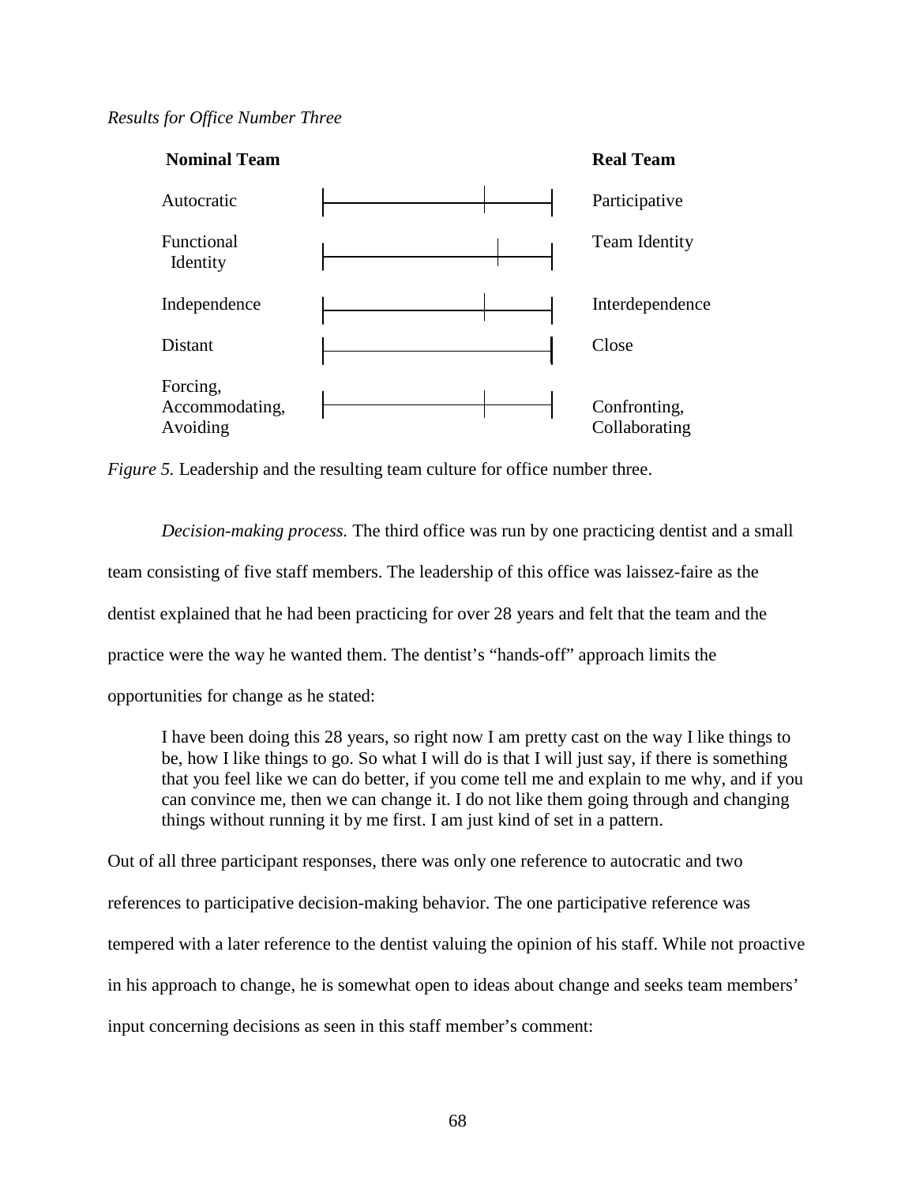*Results for Office Number Three*

| Nominal Team | Real Team |
|---|---|
| Autocratic | Participative |
| Functional Identity | Team Identity |
| Independence | Interdependence |
| Distant | Close |
| Forcing, Accommodating, Avoiding | Confronting, Collaborating |

*Figure 5.* Leadership and the resulting team culture for office number three.

*Decision-making process.* The third office was run by one practicing dentist and a small team consisting of five staff members. The leadership of this office was laissez-faire as the dentist explained that he had been practicing for over 28 years and felt that the team and the practice were the way he wanted them. The dentist's "hands-off" approach limits the opportunities for change as he stated:

> I have been doing this 28 years, so right now I am pretty cast on the way I like things to be, how I like things to go. So what I will do is that I will just say, if there is something that you feel like we can do better, if you come tell me and explain to me why, and if you can convince me, then we can change it. I do not like them going through and changing things without running it by me first. I am just kind of set in a pattern.

Out of all three participant responses, there was only one reference to autocratic and two references to participative decision-making behavior. The one participative reference was tempered with a later reference to the dentist valuing the opinion of his staff. While not proactive in his approach to change, he is somewhat open to ideas about change and seeks team members' input concerning decisions as seen in this staff member's comment: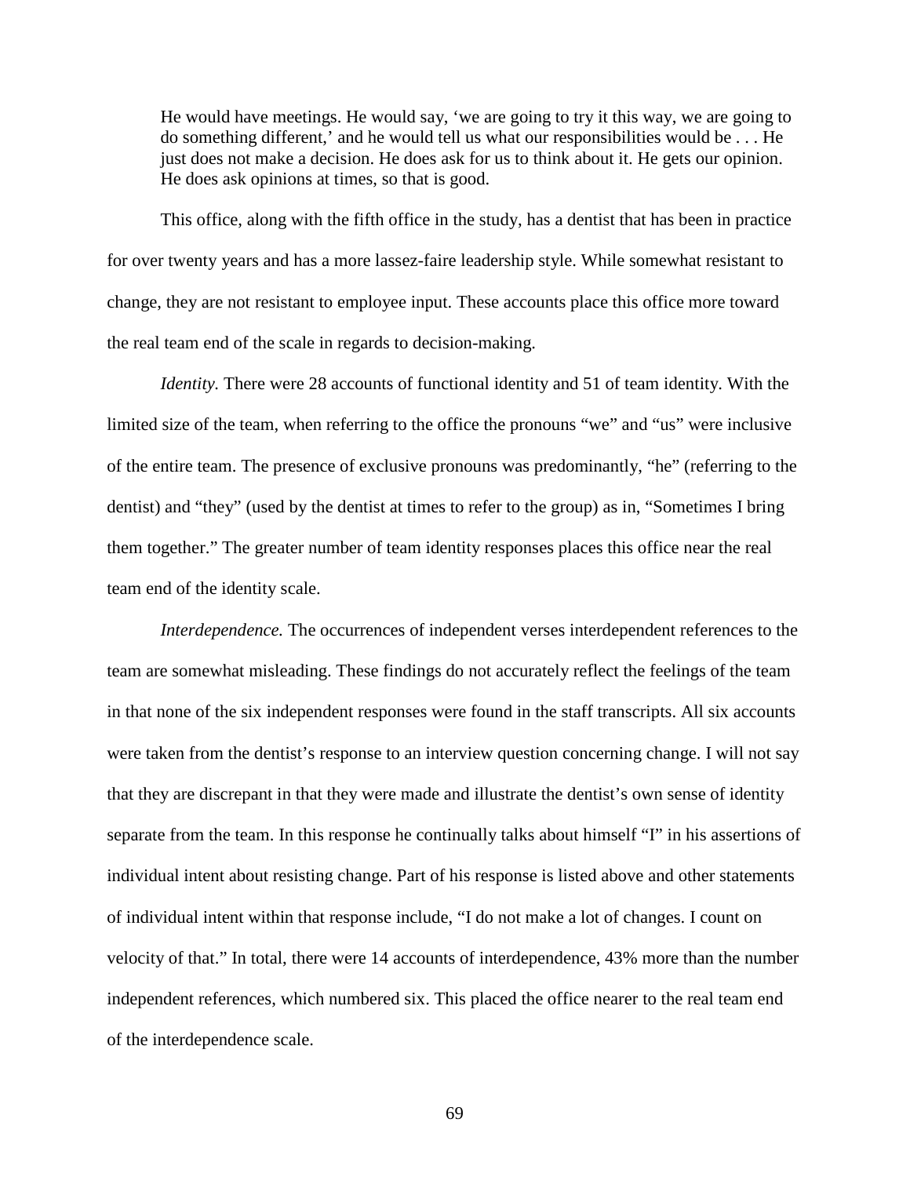> He would have meetings. He would say, 'we are going to try it this way, we are going to do something different,' and he would tell us what our responsibilities would be . . . He just does not make a decision. He does ask for us to think about it. He gets our opinion. He does ask opinions at times, so that is good.

This office, along with the fifth office in the study, has a dentist that has been in practice for over twenty years and has a more lassez-faire leadership style. While somewhat resistant to change, they are not resistant to employee input. These accounts place this office more toward the real team end of the scale in regards to decision-making.

*Identity.* There were 28 accounts of functional identity and 51 of team identity. With the limited size of the team, when referring to the office the pronouns "we" and "us" were inclusive of the entire team. The presence of exclusive pronouns was predominantly, "he" (referring to the dentist) and "they" (used by the dentist at times to refer to the group) as in, "Sometimes I bring them together." The greater number of team identity responses places this office near the real team end of the identity scale.

*Interdependence.* The occurrences of independent verses interdependent references to the team are somewhat misleading. These findings do not accurately reflect the feelings of the team in that none of the six independent responses were found in the staff transcripts. All six accounts were taken from the dentist's response to an interview question concerning change. I will not say that they are discrepant in that they were made and illustrate the dentist's own sense of identity separate from the team. In this response he continually talks about himself "I" in his assertions of individual intent about resisting change. Part of his response is listed above and other statements of individual intent within that response include, "I do not make a lot of changes. I count on velocity of that." In total, there were 14 accounts of interdependence, 43% more than the number independent references, which numbered six. This placed the office nearer to the real team end of the interdependence scale.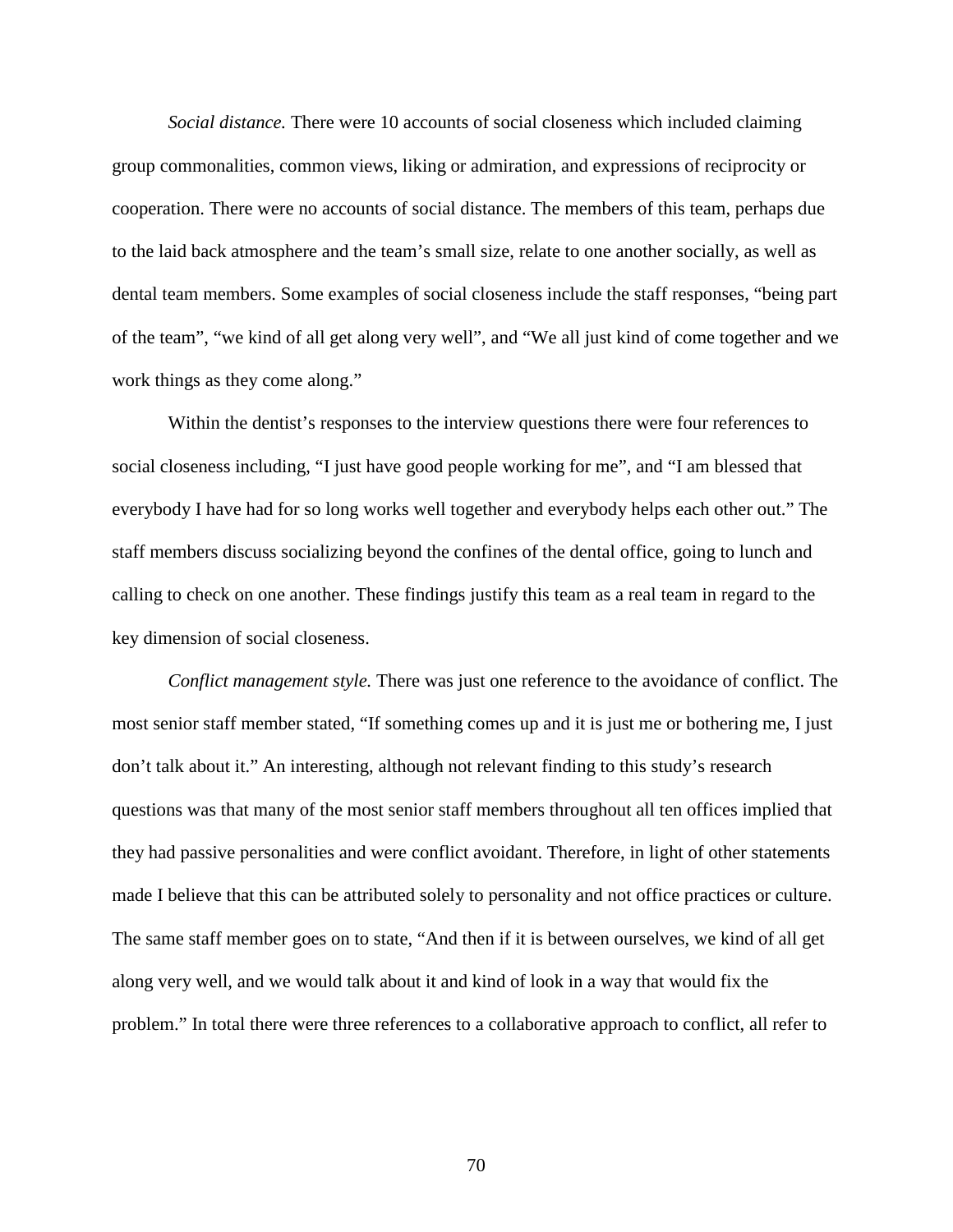*Social distance.* There were 10 accounts of social closeness which included claiming group commonalities, common views, liking or admiration, and expressions of reciprocity or cooperation. There were no accounts of social distance. The members of this team, perhaps due to the laid back atmosphere and the team's small size, relate to one another socially, as well as dental team members. Some examples of social closeness include the staff responses, "being part of the team", "we kind of all get along very well", and "We all just kind of come together and we work things as they come along."

Within the dentist's responses to the interview questions there were four references to social closeness including, "I just have good people working for me", and "I am blessed that everybody I have had for so long works well together and everybody helps each other out." The staff members discuss socializing beyond the confines of the dental office, going to lunch and calling to check on one another. These findings justify this team as a real team in regard to the key dimension of social closeness.

*Conflict management style.* There was just one reference to the avoidance of conflict. The most senior staff member stated, "If something comes up and it is just me or bothering me, I just don't talk about it." An interesting, although not relevant finding to this study's research questions was that many of the most senior staff members throughout all ten offices implied that they had passive personalities and were conflict avoidant. Therefore, in light of other statements made I believe that this can be attributed solely to personality and not office practices or culture. The same staff member goes on to state, "And then if it is between ourselves, we kind of all get along very well, and we would talk about it and kind of look in a way that would fix the problem." In total there were three references to a collaborative approach to conflict, all refer to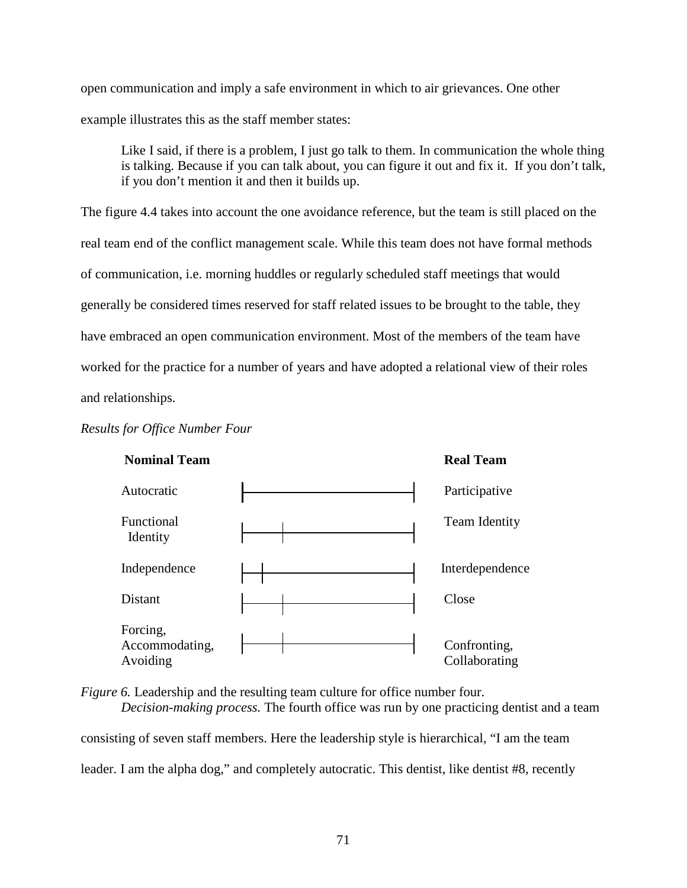open communication and imply a safe environment in which to air grievances. One other example illustrates this as the staff member states:

> Like I said, if there is a problem, I just go talk to them. In communication the whole thing is talking. Because if you can talk about, you can figure it out and fix it. If you don't talk, if you don't mention it and then it builds up.

The figure 4.4 takes into account the one avoidance reference, but the team is still placed on the real team end of the conflict management scale. While this team does not have formal methods of communication, i.e. morning huddles or regularly scheduled staff meetings that would generally be considered times reserved for staff related issues to be brought to the table, they have embraced an open communication environment. Most of the members of the team have worked for the practice for a number of years and have adopted a relational view of their roles and relationships.

*Results for Office Number Four*

| Nominal Team | Real Team |
|---|---|
| Autocratic | Participative |
| Functional Identity | Team Identity |
| Independence | Interdependence |
| Distant | Close |
| Forcing, Accommodating, Avoiding | Confronting, Collaborating |

*Figure 6.* Leadership and the resulting team culture for office number four.

*Decision-making process.* The fourth office was run by one practicing dentist and a team consisting of seven staff members. Here the leadership style is hierarchical, "I am the team leader. I am the alpha dog," and completely autocratic. This dentist, like dentist #8, recently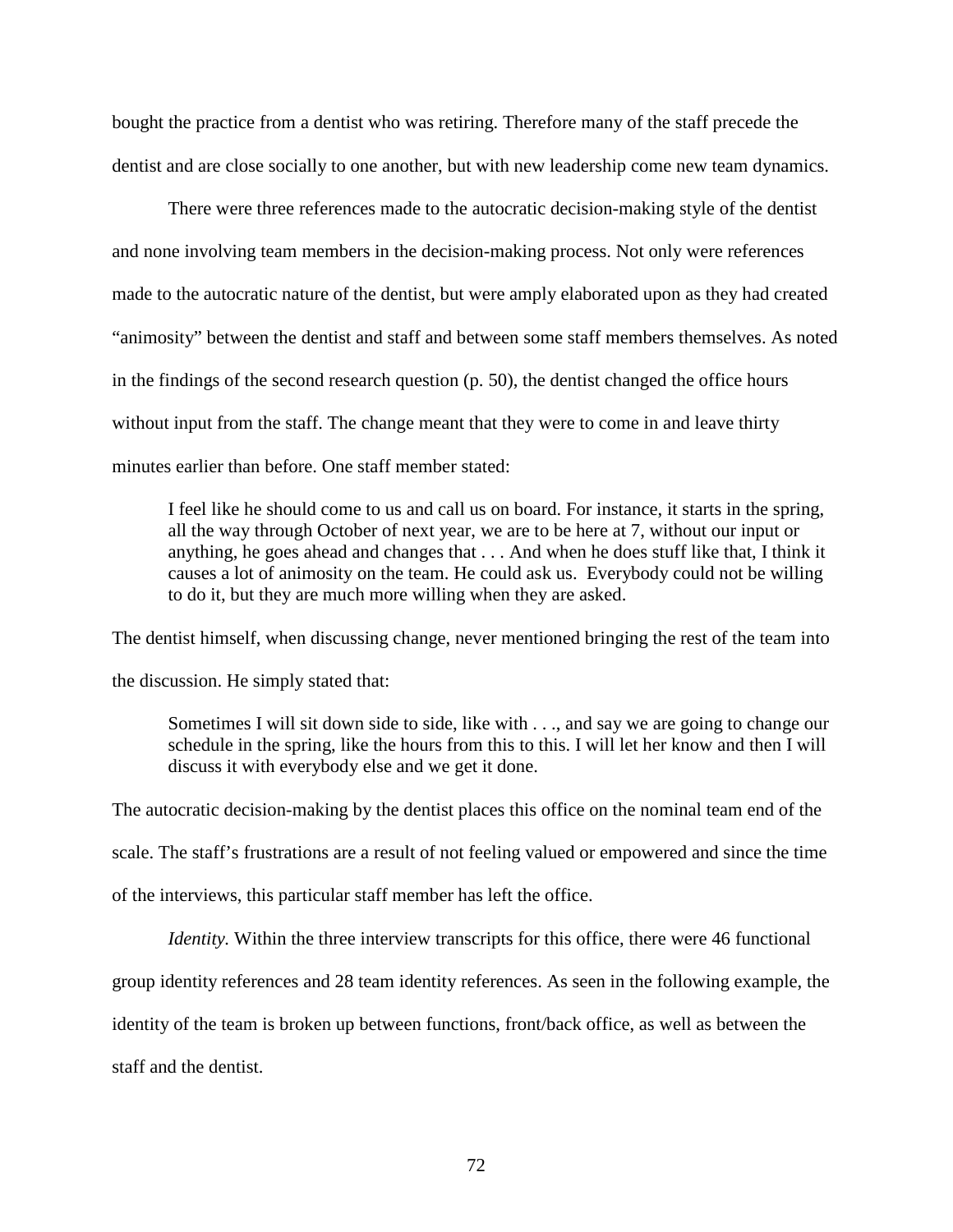bought the practice from a dentist who was retiring. Therefore many of the staff precede the dentist and are close socially to one another, but with new leadership come new team dynamics.

There were three references made to the autocratic decision-making style of the dentist and none involving team members in the decision-making process. Not only were references made to the autocratic nature of the dentist, but were amply elaborated upon as they had created "animosity" between the dentist and staff and between some staff members themselves. As noted in the findings of the second research question (p. 50), the dentist changed the office hours without input from the staff. The change meant that they were to come in and leave thirty minutes earlier than before. One staff member stated:

> I feel like he should come to us and call us on board. For instance, it starts in the spring, all the way through October of next year, we are to be here at 7, without our input or anything, he goes ahead and changes that . . . And when he does stuff like that, I think it causes a lot of animosity on the team. He could ask us. Everybody could not be willing to do it, but they are much more willing when they are asked.

The dentist himself, when discussing change, never mentioned bringing the rest of the team into the discussion. He simply stated that:

> Sometimes I will sit down side to side, like with . . ., and say we are going to change our schedule in the spring, like the hours from this to this. I will let her know and then I will discuss it with everybody else and we get it done.

The autocratic decision-making by the dentist places this office on the nominal team end of the scale. The staff's frustrations are a result of not feeling valued or empowered and since the time of the interviews, this particular staff member has left the office.

*Identity.* Within the three interview transcripts for this office, there were 46 functional group identity references and 28 team identity references. As seen in the following example, the identity of the team is broken up between functions, front/back office, as well as between the staff and the dentist.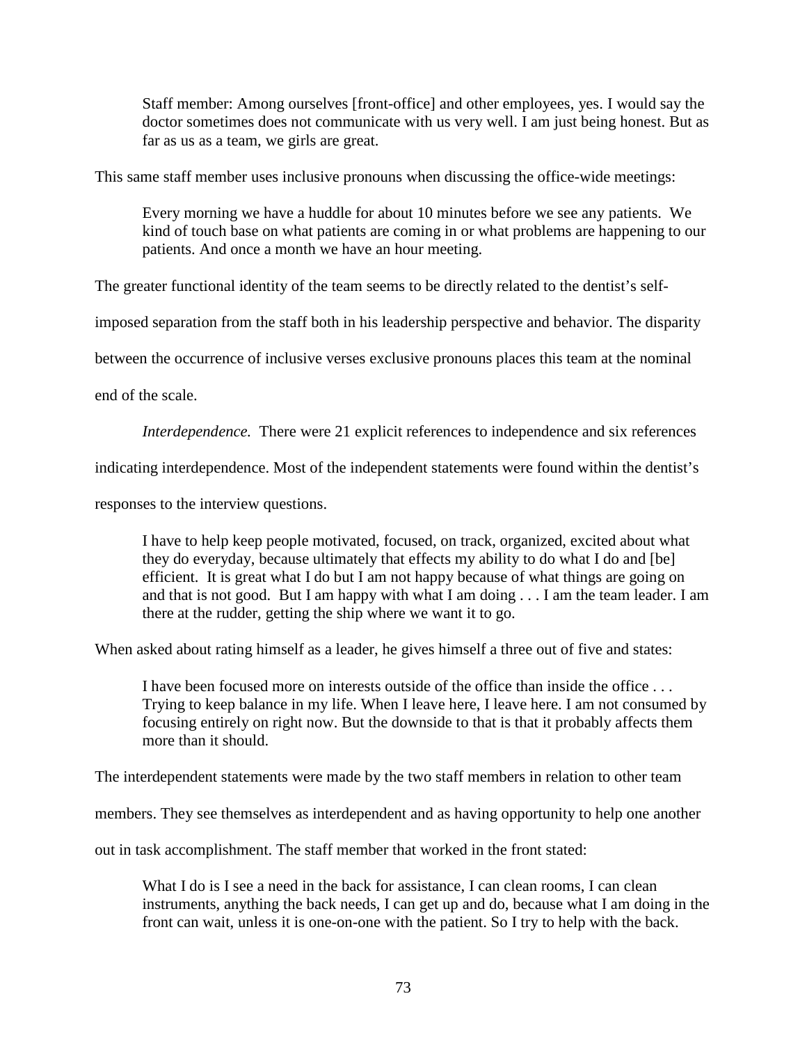> Staff member: Among ourselves [front-office] and other employees, yes. I would say the doctor sometimes does not communicate with us very well. I am just being honest. But as far as us as a team, we girls are great.

This same staff member uses inclusive pronouns when discussing the office-wide meetings:

> Every morning we have a huddle for about 10 minutes before we see any patients. We kind of touch base on what patients are coming in or what problems are happening to our patients. And once a month we have an hour meeting.

The greater functional identity of the team seems to be directly related to the dentist's self-imposed separation from the staff both in his leadership perspective and behavior. The disparity between the occurrence of inclusive verses exclusive pronouns places this team at the nominal end of the scale.

*Interdependence.* There were 21 explicit references to independence and six references indicating interdependence. Most of the independent statements were found within the dentist's responses to the interview questions.

> I have to help keep people motivated, focused, on track, organized, excited about what they do everyday, because ultimately that effects my ability to do what I do and [be] efficient. It is great what I do but I am not happy because of what things are going on and that is not good. But I am happy with what I am doing . . . I am the team leader. I am there at the rudder, getting the ship where we want it to go.

When asked about rating himself as a leader, he gives himself a three out of five and states:

> I have been focused more on interests outside of the office than inside the office . . . Trying to keep balance in my life. When I leave here, I leave here. I am not consumed by focusing entirely on right now. But the downside to that is that it probably affects them more than it should.

The interdependent statements were made by the two staff members in relation to other team members. They see themselves as interdependent and as having opportunity to help one another out in task accomplishment. The staff member that worked in the front stated:

> What I do is I see a need in the back for assistance, I can clean rooms, I can clean instruments, anything the back needs, I can get up and do, because what I am doing in the front can wait, unless it is one-on-one with the patient. So I try to help with the back.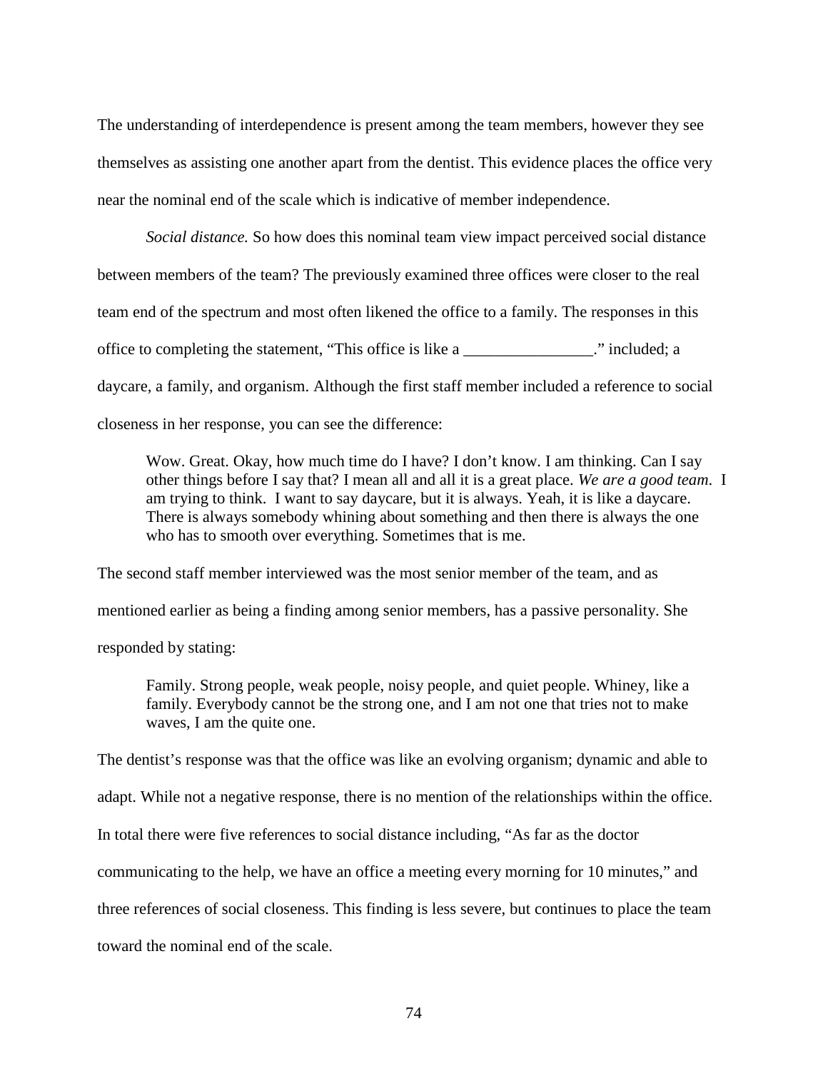The understanding of interdependence is present among the team members, however they see themselves as assisting one another apart from the dentist. This evidence places the office very near the nominal end of the scale which is indicative of member independence.

*Social distance.* So how does this nominal team view impact perceived social distance between members of the team? The previously examined three offices were closer to the real team end of the spectrum and most often likened the office to a family. The responses in this office to completing the statement, "This office is like a ________________." included; a daycare, a family, and organism. Although the first staff member included a reference to social closeness in her response, you can see the difference:

> Wow. Great. Okay, how much time do I have? I don't know. I am thinking. Can I say other things before I say that? I mean all and all it is a great place. *We are a good team*. I am trying to think. I want to say daycare, but it is always. Yeah, it is like a daycare. There is always somebody whining about something and then there is always the one who has to smooth over everything. Sometimes that is me.

The second staff member interviewed was the most senior member of the team, and as mentioned earlier as being a finding among senior members, has a passive personality. She responded by stating:

> Family. Strong people, weak people, noisy people, and quiet people. Whiney, like a family. Everybody cannot be the strong one, and I am not one that tries not to make waves, I am the quite one.

The dentist's response was that the office was like an evolving organism; dynamic and able to adapt. While not a negative response, there is no mention of the relationships within the office. In total there were five references to social distance including, "As far as the doctor communicating to the help, we have an office a meeting every morning for 10 minutes," and three references of social closeness. This finding is less severe, but continues to place the team toward the nominal end of the scale.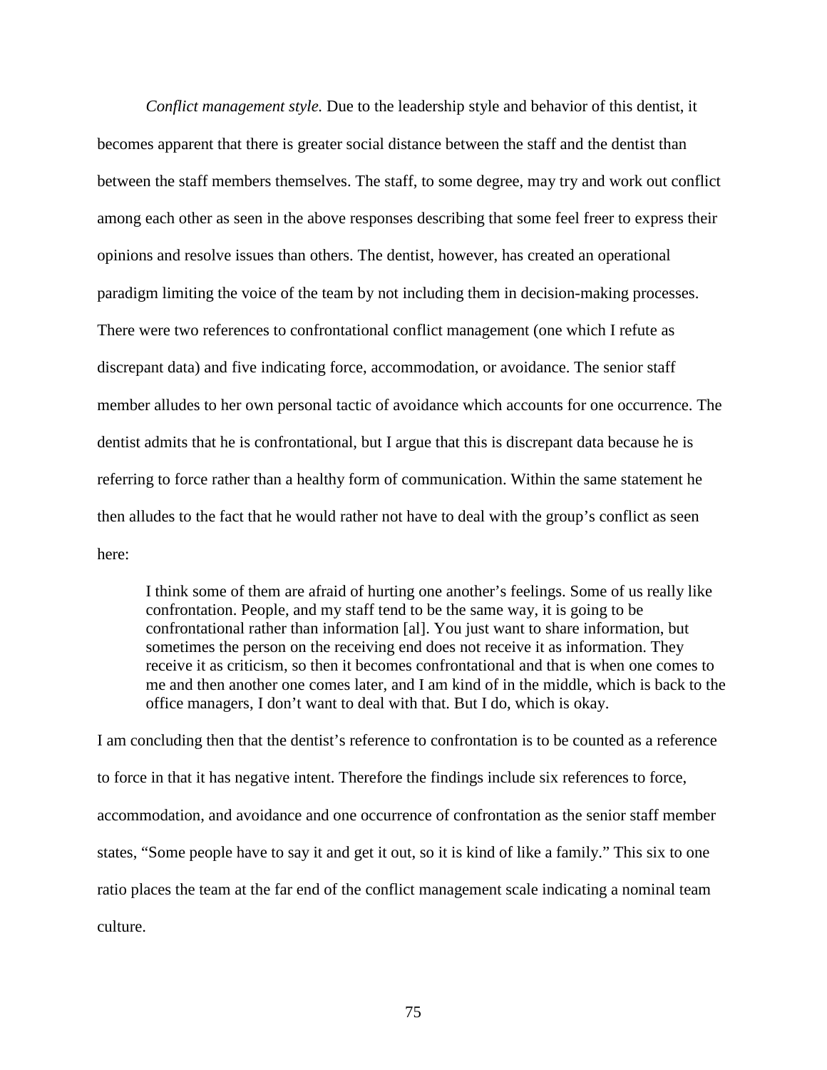*Conflict management style.* Due to the leadership style and behavior of this dentist, it becomes apparent that there is greater social distance between the staff and the dentist than between the staff members themselves. The staff, to some degree, may try and work out conflict among each other as seen in the above responses describing that some feel freer to express their opinions and resolve issues than others. The dentist, however, has created an operational paradigm limiting the voice of the team by not including them in decision-making processes. There were two references to confrontational conflict management (one which I refute as discrepant data) and five indicating force, accommodation, or avoidance. The senior staff member alludes to her own personal tactic of avoidance which accounts for one occurrence. The dentist admits that he is confrontational, but I argue that this is discrepant data because he is referring to force rather than a healthy form of communication. Within the same statement he then alludes to the fact that he would rather not have to deal with the group's conflict as seen here:

> I think some of them are afraid of hurting one another's feelings. Some of us really like confrontation. People, and my staff tend to be the same way, it is going to be confrontational rather than information [al]. You just want to share information, but sometimes the person on the receiving end does not receive it as information. They receive it as criticism, so then it becomes confrontational and that is when one comes to me and then another one comes later, and I am kind of in the middle, which is back to the office managers, I don't want to deal with that. But I do, which is okay.

I am concluding then that the dentist's reference to confrontation is to be counted as a reference to force in that it has negative intent. Therefore the findings include six references to force, accommodation, and avoidance and one occurrence of confrontation as the senior staff member states, "Some people have to say it and get it out, so it is kind of like a family." This six to one ratio places the team at the far end of the conflict management scale indicating a nominal team culture.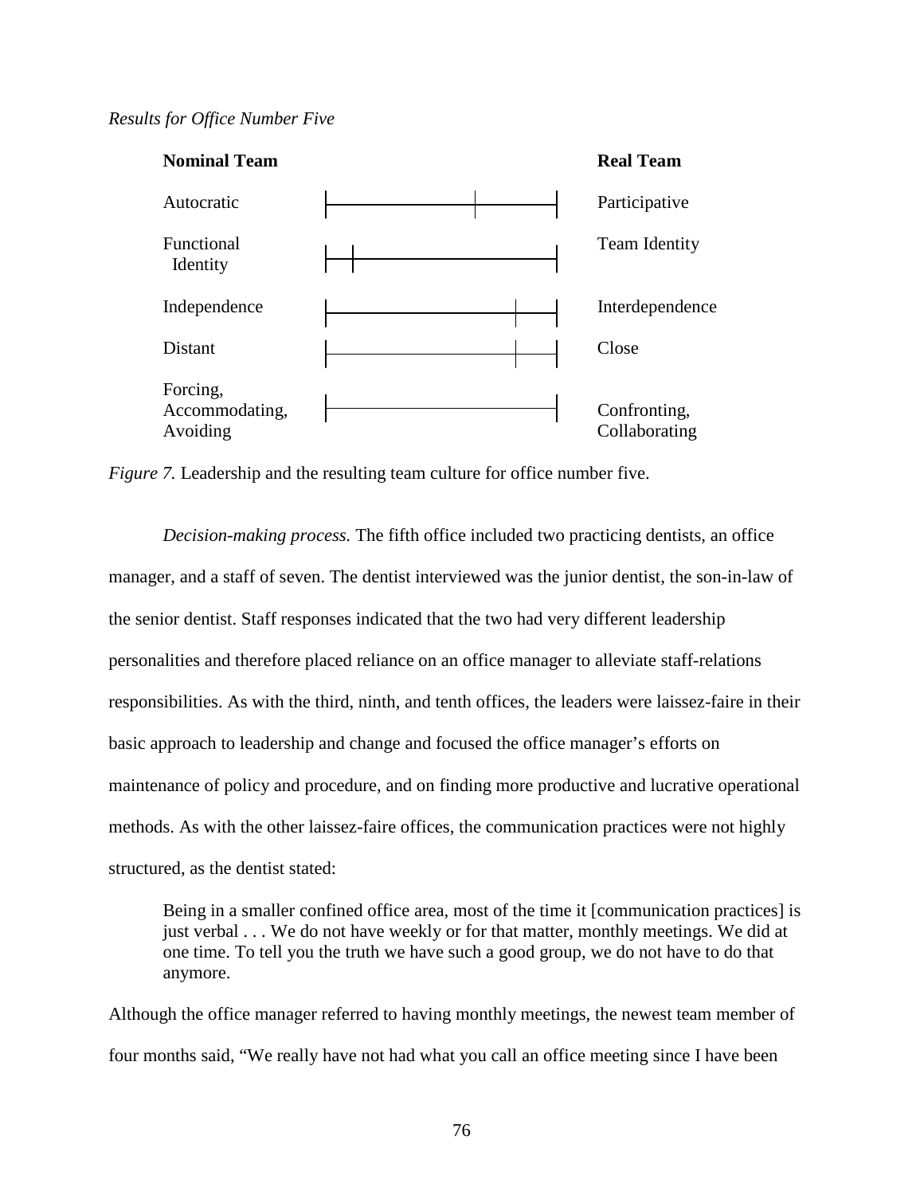*Results for Office Number Five*

| Nominal Team | Real Team |
| --- | --- |
| Autocratic | Participative |
| Functional Identity | Team Identity |
| Independence | Interdependence |
| Distant | Close |
| Forcing, Accommodating, Avoiding | Confronting, Collaborating |

*Figure 7.* Leadership and the resulting team culture for office number five.

*Decision-making process.* The fifth office included two practicing dentists, an office manager, and a staff of seven. The dentist interviewed was the junior dentist, the son-in-law of the senior dentist. Staff responses indicated that the two had very different leadership personalities and therefore placed reliance on an office manager to alleviate staff-relations responsibilities. As with the third, ninth, and tenth offices, the leaders were laissez-faire in their basic approach to leadership and change and focused the office manager's efforts on maintenance of policy and procedure, and on finding more productive and lucrative operational methods. As with the other laissez-faire offices, the communication practices were not highly structured, as the dentist stated:

> Being in a smaller confined office area, most of the time it [communication practices] is just verbal . . . We do not have weekly or for that matter, monthly meetings. We did at one time. To tell you the truth we have such a good group, we do not have to do that anymore.

Although the office manager referred to having monthly meetings, the newest team member of four months said, "We really have not had what you call an office meeting since I have been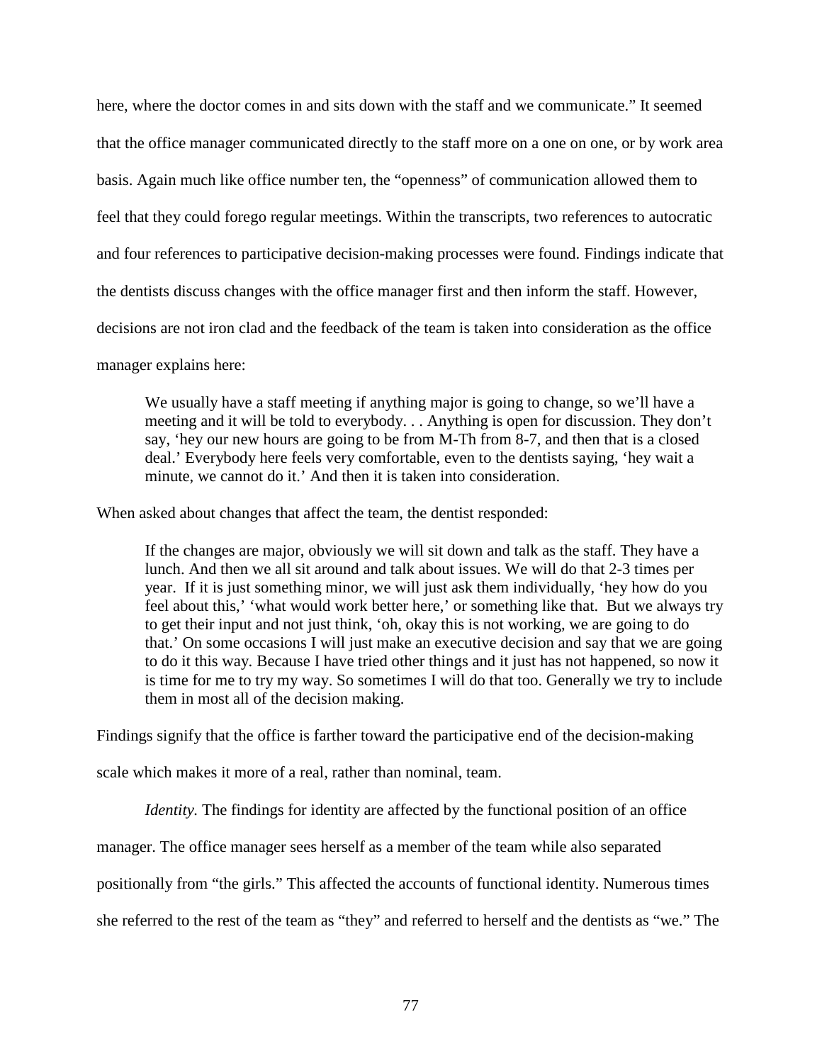here, where the doctor comes in and sits down with the staff and we communicate." It seemed that the office manager communicated directly to the staff more on a one on one, or by work area basis. Again much like office number ten, the "openness" of communication allowed them to feel that they could forego regular meetings. Within the transcripts, two references to autocratic and four references to participative decision-making processes were found. Findings indicate that the dentists discuss changes with the office manager first and then inform the staff. However, decisions are not iron clad and the feedback of the team is taken into consideration as the office manager explains here:

> We usually have a staff meeting if anything major is going to change, so we'll have a meeting and it will be told to everybody. . . Anything is open for discussion. They don't say, 'hey our new hours are going to be from M-Th from 8-7, and then that is a closed deal.' Everybody here feels very comfortable, even to the dentists saying, 'hey wait a minute, we cannot do it.' And then it is taken into consideration.

When asked about changes that affect the team, the dentist responded:

> If the changes are major, obviously we will sit down and talk as the staff. They have a lunch. And then we all sit around and talk about issues. We will do that 2-3 times per year. If it is just something minor, we will just ask them individually, 'hey how do you feel about this,' 'what would work better here,' or something like that. But we always try to get their input and not just think, 'oh, okay this is not working, we are going to do that.' On some occasions I will just make an executive decision and say that we are going to do it this way. Because I have tried other things and it just has not happened, so now it is time for me to try my way. So sometimes I will do that too. Generally we try to include them in most all of the decision making.

Findings signify that the office is farther toward the participative end of the decision-making scale which makes it more of a real, rather than nominal, team.

*Identity.* The findings for identity are affected by the functional position of an office manager. The office manager sees herself as a member of the team while also separated positionally from "the girls." This affected the accounts of functional identity. Numerous times she referred to the rest of the team as "they" and referred to herself and the dentists as "we." The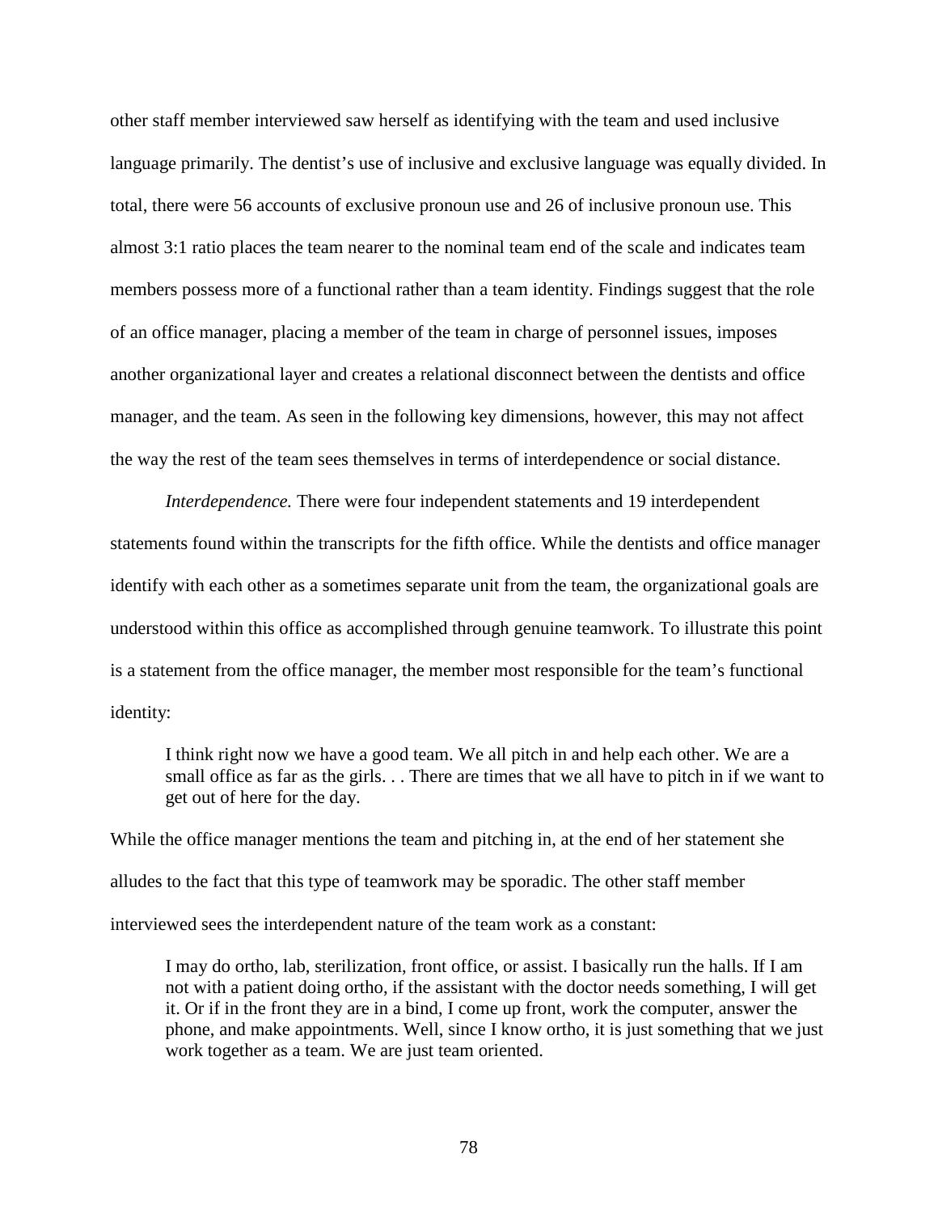other staff member interviewed saw herself as identifying with the team and used inclusive language primarily. The dentist's use of inclusive and exclusive language was equally divided. In total, there were 56 accounts of exclusive pronoun use and 26 of inclusive pronoun use. This almost 3:1 ratio places the team nearer to the nominal team end of the scale and indicates team members possess more of a functional rather than a team identity. Findings suggest that the role of an office manager, placing a member of the team in charge of personnel issues, imposes another organizational layer and creates a relational disconnect between the dentists and office manager, and the team. As seen in the following key dimensions, however, this may not affect the way the rest of the team sees themselves in terms of interdependence or social distance.

*Interdependence.* There were four independent statements and 19 interdependent statements found within the transcripts for the fifth office. While the dentists and office manager identify with each other as a sometimes separate unit from the team, the organizational goals are understood within this office as accomplished through genuine teamwork. To illustrate this point is a statement from the office manager, the member most responsible for the team's functional identity:

> I think right now we have a good team. We all pitch in and help each other. We are a small office as far as the girls. . . There are times that we all have to pitch in if we want to get out of here for the day.

While the office manager mentions the team and pitching in, at the end of her statement she alludes to the fact that this type of teamwork may be sporadic. The other staff member interviewed sees the interdependent nature of the team work as a constant:

> I may do ortho, lab, sterilization, front office, or assist. I basically run the halls. If I am not with a patient doing ortho, if the assistant with the doctor needs something, I will get it. Or if in the front they are in a bind, I come up front, work the computer, answer the phone, and make appointments. Well, since I know ortho, it is just something that we just work together as a team. We are just team oriented.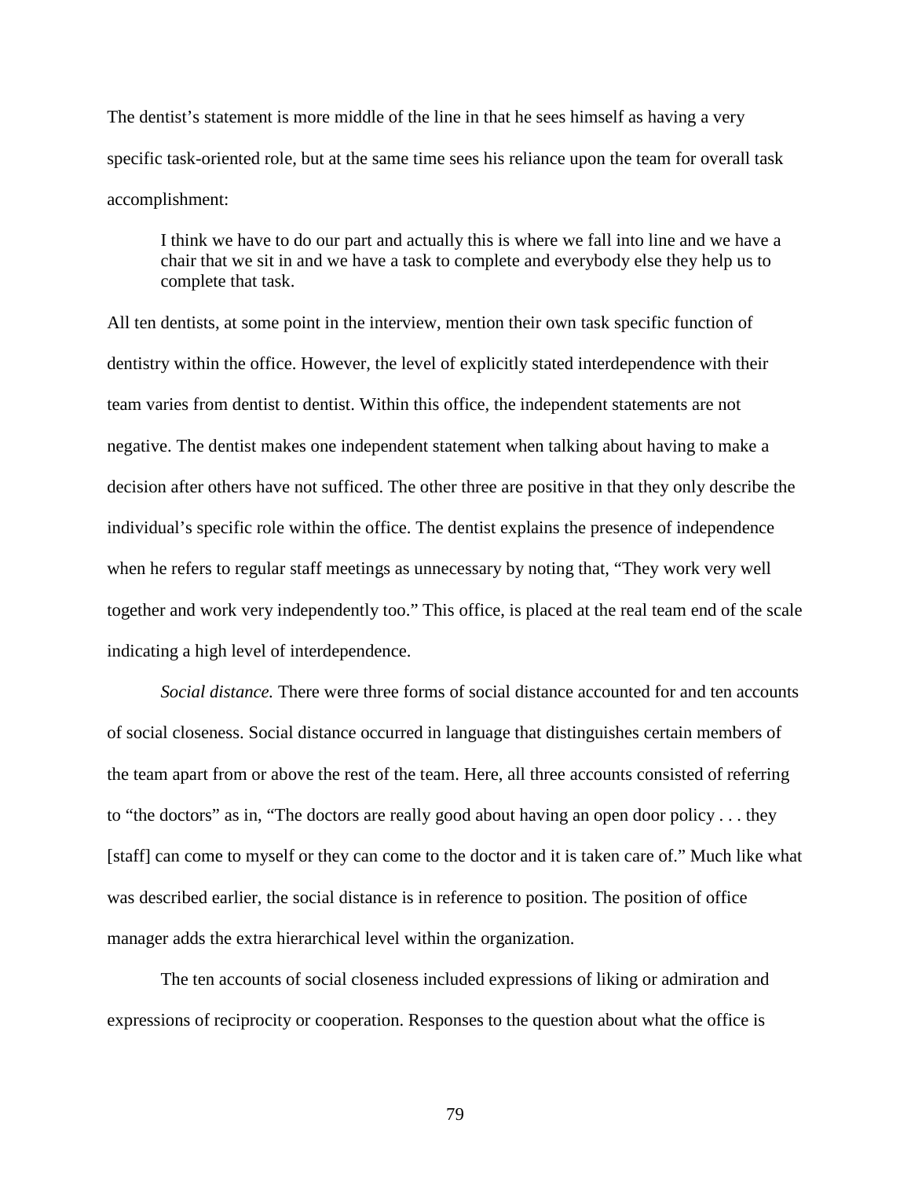The dentist's statement is more middle of the line in that he sees himself as having a very specific task-oriented role, but at the same time sees his reliance upon the team for overall task accomplishment:

> I think we have to do our part and actually this is where we fall into line and we have a chair that we sit in and we have a task to complete and everybody else they help us to complete that task.

All ten dentists, at some point in the interview, mention their own task specific function of dentistry within the office. However, the level of explicitly stated interdependence with their team varies from dentist to dentist. Within this office, the independent statements are not negative. The dentist makes one independent statement when talking about having to make a decision after others have not sufficed. The other three are positive in that they only describe the individual's specific role within the office. The dentist explains the presence of independence when he refers to regular staff meetings as unnecessary by noting that, "They work very well together and work very independently too." This office, is placed at the real team end of the scale indicating a high level of interdependence.

*Social distance.* There were three forms of social distance accounted for and ten accounts of social closeness. Social distance occurred in language that distinguishes certain members of the team apart from or above the rest of the team. Here, all three accounts consisted of referring to "the doctors" as in, "The doctors are really good about having an open door policy . . . they [staff] can come to myself or they can come to the doctor and it is taken care of." Much like what was described earlier, the social distance is in reference to position. The position of office manager adds the extra hierarchical level within the organization.

The ten accounts of social closeness included expressions of liking or admiration and expressions of reciprocity or cooperation. Responses to the question about what the office is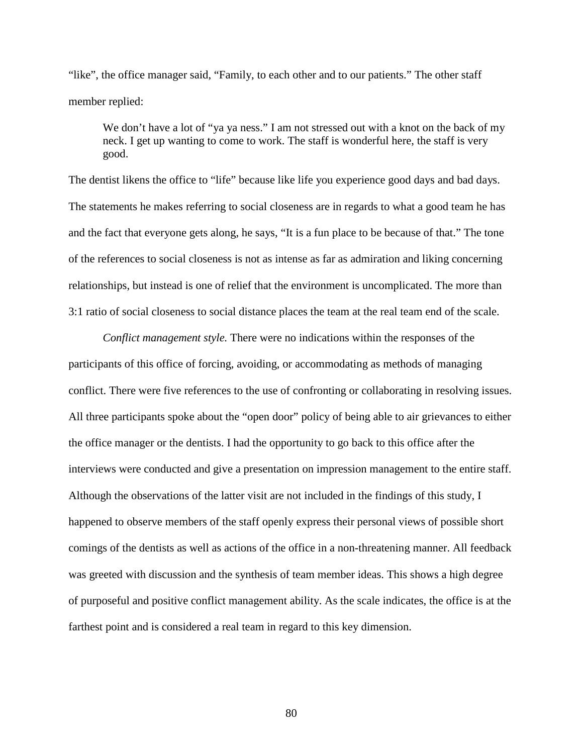"like", the office manager said, "Family, to each other and to our patients." The other staff member replied:

> We don't have a lot of "ya ya ness." I am not stressed out with a knot on the back of my neck. I get up wanting to come to work. The staff is wonderful here, the staff is very good.

The dentist likens the office to "life" because like life you experience good days and bad days. The statements he makes referring to social closeness are in regards to what a good team he has and the fact that everyone gets along, he says, "It is a fun place to be because of that." The tone of the references to social closeness is not as intense as far as admiration and liking concerning relationships, but instead is one of relief that the environment is uncomplicated. The more than 3:1 ratio of social closeness to social distance places the team at the real team end of the scale.

*Conflict management style.* There were no indications within the responses of the participants of this office of forcing, avoiding, or accommodating as methods of managing conflict. There were five references to the use of confronting or collaborating in resolving issues. All three participants spoke about the "open door" policy of being able to air grievances to either the office manager or the dentists. I had the opportunity to go back to this office after the interviews were conducted and give a presentation on impression management to the entire staff. Although the observations of the latter visit are not included in the findings of this study, I happened to observe members of the staff openly express their personal views of possible short comings of the dentists as well as actions of the office in a non-threatening manner. All feedback was greeted with discussion and the synthesis of team member ideas. This shows a high degree of purposeful and positive conflict management ability. As the scale indicates, the office is at the farthest point and is considered a real team in regard to this key dimension.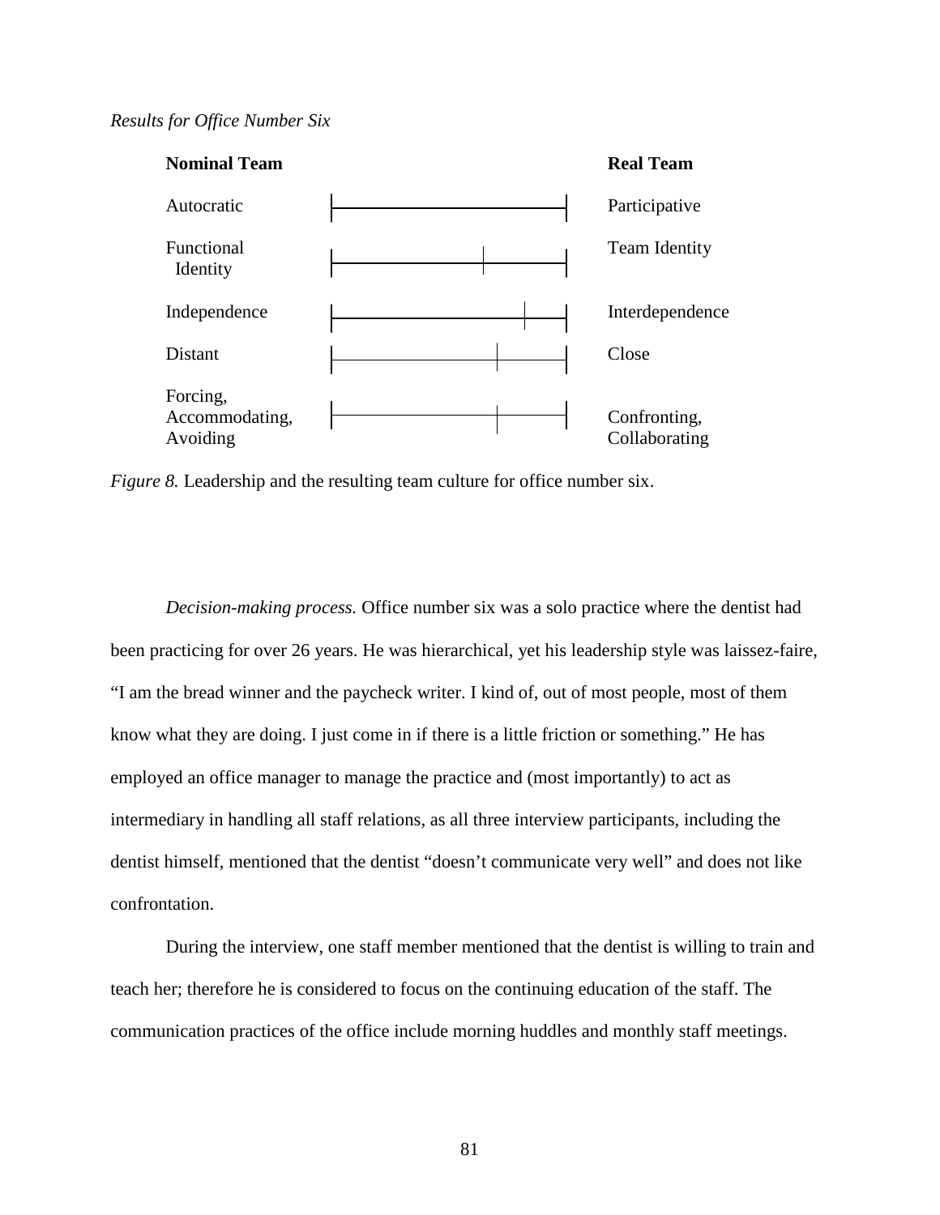*Results for Office Number Six*

| Nominal Team | Real Team |
|---|---|
| Autocratic | Participative |
| Functional Identity | Team Identity |
| Independence | Interdependence |
| Distant | Close |
| Forcing, Accommodating, Avoiding | Confronting, Collaborating |

*Figure 8.* Leadership and the resulting team culture for office number six.

*Decision-making process.* Office number six was a solo practice where the dentist had been practicing for over 26 years. He was hierarchical, yet his leadership style was laissez-faire, "I am the bread winner and the paycheck writer. I kind of, out of most people, most of them know what they are doing. I just come in if there is a little friction or something." He has employed an office manager to manage the practice and (most importantly) to act as intermediary in handling all staff relations, as all three interview participants, including the dentist himself, mentioned that the dentist "doesn't communicate very well" and does not like confrontation.

During the interview, one staff member mentioned that the dentist is willing to train and teach her; therefore he is considered to focus on the continuing education of the staff. The communication practices of the office include morning huddles and monthly staff meetings.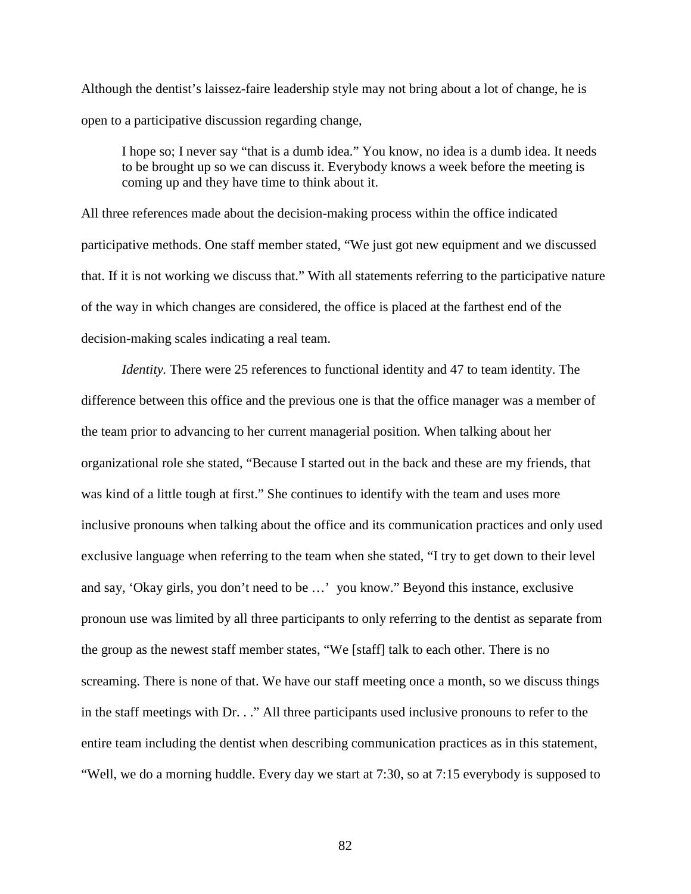Although the dentist's laissez-faire leadership style may not bring about a lot of change, he is open to a participative discussion regarding change,

> I hope so; I never say "that is a dumb idea." You know, no idea is a dumb idea. It needs to be brought up so we can discuss it. Everybody knows a week before the meeting is coming up and they have time to think about it.

All three references made about the decision-making process within the office indicated participative methods. One staff member stated, "We just got new equipment and we discussed that. If it is not working we discuss that." With all statements referring to the participative nature of the way in which changes are considered, the office is placed at the farthest end of the decision-making scales indicating a real team.

*Identity.* There were 25 references to functional identity and 47 to team identity. The difference between this office and the previous one is that the office manager was a member of the team prior to advancing to her current managerial position. When talking about her organizational role she stated, "Because I started out in the back and these are my friends, that was kind of a little tough at first." She continues to identify with the team and uses more inclusive pronouns when talking about the office and its communication practices and only used exclusive language when referring to the team when she stated, "I try to get down to their level and say, 'Okay girls, you don't need to be …' you know." Beyond this instance, exclusive pronoun use was limited by all three participants to only referring to the dentist as separate from the group as the newest staff member states, "We [staff] talk to each other. There is no screaming. There is none of that. We have our staff meeting once a month, so we discuss things in the staff meetings with Dr. . ." All three participants used inclusive pronouns to refer to the entire team including the dentist when describing communication practices as in this statement, "Well, we do a morning huddle. Every day we start at 7:30, so at 7:15 everybody is supposed to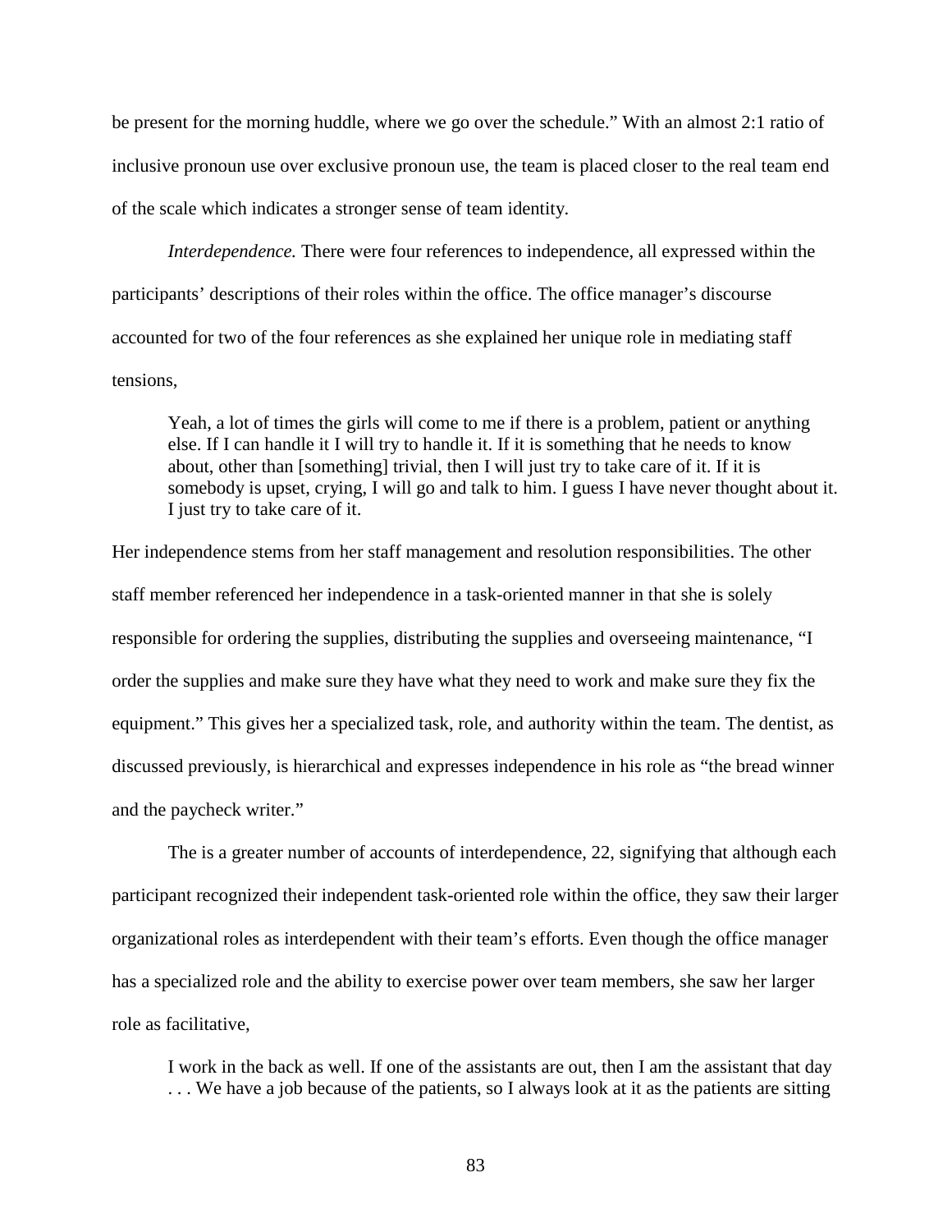be present for the morning huddle, where we go over the schedule." With an almost 2:1 ratio of inclusive pronoun use over exclusive pronoun use, the team is placed closer to the real team end of the scale which indicates a stronger sense of team identity.

*Interdependence.* There were four references to independence, all expressed within the participants' descriptions of their roles within the office. The office manager's discourse accounted for two of the four references as she explained her unique role in mediating staff tensions,

> Yeah, a lot of times the girls will come to me if there is a problem, patient or anything else. If I can handle it I will try to handle it. If it is something that he needs to know about, other than [something] trivial, then I will just try to take care of it. If it is somebody is upset, crying, I will go and talk to him. I guess I have never thought about it. I just try to take care of it.

Her independence stems from her staff management and resolution responsibilities. The other staff member referenced her independence in a task-oriented manner in that she is solely responsible for ordering the supplies, distributing the supplies and overseeing maintenance, "I order the supplies and make sure they have what they need to work and make sure they fix the equipment." This gives her a specialized task, role, and authority within the team. The dentist, as discussed previously, is hierarchical and expresses independence in his role as "the bread winner and the paycheck writer."

The is a greater number of accounts of interdependence, 22, signifying that although each participant recognized their independent task-oriented role within the office, they saw their larger organizational roles as interdependent with their team's efforts. Even though the office manager has a specialized role and the ability to exercise power over team members, she saw her larger role as facilitative,

> I work in the back as well. If one of the assistants are out, then I am the assistant that day . . . We have a job because of the patients, so I always look at it as the patients are sitting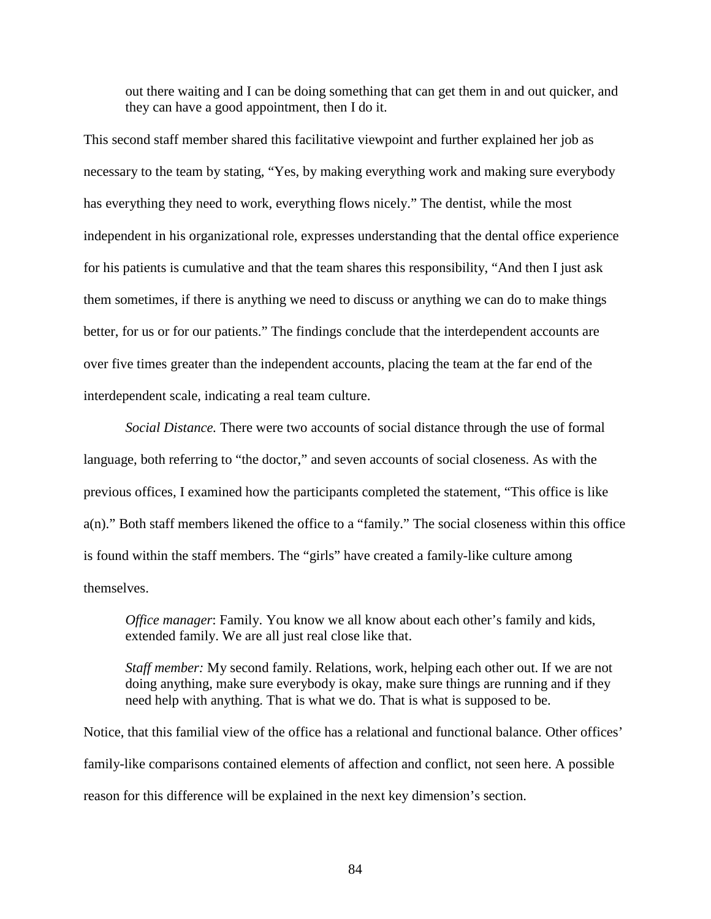> out there waiting and I can be doing something that can get them in and out quicker, and they can have a good appointment, then I do it.

This second staff member shared this facilitative viewpoint and further explained her job as necessary to the team by stating, “Yes, by making everything work and making sure everybody has everything they need to work, everything flows nicely.” The dentist, while the most independent in his organizational role, expresses understanding that the dental office experience for his patients is cumulative and that the team shares this responsibility, “And then I just ask them sometimes, if there is anything we need to discuss or anything we can do to make things better, for us or for our patients.” The findings conclude that the interdependent accounts are over five times greater than the independent accounts, placing the team at the far end of the interdependent scale, indicating a real team culture.

*Social Distance.* There were two accounts of social distance through the use of formal language, both referring to “the doctor,” and seven accounts of social closeness. As with the previous offices, I examined how the participants completed the statement, “This office is like a(n).” Both staff members likened the office to a “family.” The social closeness within this office is found within the staff members. The “girls” have created a family-like culture among themselves.

> *Office manager*: Family. You know we all know about each other’s family and kids, extended family. We are all just real close like that.

> *Staff member:* My second family. Relations, work, helping each other out. If we are not doing anything, make sure everybody is okay, make sure things are running and if they need help with anything. That is what we do. That is what is supposed to be.

Notice, that this familial view of the office has a relational and functional balance. Other offices’ family-like comparisons contained elements of affection and conflict, not seen here. A possible reason for this difference will be explained in the next key dimension’s section.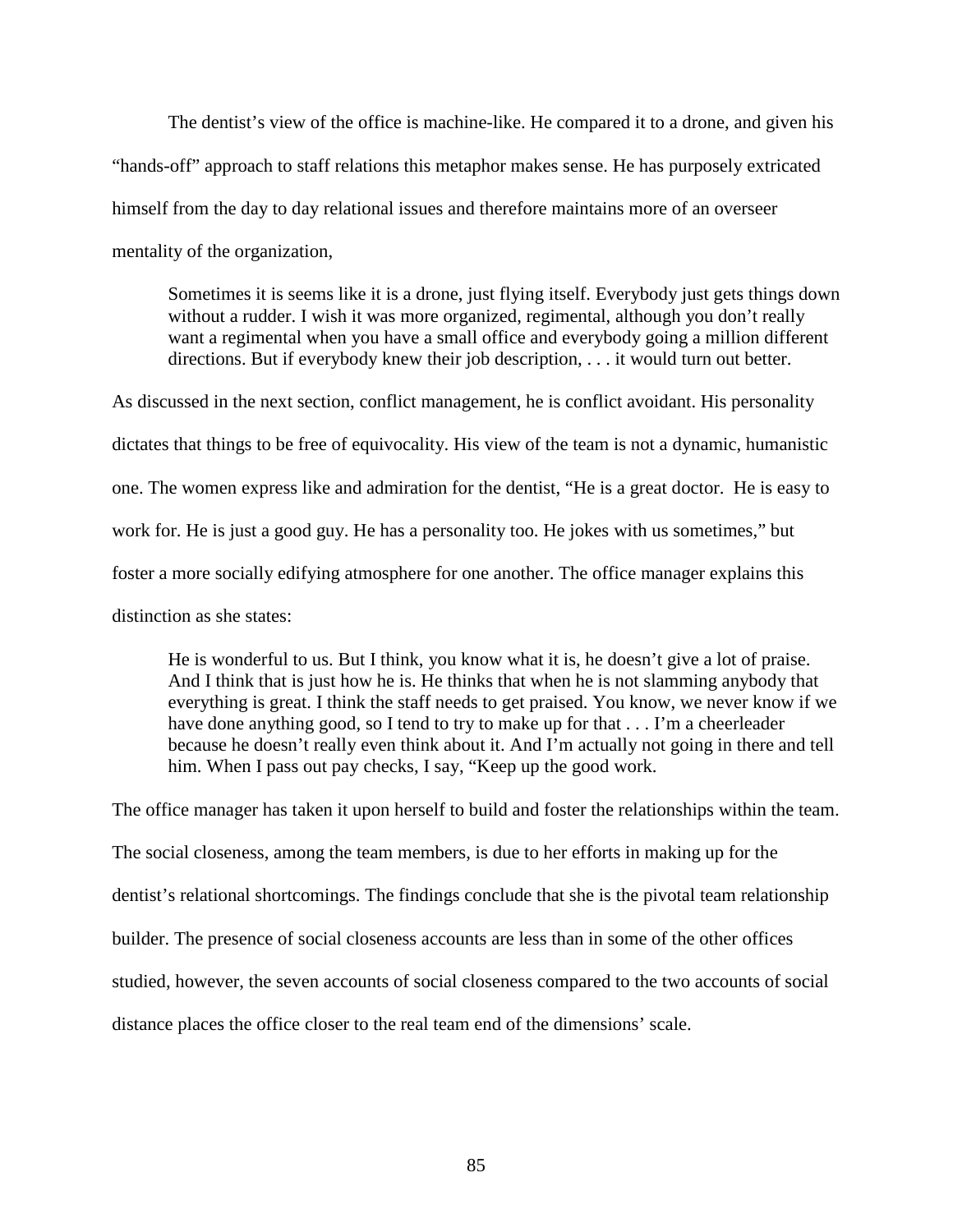The dentist's view of the office is machine-like. He compared it to a drone, and given his "hands-off" approach to staff relations this metaphor makes sense. He has purposely extricated himself from the day to day relational issues and therefore maintains more of an overseer mentality of the organization,

> Sometimes it is seems like it is a drone, just flying itself. Everybody just gets things down without a rudder. I wish it was more organized, regimental, although you don't really want a regimental when you have a small office and everybody going a million different directions. But if everybody knew their job description, . . . it would turn out better.

As discussed in the next section, conflict management, he is conflict avoidant. His personality dictates that things to be free of equivocality. His view of the team is not a dynamic, humanistic one. The women express like and admiration for the dentist, "He is a great doctor. He is easy to work for. He is just a good guy. He has a personality too. He jokes with us sometimes," but foster a more socially edifying atmosphere for one another. The office manager explains this distinction as she states:

> He is wonderful to us. But I think, you know what it is, he doesn't give a lot of praise. And I think that is just how he is. He thinks that when he is not slamming anybody that everything is great. I think the staff needs to get praised. You know, we never know if we have done anything good, so I tend to try to make up for that . . . I'm a cheerleader because he doesn't really even think about it. And I'm actually not going in there and tell him. When I pass out pay checks, I say, "Keep up the good work.

The office manager has taken it upon herself to build and foster the relationships within the team. The social closeness, among the team members, is due to her efforts in making up for the dentist's relational shortcomings. The findings conclude that she is the pivotal team relationship builder. The presence of social closeness accounts are less than in some of the other offices studied, however, the seven accounts of social closeness compared to the two accounts of social distance places the office closer to the real team end of the dimensions' scale.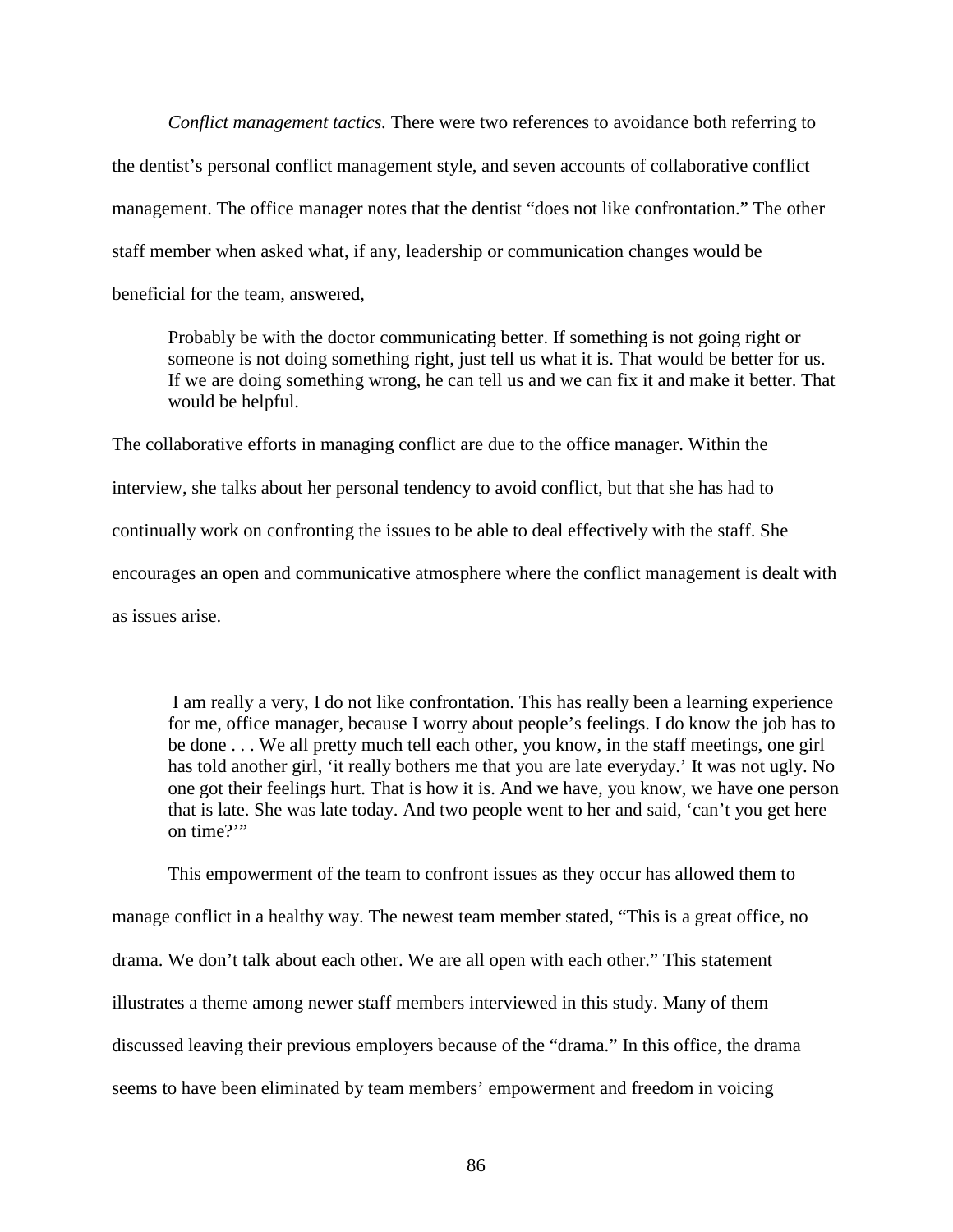*Conflict management tactics.* There were two references to avoidance both referring to the dentist's personal conflict management style, and seven accounts of collaborative conflict management. The office manager notes that the dentist "does not like confrontation." The other staff member when asked what, if any, leadership or communication changes would be beneficial for the team, answered,

> Probably be with the doctor communicating better. If something is not going right or someone is not doing something right, just tell us what it is. That would be better for us. If we are doing something wrong, he can tell us and we can fix it and make it better. That would be helpful.

The collaborative efforts in managing conflict are due to the office manager. Within the interview, she talks about her personal tendency to avoid conflict, but that she has had to continually work on confronting the issues to be able to deal effectively with the staff. She encourages an open and communicative atmosphere where the conflict management is dealt with as issues arise.

> I am really a very, I do not like confrontation. This has really been a learning experience for me, office manager, because I worry about people's feelings. I do know the job has to be done . . . We all pretty much tell each other, you know, in the staff meetings, one girl has told another girl, 'it really bothers me that you are late everyday.' It was not ugly. No one got their feelings hurt. That is how it is. And we have, you know, we have one person that is late. She was late today. And two people went to her and said, 'can't you get here on time?'"

This empowerment of the team to confront issues as they occur has allowed them to manage conflict in a healthy way. The newest team member stated, "This is a great office, no drama. We don't talk about each other. We are all open with each other." This statement illustrates a theme among newer staff members interviewed in this study. Many of them discussed leaving their previous employers because of the "drama." In this office, the drama seems to have been eliminated by team members' empowerment and freedom in voicing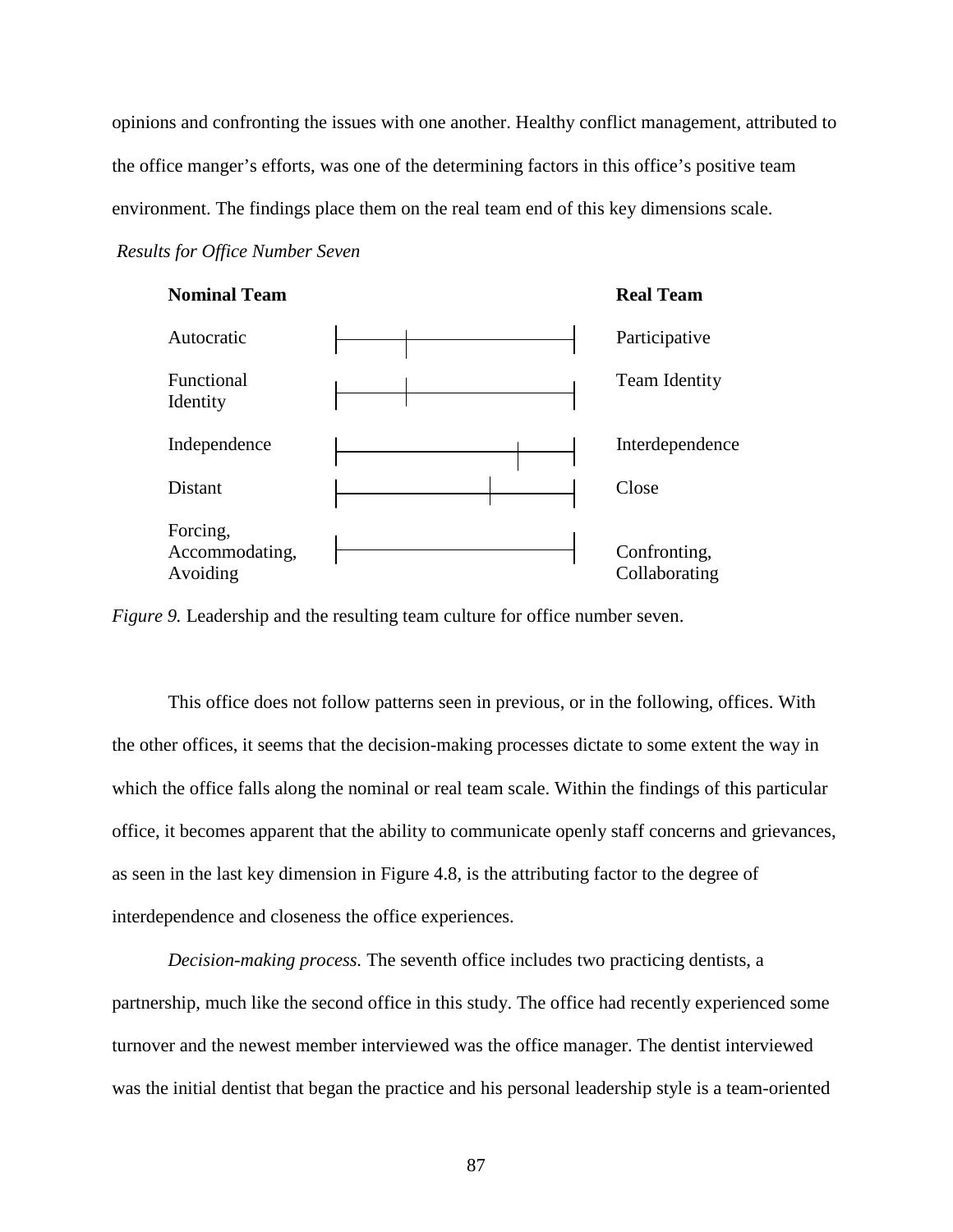opinions and confronting the issues with one another. Healthy conflict management, attributed to the office manger's efforts, was one of the determining factors in this office's positive team environment. The findings place them on the real team end of this key dimensions scale.

*Results for Office Number Seven*

| **Nominal Team** | **Real Team** |
|---|---|
| Autocratic | Participative |
| Functional Identity | Team Identity |
| Independence | Interdependence |
| Distant | Close |
| Forcing, Accommodating, Avoiding | Confronting, Collaborating |

*Figure 9.* Leadership and the resulting team culture for office number seven.

This office does not follow patterns seen in previous, or in the following, offices. With the other offices, it seems that the decision-making processes dictate to some extent the way in which the office falls along the nominal or real team scale. Within the findings of this particular office, it becomes apparent that the ability to communicate openly staff concerns and grievances, as seen in the last key dimension in Figure 4.8, is the attributing factor to the degree of interdependence and closeness the office experiences.

*Decision-making process.* The seventh office includes two practicing dentists, a partnership, much like the second office in this study. The office had recently experienced some turnover and the newest member interviewed was the office manager. The dentist interviewed was the initial dentist that began the practice and his personal leadership style is a team-oriented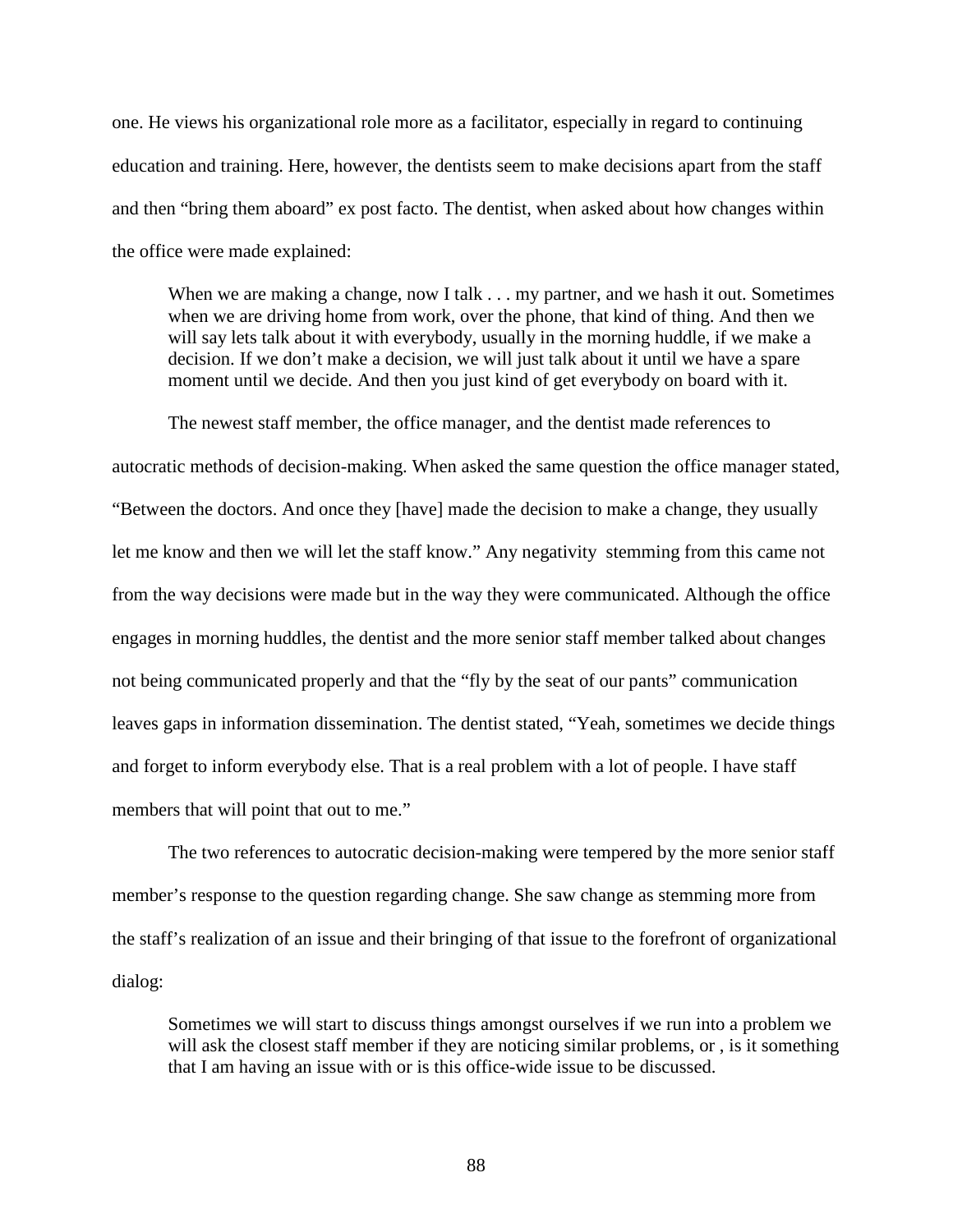one. He views his organizational role more as a facilitator, especially in regard to continuing education and training. Here, however, the dentists seem to make decisions apart from the staff and then "bring them aboard" ex post facto. The dentist, when asked about how changes within the office were made explained:

> When we are making a change, now I talk . . . my partner, and we hash it out. Sometimes when we are driving home from work, over the phone, that kind of thing. And then we will say lets talk about it with everybody, usually in the morning huddle, if we make a decision. If we don't make a decision, we will just talk about it until we have a spare moment until we decide. And then you just kind of get everybody on board with it.

The newest staff member, the office manager, and the dentist made references to autocratic methods of decision-making. When asked the same question the office manager stated, "Between the doctors. And once they [have] made the decision to make a change, they usually let me know and then we will let the staff know." Any negativity stemming from this came not from the way decisions were made but in the way they were communicated. Although the office engages in morning huddles, the dentist and the more senior staff member talked about changes not being communicated properly and that the "fly by the seat of our pants" communication leaves gaps in information dissemination. The dentist stated, "Yeah, sometimes we decide things and forget to inform everybody else. That is a real problem with a lot of people. I have staff members that will point that out to me."

The two references to autocratic decision-making were tempered by the more senior staff member's response to the question regarding change. She saw change as stemming more from the staff's realization of an issue and their bringing of that issue to the forefront of organizational dialog:

> Sometimes we will start to discuss things amongst ourselves if we run into a problem we will ask the closest staff member if they are noticing similar problems, or , is it something that I am having an issue with or is this office-wide issue to be discussed.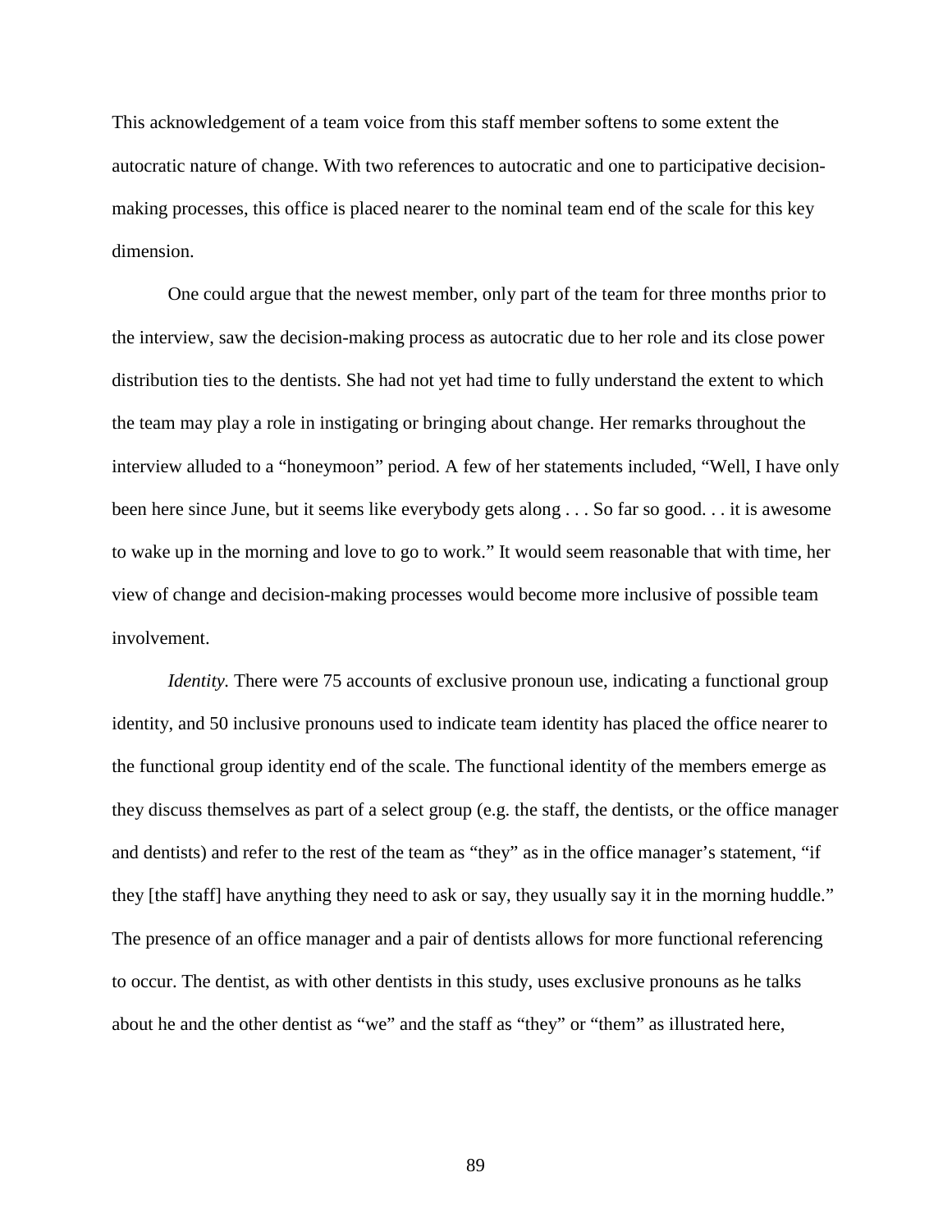This acknowledgement of a team voice from this staff member softens to some extent the autocratic nature of change. With two references to autocratic and one to participative decision-making processes, this office is placed nearer to the nominal team end of the scale for this key dimension.

One could argue that the newest member, only part of the team for three months prior to the interview, saw the decision-making process as autocratic due to her role and its close power distribution ties to the dentists. She had not yet had time to fully understand the extent to which the team may play a role in instigating or bringing about change. Her remarks throughout the interview alluded to a "honeymoon" period. A few of her statements included, "Well, I have only been here since June, but it seems like everybody gets along . . . So far so good. . . it is awesome to wake up in the morning and love to go to work." It would seem reasonable that with time, her view of change and decision-making processes would become more inclusive of possible team involvement.

*Identity.* There were 75 accounts of exclusive pronoun use, indicating a functional group identity, and 50 inclusive pronouns used to indicate team identity has placed the office nearer to the functional group identity end of the scale. The functional identity of the members emerge as they discuss themselves as part of a select group (e.g. the staff, the dentists, or the office manager and dentists) and refer to the rest of the team as "they" as in the office manager's statement, "if they [the staff] have anything they need to ask or say, they usually say it in the morning huddle." The presence of an office manager and a pair of dentists allows for more functional referencing to occur. The dentist, as with other dentists in this study, uses exclusive pronouns as he talks about he and the other dentist as "we" and the staff as "they" or "them" as illustrated here,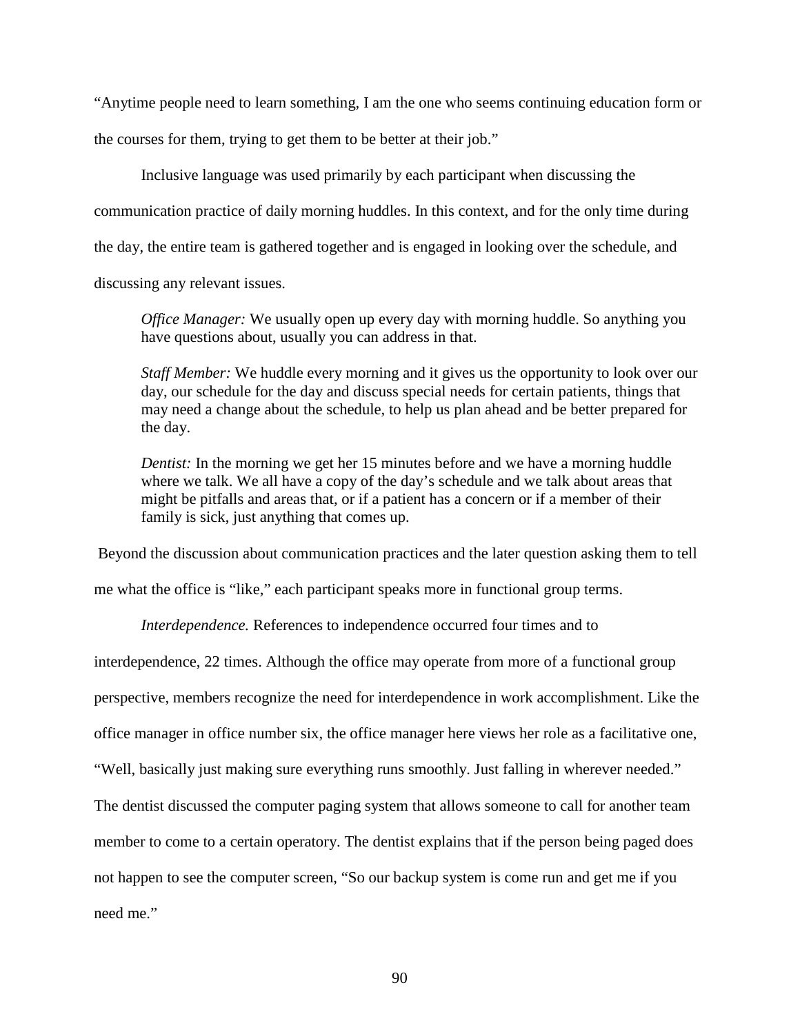"Anytime people need to learn something, I am the one who seems continuing education form or the courses for them, trying to get them to be better at their job."

Inclusive language was used primarily by each participant when discussing the communication practice of daily morning huddles. In this context, and for the only time during the day, the entire team is gathered together and is engaged in looking over the schedule, and discussing any relevant issues.

> *Office Manager:* We usually open up every day with morning huddle. So anything you have questions about, usually you can address in that.
>
> *Staff Member:* We huddle every morning and it gives us the opportunity to look over our day, our schedule for the day and discuss special needs for certain patients, things that may need a change about the schedule, to help us plan ahead and be better prepared for the day.
>
> *Dentist:* In the morning we get her 15 minutes before and we have a morning huddle where we talk. We all have a copy of the day's schedule and we talk about areas that might be pitfalls and areas that, or if a patient has a concern or if a member of their family is sick, just anything that comes up.

Beyond the discussion about communication practices and the later question asking them to tell me what the office is "like," each participant speaks more in functional group terms.

*Interdependence.* References to independence occurred four times and to interdependence, 22 times. Although the office may operate from more of a functional group perspective, members recognize the need for interdependence in work accomplishment. Like the office manager in office number six, the office manager here views her role as a facilitative one, "Well, basically just making sure everything runs smoothly. Just falling in wherever needed." The dentist discussed the computer paging system that allows someone to call for another team member to come to a certain operatory. The dentist explains that if the person being paged does not happen to see the computer screen, "So our backup system is come run and get me if you need me."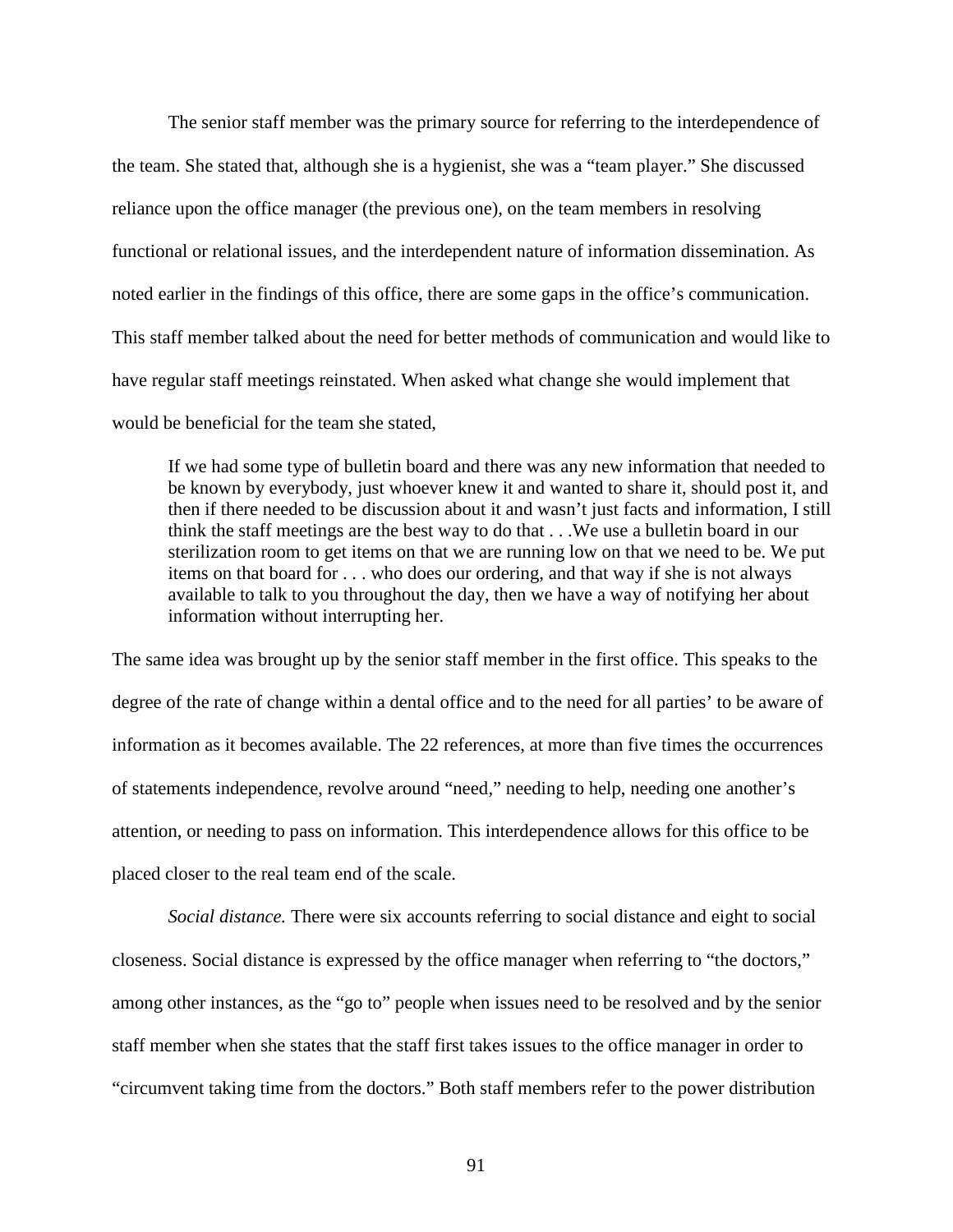The senior staff member was the primary source for referring to the interdependence of the team. She stated that, although she is a hygienist, she was a "team player." She discussed reliance upon the office manager (the previous one), on the team members in resolving functional or relational issues, and the interdependent nature of information dissemination. As noted earlier in the findings of this office, there are some gaps in the office's communication. This staff member talked about the need for better methods of communication and would like to have regular staff meetings reinstated. When asked what change she would implement that would be beneficial for the team she stated,

> If we had some type of bulletin board and there was any new information that needed to be known by everybody, just whoever knew it and wanted to share it, should post it, and then if there needed to be discussion about it and wasn't just facts and information, I still think the staff meetings are the best way to do that . . .We use a bulletin board in our sterilization room to get items on that we are running low on that we need to be. We put items on that board for . . . who does our ordering, and that way if she is not always available to talk to you throughout the day, then we have a way of notifying her about information without interrupting her.

The same idea was brought up by the senior staff member in the first office. This speaks to the degree of the rate of change within a dental office and to the need for all parties' to be aware of information as it becomes available. The 22 references, at more than five times the occurrences of statements independence, revolve around "need," needing to help, needing one another's attention, or needing to pass on information. This interdependence allows for this office to be placed closer to the real team end of the scale.

*Social distance.* There were six accounts referring to social distance and eight to social closeness. Social distance is expressed by the office manager when referring to "the doctors," among other instances, as the "go to" people when issues need to be resolved and by the senior staff member when she states that the staff first takes issues to the office manager in order to "circumvent taking time from the doctors." Both staff members refer to the power distribution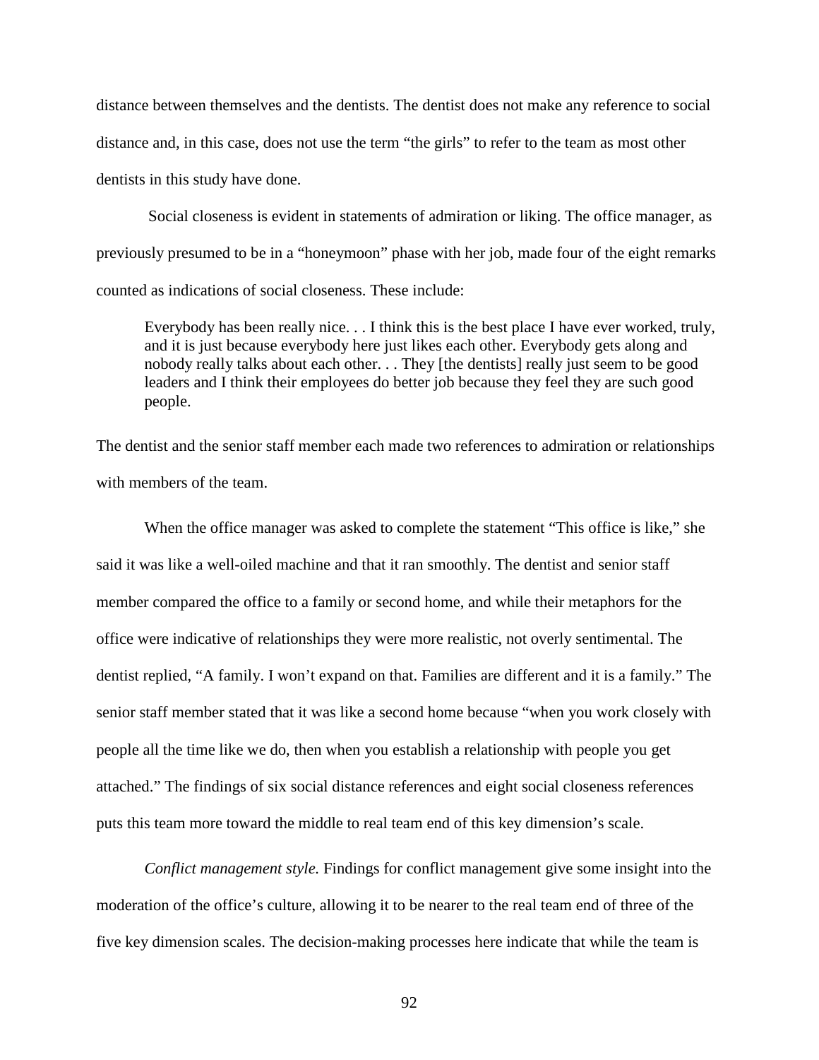distance between themselves and the dentists. The dentist does not make any reference to social distance and, in this case, does not use the term "the girls" to refer to the team as most other dentists in this study have done.

Social closeness is evident in statements of admiration or liking. The office manager, as previously presumed to be in a "honeymoon" phase with her job, made four of the eight remarks counted as indications of social closeness. These include:

> Everybody has been really nice. . . I think this is the best place I have ever worked, truly, and it is just because everybody here just likes each other. Everybody gets along and nobody really talks about each other. . . They [the dentists] really just seem to be good leaders and I think their employees do better job because they feel they are such good people.

The dentist and the senior staff member each made two references to admiration or relationships with members of the team.

When the office manager was asked to complete the statement "This office is like," she said it was like a well-oiled machine and that it ran smoothly. The dentist and senior staff member compared the office to a family or second home, and while their metaphors for the office were indicative of relationships they were more realistic, not overly sentimental. The dentist replied, "A family. I won't expand on that. Families are different and it is a family." The senior staff member stated that it was like a second home because "when you work closely with people all the time like we do, then when you establish a relationship with people you get attached." The findings of six social distance references and eight social closeness references puts this team more toward the middle to real team end of this key dimension's scale.

*Conflict management style.* Findings for conflict management give some insight into the moderation of the office's culture, allowing it to be nearer to the real team end of three of the five key dimension scales. The decision-making processes here indicate that while the team is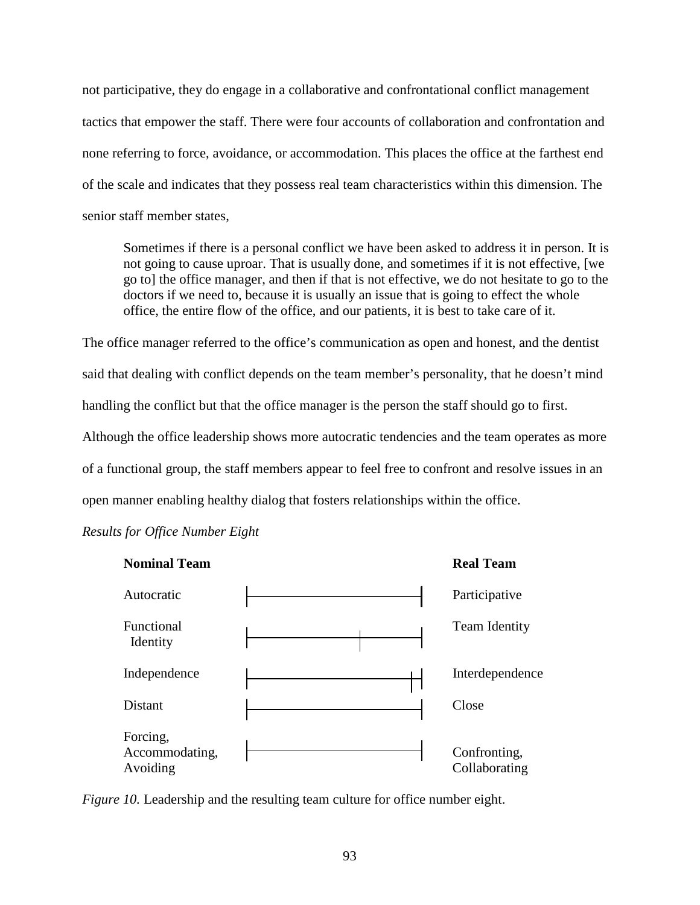not participative, they do engage in a collaborative and confrontational conflict management tactics that empower the staff. There were four accounts of collaboration and confrontation and none referring to force, avoidance, or accommodation. This places the office at the farthest end of the scale and indicates that they possess real team characteristics within this dimension. The senior staff member states,

> Sometimes if there is a personal conflict we have been asked to address it in person. It is not going to cause uproar. That is usually done, and sometimes if it is not effective, [we go to] the office manager, and then if that is not effective, we do not hesitate to go to the doctors if we need to, because it is usually an issue that is going to effect the whole office, the entire flow of the office, and our patients, it is best to take care of it.

The office manager referred to the office's communication as open and honest, and the dentist said that dealing with conflict depends on the team member's personality, that he doesn't mind handling the conflict but that the office manager is the person the staff should go to first. Although the office leadership shows more autocratic tendencies and the team operates as more of a functional group, the staff members appear to feel free to confront and resolve issues in an open manner enabling healthy dialog that fosters relationships within the office.

*Results for Office Number Eight*

| Nominal Team | Real Team |
|---|---|
| Autocratic | Participative |
| Functional Identity | Team Identity |
| Independence | Interdependence |
| Distant | Close |
| Forcing, Accommodating, Avoiding | Confronting, Collaborating |

*Figure 10.* Leadership and the resulting team culture for office number eight.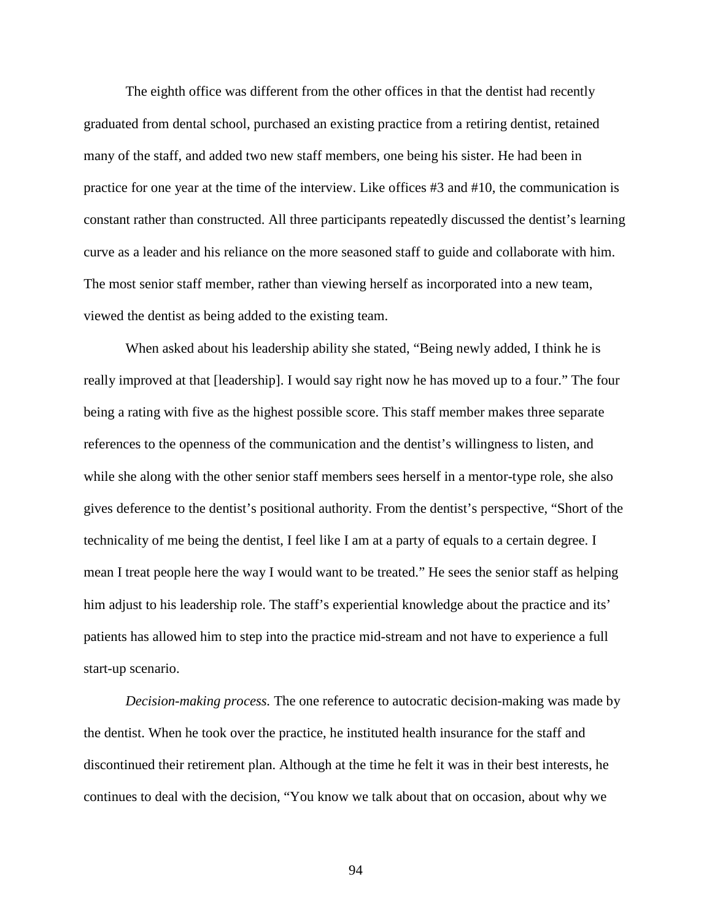The eighth office was different from the other offices in that the dentist had recently graduated from dental school, purchased an existing practice from a retiring dentist, retained many of the staff, and added two new staff members, one being his sister. He had been in practice for one year at the time of the interview. Like offices #3 and #10, the communication is constant rather than constructed. All three participants repeatedly discussed the dentist's learning curve as a leader and his reliance on the more seasoned staff to guide and collaborate with him. The most senior staff member, rather than viewing herself as incorporated into a new team, viewed the dentist as being added to the existing team.

When asked about his leadership ability she stated, "Being newly added, I think he is really improved at that [leadership]. I would say right now he has moved up to a four." The four being a rating with five as the highest possible score. This staff member makes three separate references to the openness of the communication and the dentist's willingness to listen, and while she along with the other senior staff members sees herself in a mentor-type role, she also gives deference to the dentist's positional authority. From the dentist's perspective, "Short of the technicality of me being the dentist, I feel like I am at a party of equals to a certain degree. I mean I treat people here the way I would want to be treated." He sees the senior staff as helping him adjust to his leadership role. The staff's experiential knowledge about the practice and its' patients has allowed him to step into the practice mid-stream and not have to experience a full start-up scenario.

*Decision-making process.* The one reference to autocratic decision-making was made by the dentist. When he took over the practice, he instituted health insurance for the staff and discontinued their retirement plan. Although at the time he felt it was in their best interests, he continues to deal with the decision, "You know we talk about that on occasion, about why we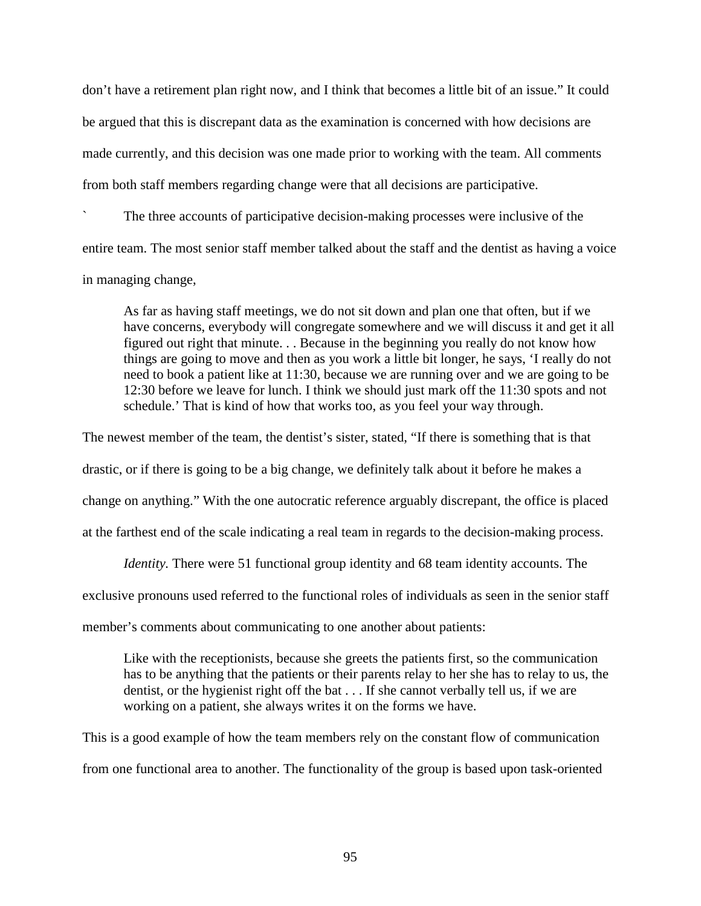don't have a retirement plan right now, and I think that becomes a little bit of an issue." It could be argued that this is discrepant data as the examination is concerned with how decisions are made currently, and this decision was one made prior to working with the team. All comments from both staff members regarding change were that all decisions are participative.

` The three accounts of participative decision-making processes were inclusive of the entire team. The most senior staff member talked about the staff and the dentist as having a voice in managing change,

> As far as having staff meetings, we do not sit down and plan one that often, but if we have concerns, everybody will congregate somewhere and we will discuss it and get it all figured out right that minute. . . Because in the beginning you really do not know how things are going to move and then as you work a little bit longer, he says, 'I really do not need to book a patient like at 11:30, because we are running over and we are going to be 12:30 before we leave for lunch. I think we should just mark off the 11:30 spots and not schedule.' That is kind of how that works too, as you feel your way through.

The newest member of the team, the dentist's sister, stated, "If there is something that is that drastic, or if there is going to be a big change, we definitely talk about it before he makes a change on anything." With the one autocratic reference arguably discrepant, the office is placed at the farthest end of the scale indicating a real team in regards to the decision-making process.

*Identity.* There were 51 functional group identity and 68 team identity accounts. The exclusive pronouns used referred to the functional roles of individuals as seen in the senior staff member's comments about communicating to one another about patients:

> Like with the receptionists, because she greets the patients first, so the communication has to be anything that the patients or their parents relay to her she has to relay to us, the dentist, or the hygienist right off the bat . . . If she cannot verbally tell us, if we are working on a patient, she always writes it on the forms we have.

This is a good example of how the team members rely on the constant flow of communication from one functional area to another. The functionality of the group is based upon task-oriented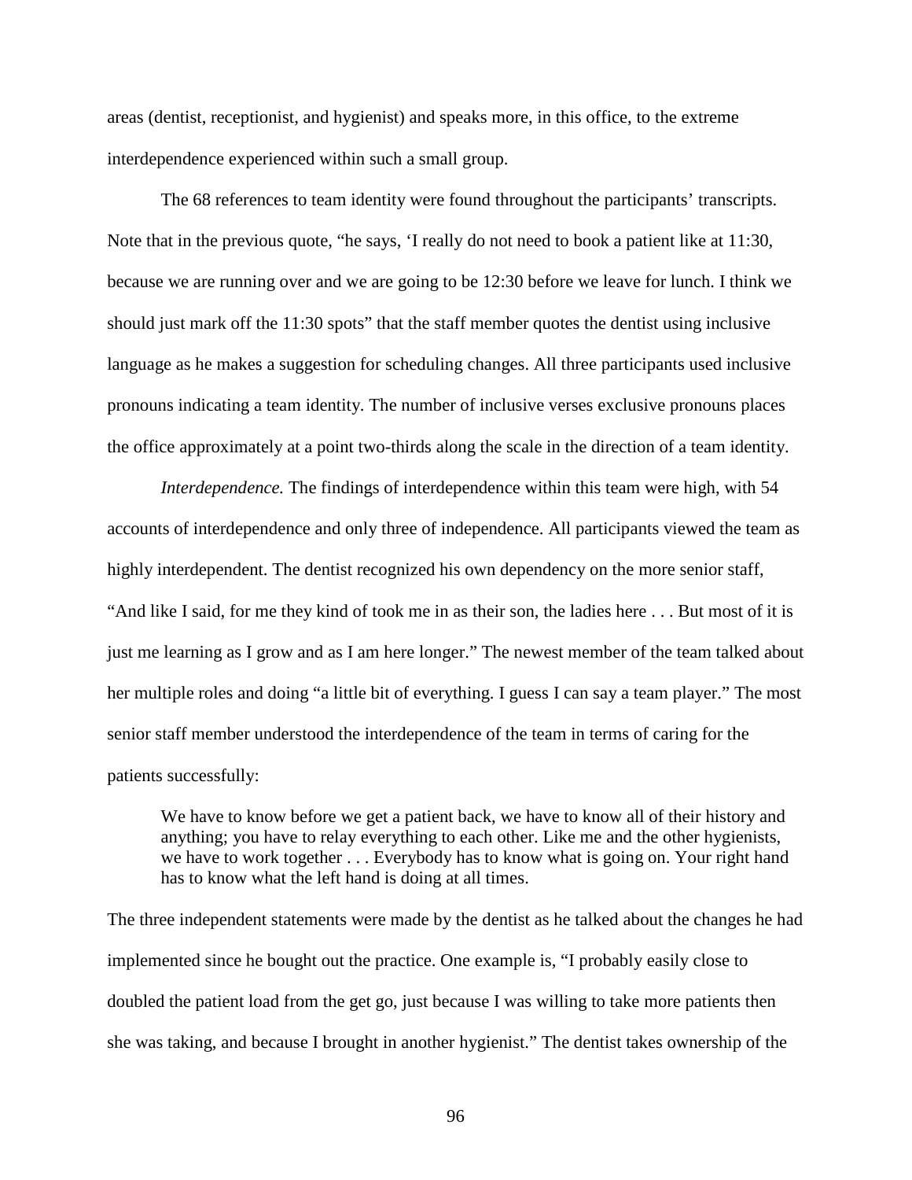areas (dentist, receptionist, and hygienist) and speaks more, in this office, to the extreme interdependence experienced within such a small group.

The 68 references to team identity were found throughout the participants' transcripts. Note that in the previous quote, "he says, 'I really do not need to book a patient like at 11:30, because we are running over and we are going to be 12:30 before we leave for lunch. I think we should just mark off the 11:30 spots" that the staff member quotes the dentist using inclusive language as he makes a suggestion for scheduling changes. All three participants used inclusive pronouns indicating a team identity. The number of inclusive verses exclusive pronouns places the office approximately at a point two-thirds along the scale in the direction of a team identity.

*Interdependence.* The findings of interdependence within this team were high, with 54 accounts of interdependence and only three of independence. All participants viewed the team as highly interdependent. The dentist recognized his own dependency on the more senior staff, "And like I said, for me they kind of took me in as their son, the ladies here . . . But most of it is just me learning as I grow and as I am here longer." The newest member of the team talked about her multiple roles and doing "a little bit of everything. I guess I can say a team player." The most senior staff member understood the interdependence of the team in terms of caring for the patients successfully:

> We have to know before we get a patient back, we have to know all of their history and anything; you have to relay everything to each other. Like me and the other hygienists, we have to work together . . . Everybody has to know what is going on. Your right hand has to know what the left hand is doing at all times.

The three independent statements were made by the dentist as he talked about the changes he had implemented since he bought out the practice. One example is, "I probably easily close to doubled the patient load from the get go, just because I was willing to take more patients then she was taking, and because I brought in another hygienist." The dentist takes ownership of the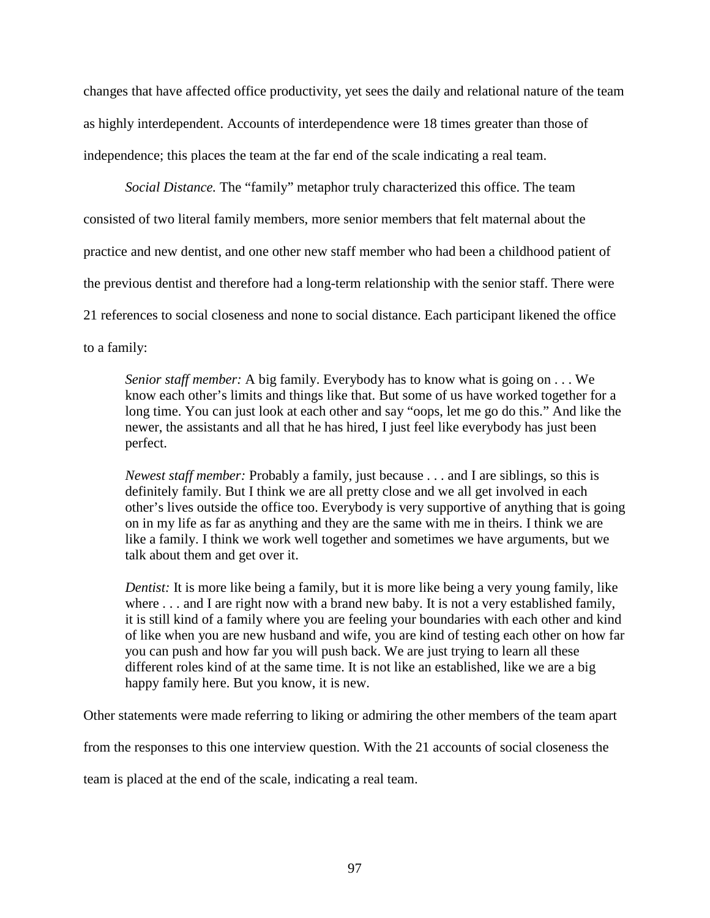changes that have affected office productivity, yet sees the daily and relational nature of the team as highly interdependent. Accounts of interdependence were 18 times greater than those of independence; this places the team at the far end of the scale indicating a real team.

*Social Distance.* The "family" metaphor truly characterized this office. The team consisted of two literal family members, more senior members that felt maternal about the practice and new dentist, and one other new staff member who had been a childhood patient of the previous dentist and therefore had a long-term relationship with the senior staff. There were 21 references to social closeness and none to social distance. Each participant likened the office to a family:

> *Senior staff member:* A big family. Everybody has to know what is going on . . . We know each other's limits and things like that. But some of us have worked together for a long time. You can just look at each other and say "oops, let me go do this." And like the newer, the assistants and all that he has hired, I just feel like everybody has just been perfect.
>
> *Newest staff member:* Probably a family, just because . . . and I are siblings, so this is definitely family. But I think we are all pretty close and we all get involved in each other's lives outside the office too. Everybody is very supportive of anything that is going on in my life as far as anything and they are the same with me in theirs. I think we are like a family. I think we work well together and sometimes we have arguments, but we talk about them and get over it.
>
> *Dentist:* It is more like being a family, but it is more like being a very young family, like where . . . and I are right now with a brand new baby. It is not a very established family, it is still kind of a family where you are feeling your boundaries with each other and kind of like when you are new husband and wife, you are kind of testing each other on how far you can push and how far you will push back. We are just trying to learn all these different roles kind of at the same time. It is not like an established, like we are a big happy family here. But you know, it is new.

Other statements were made referring to liking or admiring the other members of the team apart from the responses to this one interview question. With the 21 accounts of social closeness the team is placed at the end of the scale, indicating a real team.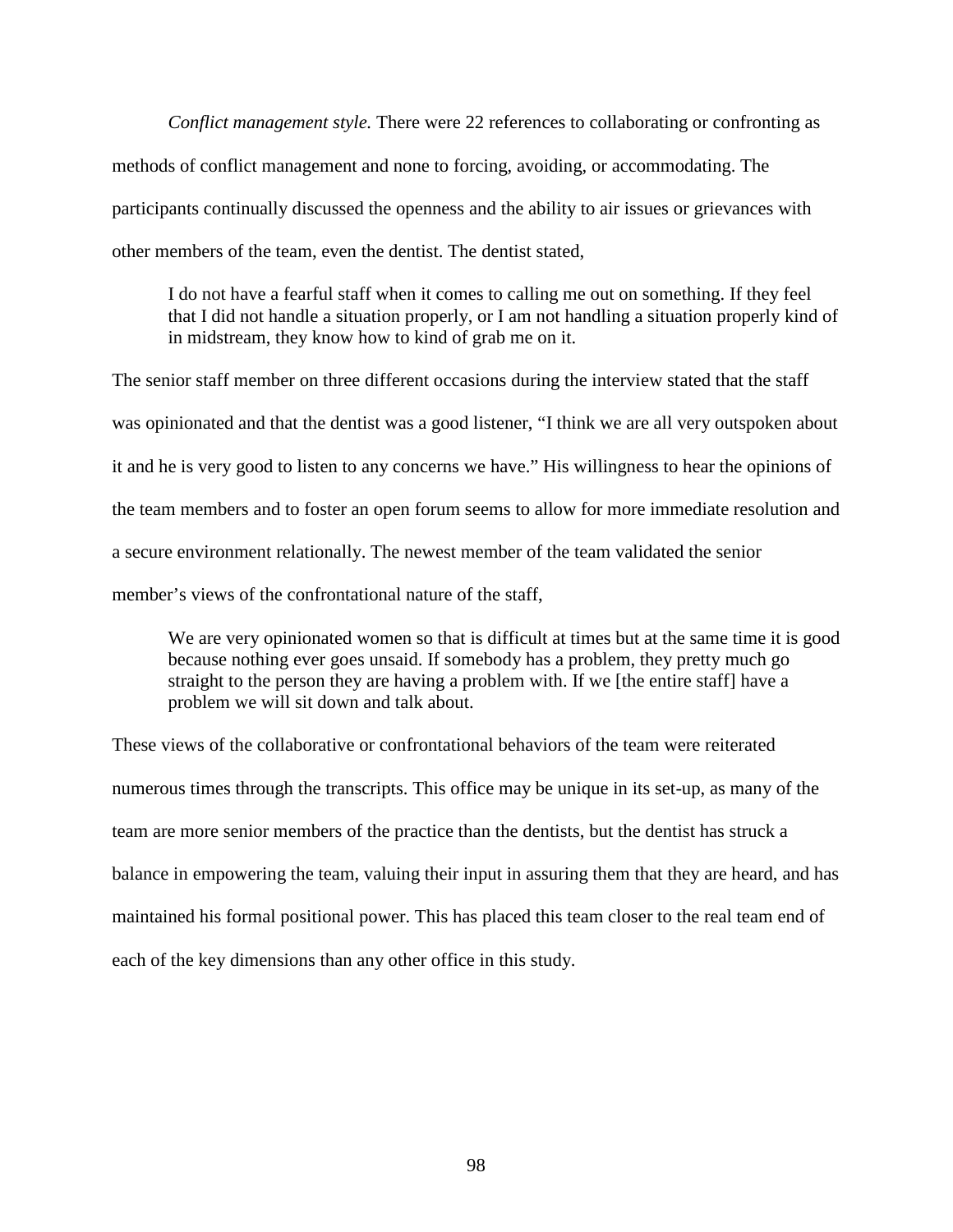*Conflict management style.* There were 22 references to collaborating or confronting as methods of conflict management and none to forcing, avoiding, or accommodating. The participants continually discussed the openness and the ability to air issues or grievances with other members of the team, even the dentist. The dentist stated,

> I do not have a fearful staff when it comes to calling me out on something. If they feel that I did not handle a situation properly, or I am not handling a situation properly kind of in midstream, they know how to kind of grab me on it.

The senior staff member on three different occasions during the interview stated that the staff was opinionated and that the dentist was a good listener, "I think we are all very outspoken about it and he is very good to listen to any concerns we have." His willingness to hear the opinions of the team members and to foster an open forum seems to allow for more immediate resolution and a secure environment relationally. The newest member of the team validated the senior member's views of the confrontational nature of the staff,

> We are very opinionated women so that is difficult at times but at the same time it is good because nothing ever goes unsaid. If somebody has a problem, they pretty much go straight to the person they are having a problem with. If we [the entire staff] have a problem we will sit down and talk about.

These views of the collaborative or confrontational behaviors of the team were reiterated numerous times through the transcripts. This office may be unique in its set-up, as many of the team are more senior members of the practice than the dentists, but the dentist has struck a balance in empowering the team, valuing their input in assuring them that they are heard, and has maintained his formal positional power. This has placed this team closer to the real team end of each of the key dimensions than any other office in this study.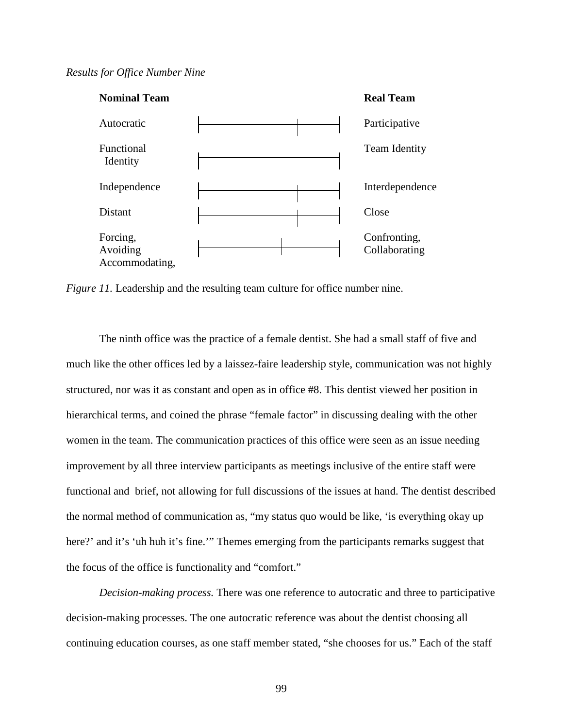*Results for Office Number Nine*

| Nominal Team | Real Team |
| --- | --- |
| Autocratic | Participative |
| Functional Identity | Team Identity |
| Independence | Interdependence |
| Distant | Close |
| Forcing, Avoiding Accommodating, | Confronting, Collaborating |

*Figure 11.* Leadership and the resulting team culture for office number nine.

The ninth office was the practice of a female dentist. She had a small staff of five and much like the other offices led by a laissez-faire leadership style, communication was not highly structured, nor was it as constant and open as in office #8. This dentist viewed her position in hierarchical terms, and coined the phrase "female factor" in discussing dealing with the other women in the team. The communication practices of this office were seen as an issue needing improvement by all three interview participants as meetings inclusive of the entire staff were functional and brief, not allowing for full discussions of the issues at hand. The dentist described the normal method of communication as, "my status quo would be like, 'is everything okay up here?' and it's 'uh huh it's fine.'" Themes emerging from the participants remarks suggest that the focus of the office is functionality and "comfort."

*Decision-making process.* There was one reference to autocratic and three to participative decision-making processes. The one autocratic reference was about the dentist choosing all continuing education courses, as one staff member stated, "she chooses for us." Each of the staff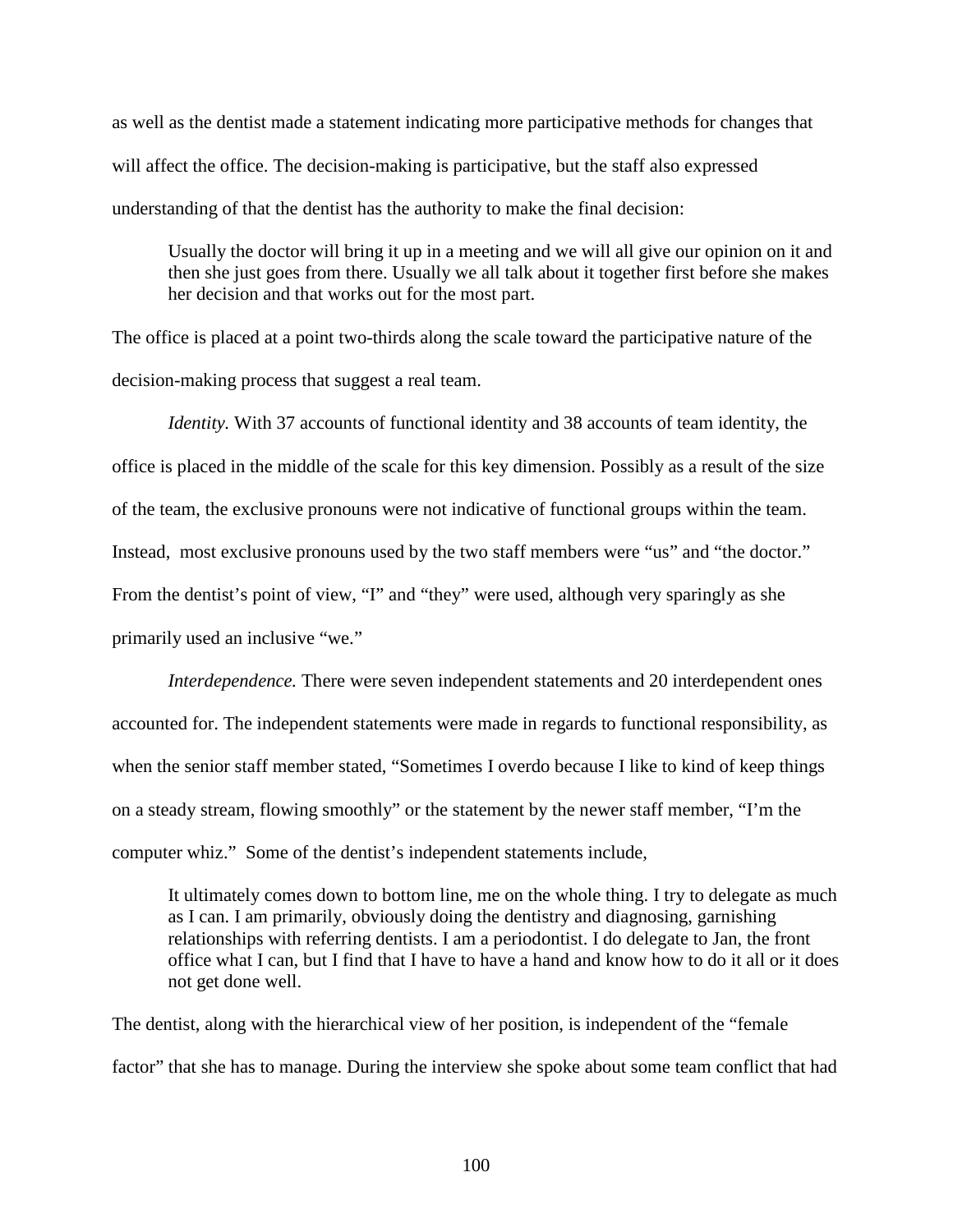as well as the dentist made a statement indicating more participative methods for changes that will affect the office. The decision-making is participative, but the staff also expressed understanding of that the dentist has the authority to make the final decision:

> Usually the doctor will bring it up in a meeting and we will all give our opinion on it and then she just goes from there. Usually we all talk about it together first before she makes her decision and that works out for the most part.

The office is placed at a point two-thirds along the scale toward the participative nature of the decision-making process that suggest a real team.

*Identity.* With 37 accounts of functional identity and 38 accounts of team identity, the office is placed in the middle of the scale for this key dimension. Possibly as a result of the size of the team, the exclusive pronouns were not indicative of functional groups within the team. Instead, most exclusive pronouns used by the two staff members were "us" and "the doctor." From the dentist's point of view, "I" and "they" were used, although very sparingly as she primarily used an inclusive "we."

*Interdependence.* There were seven independent statements and 20 interdependent ones accounted for. The independent statements were made in regards to functional responsibility, as when the senior staff member stated, "Sometimes I overdo because I like to kind of keep things on a steady stream, flowing smoothly" or the statement by the newer staff member, "I'm the computer whiz." Some of the dentist's independent statements include,

> It ultimately comes down to bottom line, me on the whole thing. I try to delegate as much as I can. I am primarily, obviously doing the dentistry and diagnosing, garnishing relationships with referring dentists. I am a periodontist. I do delegate to Jan, the front office what I can, but I find that I have to have a hand and know how to do it all or it does not get done well.

The dentist, along with the hierarchical view of her position, is independent of the "female factor" that she has to manage. During the interview she spoke about some team conflict that had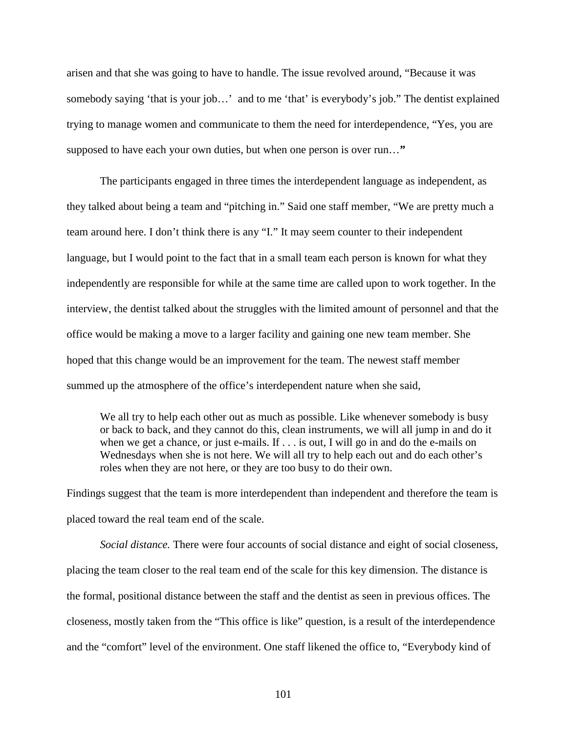arisen and that she was going to have to handle. The issue revolved around, "Because it was somebody saying 'that is your job…' and to me 'that' is everybody's job." The dentist explained trying to manage women and communicate to them the need for interdependence, "Yes, you are supposed to have each your own duties, but when one person is over run…**"**

The participants engaged in three times the interdependent language as independent, as they talked about being a team and "pitching in." Said one staff member, "We are pretty much a team around here. I don't think there is any "I." It may seem counter to their independent language, but I would point to the fact that in a small team each person is known for what they independently are responsible for while at the same time are called upon to work together. In the interview, the dentist talked about the struggles with the limited amount of personnel and that the office would be making a move to a larger facility and gaining one new team member. She hoped that this change would be an improvement for the team. The newest staff member summed up the atmosphere of the office's interdependent nature when she said,

> We all try to help each other out as much as possible. Like whenever somebody is busy or back to back, and they cannot do this, clean instruments, we will all jump in and do it when we get a chance, or just e-mails. If . . . is out, I will go in and do the e-mails on Wednesdays when she is not here. We will all try to help each out and do each other's roles when they are not here, or they are too busy to do their own.

Findings suggest that the team is more interdependent than independent and therefore the team is placed toward the real team end of the scale.

*Social distance.* There were four accounts of social distance and eight of social closeness, placing the team closer to the real team end of the scale for this key dimension. The distance is the formal, positional distance between the staff and the dentist as seen in previous offices. The closeness, mostly taken from the "This office is like" question, is a result of the interdependence and the "comfort" level of the environment. One staff likened the office to, "Everybody kind of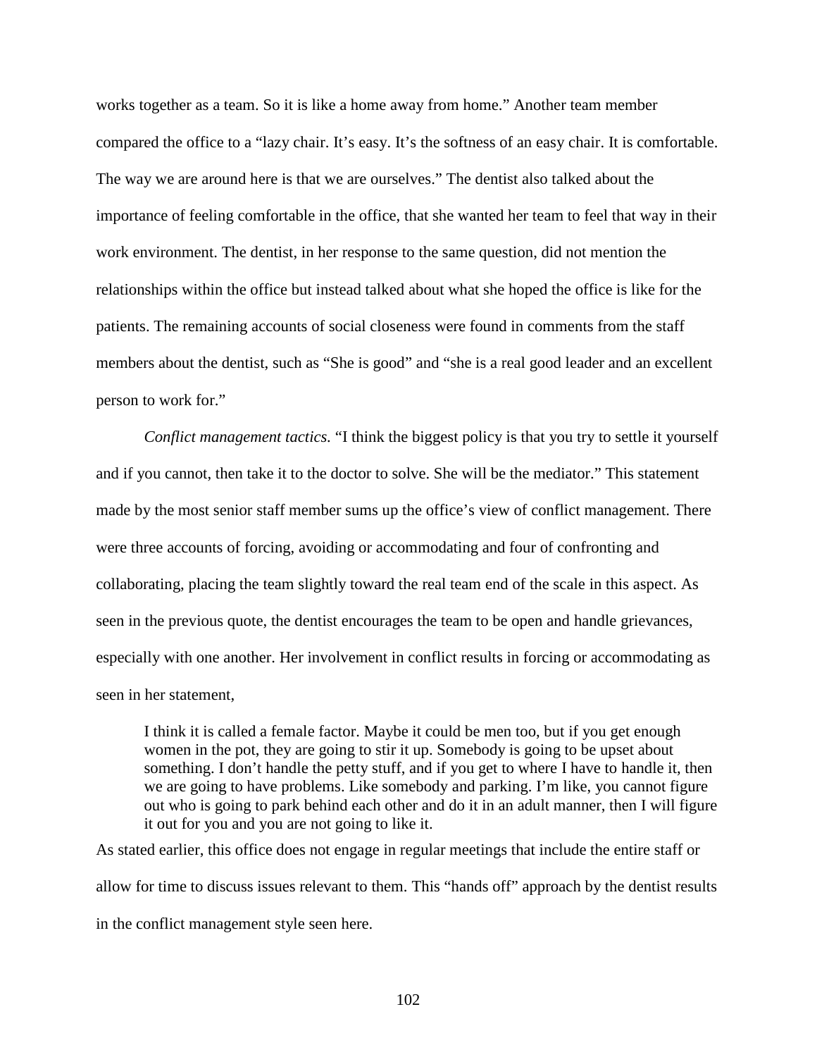works together as a team. So it is like a home away from home." Another team member compared the office to a "lazy chair. It's easy. It's the softness of an easy chair. It is comfortable. The way we are around here is that we are ourselves." The dentist also talked about the importance of feeling comfortable in the office, that she wanted her team to feel that way in their work environment. The dentist, in her response to the same question, did not mention the relationships within the office but instead talked about what she hoped the office is like for the patients. The remaining accounts of social closeness were found in comments from the staff members about the dentist, such as "She is good" and "she is a real good leader and an excellent person to work for."

*Conflict management tactics.* "I think the biggest policy is that you try to settle it yourself and if you cannot, then take it to the doctor to solve. She will be the mediator." This statement made by the most senior staff member sums up the office's view of conflict management. There were three accounts of forcing, avoiding or accommodating and four of confronting and collaborating, placing the team slightly toward the real team end of the scale in this aspect. As seen in the previous quote, the dentist encourages the team to be open and handle grievances, especially with one another. Her involvement in conflict results in forcing or accommodating as seen in her statement,

> I think it is called a female factor. Maybe it could be men too, but if you get enough women in the pot, they are going to stir it up. Somebody is going to be upset about something. I don't handle the petty stuff, and if you get to where I have to handle it, then we are going to have problems. Like somebody and parking. I'm like, you cannot figure out who is going to park behind each other and do it in an adult manner, then I will figure it out for you and you are not going to like it.

As stated earlier, this office does not engage in regular meetings that include the entire staff or allow for time to discuss issues relevant to them. This "hands off" approach by the dentist results in the conflict management style seen here.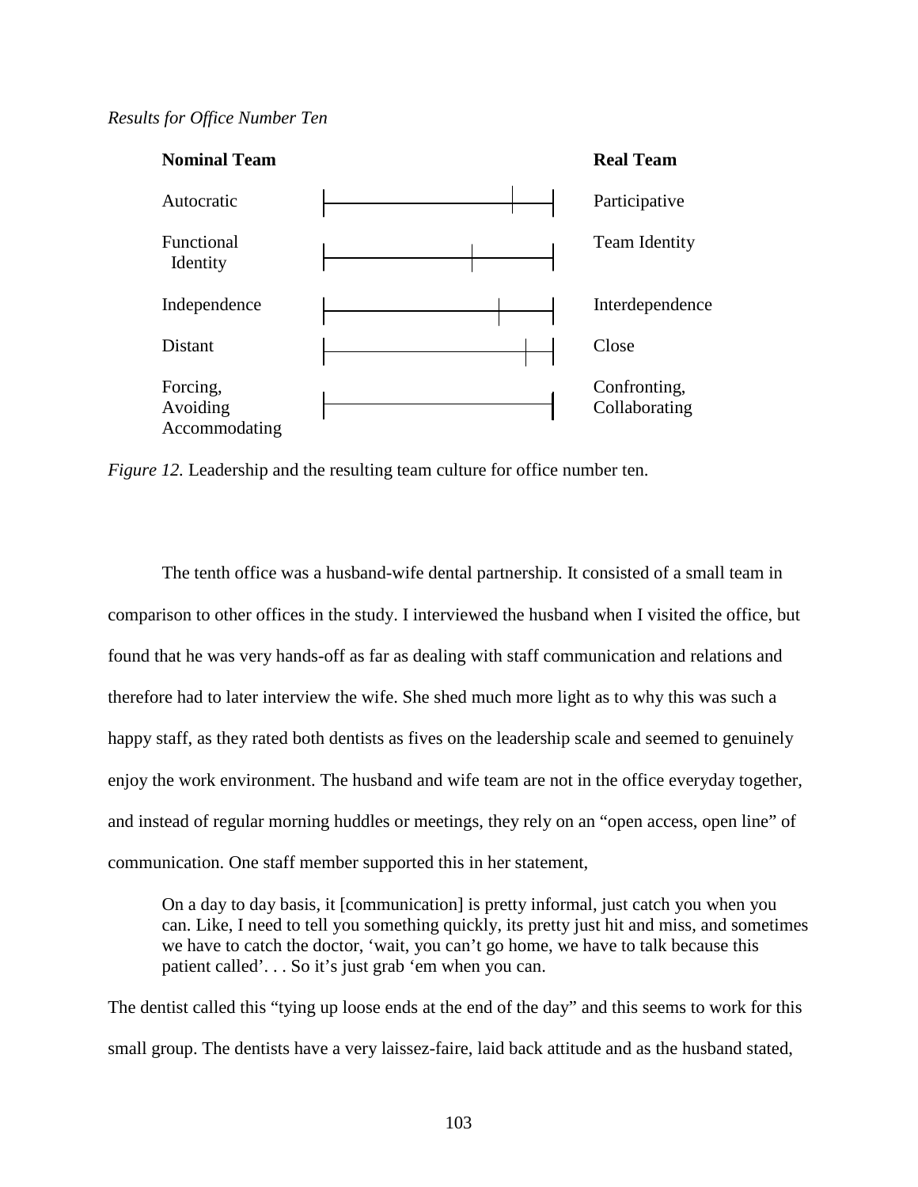*Results for Office Number Ten*

| Nominal Team | Real Team |
|---|---|
| Autocratic | Participative |
| Functional Identity | Team Identity |
| Independence | Interdependence |
| Distant | Close |
| Forcing, Avoiding Accommodating | Confronting, Collaborating |

*Figure 12.* Leadership and the resulting team culture for office number ten.

The tenth office was a husband-wife dental partnership. It consisted of a small team in comparison to other offices in the study. I interviewed the husband when I visited the office, but found that he was very hands-off as far as dealing with staff communication and relations and therefore had to later interview the wife. She shed much more light as to why this was such a happy staff, as they rated both dentists as fives on the leadership scale and seemed to genuinely enjoy the work environment. The husband and wife team are not in the office everyday together, and instead of regular morning huddles or meetings, they rely on an "open access, open line" of communication. One staff member supported this in her statement,

> On a day to day basis, it [communication] is pretty informal, just catch you when you can. Like, I need to tell you something quickly, its pretty just hit and miss, and sometimes we have to catch the doctor, 'wait, you can't go home, we have to talk because this patient called'. . . So it's just grab 'em when you can.

The dentist called this "tying up loose ends at the end of the day" and this seems to work for this small group. The dentists have a very laissez-faire, laid back attitude and as the husband stated,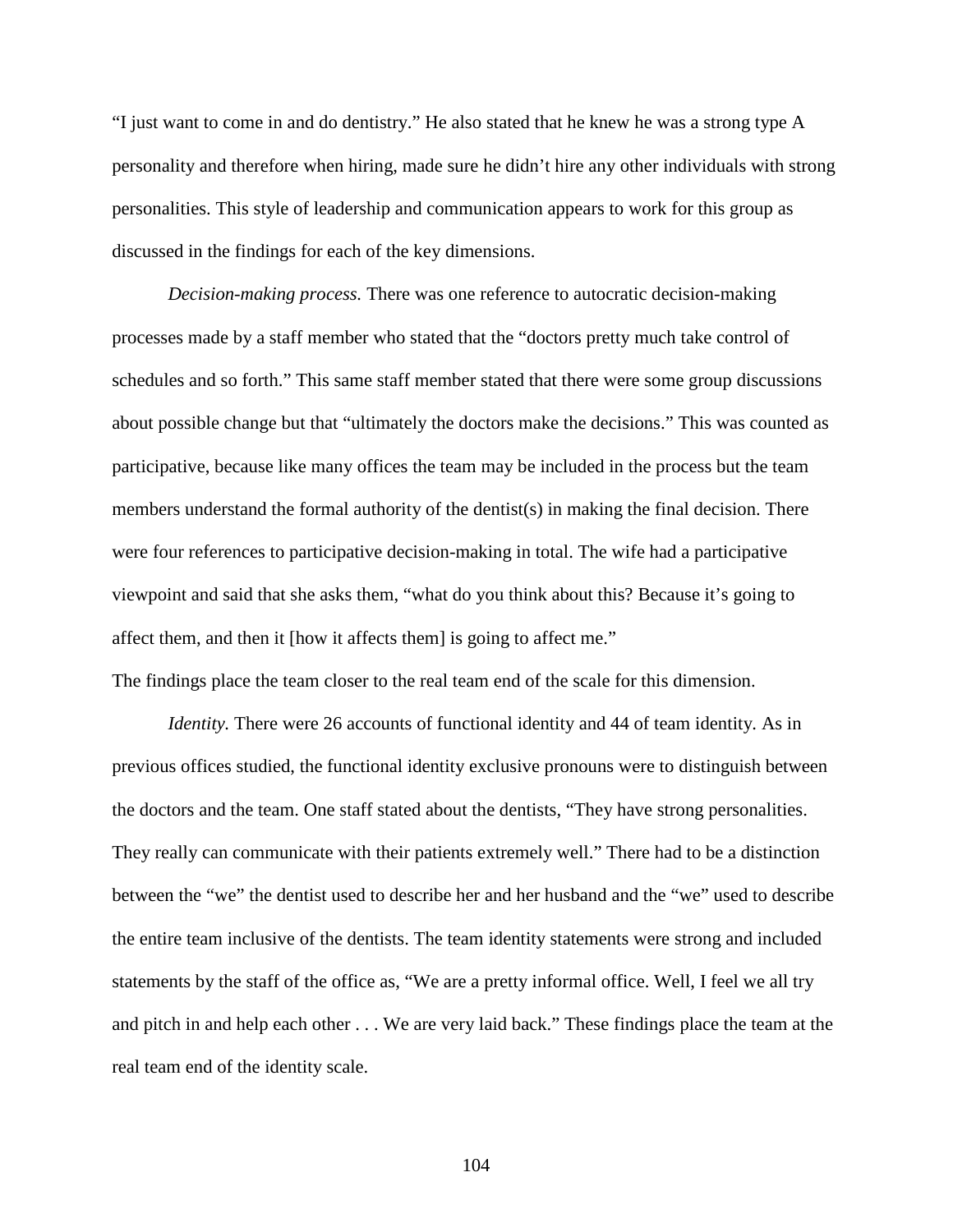"I just want to come in and do dentistry." He also stated that he knew he was a strong type A personality and therefore when hiring, made sure he didn't hire any other individuals with strong personalities. This style of leadership and communication appears to work for this group as discussed in the findings for each of the key dimensions.

*Decision-making process.* There was one reference to autocratic decision-making processes made by a staff member who stated that the "doctors pretty much take control of schedules and so forth." This same staff member stated that there were some group discussions about possible change but that "ultimately the doctors make the decisions." This was counted as participative, because like many offices the team may be included in the process but the team members understand the formal authority of the dentist(s) in making the final decision. There were four references to participative decision-making in total. The wife had a participative viewpoint and said that she asks them, "what do you think about this? Because it's going to affect them, and then it [how it affects them] is going to affect me."

The findings place the team closer to the real team end of the scale for this dimension.

*Identity.* There were 26 accounts of functional identity and 44 of team identity. As in previous offices studied, the functional identity exclusive pronouns were to distinguish between the doctors and the team. One staff stated about the dentists, "They have strong personalities. They really can communicate with their patients extremely well." There had to be a distinction between the "we" the dentist used to describe her and her husband and the "we" used to describe the entire team inclusive of the dentists. The team identity statements were strong and included statements by the staff of the office as, "We are a pretty informal office. Well, I feel we all try and pitch in and help each other . . . We are very laid back." These findings place the team at the real team end of the identity scale.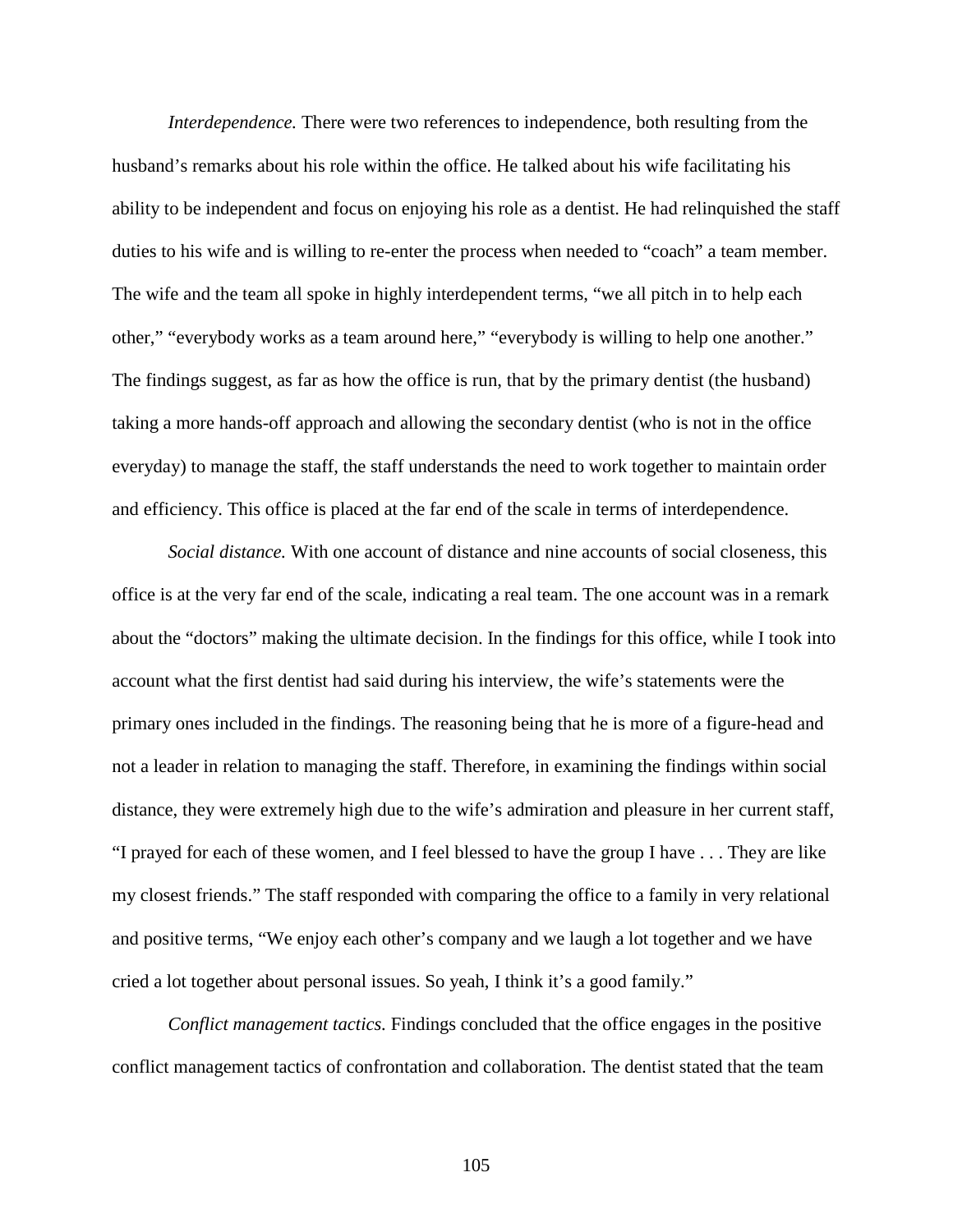*Interdependence.* There were two references to independence, both resulting from the husband's remarks about his role within the office. He talked about his wife facilitating his ability to be independent and focus on enjoying his role as a dentist. He had relinquished the staff duties to his wife and is willing to re-enter the process when needed to "coach" a team member. The wife and the team all spoke in highly interdependent terms, "we all pitch in to help each other," "everybody works as a team around here," "everybody is willing to help one another." The findings suggest, as far as how the office is run, that by the primary dentist (the husband) taking a more hands-off approach and allowing the secondary dentist (who is not in the office everyday) to manage the staff, the staff understands the need to work together to maintain order and efficiency. This office is placed at the far end of the scale in terms of interdependence.

*Social distance.* With one account of distance and nine accounts of social closeness, this office is at the very far end of the scale, indicating a real team. The one account was in a remark about the "doctors" making the ultimate decision. In the findings for this office, while I took into account what the first dentist had said during his interview, the wife's statements were the primary ones included in the findings. The reasoning being that he is more of a figure-head and not a leader in relation to managing the staff. Therefore, in examining the findings within social distance, they were extremely high due to the wife's admiration and pleasure in her current staff, "I prayed for each of these women, and I feel blessed to have the group I have . . . They are like my closest friends." The staff responded with comparing the office to a family in very relational and positive terms, "We enjoy each other's company and we laugh a lot together and we have cried a lot together about personal issues. So yeah, I think it's a good family."

*Conflict management tactics.* Findings concluded that the office engages in the positive conflict management tactics of confrontation and collaboration. The dentist stated that the team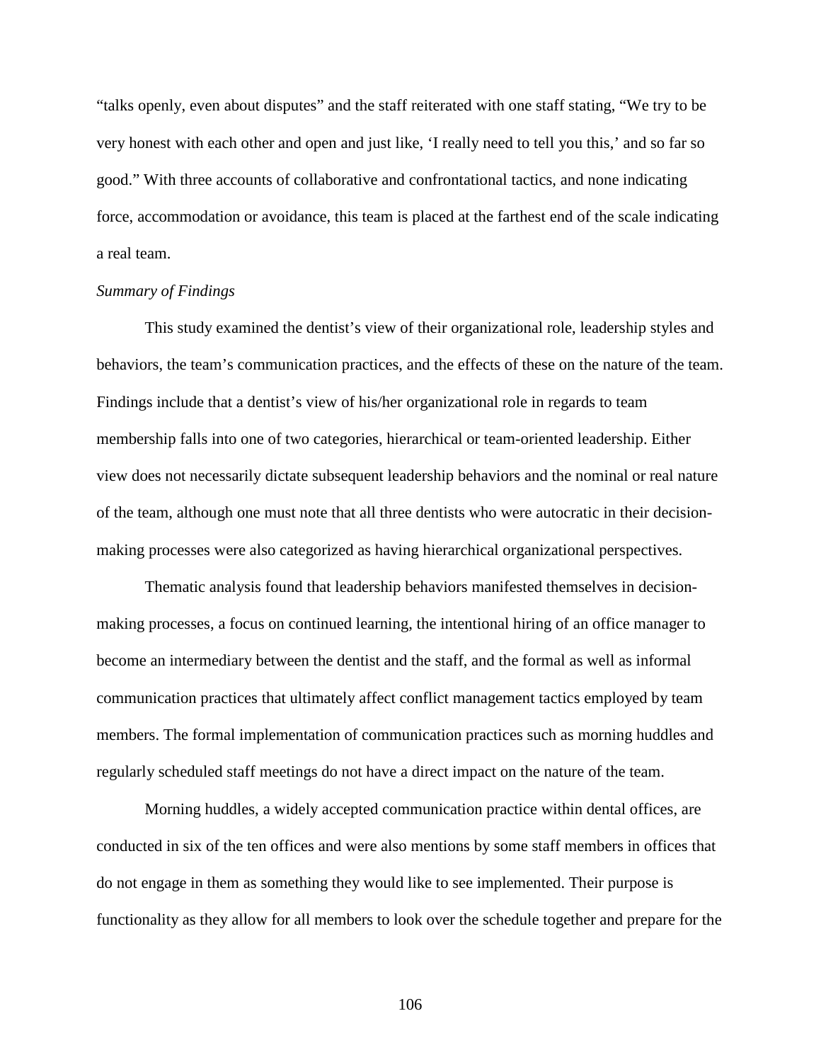"talks openly, even about disputes" and the staff reiterated with one staff stating, "We try to be very honest with each other and open and just like, 'I really need to tell you this,' and so far so good." With three accounts of collaborative and confrontational tactics, and none indicating force, accommodation or avoidance, this team is placed at the farthest end of the scale indicating a real team.

*Summary of Findings*

This study examined the dentist's view of their organizational role, leadership styles and behaviors, the team's communication practices, and the effects of these on the nature of the team. Findings include that a dentist's view of his/her organizational role in regards to team membership falls into one of two categories, hierarchical or team-oriented leadership. Either view does not necessarily dictate subsequent leadership behaviors and the nominal or real nature of the team, although one must note that all three dentists who were autocratic in their decision-making processes were also categorized as having hierarchical organizational perspectives.

Thematic analysis found that leadership behaviors manifested themselves in decision-making processes, a focus on continued learning, the intentional hiring of an office manager to become an intermediary between the dentist and the staff, and the formal as well as informal communication practices that ultimately affect conflict management tactics employed by team members. The formal implementation of communication practices such as morning huddles and regularly scheduled staff meetings do not have a direct impact on the nature of the team.

Morning huddles, a widely accepted communication practice within dental offices, are conducted in six of the ten offices and were also mentions by some staff members in offices that do not engage in them as something they would like to see implemented. Their purpose is functionality as they allow for all members to look over the schedule together and prepare for the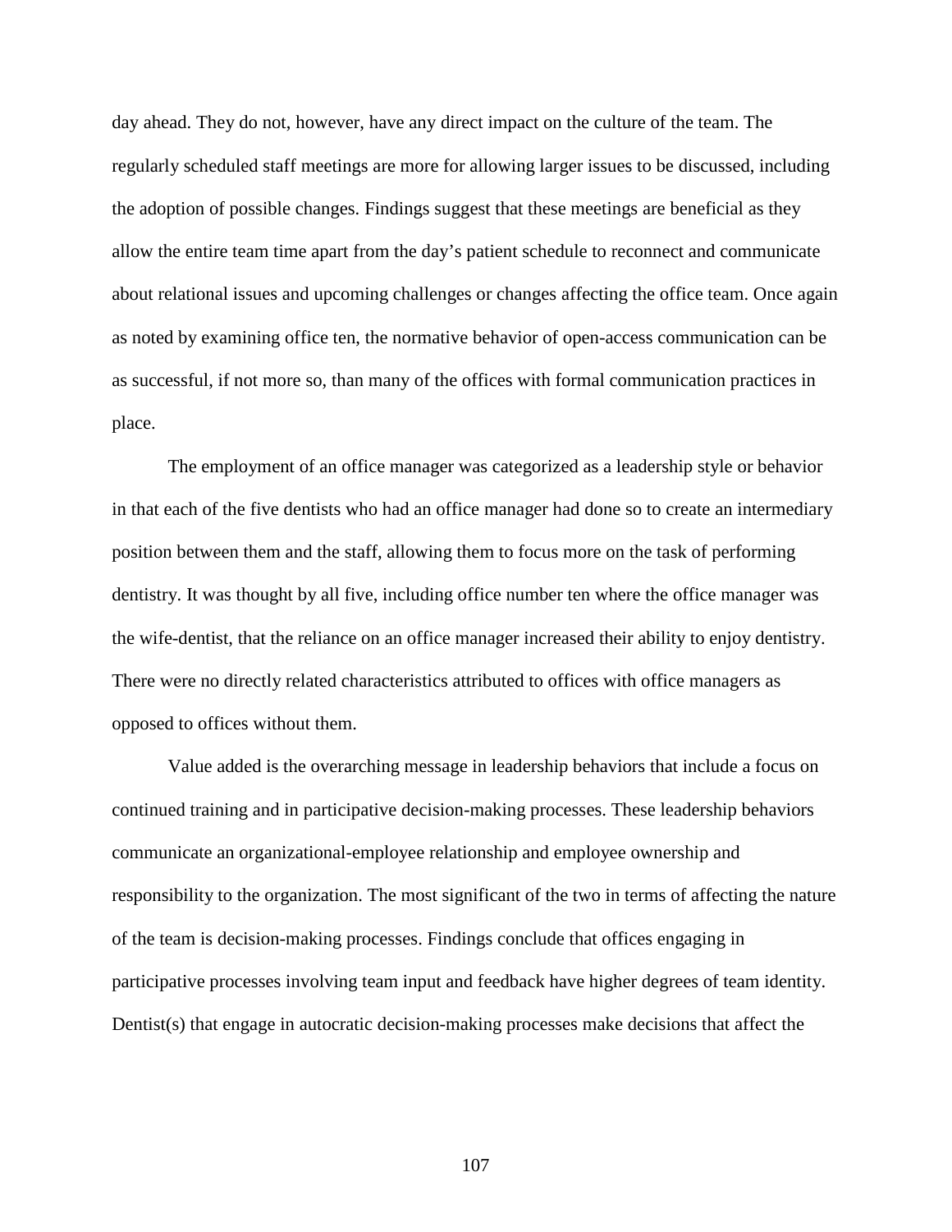day ahead. They do not, however, have any direct impact on the culture of the team. The regularly scheduled staff meetings are more for allowing larger issues to be discussed, including the adoption of possible changes. Findings suggest that these meetings are beneficial as they allow the entire team time apart from the day's patient schedule to reconnect and communicate about relational issues and upcoming challenges or changes affecting the office team. Once again as noted by examining office ten, the normative behavior of open-access communication can be as successful, if not more so, than many of the offices with formal communication practices in place.

The employment of an office manager was categorized as a leadership style or behavior in that each of the five dentists who had an office manager had done so to create an intermediary position between them and the staff, allowing them to focus more on the task of performing dentistry. It was thought by all five, including office number ten where the office manager was the wife-dentist, that the reliance on an office manager increased their ability to enjoy dentistry. There were no directly related characteristics attributed to offices with office managers as opposed to offices without them.

Value added is the overarching message in leadership behaviors that include a focus on continued training and in participative decision-making processes. These leadership behaviors communicate an organizational-employee relationship and employee ownership and responsibility to the organization. The most significant of the two in terms of affecting the nature of the team is decision-making processes. Findings conclude that offices engaging in participative processes involving team input and feedback have higher degrees of team identity. Dentist(s) that engage in autocratic decision-making processes make decisions that affect the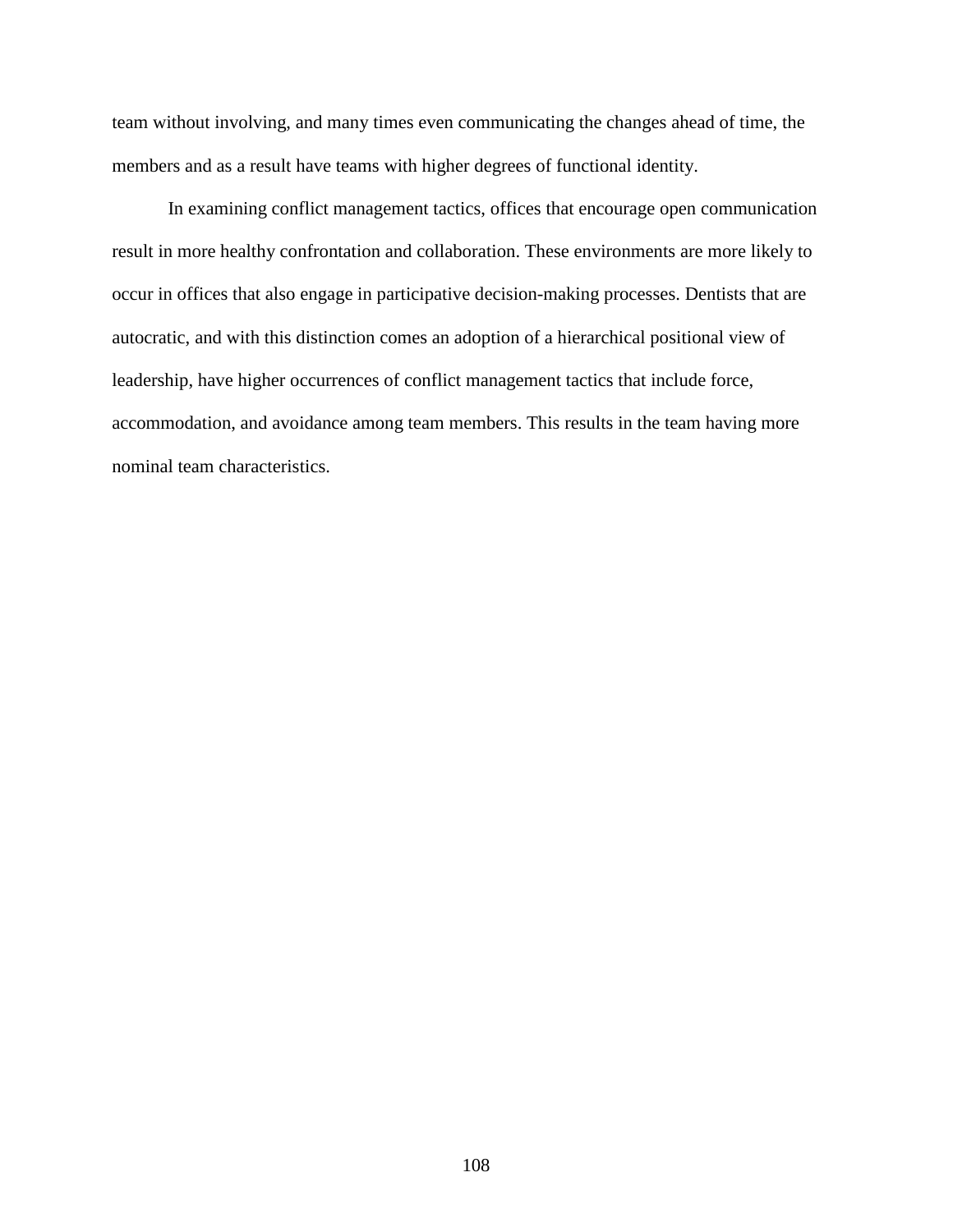team without involving, and many times even communicating the changes ahead of time, the members and as a result have teams with higher degrees of functional identity.

In examining conflict management tactics, offices that encourage open communication result in more healthy confrontation and collaboration. These environments are more likely to occur in offices that also engage in participative decision-making processes. Dentists that are autocratic, and with this distinction comes an adoption of a hierarchical positional view of leadership, have higher occurrences of conflict management tactics that include force, accommodation, and avoidance among team members. This results in the team having more nominal team characteristics.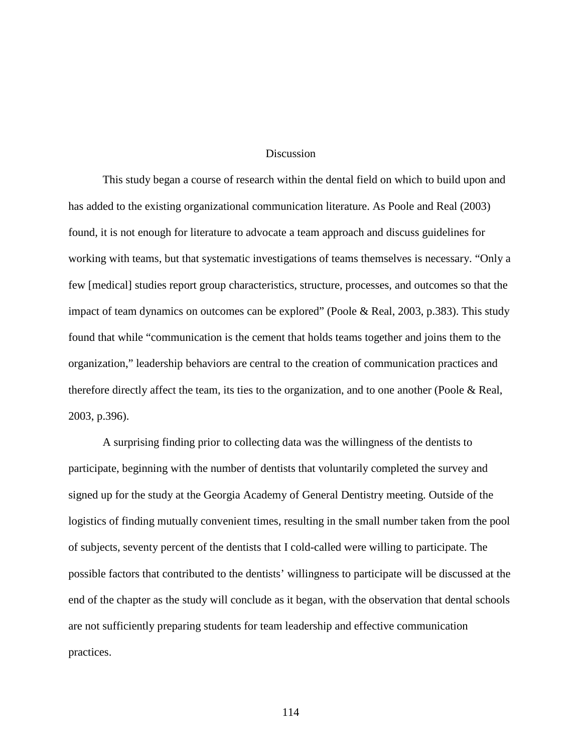# Discussion

This study began a course of research within the dental field on which to build upon and has added to the existing organizational communication literature. As Poole and Real (2003) found, it is not enough for literature to advocate a team approach and discuss guidelines for working with teams, but that systematic investigations of teams themselves is necessary. "Only a few [medical] studies report group characteristics, structure, processes, and outcomes so that the impact of team dynamics on outcomes can be explored" (Poole & Real, 2003, p.383). This study found that while "communication is the cement that holds teams together and joins them to the organization," leadership behaviors are central to the creation of communication practices and therefore directly affect the team, its ties to the organization, and to one another (Poole & Real, 2003, p.396).

A surprising finding prior to collecting data was the willingness of the dentists to participate, beginning with the number of dentists that voluntarily completed the survey and signed up for the study at the Georgia Academy of General Dentistry meeting. Outside of the logistics of finding mutually convenient times, resulting in the small number taken from the pool of subjects, seventy percent of the dentists that I cold-called were willing to participate. The possible factors that contributed to the dentists' willingness to participate will be discussed at the end of the chapter as the study will conclude as it began, with the observation that dental schools are not sufficiently preparing students for team leadership and effective communication practices.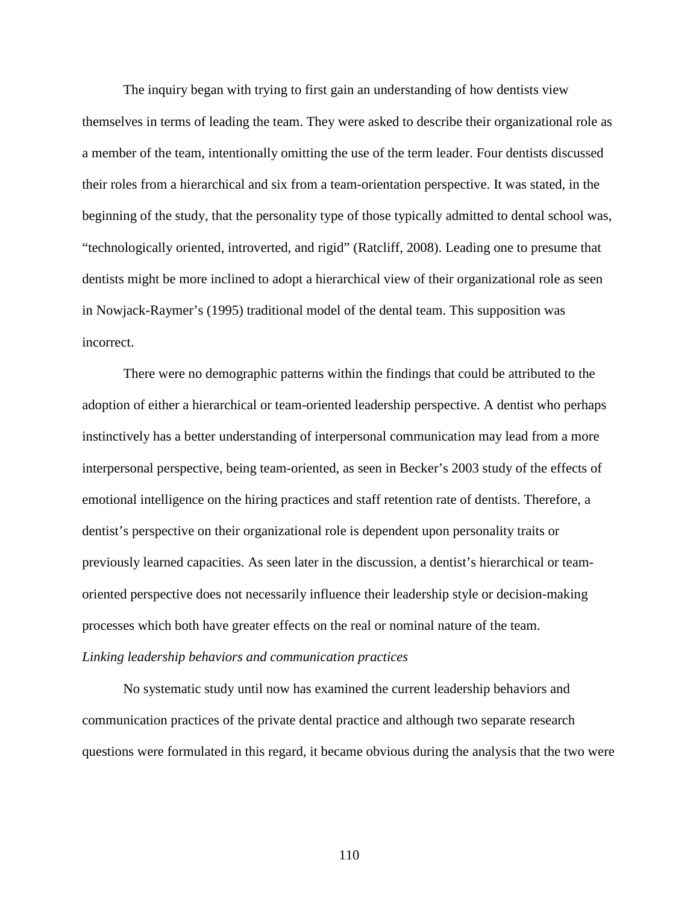The inquiry began with trying to first gain an understanding of how dentists view themselves in terms of leading the team. They were asked to describe their organizational role as a member of the team, intentionally omitting the use of the term leader. Four dentists discussed their roles from a hierarchical and six from a team-orientation perspective. It was stated, in the beginning of the study, that the personality type of those typically admitted to dental school was, "technologically oriented, introverted, and rigid" (Ratcliff, 2008). Leading one to presume that dentists might be more inclined to adopt a hierarchical view of their organizational role as seen in Nowjack-Raymer's (1995) traditional model of the dental team. This supposition was incorrect.

There were no demographic patterns within the findings that could be attributed to the adoption of either a hierarchical or team-oriented leadership perspective. A dentist who perhaps instinctively has a better understanding of interpersonal communication may lead from a more interpersonal perspective, being team-oriented, as seen in Becker's 2003 study of the effects of emotional intelligence on the hiring practices and staff retention rate of dentists. Therefore, a dentist's perspective on their organizational role is dependent upon personality traits or previously learned capacities. As seen later in the discussion, a dentist's hierarchical or team-oriented perspective does not necessarily influence their leadership style or decision-making processes which both have greater effects on the real or nominal nature of the team.

*Linking leadership behaviors and communication practices*

No systematic study until now has examined the current leadership behaviors and communication practices of the private dental practice and although two separate research questions were formulated in this regard, it became obvious during the analysis that the two were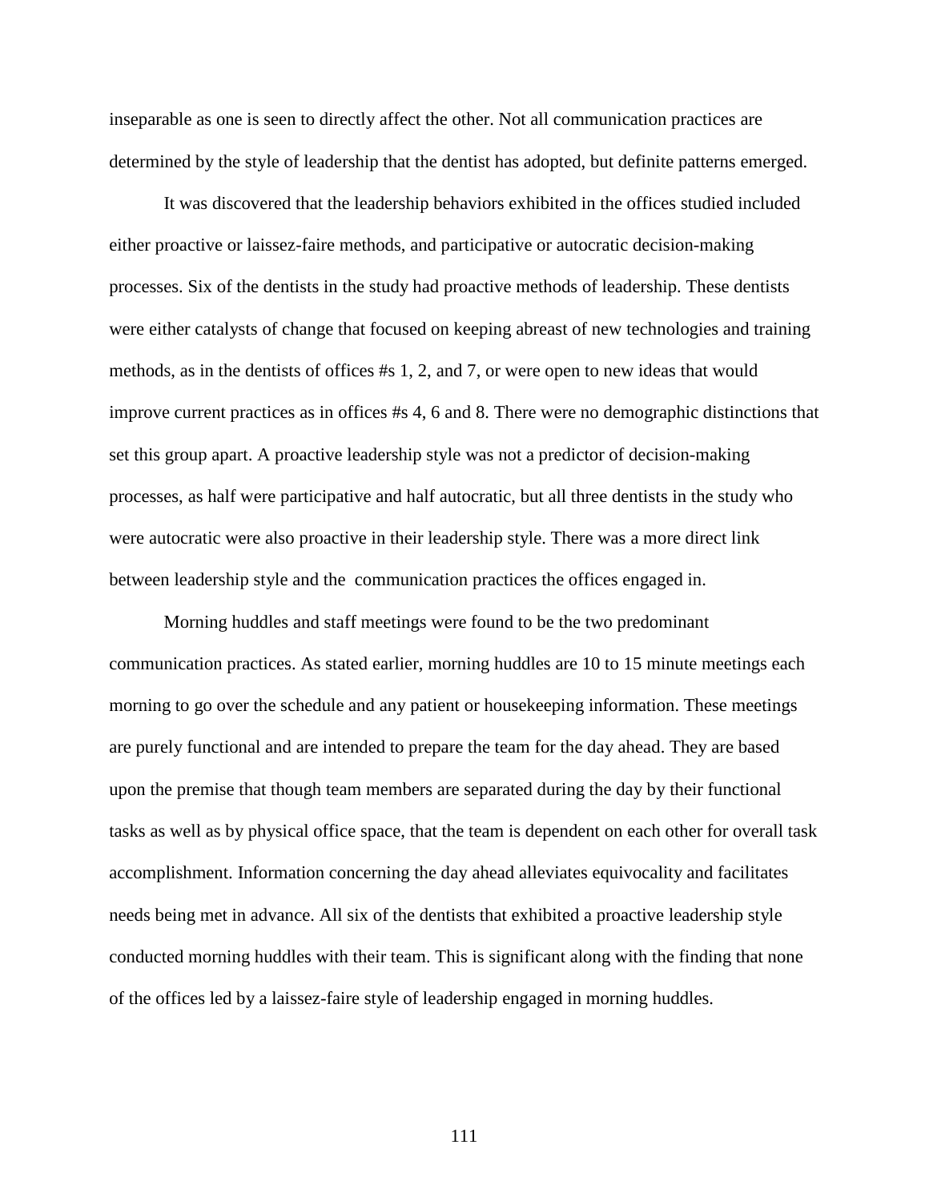inseparable as one is seen to directly affect the other. Not all communication practices are determined by the style of leadership that the dentist has adopted, but definite patterns emerged.

It was discovered that the leadership behaviors exhibited in the offices studied included either proactive or laissez-faire methods, and participative or autocratic decision-making processes. Six of the dentists in the study had proactive methods of leadership. These dentists were either catalysts of change that focused on keeping abreast of new technologies and training methods, as in the dentists of offices #s 1, 2, and 7, or were open to new ideas that would improve current practices as in offices #s 4, 6 and 8. There were no demographic distinctions that set this group apart. A proactive leadership style was not a predictor of decision-making processes, as half were participative and half autocratic, but all three dentists in the study who were autocratic were also proactive in their leadership style. There was a more direct link between leadership style and the communication practices the offices engaged in.

Morning huddles and staff meetings were found to be the two predominant communication practices. As stated earlier, morning huddles are 10 to 15 minute meetings each morning to go over the schedule and any patient or housekeeping information. These meetings are purely functional and are intended to prepare the team for the day ahead. They are based upon the premise that though team members are separated during the day by their functional tasks as well as by physical office space, that the team is dependent on each other for overall task accomplishment. Information concerning the day ahead alleviates equivocality and facilitates needs being met in advance. All six of the dentists that exhibited a proactive leadership style conducted morning huddles with their team. This is significant along with the finding that none of the offices led by a laissez-faire style of leadership engaged in morning huddles.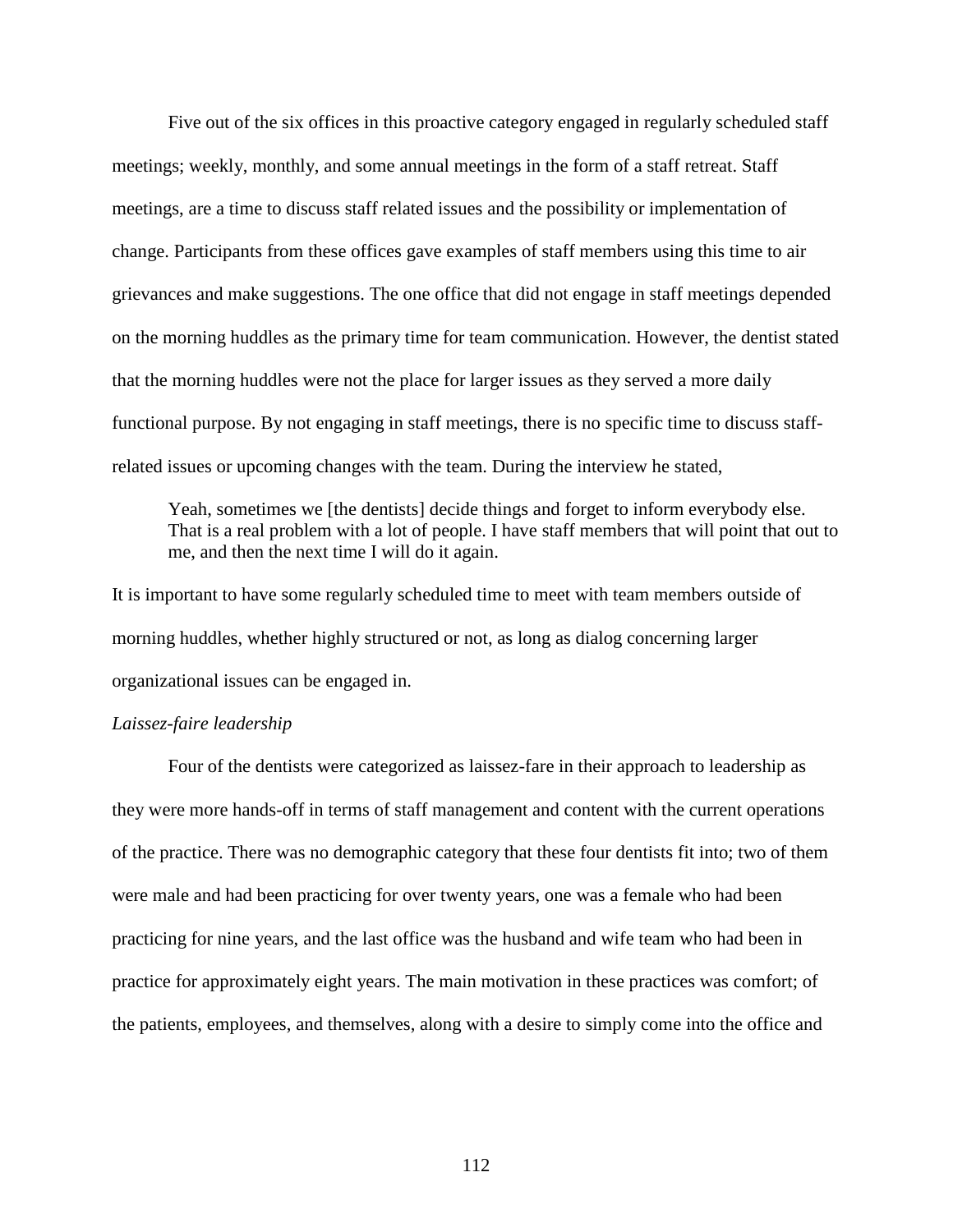Five out of the six offices in this proactive category engaged in regularly scheduled staff meetings; weekly, monthly, and some annual meetings in the form of a staff retreat. Staff meetings, are a time to discuss staff related issues and the possibility or implementation of change. Participants from these offices gave examples of staff members using this time to air grievances and make suggestions. The one office that did not engage in staff meetings depended on the morning huddles as the primary time for team communication. However, the dentist stated that the morning huddles were not the place for larger issues as they served a more daily functional purpose. By not engaging in staff meetings, there is no specific time to discuss staff-related issues or upcoming changes with the team. During the interview he stated,

> Yeah, sometimes we [the dentists] decide things and forget to inform everybody else. That is a real problem with a lot of people. I have staff members that will point that out to me, and then the next time I will do it again.

It is important to have some regularly scheduled time to meet with team members outside of morning huddles, whether highly structured or not, as long as dialog concerning larger organizational issues can be engaged in.

*Laissez-faire leadership*

Four of the dentists were categorized as laissez-fare in their approach to leadership as they were more hands-off in terms of staff management and content with the current operations of the practice. There was no demographic category that these four dentists fit into; two of them were male and had been practicing for over twenty years, one was a female who had been practicing for nine years, and the last office was the husband and wife team who had been in practice for approximately eight years. The main motivation in these practices was comfort; of the patients, employees, and themselves, along with a desire to simply come into the office and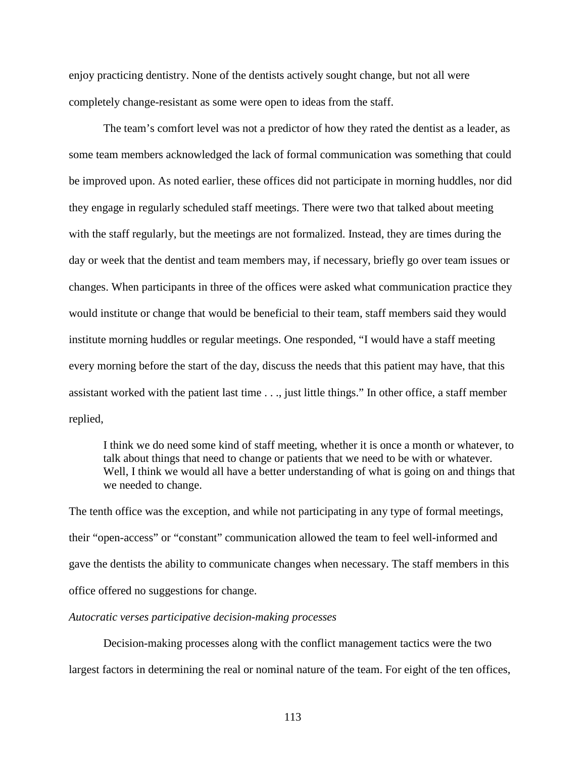enjoy practicing dentistry. None of the dentists actively sought change, but not all were completely change-resistant as some were open to ideas from the staff.

The team's comfort level was not a predictor of how they rated the dentist as a leader, as some team members acknowledged the lack of formal communication was something that could be improved upon. As noted earlier, these offices did not participate in morning huddles, nor did they engage in regularly scheduled staff meetings. There were two that talked about meeting with the staff regularly, but the meetings are not formalized. Instead, they are times during the day or week that the dentist and team members may, if necessary, briefly go over team issues or changes. When participants in three of the offices were asked what communication practice they would institute or change that would be beneficial to their team, staff members said they would institute morning huddles or regular meetings. One responded, "I would have a staff meeting every morning before the start of the day, discuss the needs that this patient may have, that this assistant worked with the patient last time . . ., just little things." In other office, a staff member replied,

> I think we do need some kind of staff meeting, whether it is once a month or whatever, to talk about things that need to change or patients that we need to be with or whatever. Well, I think we would all have a better understanding of what is going on and things that we needed to change.

The tenth office was the exception, and while not participating in any type of formal meetings, their "open-access" or "constant" communication allowed the team to feel well-informed and gave the dentists the ability to communicate changes when necessary. The staff members in this office offered no suggestions for change.

*Autocratic verses participative decision-making processes*

Decision-making processes along with the conflict management tactics were the two largest factors in determining the real or nominal nature of the team. For eight of the ten offices,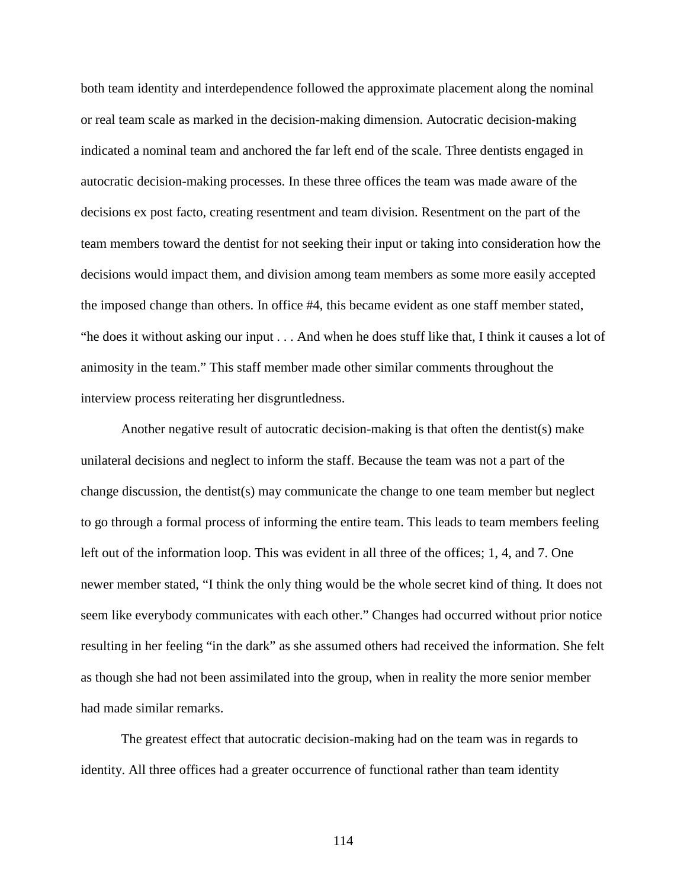both team identity and interdependence followed the approximate placement along the nominal or real team scale as marked in the decision-making dimension. Autocratic decision-making indicated a nominal team and anchored the far left end of the scale. Three dentists engaged in autocratic decision-making processes. In these three offices the team was made aware of the decisions ex post facto, creating resentment and team division. Resentment on the part of the team members toward the dentist for not seeking their input or taking into consideration how the decisions would impact them, and division among team members as some more easily accepted the imposed change than others. In office #4, this became evident as one staff member stated, “he does it without asking our input . . . And when he does stuff like that, I think it causes a lot of animosity in the team.” This staff member made other similar comments throughout the interview process reiterating her disgruntledness.

Another negative result of autocratic decision-making is that often the dentist(s) make unilateral decisions and neglect to inform the staff. Because the team was not a part of the change discussion, the dentist(s) may communicate the change to one team member but neglect to go through a formal process of informing the entire team. This leads to team members feeling left out of the information loop. This was evident in all three of the offices; 1, 4, and 7. One newer member stated, “I think the only thing would be the whole secret kind of thing. It does not seem like everybody communicates with each other.” Changes had occurred without prior notice resulting in her feeling “in the dark” as she assumed others had received the information. She felt as though she had not been assimilated into the group, when in reality the more senior member had made similar remarks.

The greatest effect that autocratic decision-making had on the team was in regards to identity. All three offices had a greater occurrence of functional rather than team identity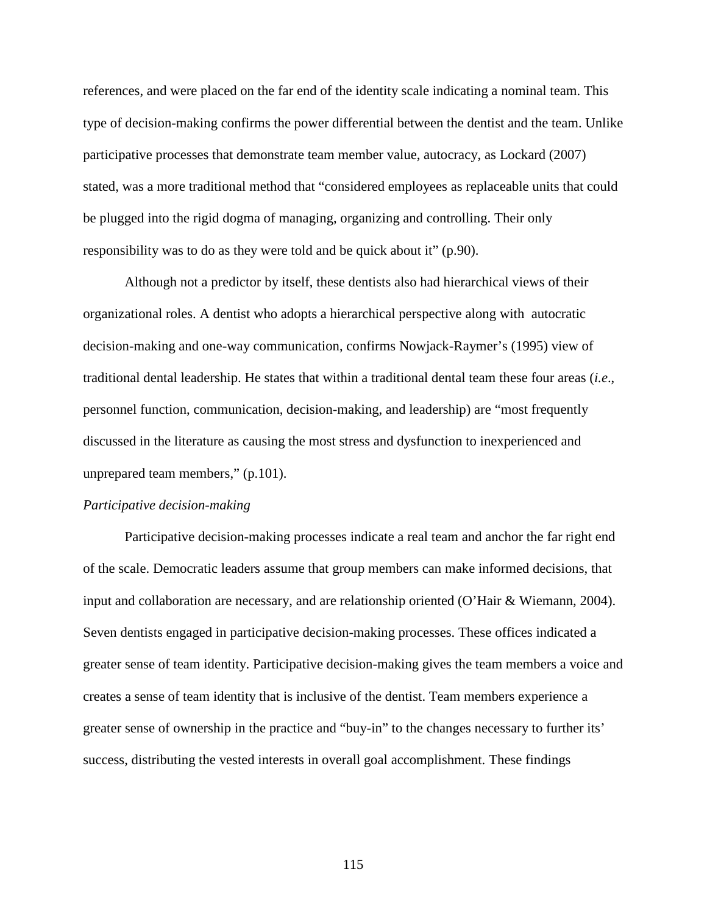references, and were placed on the far end of the identity scale indicating a nominal team. This type of decision-making confirms the power differential between the dentist and the team. Unlike participative processes that demonstrate team member value, autocracy, as Lockard (2007) stated, was a more traditional method that "considered employees as replaceable units that could be plugged into the rigid dogma of managing, organizing and controlling. Their only responsibility was to do as they were told and be quick about it" (p.90).

Although not a predictor by itself, these dentists also had hierarchical views of their organizational roles. A dentist who adopts a hierarchical perspective along with autocratic decision-making and one-way communication, confirms Nowjack-Raymer's (1995) view of traditional dental leadership. He states that within a traditional dental team these four areas (*i.e*., personnel function, communication, decision-making, and leadership) are "most frequently discussed in the literature as causing the most stress and dysfunction to inexperienced and unprepared team members," (p.101).

*Participative decision-making*

Participative decision-making processes indicate a real team and anchor the far right end of the scale. Democratic leaders assume that group members can make informed decisions, that input and collaboration are necessary, and are relationship oriented (O'Hair & Wiemann, 2004). Seven dentists engaged in participative decision-making processes. These offices indicated a greater sense of team identity. Participative decision-making gives the team members a voice and creates a sense of team identity that is inclusive of the dentist. Team members experience a greater sense of ownership in the practice and "buy-in" to the changes necessary to further its' success, distributing the vested interests in overall goal accomplishment. These findings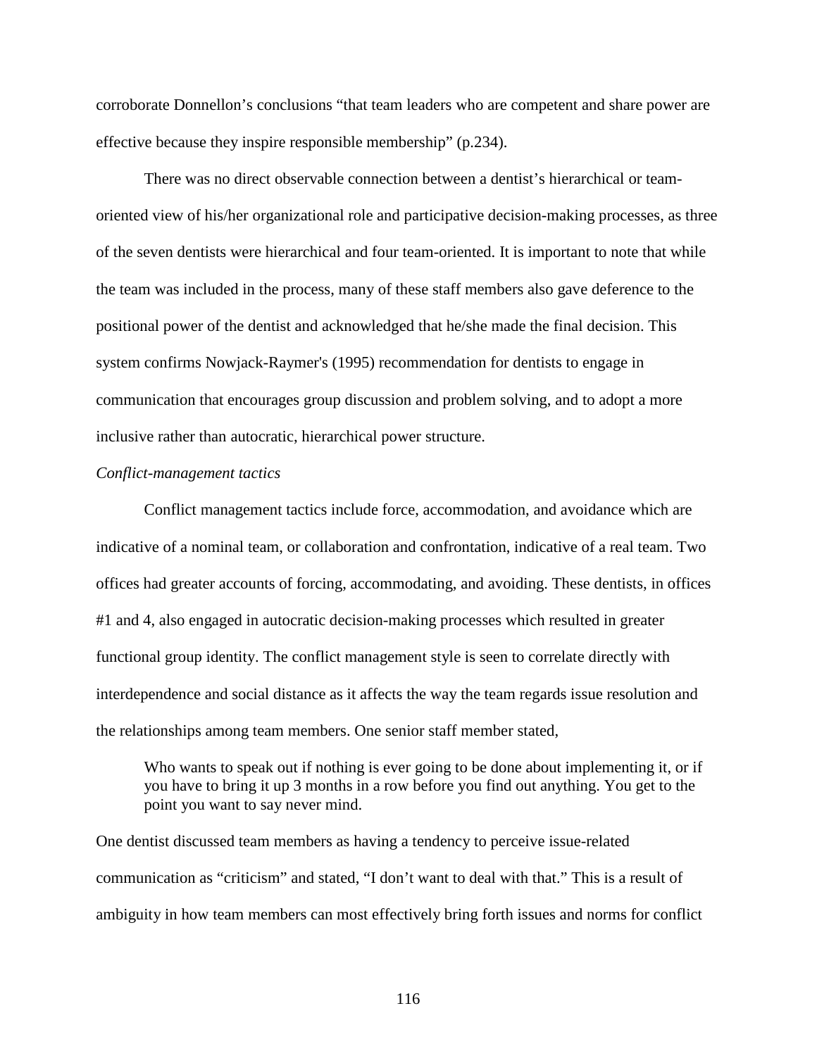corroborate Donnellon's conclusions "that team leaders who are competent and share power are effective because they inspire responsible membership" (p.234).

There was no direct observable connection between a dentist's hierarchical or team-oriented view of his/her organizational role and participative decision-making processes, as three of the seven dentists were hierarchical and four team-oriented. It is important to note that while the team was included in the process, many of these staff members also gave deference to the positional power of the dentist and acknowledged that he/she made the final decision. This system confirms Nowjack-Raymer's (1995) recommendation for dentists to engage in communication that encourages group discussion and problem solving, and to adopt a more inclusive rather than autocratic, hierarchical power structure.

*Conflict-management tactics*

Conflict management tactics include force, accommodation, and avoidance which are indicative of a nominal team, or collaboration and confrontation, indicative of a real team. Two offices had greater accounts of forcing, accommodating, and avoiding. These dentists, in offices #1 and 4, also engaged in autocratic decision-making processes which resulted in greater functional group identity. The conflict management style is seen to correlate directly with interdependence and social distance as it affects the way the team regards issue resolution and the relationships among team members. One senior staff member stated,

> Who wants to speak out if nothing is ever going to be done about implementing it, or if you have to bring it up 3 months in a row before you find out anything. You get to the point you want to say never mind.

One dentist discussed team members as having a tendency to perceive issue-related communication as "criticism" and stated, "I don't want to deal with that." This is a result of ambiguity in how team members can most effectively bring forth issues and norms for conflict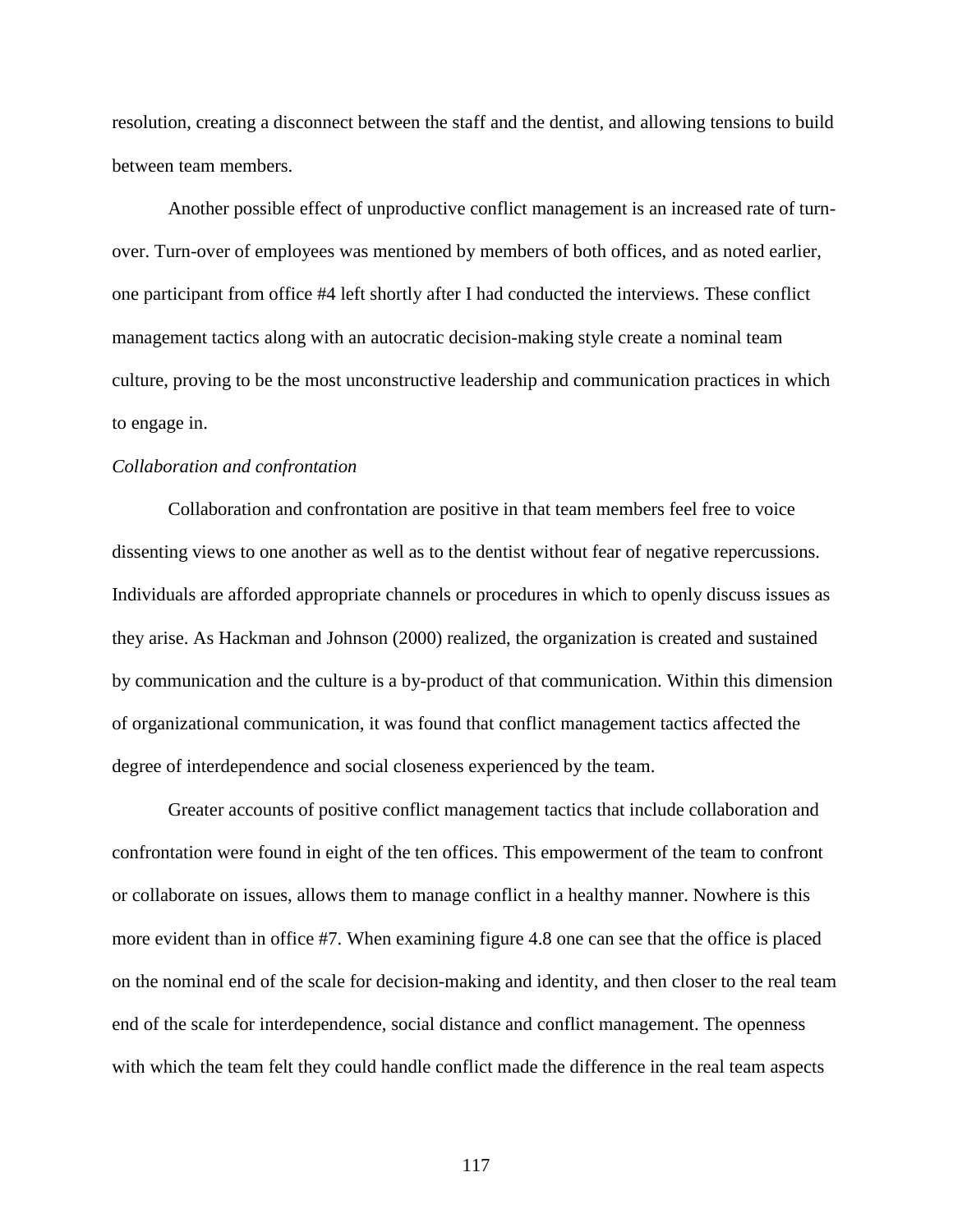resolution, creating a disconnect between the staff and the dentist, and allowing tensions to build between team members.

Another possible effect of unproductive conflict management is an increased rate of turn-over. Turn-over of employees was mentioned by members of both offices, and as noted earlier, one participant from office #4 left shortly after I had conducted the interviews. These conflict management tactics along with an autocratic decision-making style create a nominal team culture, proving to be the most unconstructive leadership and communication practices in which to engage in.

*Collaboration and confrontation*

Collaboration and confrontation are positive in that team members feel free to voice dissenting views to one another as well as to the dentist without fear of negative repercussions. Individuals are afforded appropriate channels or procedures in which to openly discuss issues as they arise. As Hackman and Johnson (2000) realized, the organization is created and sustained by communication and the culture is a by-product of that communication. Within this dimension of organizational communication, it was found that conflict management tactics affected the degree of interdependence and social closeness experienced by the team.

Greater accounts of positive conflict management tactics that include collaboration and confrontation were found in eight of the ten offices. This empowerment of the team to confront or collaborate on issues, allows them to manage conflict in a healthy manner. Nowhere is this more evident than in office #7. When examining figure 4.8 one can see that the office is placed on the nominal end of the scale for decision-making and identity, and then closer to the real team end of the scale for interdependence, social distance and conflict management. The openness with which the team felt they could handle conflict made the difference in the real team aspects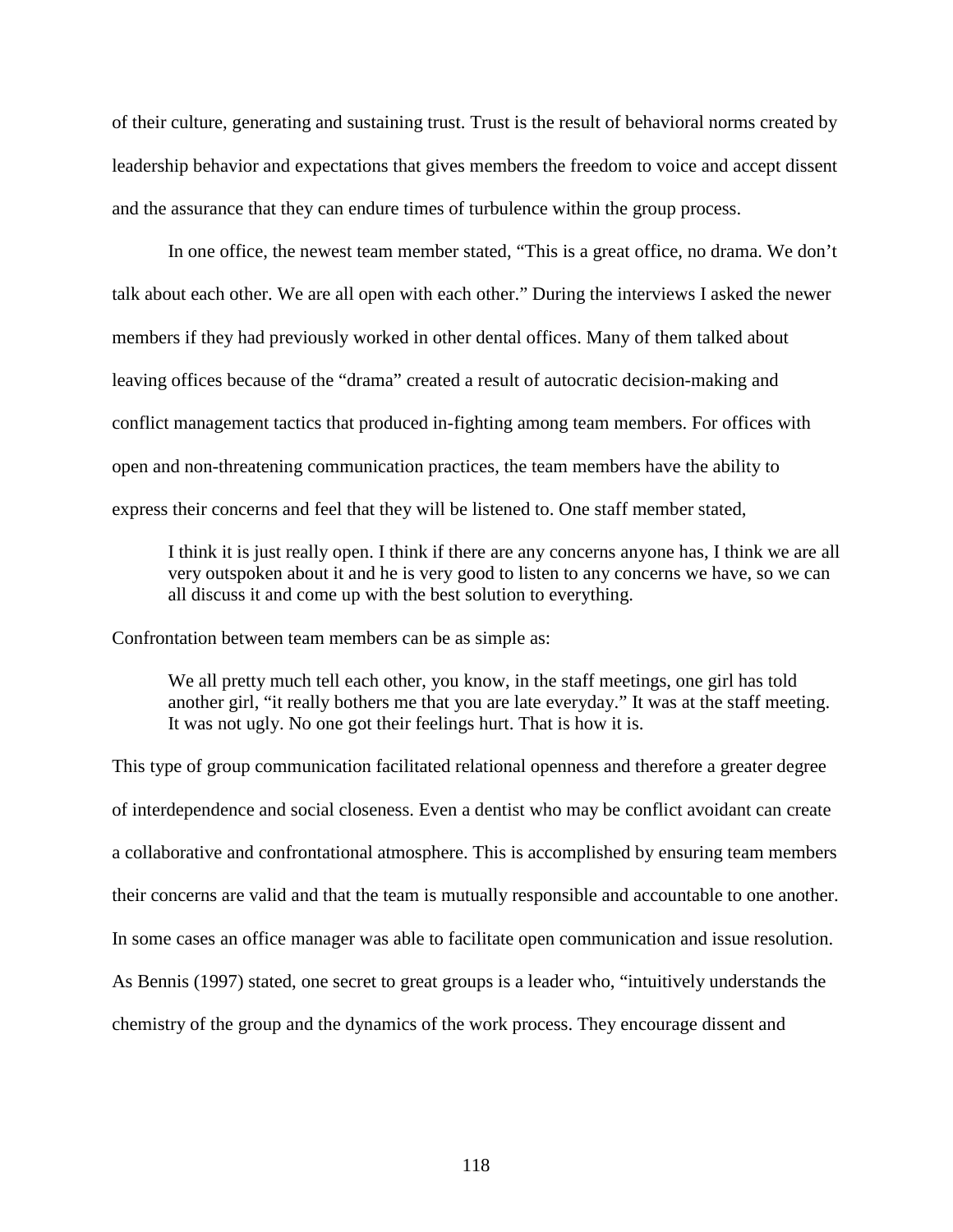of their culture, generating and sustaining trust. Trust is the result of behavioral norms created by leadership behavior and expectations that gives members the freedom to voice and accept dissent and the assurance that they can endure times of turbulence within the group process.

In one office, the newest team member stated, "This is a great office, no drama. We don't talk about each other. We are all open with each other." During the interviews I asked the newer members if they had previously worked in other dental offices. Many of them talked about leaving offices because of the "drama" created a result of autocratic decision-making and conflict management tactics that produced in-fighting among team members. For offices with open and non-threatening communication practices, the team members have the ability to express their concerns and feel that they will be listened to. One staff member stated,

> I think it is just really open. I think if there are any concerns anyone has, I think we are all very outspoken about it and he is very good to listen to any concerns we have, so we can all discuss it and come up with the best solution to everything.

Confrontation between team members can be as simple as:

> We all pretty much tell each other, you know, in the staff meetings, one girl has told another girl, "it really bothers me that you are late everyday." It was at the staff meeting. It was not ugly. No one got their feelings hurt. That is how it is.

This type of group communication facilitated relational openness and therefore a greater degree of interdependence and social closeness. Even a dentist who may be conflict avoidant can create a collaborative and confrontational atmosphere. This is accomplished by ensuring team members their concerns are valid and that the team is mutually responsible and accountable to one another. In some cases an office manager was able to facilitate open communication and issue resolution. As Bennis (1997) stated, one secret to great groups is a leader who, "intuitively understands the chemistry of the group and the dynamics of the work process. They encourage dissent and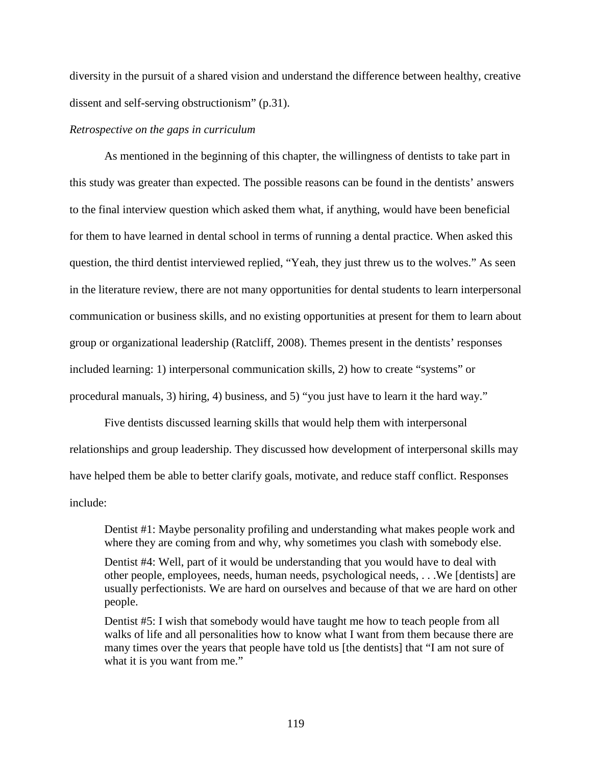diversity in the pursuit of a shared vision and understand the difference between healthy, creative dissent and self-serving obstructionism" (p.31).

*Retrospective on the gaps in curriculum*

As mentioned in the beginning of this chapter, the willingness of dentists to take part in this study was greater than expected. The possible reasons can be found in the dentists' answers to the final interview question which asked them what, if anything, would have been beneficial for them to have learned in dental school in terms of running a dental practice. When asked this question, the third dentist interviewed replied, "Yeah, they just threw us to the wolves." As seen in the literature review, there are not many opportunities for dental students to learn interpersonal communication or business skills, and no existing opportunities at present for them to learn about group or organizational leadership (Ratcliff, 2008). Themes present in the dentists' responses included learning: 1) interpersonal communication skills, 2) how to create "systems" or procedural manuals, 3) hiring, 4) business, and 5) "you just have to learn it the hard way."

Five dentists discussed learning skills that would help them with interpersonal relationships and group leadership. They discussed how development of interpersonal skills may have helped them be able to better clarify goals, motivate, and reduce staff conflict. Responses include:

> Dentist #1: Maybe personality profiling and understanding what makes people work and where they are coming from and why, why sometimes you clash with somebody else.
>
> Dentist #4: Well, part of it would be understanding that you would have to deal with other people, employees, needs, human needs, psychological needs, . . .We [dentists] are usually perfectionists. We are hard on ourselves and because of that we are hard on other people.
>
> Dentist #5: I wish that somebody would have taught me how to teach people from all walks of life and all personalities how to know what I want from them because there are many times over the years that people have told us [the dentists] that "I am not sure of what it is you want from me."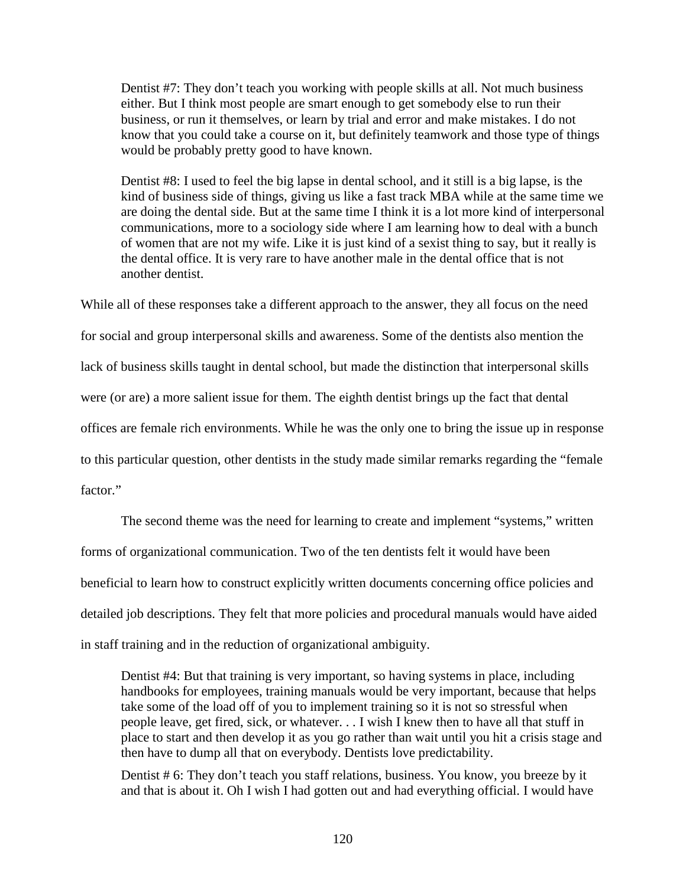> Dentist #7: They don't teach you working with people skills at all. Not much business either. But I think most people are smart enough to get somebody else to run their business, or run it themselves, or learn by trial and error and make mistakes. I do not know that you could take a course on it, but definitely teamwork and those type of things would be probably pretty good to have known.

> Dentist #8: I used to feel the big lapse in dental school, and it still is a big lapse, is the kind of business side of things, giving us like a fast track MBA while at the same time we are doing the dental side. But at the same time I think it is a lot more kind of interpersonal communications, more to a sociology side where I am learning how to deal with a bunch of women that are not my wife. Like it is just kind of a sexist thing to say, but it really is the dental office. It is very rare to have another male in the dental office that is not another dentist.

While all of these responses take a different approach to the answer, they all focus on the need for social and group interpersonal skills and awareness. Some of the dentists also mention the lack of business skills taught in dental school, but made the distinction that interpersonal skills were (or are) a more salient issue for them. The eighth dentist brings up the fact that dental offices are female rich environments. While he was the only one to bring the issue up in response to this particular question, other dentists in the study made similar remarks regarding the "female factor."

The second theme was the need for learning to create and implement "systems," written forms of organizational communication. Two of the ten dentists felt it would have been beneficial to learn how to construct explicitly written documents concerning office policies and detailed job descriptions. They felt that more policies and procedural manuals would have aided in staff training and in the reduction of organizational ambiguity.

> Dentist #4: But that training is very important, so having systems in place, including handbooks for employees, training manuals would be very important, because that helps take some of the load off of you to implement training so it is not so stressful when people leave, get fired, sick, or whatever. . . I wish I knew then to have all that stuff in place to start and then develop it as you go rather than wait until you hit a crisis stage and then have to dump all that on everybody. Dentists love predictability.

> Dentist # 6: They don't teach you staff relations, business. You know, you breeze by it and that is about it. Oh I wish I had gotten out and had everything official. I would have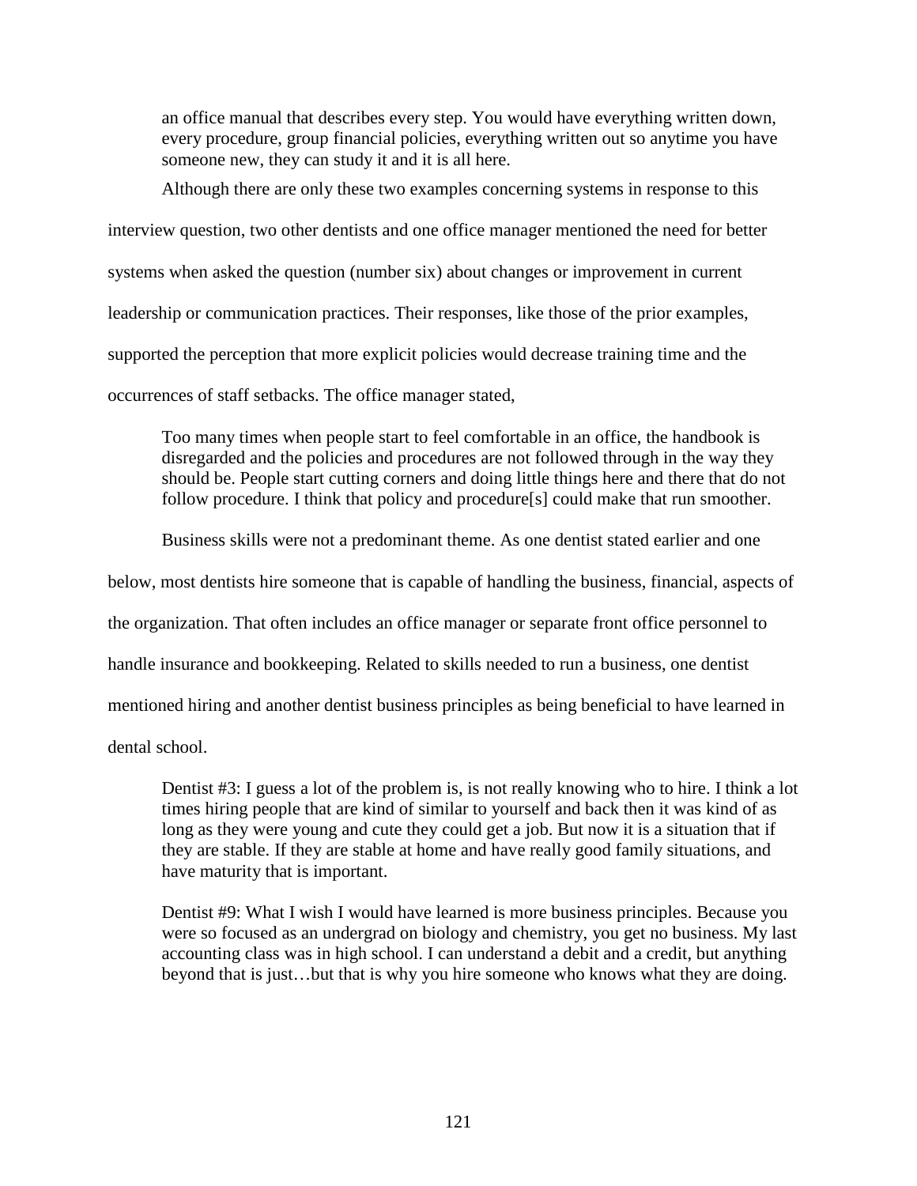> an office manual that describes every step. You would have everything written down, every procedure, group financial policies, everything written out so anytime you have someone new, they can study it and it is all here.

Although there are only these two examples concerning systems in response to this interview question, two other dentists and one office manager mentioned the need for better systems when asked the question (number six) about changes or improvement in current leadership or communication practices. Their responses, like those of the prior examples, supported the perception that more explicit policies would decrease training time and the occurrences of staff setbacks. The office manager stated,

> Too many times when people start to feel comfortable in an office, the handbook is disregarded and the policies and procedures are not followed through in the way they should be. People start cutting corners and doing little things here and there that do not follow procedure. I think that policy and procedure[s] could make that run smoother.

Business skills were not a predominant theme. As one dentist stated earlier and one below, most dentists hire someone that is capable of handling the business, financial, aspects of the organization. That often includes an office manager or separate front office personnel to handle insurance and bookkeeping. Related to skills needed to run a business, one dentist mentioned hiring and another dentist business principles as being beneficial to have learned in dental school.

> Dentist #3: I guess a lot of the problem is, is not really knowing who to hire. I think a lot times hiring people that are kind of similar to yourself and back then it was kind of as long as they were young and cute they could get a job. But now it is a situation that if they are stable. If they are stable at home and have really good family situations, and have maturity that is important.

> Dentist #9: What I wish I would have learned is more business principles. Because you were so focused as an undergrad on biology and chemistry, you get no business. My last accounting class was in high school. I can understand a debit and a credit, but anything beyond that is just…but that is why you hire someone who knows what they are doing.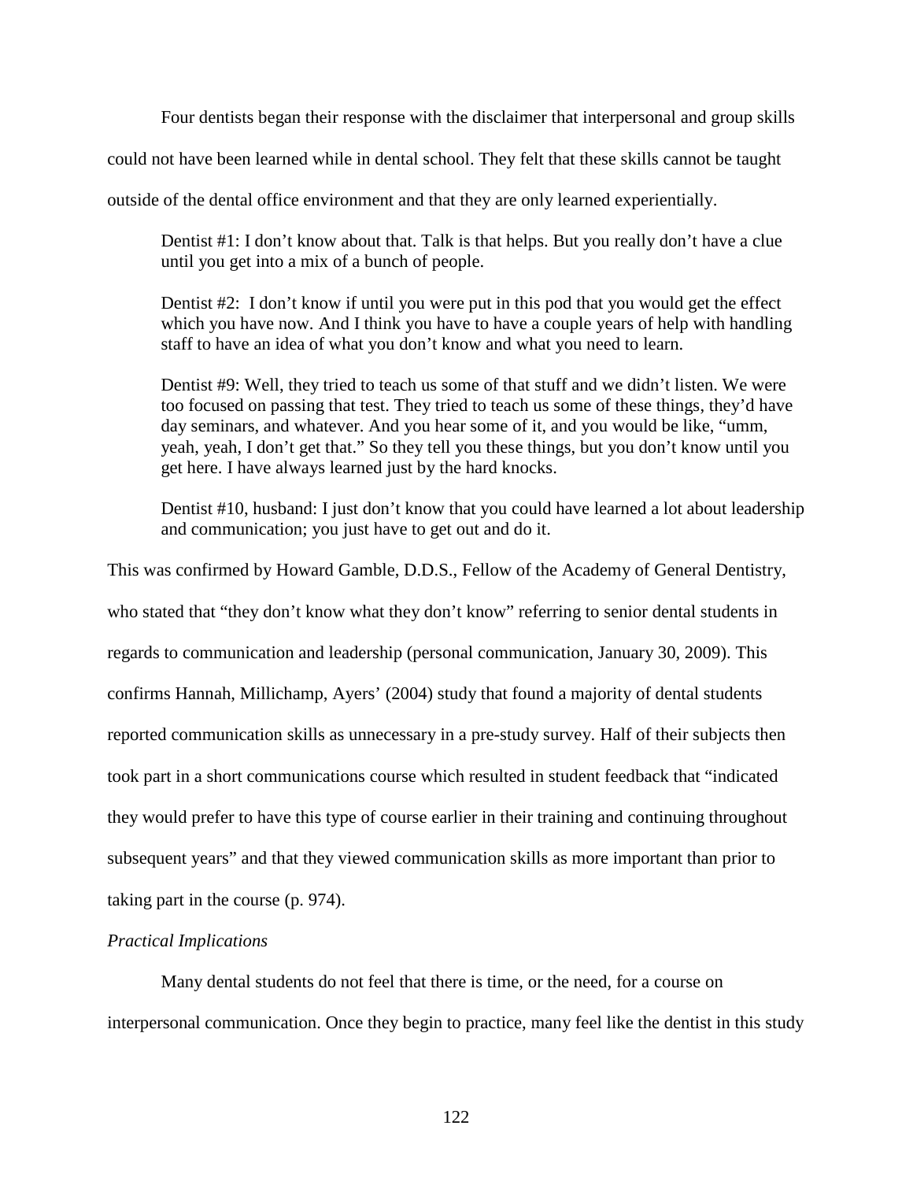Four dentists began their response with the disclaimer that interpersonal and group skills could not have been learned while in dental school. They felt that these skills cannot be taught outside of the dental office environment and that they are only learned experientially.

> Dentist #1: I don't know about that. Talk is that helps. But you really don't have a clue until you get into a mix of a bunch of people.
>
> Dentist #2: I don't know if until you were put in this pod that you would get the effect which you have now. And I think you have to have a couple years of help with handling staff to have an idea of what you don't know and what you need to learn.
>
> Dentist #9: Well, they tried to teach us some of that stuff and we didn't listen. We were too focused on passing that test. They tried to teach us some of these things, they'd have day seminars, and whatever. And you hear some of it, and you would be like, "umm, yeah, yeah, I don't get that." So they tell you these things, but you don't know until you get here. I have always learned just by the hard knocks.
>
> Dentist #10, husband: I just don't know that you could have learned a lot about leadership and communication; you just have to get out and do it.

This was confirmed by Howard Gamble, D.D.S., Fellow of the Academy of General Dentistry, who stated that "they don't know what they don't know" referring to senior dental students in regards to communication and leadership (personal communication, January 30, 2009). This confirms Hannah, Millichamp, Ayers' (2004) study that found a majority of dental students reported communication skills as unnecessary in a pre-study survey. Half of their subjects then took part in a short communications course which resulted in student feedback that "indicated they would prefer to have this type of course earlier in their training and continuing throughout subsequent years" and that they viewed communication skills as more important than prior to taking part in the course (p. 974).

*Practical Implications*

Many dental students do not feel that there is time, or the need, for a course on interpersonal communication. Once they begin to practice, many feel like the dentist in this study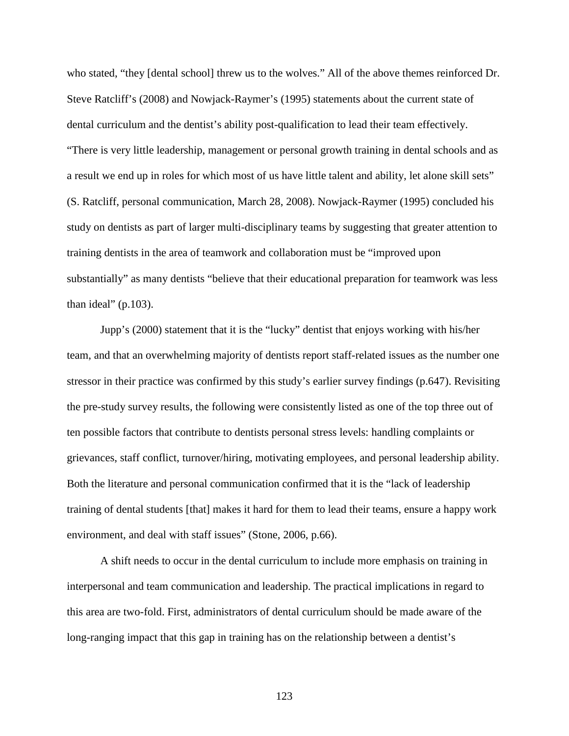who stated, "they [dental school] threw us to the wolves." All of the above themes reinforced Dr. Steve Ratcliff's (2008) and Nowjack-Raymer's (1995) statements about the current state of dental curriculum and the dentist's ability post-qualification to lead their team effectively. "There is very little leadership, management or personal growth training in dental schools and as a result we end up in roles for which most of us have little talent and ability, let alone skill sets" (S. Ratcliff, personal communication, March 28, 2008). Nowjack-Raymer (1995) concluded his study on dentists as part of larger multi-disciplinary teams by suggesting that greater attention to training dentists in the area of teamwork and collaboration must be "improved upon substantially" as many dentists "believe that their educational preparation for teamwork was less than ideal" (p.103).

Jupp's (2000) statement that it is the "lucky" dentist that enjoys working with his/her team, and that an overwhelming majority of dentists report staff-related issues as the number one stressor in their practice was confirmed by this study's earlier survey findings (p.647). Revisiting the pre-study survey results, the following were consistently listed as one of the top three out of ten possible factors that contribute to dentists personal stress levels: handling complaints or grievances, staff conflict, turnover/hiring, motivating employees, and personal leadership ability. Both the literature and personal communication confirmed that it is the "lack of leadership training of dental students [that] makes it hard for them to lead their teams, ensure a happy work environment, and deal with staff issues" (Stone, 2006, p.66).

A shift needs to occur in the dental curriculum to include more emphasis on training in interpersonal and team communication and leadership. The practical implications in regard to this area are two-fold. First, administrators of dental curriculum should be made aware of the long-ranging impact that this gap in training has on the relationship between a dentist's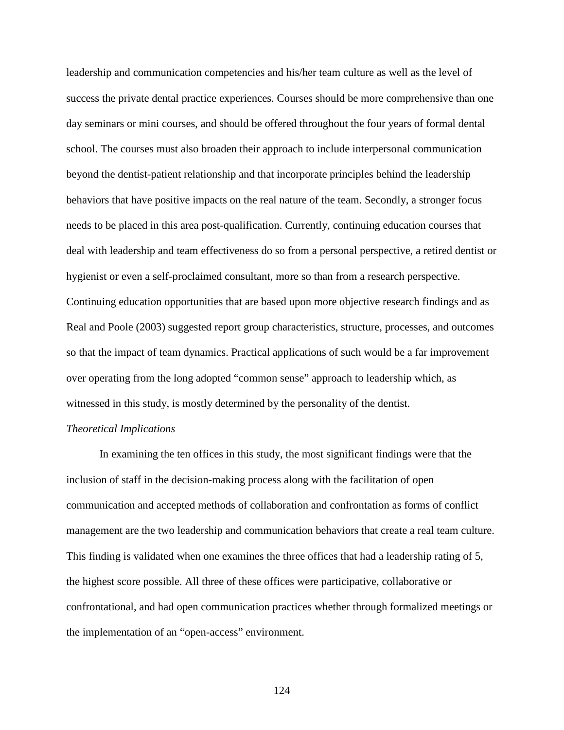leadership and communication competencies and his/her team culture as well as the level of success the private dental practice experiences. Courses should be more comprehensive than one day seminars or mini courses, and should be offered throughout the four years of formal dental school. The courses must also broaden their approach to include interpersonal communication beyond the dentist-patient relationship and that incorporate principles behind the leadership behaviors that have positive impacts on the real nature of the team. Secondly, a stronger focus needs to be placed in this area post-qualification. Currently, continuing education courses that deal with leadership and team effectiveness do so from a personal perspective, a retired dentist or hygienist or even a self-proclaimed consultant, more so than from a research perspective. Continuing education opportunities that are based upon more objective research findings and as Real and Poole (2003) suggested report group characteristics, structure, processes, and outcomes so that the impact of team dynamics. Practical applications of such would be a far improvement over operating from the long adopted "common sense" approach to leadership which, as witnessed in this study, is mostly determined by the personality of the dentist.

*Theoretical Implications*

In examining the ten offices in this study, the most significant findings were that the inclusion of staff in the decision-making process along with the facilitation of open communication and accepted methods of collaboration and confrontation as forms of conflict management are the two leadership and communication behaviors that create a real team culture. This finding is validated when one examines the three offices that had a leadership rating of 5, the highest score possible. All three of these offices were participative, collaborative or confrontational, and had open communication practices whether through formalized meetings or the implementation of an "open-access" environment.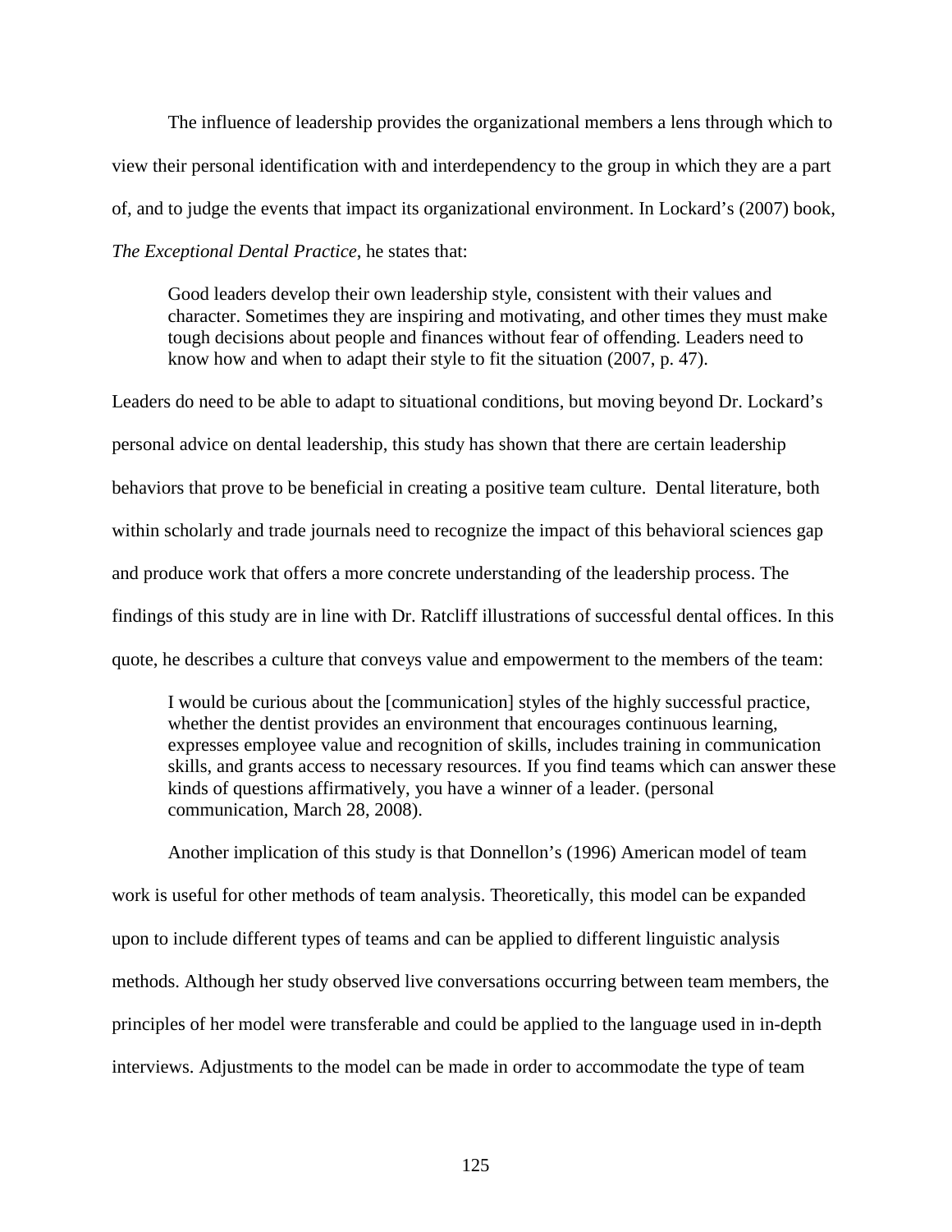The influence of leadership provides the organizational members a lens through which to view their personal identification with and interdependency to the group in which they are a part of, and to judge the events that impact its organizational environment. In Lockard's (2007) book, *The Exceptional Dental Practice*, he states that:

> Good leaders develop their own leadership style, consistent with their values and character. Sometimes they are inspiring and motivating, and other times they must make tough decisions about people and finances without fear of offending. Leaders need to know how and when to adapt their style to fit the situation (2007, p. 47).

Leaders do need to be able to adapt to situational conditions, but moving beyond Dr. Lockard's personal advice on dental leadership, this study has shown that there are certain leadership behaviors that prove to be beneficial in creating a positive team culture. Dental literature, both within scholarly and trade journals need to recognize the impact of this behavioral sciences gap and produce work that offers a more concrete understanding of the leadership process. The findings of this study are in line with Dr. Ratcliff illustrations of successful dental offices. In this quote, he describes a culture that conveys value and empowerment to the members of the team:

> I would be curious about the [communication] styles of the highly successful practice, whether the dentist provides an environment that encourages continuous learning, expresses employee value and recognition of skills, includes training in communication skills, and grants access to necessary resources. If you find teams which can answer these kinds of questions affirmatively, you have a winner of a leader. (personal communication, March 28, 2008).

Another implication of this study is that Donnellon's (1996) American model of team work is useful for other methods of team analysis. Theoretically, this model can be expanded upon to include different types of teams and can be applied to different linguistic analysis methods. Although her study observed live conversations occurring between team members, the principles of her model were transferable and could be applied to the language used in in-depth interviews. Adjustments to the model can be made in order to accommodate the type of team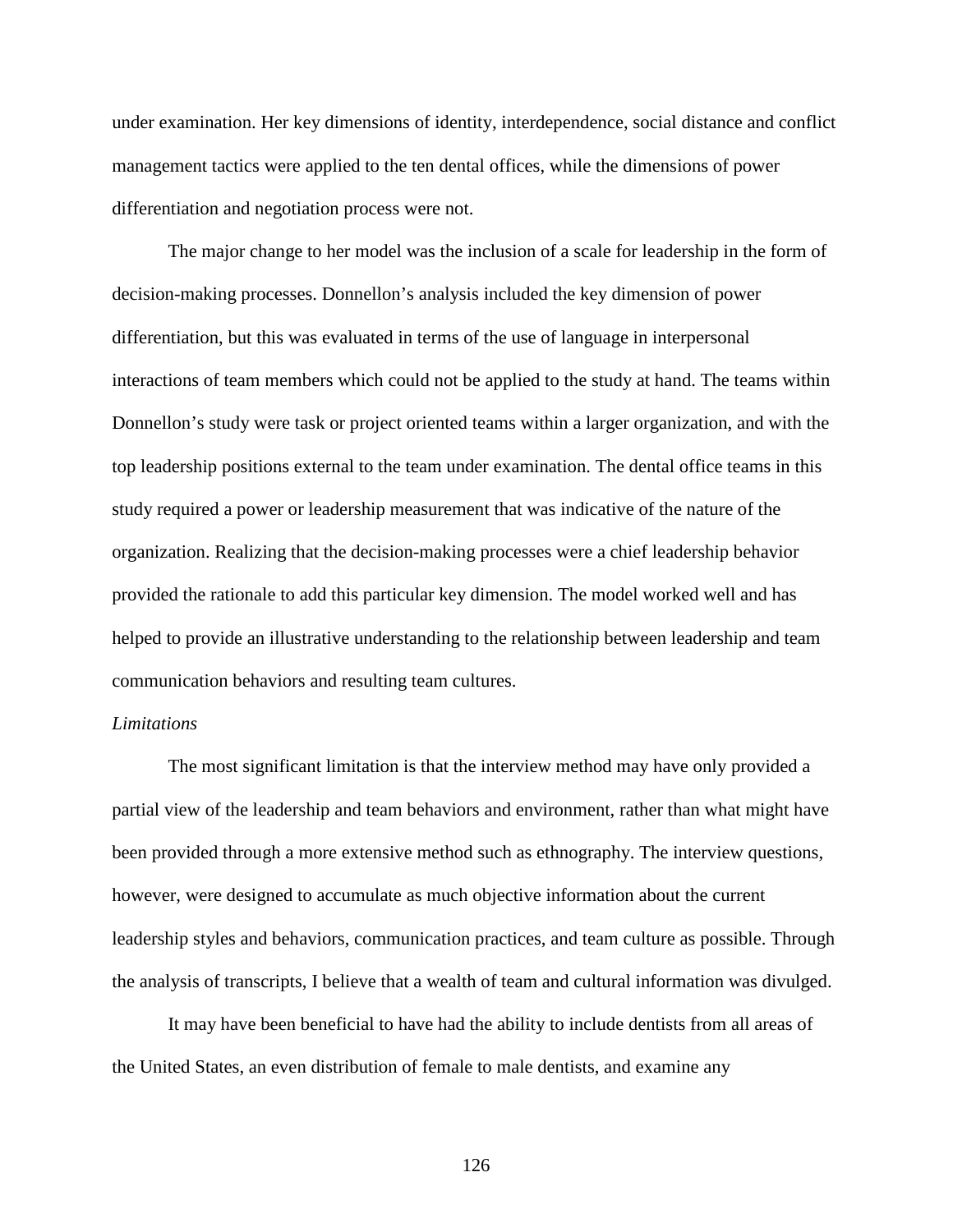under examination. Her key dimensions of identity, interdependence, social distance and conflict management tactics were applied to the ten dental offices, while the dimensions of power differentiation and negotiation process were not.

The major change to her model was the inclusion of a scale for leadership in the form of decision-making processes. Donnellon's analysis included the key dimension of power differentiation, but this was evaluated in terms of the use of language in interpersonal interactions of team members which could not be applied to the study at hand. The teams within Donnellon's study were task or project oriented teams within a larger organization, and with the top leadership positions external to the team under examination. The dental office teams in this study required a power or leadership measurement that was indicative of the nature of the organization. Realizing that the decision-making processes were a chief leadership behavior provided the rationale to add this particular key dimension. The model worked well and has helped to provide an illustrative understanding to the relationship between leadership and team communication behaviors and resulting team cultures.

*Limitations*

The most significant limitation is that the interview method may have only provided a partial view of the leadership and team behaviors and environment, rather than what might have been provided through a more extensive method such as ethnography. The interview questions, however, were designed to accumulate as much objective information about the current leadership styles and behaviors, communication practices, and team culture as possible. Through the analysis of transcripts, I believe that a wealth of team and cultural information was divulged.

It may have been beneficial to have had the ability to include dentists from all areas of the United States, an even distribution of female to male dentists, and examine any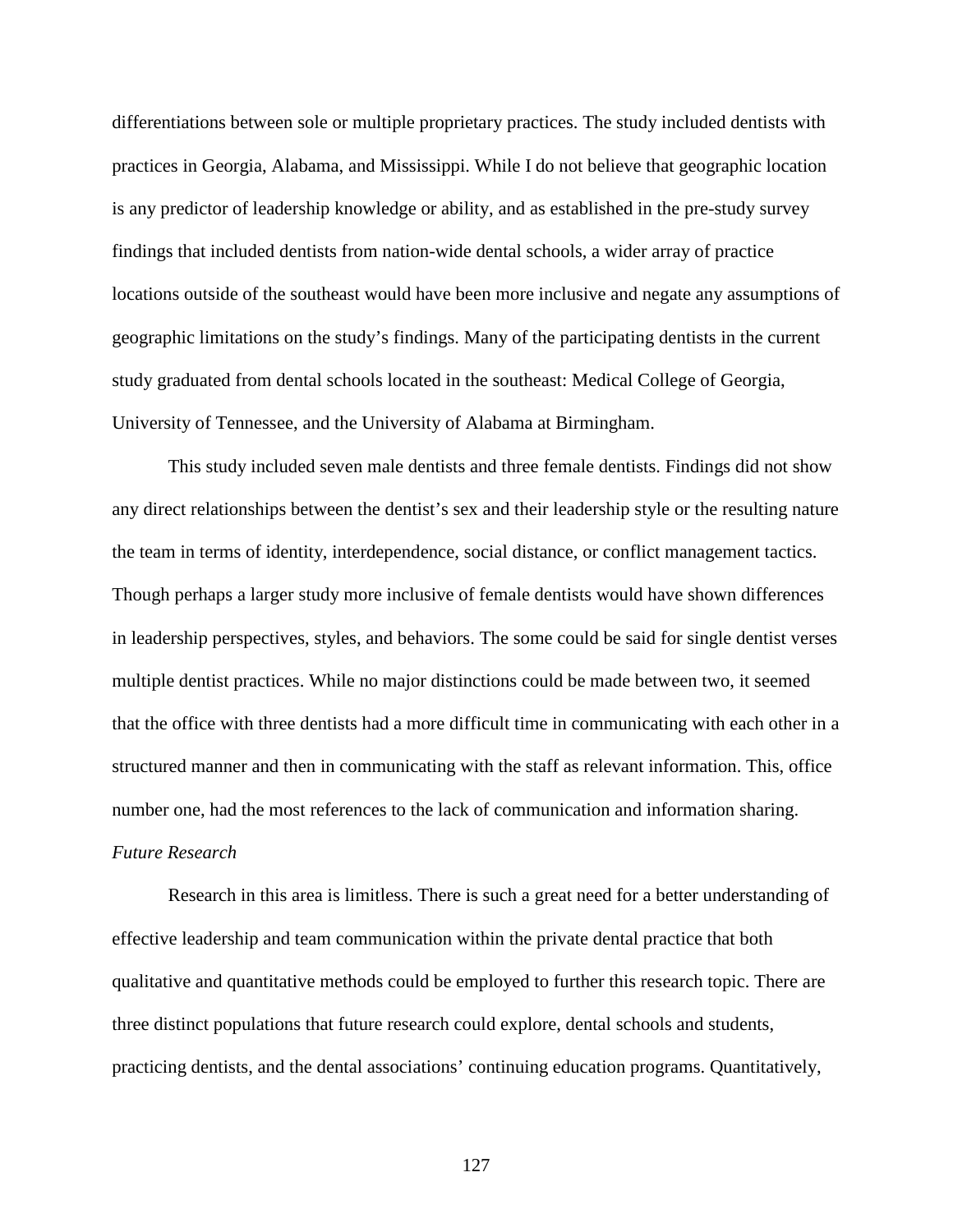differentiations between sole or multiple proprietary practices. The study included dentists with practices in Georgia, Alabama, and Mississippi. While I do not believe that geographic location is any predictor of leadership knowledge or ability, and as established in the pre-study survey findings that included dentists from nation-wide dental schools, a wider array of practice locations outside of the southeast would have been more inclusive and negate any assumptions of geographic limitations on the study's findings. Many of the participating dentists in the current study graduated from dental schools located in the southeast: Medical College of Georgia, University of Tennessee, and the University of Alabama at Birmingham.

This study included seven male dentists and three female dentists. Findings did not show any direct relationships between the dentist's sex and their leadership style or the resulting nature the team in terms of identity, interdependence, social distance, or conflict management tactics. Though perhaps a larger study more inclusive of female dentists would have shown differences in leadership perspectives, styles, and behaviors. The some could be said for single dentist verses multiple dentist practices. While no major distinctions could be made between two, it seemed that the office with three dentists had a more difficult time in communicating with each other in a structured manner and then in communicating with the staff as relevant information. This, office number one, had the most references to the lack of communication and information sharing.

*Future Research*

Research in this area is limitless. There is such a great need for a better understanding of effective leadership and team communication within the private dental practice that both qualitative and quantitative methods could be employed to further this research topic. There are three distinct populations that future research could explore, dental schools and students, practicing dentists, and the dental associations' continuing education programs. Quantitatively,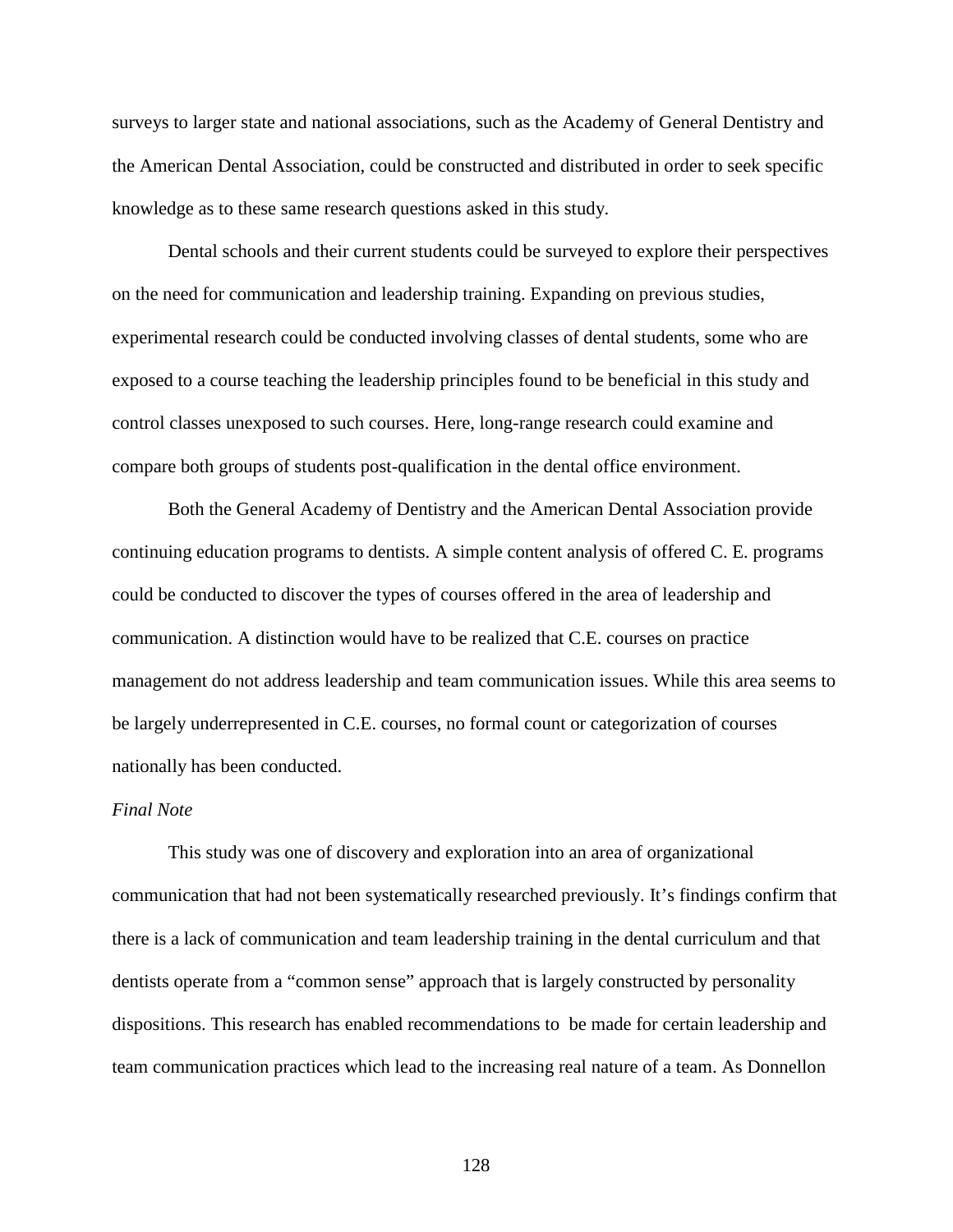surveys to larger state and national associations, such as the Academy of General Dentistry and the American Dental Association, could be constructed and distributed in order to seek specific knowledge as to these same research questions asked in this study.

Dental schools and their current students could be surveyed to explore their perspectives on the need for communication and leadership training. Expanding on previous studies, experimental research could be conducted involving classes of dental students, some who are exposed to a course teaching the leadership principles found to be beneficial in this study and control classes unexposed to such courses. Here, long-range research could examine and compare both groups of students post-qualification in the dental office environment.

Both the General Academy of Dentistry and the American Dental Association provide continuing education programs to dentists. A simple content analysis of offered C. E. programs could be conducted to discover the types of courses offered in the area of leadership and communication. A distinction would have to be realized that C.E. courses on practice management do not address leadership and team communication issues. While this area seems to be largely underrepresented in C.E. courses, no formal count or categorization of courses nationally has been conducted.

*Final Note*

This study was one of discovery and exploration into an area of organizational communication that had not been systematically researched previously. It's findings confirm that there is a lack of communication and team leadership training in the dental curriculum and that dentists operate from a "common sense" approach that is largely constructed by personality dispositions. This research has enabled recommendations to be made for certain leadership and team communication practices which lead to the increasing real nature of a team. As Donnellon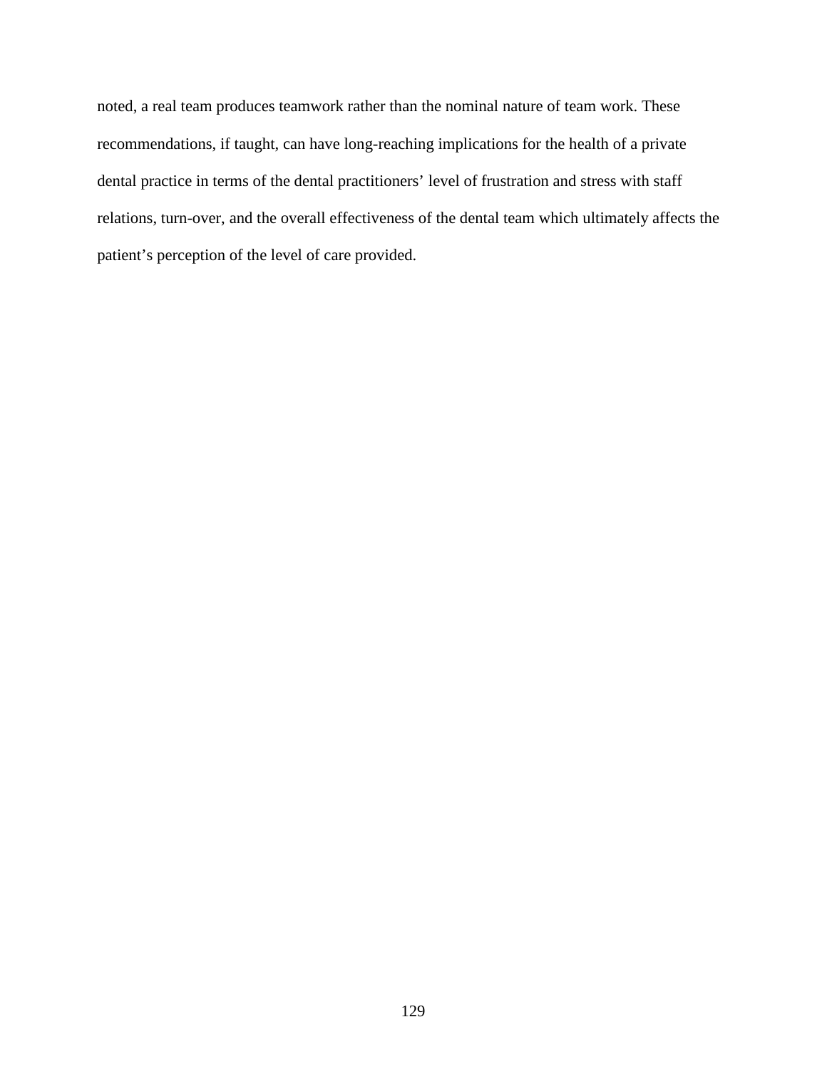noted, a real team produces teamwork rather than the nominal nature of team work. These recommendations, if taught, can have long-reaching implications for the health of a private dental practice in terms of the dental practitioners' level of frustration and stress with staff relations, turn-over, and the overall effectiveness of the dental team which ultimately affects the patient's perception of the level of care provided.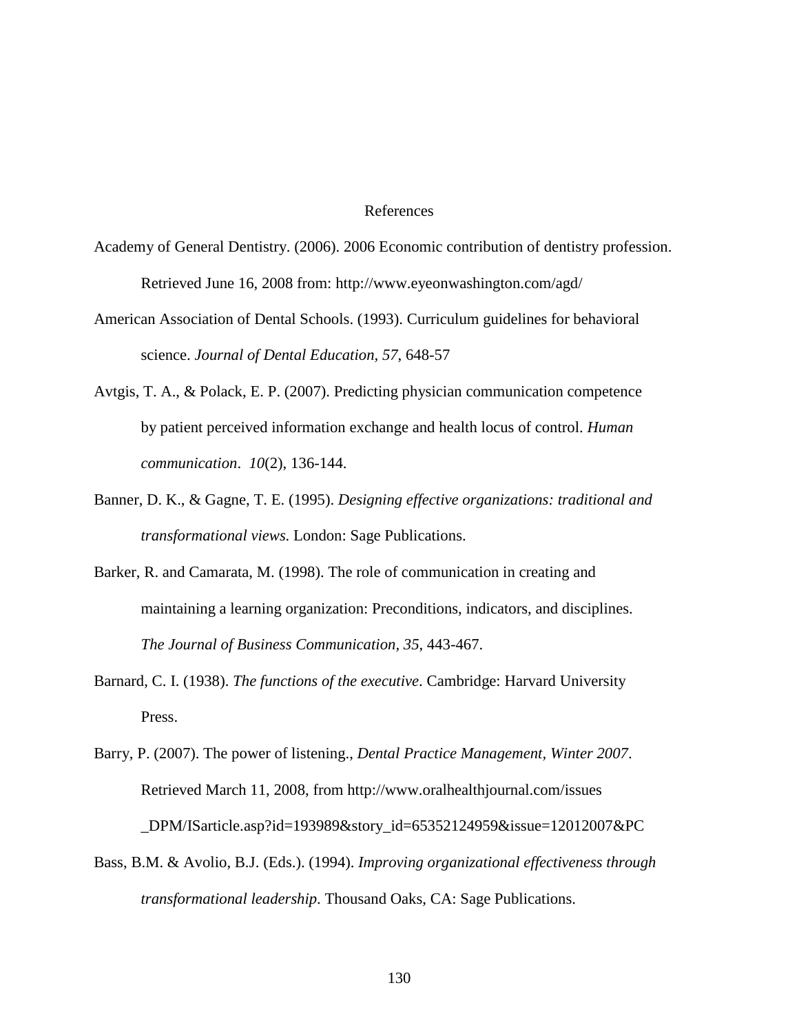# References

Academy of General Dentistry. (2006). 2006 Economic contribution of dentistry profession. Retrieved June 16, 2008 from: http://www.eyeonwashington.com/agd/

American Association of Dental Schools. (1993). Curriculum guidelines for behavioral science. *Journal of Dental Education, 57*, 648-57

Avtgis, T. A., & Polack, E. P. (2007). Predicting physician communication competence by patient perceived information exchange and health locus of control. *Human communication*. *10*(2), 136-144.

Banner, D. K., & Gagne, T. E. (1995). *Designing effective organizations: traditional and transformational views.* London: Sage Publications.

Barker, R. and Camarata, M. (1998). The role of communication in creating and maintaining a learning organization: Preconditions, indicators, and disciplines. *The Journal of Business Communication, 35*, 443-467.

Barnard, C. I. (1938). *The functions of the executive*. Cambridge: Harvard University Press.

Barry, P. (2007). The power of listening., *Dental Practice Management, Winter 2007*. Retrieved March 11, 2008, from http://www.oralhealthjournal.com/issues _DPM/ISarticle.asp?id=193989&story_id=65352124959&issue=12012007&PC

Bass, B.M. & Avolio, B.J. (Eds.). (1994). *Improving organizational effectiveness through transformational leadership.* Thousand Oaks, CA: Sage Publications.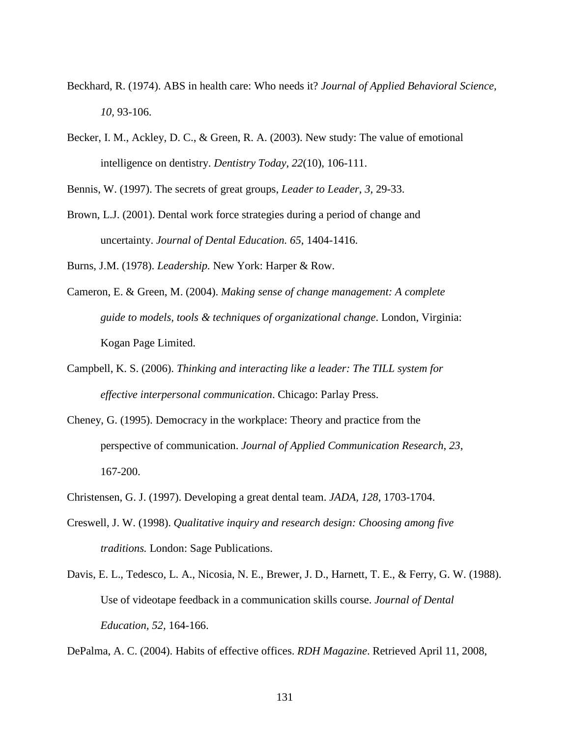Beckhard, R. (1974). ABS in health care: Who needs it? *Journal of Applied Behavioral Science, 10,* 93-106.

Becker, I. M., Ackley, D. C., & Green, R. A. (2003). New study: The value of emotional intelligence on dentistry. *Dentistry Today, 22*(10), 106-111.

Bennis, W. (1997). The secrets of great groups, *Leader to Leader, 3,* 29-33.

Brown, L.J. (2001). Dental work force strategies during a period of change and uncertainty. *Journal of Dental Education. 65,* 1404-1416.

Burns, J.M. (1978). *Leadership.* New York: Harper & Row.

Cameron, E. & Green, M. (2004). *Making sense of change management: A complete guide to models, tools & techniques of organizational change*. London, Virginia: Kogan Page Limited.

Campbell, K. S. (2006). *Thinking and interacting like a leader: The TILL system for effective interpersonal communication*. Chicago: Parlay Press.

Cheney, G. (1995). Democracy in the workplace: Theory and practice from the perspective of communication. *Journal of Applied Communication Research*, *23*, 167-200.

Christensen, G. J. (1997). Developing a great dental team. *JADA, 128,* 1703-1704.

Creswell, J. W. (1998). *Qualitative inquiry and research design: Choosing among five traditions.* London: Sage Publications.

Davis, E. L., Tedesco, L. A., Nicosia, N. E., Brewer, J. D., Harnett, T. E., & Ferry, G. W. (1988). Use of videotape feedback in a communication skills course. *Journal of Dental Education*, *52,* 164-166.

DePalma, A. C. (2004). Habits of effective offices. *RDH Magazine*. Retrieved April 11, 2008,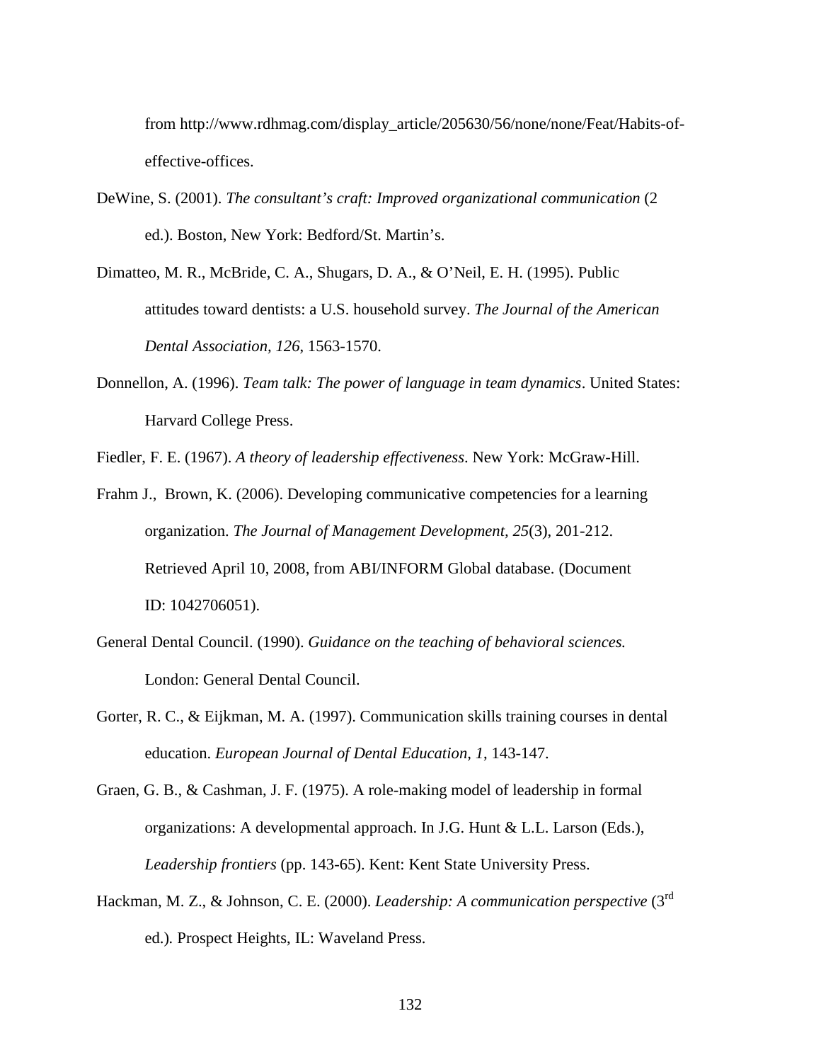from http://www.rdhmag.com/display_article/205630/56/none/none/Feat/Habits-of-effective-offices.

DeWine, S. (2001). *The consultant's craft: Improved organizational communication* (2 ed.). Boston, New York: Bedford/St. Martin's.

Dimatteo, M. R., McBride, C. A., Shugars, D. A., & O'Neil, E. H. (1995). Public attitudes toward dentists: a U.S. household survey. *The Journal of the American Dental Association, 126*, 1563-1570.

Donnellon, A. (1996). *Team talk: The power of language in team dynamics*. United States: Harvard College Press.

Fiedler, F. E. (1967). *A theory of leadership effectiveness*. New York: McGraw-Hill.

Frahm J., Brown, K. (2006). Developing communicative competencies for a learning organization. *The Journal of Management Development, 25*(3), 201-212. Retrieved April 10, 2008, from ABI/INFORM Global database. (Document ID: 1042706051).

General Dental Council. (1990). *Guidance on the teaching of behavioral sciences.* London: General Dental Council.

Gorter, R. C., & Eijkman, M. A. (1997). Communication skills training courses in dental education. *European Journal of Dental Education, 1*, 143-147.

Graen, G. B., & Cashman, J. F. (1975). A role-making model of leadership in formal organizations: A developmental approach. In J.G. Hunt & L.L. Larson (Eds.), *Leadership frontiers* (pp. 143-65). Kent: Kent State University Press.

Hackman, M. Z., & Johnson, C. E. (2000). *Leadership: A communication perspective* (3rd ed.). Prospect Heights, IL: Waveland Press.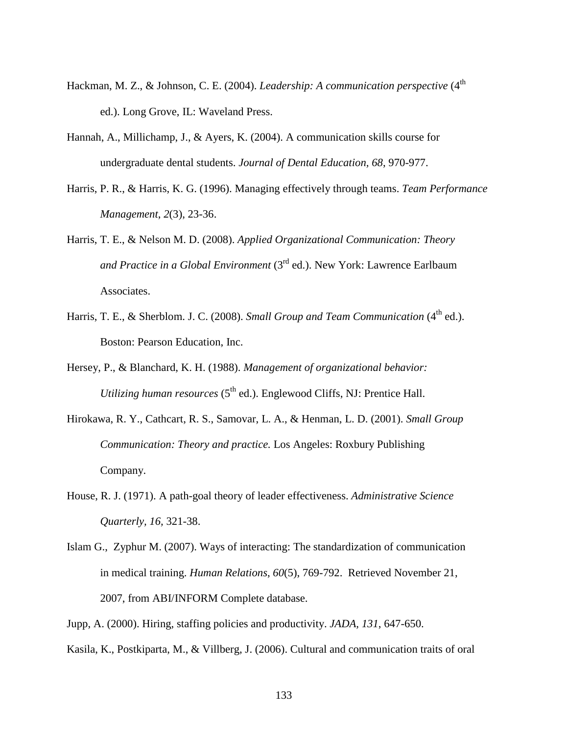Hackman, M. Z., & Johnson, C. E. (2004). *Leadership: A communication perspective* (4th ed.). Long Grove, IL: Waveland Press.

Hannah, A., Millichamp, J., & Ayers, K. (2004). A communication skills course for undergraduate dental students. *Journal of Dental Education, 68*, 970-977.

Harris, P. R., & Harris, K. G. (1996). Managing effectively through teams. *Team Performance Management*, *2*(3), 23-36.

Harris, T. E., & Nelson M. D. (2008). *Applied Organizational Communication: Theory and Practice in a Global Environment* (3rd ed.). New York: Lawrence Earlbaum Associates.

Harris, T. E., & Sherblom. J. C. (2008). *Small Group and Team Communication* (4th ed.). Boston: Pearson Education, Inc.

Hersey, P., & Blanchard, K. H. (1988). *Management of organizational behavior: Utilizing human resources* (5th ed.). Englewood Cliffs, NJ: Prentice Hall.

Hirokawa, R. Y., Cathcart, R. S., Samovar, L. A., & Henman, L. D. (2001). *Small Group Communication: Theory and practice.* Los Angeles: Roxbury Publishing Company.

House, R. J. (1971). A path-goal theory of leader effectiveness. *Administrative Science Quarterly, 16*, 321-38.

Islam G., Zyphur M. (2007). Ways of interacting: The standardization of communication in medical training. *Human Relations*, *60*(5), 769-792. Retrieved November 21, 2007, from ABI/INFORM Complete database.

Jupp, A. (2000). Hiring, staffing policies and productivity. *JADA, 131*, 647-650.

Kasila, K., Postkiparta, M., & Villberg, J. (2006). Cultural and communication traits of oral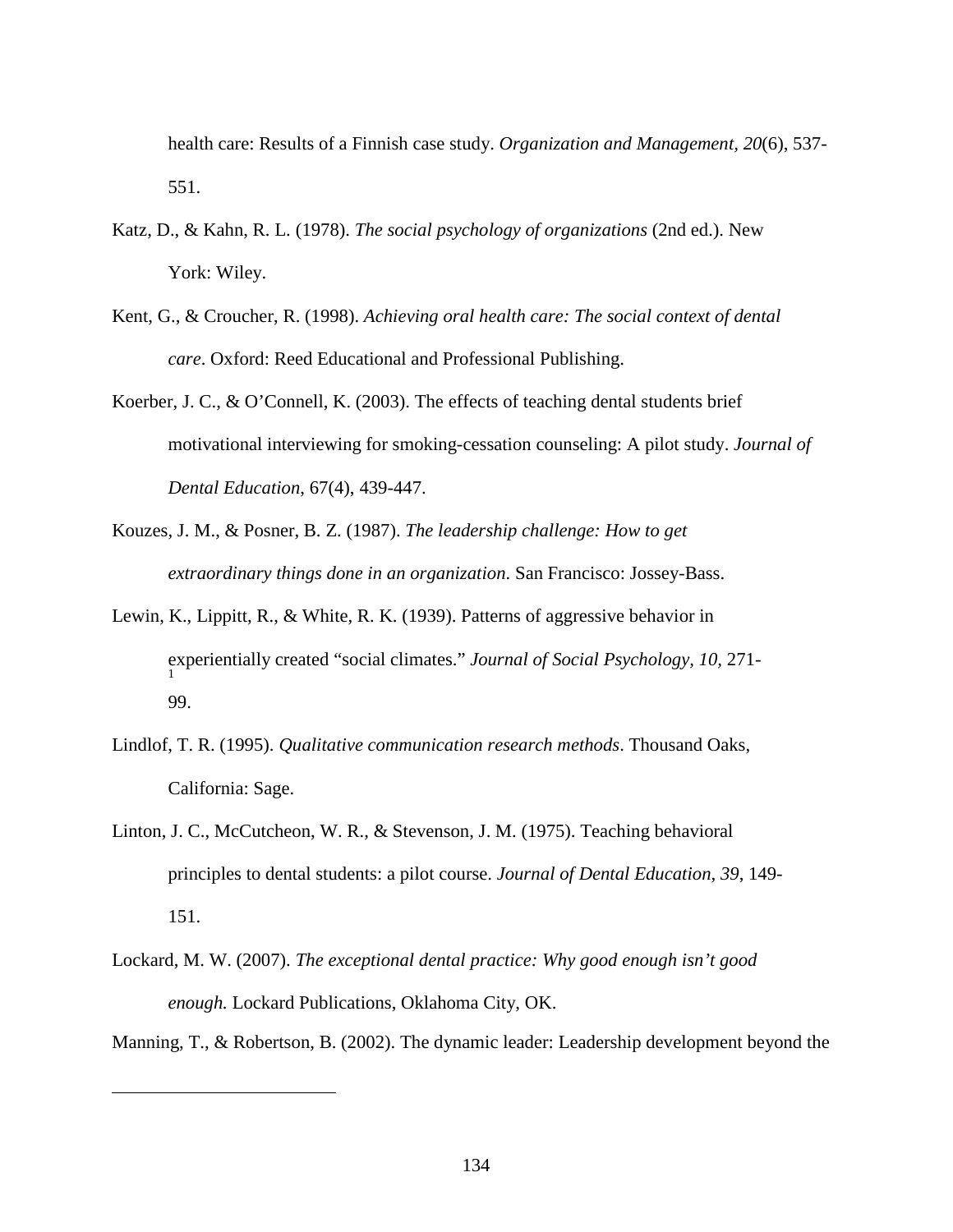health care: Results of a Finnish case study. *Organization and Management, 20*(6), 537-551.

Katz, D., & Kahn, R. L. (1978). *The social psychology of organizations* (2nd ed.). New York: Wiley.

Kent, G., & Croucher, R. (1998). *Achieving oral health care: The social context of dental care*. Oxford: Reed Educational and Professional Publishing.

Koerber, J. C., & O'Connell, K. (2003). The effects of teaching dental students brief motivational interviewing for smoking-cessation counseling: A pilot study. *Journal of Dental Education*, 67(4), 439-447.

Kouzes, J. M., & Posner, B. Z. (1987). *The leadership challenge: How to get extraordinary things done in an organization.* San Francisco: Jossey-Bass.

Lewin, K., Lippitt, R., & White, R. K. (1939). Patterns of aggressive behavior in experientially created "social climates." *Journal of Social Psychology, 10*, 271-[1] 99.

Lindlof, T. R. (1995). *Qualitative communication research methods*. Thousand Oaks, California: Sage.

Linton, J. C., McCutcheon, W. R., & Stevenson, J. M. (1975). Teaching behavioral principles to dental students: a pilot course. *Journal of Dental Education, 39*, 149-151.

Lockard, M. W. (2007). *The exceptional dental practice: Why good enough isn't good enough.* Lockard Publications, Oklahoma City, OK.

Manning, T., & Robertson, B. (2002). The dynamic leader: Leadership development beyond the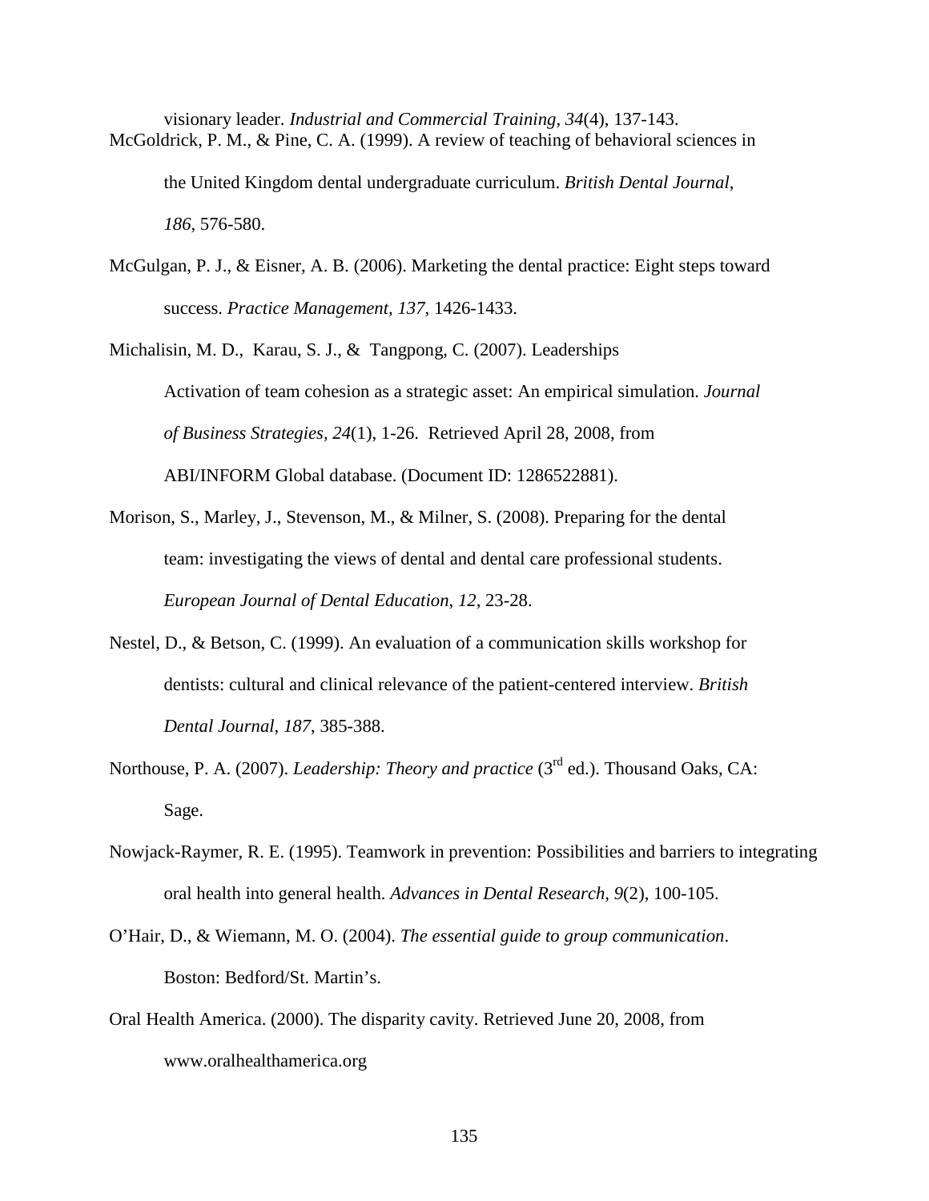visionary leader. *Industrial and Commercial Training, 34*(4), 137-143.

McGoldrick, P. M., & Pine, C. A. (1999). A review of teaching of behavioral sciences in the United Kingdom dental undergraduate curriculum. *British Dental Journal, 186*, 576-580.

McGulgan, P. J., & Eisner, A. B. (2006). Marketing the dental practice: Eight steps toward success. *Practice Management, 137*, 1426-1433.

Michalisin, M. D., Karau, S. J., & Tangpong, C. (2007). Leaderships Activation of team cohesion as a strategic asset: An empirical simulation. *Journal of Business Strategies, 24*(1), 1-26. Retrieved April 28, 2008, from ABI/INFORM Global database. (Document ID: 1286522881).

Morison, S., Marley, J., Stevenson, M., & Milner, S. (2008). Preparing for the dental team: investigating the views of dental and dental care professional students. *European Journal of Dental Education, 12*, 23-28.

Nestel, D., & Betson, C. (1999). An evaluation of a communication skills workshop for dentists: cultural and clinical relevance of the patient-centered interview. *British Dental Journal, 187*, 385-388.

Northouse, P. A. (2007). *Leadership: Theory and practice* (3rd ed.). Thousand Oaks, CA: Sage.

Nowjack-Raymer, R. E. (1995). Teamwork in prevention: Possibilities and barriers to integrating oral health into general health. *Advances in Dental Research, 9*(2), 100-105.

O'Hair, D., & Wiemann, M. O. (2004). *The essential guide to group communication*. Boston: Bedford/St. Martin's.

Oral Health America. (2000). The disparity cavity. Retrieved June 20, 2008, from www.oralhealthamerica.org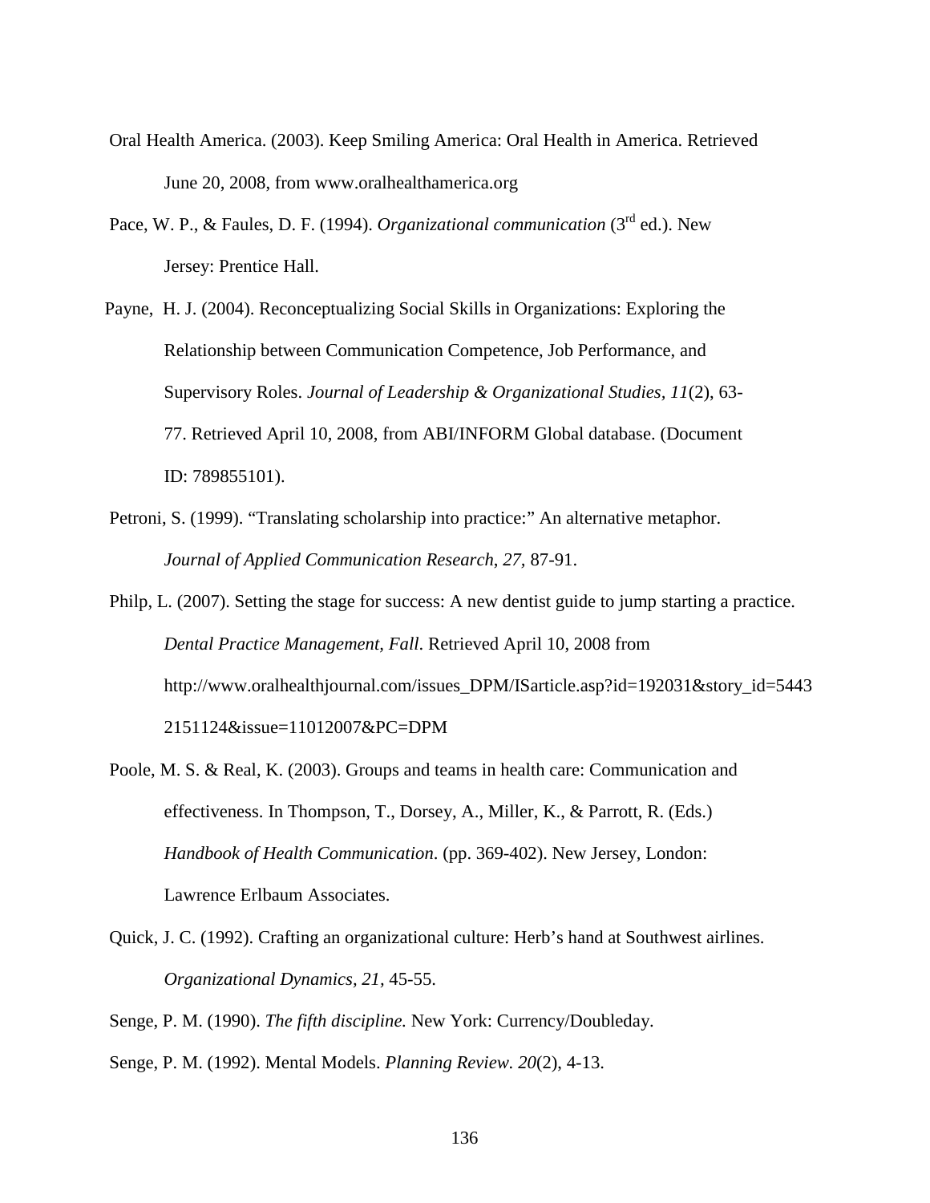Oral Health America. (2003). Keep Smiling America: Oral Health in America. Retrieved June 20, 2008, from www.oralhealthamerica.org

Pace, W. P., & Faules, D. F. (1994). *Organizational communication* (3rd ed.). New Jersey: Prentice Hall.

Payne, H. J. (2004). Reconceptualizing Social Skills in Organizations: Exploring the Relationship between Communication Competence, Job Performance, and Supervisory Roles. *Journal of Leadership & Organizational Studies, 11*(2), 63-77. Retrieved April 10, 2008, from ABI/INFORM Global database. (Document ID: 789855101).

Petroni, S. (1999). "Translating scholarship into practice:" An alternative metaphor. *Journal of Applied Communication Research*, *27*, 87-91.

Philp, L. (2007). Setting the stage for success: A new dentist guide to jump starting a practice. *Dental Practice Management, Fall*. Retrieved April 10, 2008 from http://www.oralhealthjournal.com/issues_DPM/ISarticle.asp?id=192031&story_id=54432151124&issue=11012007&PC=DPM

Poole, M. S. & Real, K. (2003). Groups and teams in health care: Communication and effectiveness. In Thompson, T., Dorsey, A., Miller, K., & Parrott, R. (Eds.) *Handbook of Health Communication*. (pp. 369-402). New Jersey, London: Lawrence Erlbaum Associates.

Quick, J. C. (1992). Crafting an organizational culture: Herb's hand at Southwest airlines. *Organizational Dynamics, 21*, 45-55.

Senge, P. M. (1990). *The fifth discipline.* New York: Currency/Doubleday.

Senge, P. M. (1992). Mental Models. *Planning Review. 20*(2), 4-13.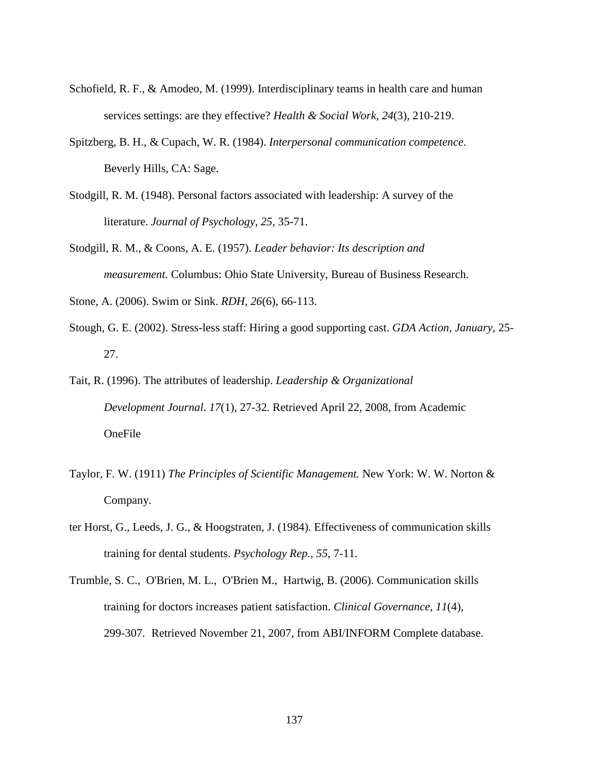Schofield, R. F., & Amodeo, M. (1999). Interdisciplinary teams in health care and human services settings: are they effective? *Health & Social Work*, *24*(3), 210-219.

Spitzberg, B. H., & Cupach, W. R. (1984). *Interpersonal communication competence*. Beverly Hills, CA: Sage.

Stodgill, R. M. (1948). Personal factors associated with leadership: A survey of the literature. *Journal of Psychology, 25,* 35-71.

Stodgill, R. M., & Coons, A. E. (1957). *Leader behavior: Its description and measurement.* Columbus: Ohio State University, Bureau of Business Research.

Stone, A. (2006). Swim or Sink. *RDH*, *26*(6), 66-113.

Stough, G. E. (2002). Stress-less staff: Hiring a good supporting cast. *GDA Action*, *January*, 25-27.

Tait, R. (1996). The attributes of leadership. *Leadership & Organizational Development Journal*. *17*(1), 27-32. Retrieved April 22, 2008, from Academic OneFile

Taylor, F. W. (1911) *The Principles of Scientific Management.* New York: W. W. Norton & Company.

ter Horst, G., Leeds, J. G., & Hoogstraten, J. (1984). Effectiveness of communication skills training for dental students. *Psychology Rep., 55,* 7-11.

Trumble, S. C., O'Brien, M. L., O'Brien M., Hartwig, B. (2006). Communication skills training for doctors increases patient satisfaction. *Clinical Governance*, *11*(4), 299-307. Retrieved November 21, 2007, from ABI/INFORM Complete database.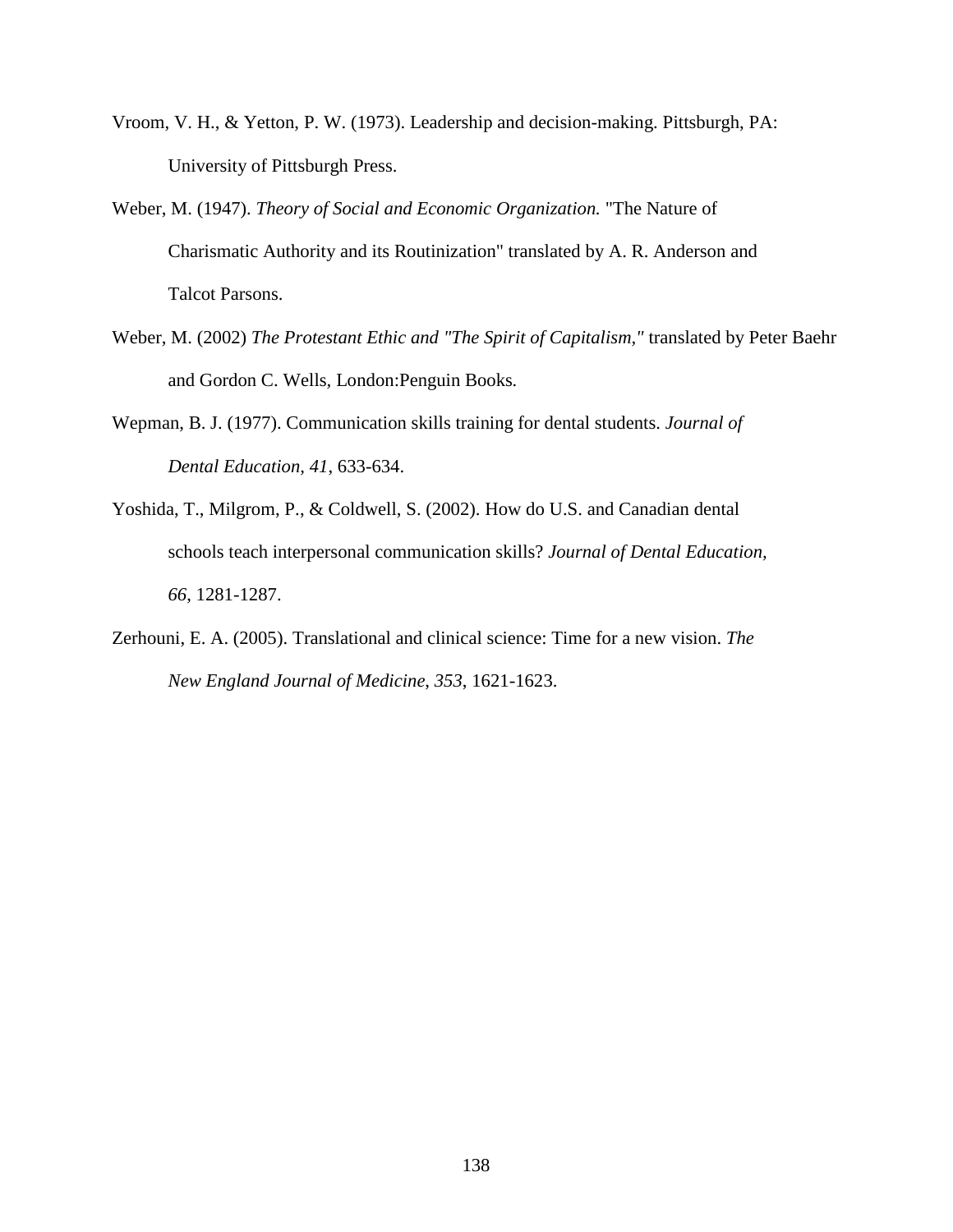Vroom, V. H., & Yetton, P. W. (1973). Leadership and decision-making. Pittsburgh, PA: University of Pittsburgh Press.

Weber, M. (1947). *Theory of Social and Economic Organization.* "The Nature of Charismatic Authority and its Routinization" translated by A. R. Anderson and Talcot Parsons.

Weber, M. (2002) *The Protestant Ethic and "The Spirit of Capitalism,"* translated by Peter Baehr and Gordon C. Wells, London:Penguin Books.

Wepman, B. J. (1977). Communication skills training for dental students. *Journal of Dental Education, 41*, 633-634.

Yoshida, T., Milgrom, P., & Coldwell, S. (2002). How do U.S. and Canadian dental schools teach interpersonal communication skills? *Journal of Dental Education, 66*, 1281-1287.

Zerhouni, E. A. (2005). Translational and clinical science: Time for a new vision. *The New England Journal of Medicine*, *353*, 1621-1623.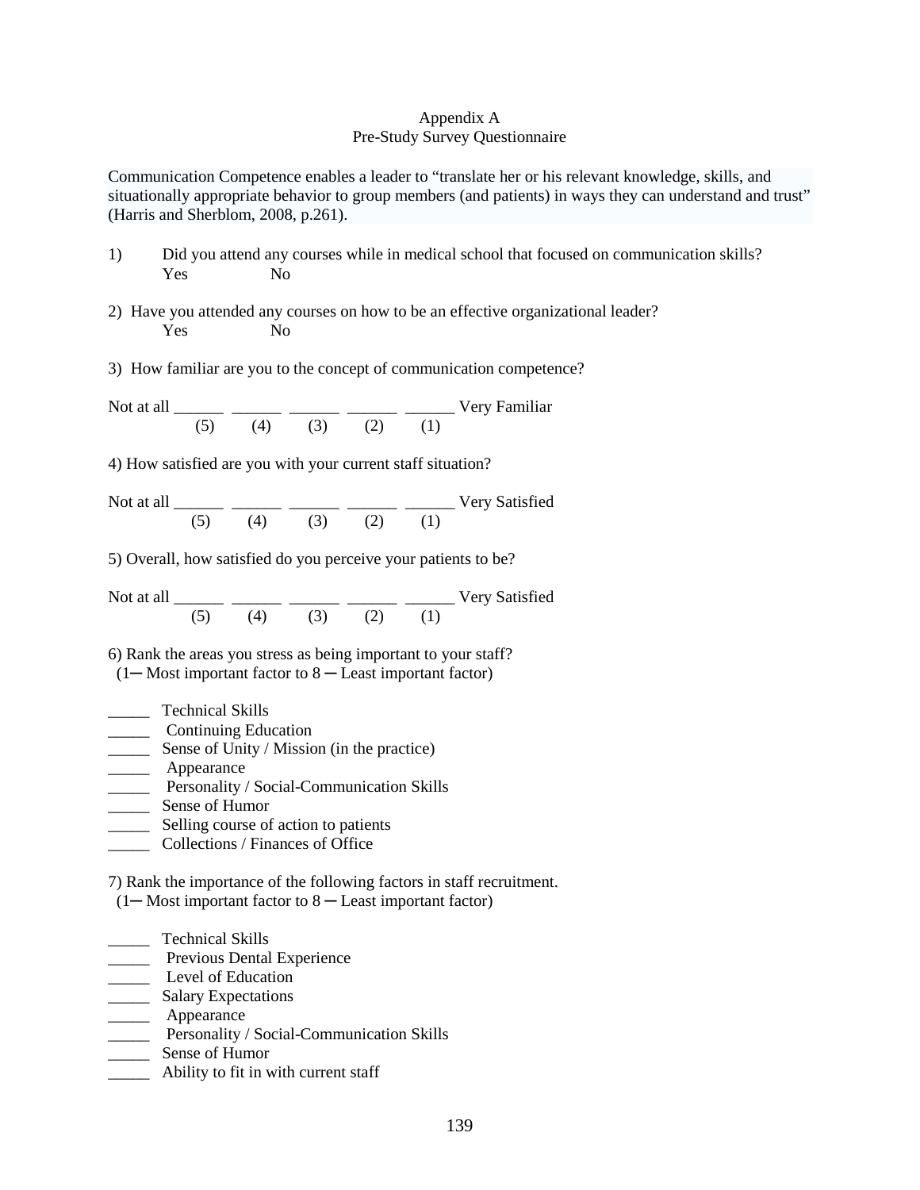# Appendix A
## Pre-Study Survey Questionnaire

Communication Competence enables a leader to "translate her or his relevant knowledge, skills, and situationally appropriate behavior to group members (and patients) in ways they can understand and trust" (Harris and Sherblom, 2008, p.261).

1) Did you attend any courses while in medical school that focused on communication skills?
   Yes       No

2) Have you attended any courses on how to be an effective organizational leader?
   Yes       No

3) How familiar are you to the concept of communication competence?

Not at all ______ ______ ______ ______ ______ Very Familiar
(5) (4) (3) (2) (1)

4) How satisfied are you with your current staff situation?

Not at all ______ ______ ______ ______ ______ Very Satisfied
(5) (4) (3) (2) (1)

5) Overall, how satisfied do you perceive your patients to be?

Not at all ______ ______ ______ ______ ______ Very Satisfied
(5) (4) (3) (2) (1)

6) Rank the areas you stress as being important to your staff?
(1─ Most important factor to 8 ─ Least important factor)

_____ Technical Skills
_____ Continuing Education
_____ Sense of Unity / Mission (in the practice)
_____ Appearance
_____ Personality / Social-Communication Skills
_____ Sense of Humor
_____ Selling course of action to patients
_____ Collections / Finances of Office

7) Rank the importance of the following factors in staff recruitment.
(1─ Most important factor to 8 ─ Least important factor)

_____ Technical Skills
_____ Previous Dental Experience
_____ Level of Education
_____ Salary Expectations
_____ Appearance
_____ Personality / Social-Communication Skills
_____ Sense of Humor
_____ Ability to fit in with current staff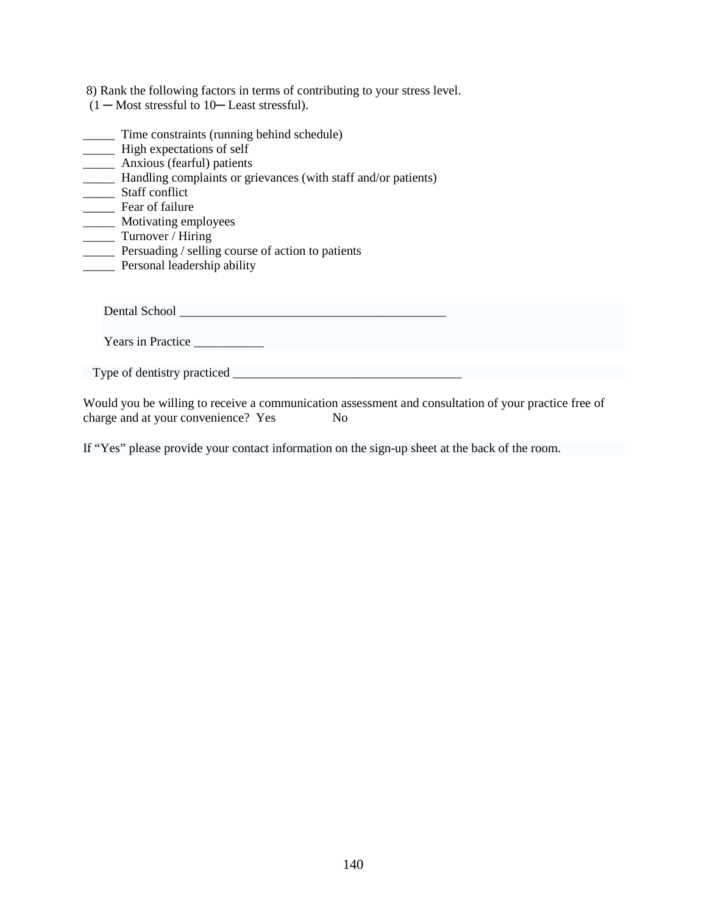8) Rank the following factors in terms of contributing to your stress level.
(1 ─ Most stressful to 10─ Least stressful).

_____ Time constraints (running behind schedule)
_____ High expectations of self
_____ Anxious (fearful) patients
_____ Handling complaints or grievances (with staff and/or patients)
_____ Staff conflict
_____ Fear of failure
_____ Motivating employees
_____ Turnover / Hiring
_____ Persuading / selling course of action to patients
_____ Personal leadership ability

Dental School ___________________________________________

Years in Practice ___________

Type of dentistry practiced _____________________________________

Would you be willing to receive a communication assessment and consultation of your practice free of charge and at your convenience? Yes No

If "Yes" please provide your contact information on the sign-up sheet at the back of the room.